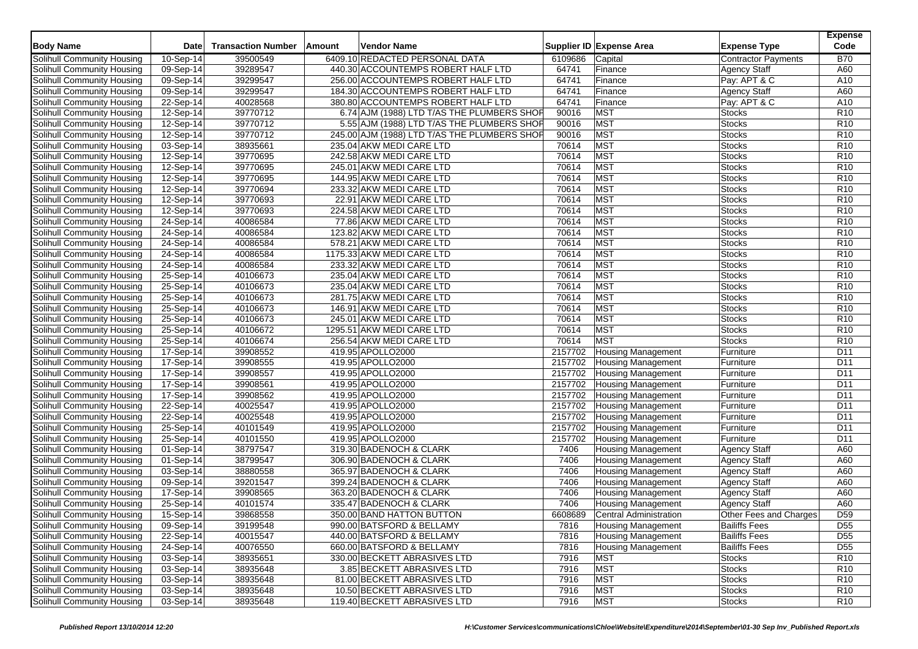| Body Name | Date | Transaction Number | Amount | Vendor Name | Supplier ID | Expense Area | Expense Type | Expense Code |
|---|---|---|---|---|---|---|---|---|
| Solihull Community Housing | 10-Sep-14 | 39500549 | 6409.10 | REDACTED PERSONAL DATA | 6109686 | Capital | Contractor Payments | B70 |
| Solihull Community Housing | 09-Sep-14 | 39289547 | 440.30 | ACCOUNTEMPS ROBERT HALF LTD | 64741 | Finance | Agency Staff | A60 |
| Solihull Community Housing | 09-Sep-14 | 39299547 | 256.00 | ACCOUNTEMPS ROBERT HALF LTD | 64741 | Finance | Pay: APT & C | A10 |
| Solihull Community Housing | 09-Sep-14 | 39299547 | 184.30 | ACCOUNTEMPS ROBERT HALF LTD | 64741 | Finance | Agency Staff | A60 |
| Solihull Community Housing | 22-Sep-14 | 40028568 | 380.80 | ACCOUNTEMPS ROBERT HALF LTD | 64741 | Finance | Pay: APT & C | A10 |
| Solihull Community Housing | 12-Sep-14 | 39770712 | 6.74 | AJM (1988) LTD T/AS THE PLUMBERS SHOP | 90016 | MST | Stocks | R10 |
| Solihull Community Housing | 12-Sep-14 | 39770712 | 5.55 | AJM (1988) LTD T/AS THE PLUMBERS SHOP | 90016 | MST | Stocks | R10 |
| Solihull Community Housing | 12-Sep-14 | 39770712 | 245.00 | AJM (1988) LTD T/AS THE PLUMBERS SHOP | 90016 | MST | Stocks | R10 |
| Solihull Community Housing | 03-Sep-14 | 38935661 | 235.04 | AKW MEDI CARE LTD | 70614 | MST | Stocks | R10 |
| Solihull Community Housing | 12-Sep-14 | 39770695 | 242.58 | AKW MEDI CARE LTD | 70614 | MST | Stocks | R10 |
| Solihull Community Housing | 12-Sep-14 | 39770695 | 245.01 | AKW MEDI CARE LTD | 70614 | MST | Stocks | R10 |
| Solihull Community Housing | 12-Sep-14 | 39770695 | 144.95 | AKW MEDI CARE LTD | 70614 | MST | Stocks | R10 |
| Solihull Community Housing | 12-Sep-14 | 39770694 | 233.32 | AKW MEDI CARE LTD | 70614 | MST | Stocks | R10 |
| Solihull Community Housing | 12-Sep-14 | 39770693 | 22.91 | AKW MEDI CARE LTD | 70614 | MST | Stocks | R10 |
| Solihull Community Housing | 12-Sep-14 | 39770693 | 224.58 | AKW MEDI CARE LTD | 70614 | MST | Stocks | R10 |
| Solihull Community Housing | 24-Sep-14 | 40086584 | 77.86 | AKW MEDI CARE LTD | 70614 | MST | Stocks | R10 |
| Solihull Community Housing | 24-Sep-14 | 40086584 | 123.82 | AKW MEDI CARE LTD | 70614 | MST | Stocks | R10 |
| Solihull Community Housing | 24-Sep-14 | 40086584 | 578.21 | AKW MEDI CARE LTD | 70614 | MST | Stocks | R10 |
| Solihull Community Housing | 24-Sep-14 | 40086584 | 1175.33 | AKW MEDI CARE LTD | 70614 | MST | Stocks | R10 |
| Solihull Community Housing | 24-Sep-14 | 40086584 | 233.32 | AKW MEDI CARE LTD | 70614 | MST | Stocks | R10 |
| Solihull Community Housing | 25-Sep-14 | 40106673 | 235.04 | AKW MEDI CARE LTD | 70614 | MST | Stocks | R10 |
| Solihull Community Housing | 25-Sep-14 | 40106673 | 235.04 | AKW MEDI CARE LTD | 70614 | MST | Stocks | R10 |
| Solihull Community Housing | 25-Sep-14 | 40106673 | 281.75 | AKW MEDI CARE LTD | 70614 | MST | Stocks | R10 |
| Solihull Community Housing | 25-Sep-14 | 40106673 | 146.91 | AKW MEDI CARE LTD | 70614 | MST | Stocks | R10 |
| Solihull Community Housing | 25-Sep-14 | 40106673 | 245.01 | AKW MEDI CARE LTD | 70614 | MST | Stocks | R10 |
| Solihull Community Housing | 25-Sep-14 | 40106672 | 1295.51 | AKW MEDI CARE LTD | 70614 | MST | Stocks | R10 |
| Solihull Community Housing | 25-Sep-14 | 40106674 | 256.54 | AKW MEDI CARE LTD | 70614 | MST | Stocks | R10 |
| Solihull Community Housing | 17-Sep-14 | 39908552 | 419.95 | APOLLO2000 | 2157702 | Housing Management | Furniture | D11 |
| Solihull Community Housing | 17-Sep-14 | 39908555 | 419.95 | APOLLO2000 | 2157702 | Housing Management | Furniture | D11 |
| Solihull Community Housing | 17-Sep-14 | 39908557 | 419.95 | APOLLO2000 | 2157702 | Housing Management | Furniture | D11 |
| Solihull Community Housing | 17-Sep-14 | 39908561 | 419.95 | APOLLO2000 | 2157702 | Housing Management | Furniture | D11 |
| Solihull Community Housing | 17-Sep-14 | 39908562 | 419.95 | APOLLO2000 | 2157702 | Housing Management | Furniture | D11 |
| Solihull Community Housing | 22-Sep-14 | 40025547 | 419.95 | APOLLO2000 | 2157702 | Housing Management | Furniture | D11 |
| Solihull Community Housing | 22-Sep-14 | 40025548 | 419.95 | APOLLO2000 | 2157702 | Housing Management | Furniture | D11 |
| Solihull Community Housing | 25-Sep-14 | 40101549 | 419.95 | APOLLO2000 | 2157702 | Housing Management | Furniture | D11 |
| Solihull Community Housing | 25-Sep-14 | 40101550 | 419.95 | APOLLO2000 | 2157702 | Housing Management | Furniture | D11 |
| Solihull Community Housing | 01-Sep-14 | 38797547 | 319.30 | BADENOCH & CLARK | 7406 | Housing Management | Agency Staff | A60 |
| Solihull Community Housing | 01-Sep-14 | 38799547 | 306.90 | BADENOCH & CLARK | 7406 | Housing Management | Agency Staff | A60 |
| Solihull Community Housing | 03-Sep-14 | 38880558 | 365.97 | BADENOCH & CLARK | 7406 | Housing Management | Agency Staff | A60 |
| Solihull Community Housing | 09-Sep-14 | 39201547 | 399.24 | BADENOCH & CLARK | 7406 | Housing Management | Agency Staff | A60 |
| Solihull Community Housing | 17-Sep-14 | 39908565 | 363.20 | BADENOCH & CLARK | 7406 | Housing Management | Agency Staff | A60 |
| Solihull Community Housing | 25-Sep-14 | 40101574 | 335.47 | BADENOCH & CLARK | 7406 | Housing Management | Agency Staff | A60 |
| Solihull Community Housing | 15-Sep-14 | 39868558 | 350.00 | BAND HATTON BUTTON | 6608689 | Central Administration | Other Fees and Charges | D59 |
| Solihull Community Housing | 09-Sep-14 | 39199548 | 990.00 | BATSFORD & BELLAMY | 7816 | Housing Management | Bailiffs Fees | D55 |
| Solihull Community Housing | 22-Sep-14 | 40015547 | 440.00 | BATSFORD & BELLAMY | 7816 | Housing Management | Bailiffs Fees | D55 |
| Solihull Community Housing | 24-Sep-14 | 40076550 | 660.00 | BATSFORD & BELLAMY | 7816 | Housing Management | Bailiffs Fees | D55 |
| Solihull Community Housing | 03-Sep-14 | 38935651 | 330.00 | BECKETT ABRASIVES LTD | 7916 | MST | Stocks | R10 |
| Solihull Community Housing | 03-Sep-14 | 38935648 | 3.85 | BECKETT ABRASIVES LTD | 7916 | MST | Stocks | R10 |
| Solihull Community Housing | 03-Sep-14 | 38935648 | 81.00 | BECKETT ABRASIVES LTD | 7916 | MST | Stocks | R10 |
| Solihull Community Housing | 03-Sep-14 | 38935648 | 10.50 | BECKETT ABRASIVES LTD | 7916 | MST | Stocks | R10 |
| Solihull Community Housing | 03-Sep-14 | 38935648 | 119.40 | BECKETT ABRASIVES LTD | 7916 | MST | Stocks | R10 |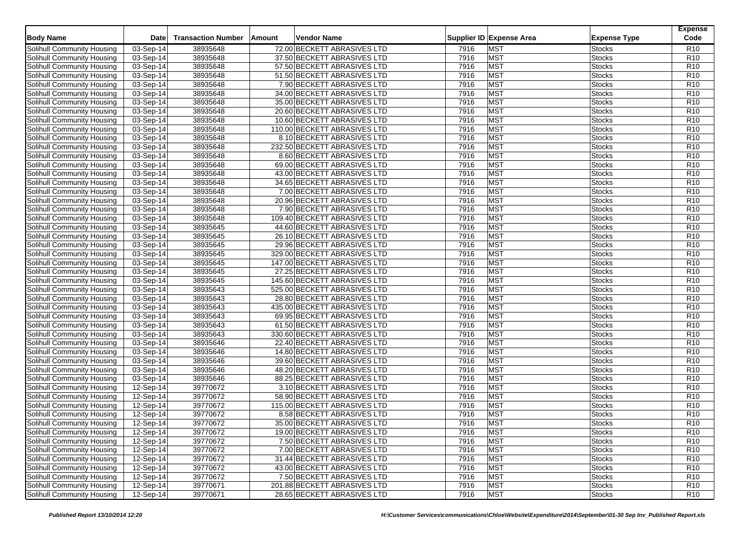| Body Name | Date | Transaction Number | Amount | Vendor Name | Supplier ID | Expense Area | Expense Type | Expense Code |
|---|---|---|---|---|---|---|---|---|
| Solihull Community Housing | 03-Sep-14 | 38935648 | 72.00 | BECKETT ABRASIVES LTD | 7916 | MST | Stocks | R10 |
| Solihull Community Housing | 03-Sep-14 | 38935648 | 37.50 | BECKETT ABRASIVES LTD | 7916 | MST | Stocks | R10 |
| Solihull Community Housing | 03-Sep-14 | 38935648 | 57.50 | BECKETT ABRASIVES LTD | 7916 | MST | Stocks | R10 |
| Solihull Community Housing | 03-Sep-14 | 38935648 | 51.50 | BECKETT ABRASIVES LTD | 7916 | MST | Stocks | R10 |
| Solihull Community Housing | 03-Sep-14 | 38935648 | 7.90 | BECKETT ABRASIVES LTD | 7916 | MST | Stocks | R10 |
| Solihull Community Housing | 03-Sep-14 | 38935648 | 34.00 | BECKETT ABRASIVES LTD | 7916 | MST | Stocks | R10 |
| Solihull Community Housing | 03-Sep-14 | 38935648 | 35.00 | BECKETT ABRASIVES LTD | 7916 | MST | Stocks | R10 |
| Solihull Community Housing | 03-Sep-14 | 38935648 | 20.60 | BECKETT ABRASIVES LTD | 7916 | MST | Stocks | R10 |
| Solihull Community Housing | 03-Sep-14 | 38935648 | 10.60 | BECKETT ABRASIVES LTD | 7916 | MST | Stocks | R10 |
| Solihull Community Housing | 03-Sep-14 | 38935648 | 110.00 | BECKETT ABRASIVES LTD | 7916 | MST | Stocks | R10 |
| Solihull Community Housing | 03-Sep-14 | 38935648 | 8.10 | BECKETT ABRASIVES LTD | 7916 | MST | Stocks | R10 |
| Solihull Community Housing | 03-Sep-14 | 38935648 | 232.50 | BECKETT ABRASIVES LTD | 7916 | MST | Stocks | R10 |
| Solihull Community Housing | 03-Sep-14 | 38935648 | 8.60 | BECKETT ABRASIVES LTD | 7916 | MST | Stocks | R10 |
| Solihull Community Housing | 03-Sep-14 | 38935648 | 69.00 | BECKETT ABRASIVES LTD | 7916 | MST | Stocks | R10 |
| Solihull Community Housing | 03-Sep-14 | 38935648 | 43.00 | BECKETT ABRASIVES LTD | 7916 | MST | Stocks | R10 |
| Solihull Community Housing | 03-Sep-14 | 38935648 | 34.65 | BECKETT ABRASIVES LTD | 7916 | MST | Stocks | R10 |
| Solihull Community Housing | 03-Sep-14 | 38935648 | 7.00 | BECKETT ABRASIVES LTD | 7916 | MST | Stocks | R10 |
| Solihull Community Housing | 03-Sep-14 | 38935648 | 20.96 | BECKETT ABRASIVES LTD | 7916 | MST | Stocks | R10 |
| Solihull Community Housing | 03-Sep-14 | 38935648 | 7.90 | BECKETT ABRASIVES LTD | 7916 | MST | Stocks | R10 |
| Solihull Community Housing | 03-Sep-14 | 38935648 | 109.40 | BECKETT ABRASIVES LTD | 7916 | MST | Stocks | R10 |
| Solihull Community Housing | 03-Sep-14 | 38935645 | 44.60 | BECKETT ABRASIVES LTD | 7916 | MST | Stocks | R10 |
| Solihull Community Housing | 03-Sep-14 | 38935645 | 26.10 | BECKETT ABRASIVES LTD | 7916 | MST | Stocks | R10 |
| Solihull Community Housing | 03-Sep-14 | 38935645 | 29.96 | BECKETT ABRASIVES LTD | 7916 | MST | Stocks | R10 |
| Solihull Community Housing | 03-Sep-14 | 38935645 | 329.00 | BECKETT ABRASIVES LTD | 7916 | MST | Stocks | R10 |
| Solihull Community Housing | 03-Sep-14 | 38935645 | 147.00 | BECKETT ABRASIVES LTD | 7916 | MST | Stocks | R10 |
| Solihull Community Housing | 03-Sep-14 | 38935645 | 27.25 | BECKETT ABRASIVES LTD | 7916 | MST | Stocks | R10 |
| Solihull Community Housing | 03-Sep-14 | 38935645 | 145.60 | BECKETT ABRASIVES LTD | 7916 | MST | Stocks | R10 |
| Solihull Community Housing | 03-Sep-14 | 38935643 | 525.00 | BECKETT ABRASIVES LTD | 7916 | MST | Stocks | R10 |
| Solihull Community Housing | 03-Sep-14 | 38935643 | 28.80 | BECKETT ABRASIVES LTD | 7916 | MST | Stocks | R10 |
| Solihull Community Housing | 03-Sep-14 | 38935643 | 435.00 | BECKETT ABRASIVES LTD | 7916 | MST | Stocks | R10 |
| Solihull Community Housing | 03-Sep-14 | 38935643 | 69.95 | BECKETT ABRASIVES LTD | 7916 | MST | Stocks | R10 |
| Solihull Community Housing | 03-Sep-14 | 38935643 | 61.50 | BECKETT ABRASIVES LTD | 7916 | MST | Stocks | R10 |
| Solihull Community Housing | 03-Sep-14 | 38935643 | 330.60 | BECKETT ABRASIVES LTD | 7916 | MST | Stocks | R10 |
| Solihull Community Housing | 03-Sep-14 | 38935646 | 22.40 | BECKETT ABRASIVES LTD | 7916 | MST | Stocks | R10 |
| Solihull Community Housing | 03-Sep-14 | 38935646 | 14.80 | BECKETT ABRASIVES LTD | 7916 | MST | Stocks | R10 |
| Solihull Community Housing | 03-Sep-14 | 38935646 | 39.60 | BECKETT ABRASIVES LTD | 7916 | MST | Stocks | R10 |
| Solihull Community Housing | 03-Sep-14 | 38935646 | 48.20 | BECKETT ABRASIVES LTD | 7916 | MST | Stocks | R10 |
| Solihull Community Housing | 03-Sep-14 | 38935646 | 88.25 | BECKETT ABRASIVES LTD | 7916 | MST | Stocks | R10 |
| Solihull Community Housing | 12-Sep-14 | 39770672 | 3.10 | BECKETT ABRASIVES LTD | 7916 | MST | Stocks | R10 |
| Solihull Community Housing | 12-Sep-14 | 39770672 | 58.90 | BECKETT ABRASIVES LTD | 7916 | MST | Stocks | R10 |
| Solihull Community Housing | 12-Sep-14 | 39770672 | 115.00 | BECKETT ABRASIVES LTD | 7916 | MST | Stocks | R10 |
| Solihull Community Housing | 12-Sep-14 | 39770672 | 8.58 | BECKETT ABRASIVES LTD | 7916 | MST | Stocks | R10 |
| Solihull Community Housing | 12-Sep-14 | 39770672 | 35.00 | BECKETT ABRASIVES LTD | 7916 | MST | Stocks | R10 |
| Solihull Community Housing | 12-Sep-14 | 39770672 | 19.00 | BECKETT ABRASIVES LTD | 7916 | MST | Stocks | R10 |
| Solihull Community Housing | 12-Sep-14 | 39770672 | 7.50 | BECKETT ABRASIVES LTD | 7916 | MST | Stocks | R10 |
| Solihull Community Housing | 12-Sep-14 | 39770672 | 7.00 | BECKETT ABRASIVES LTD | 7916 | MST | Stocks | R10 |
| Solihull Community Housing | 12-Sep-14 | 39770672 | 31.44 | BECKETT ABRASIVES LTD | 7916 | MST | Stocks | R10 |
| Solihull Community Housing | 12-Sep-14 | 39770672 | 43.00 | BECKETT ABRASIVES LTD | 7916 | MST | Stocks | R10 |
| Solihull Community Housing | 12-Sep-14 | 39770672 | 7.50 | BECKETT ABRASIVES LTD | 7916 | MST | Stocks | R10 |
| Solihull Community Housing | 12-Sep-14 | 39770671 | 201.88 | BECKETT ABRASIVES LTD | 7916 | MST | Stocks | R10 |
| Solihull Community Housing | 12-Sep-14 | 39770671 | 28.65 | BECKETT ABRASIVES LTD | 7916 | MST | Stocks | R10 |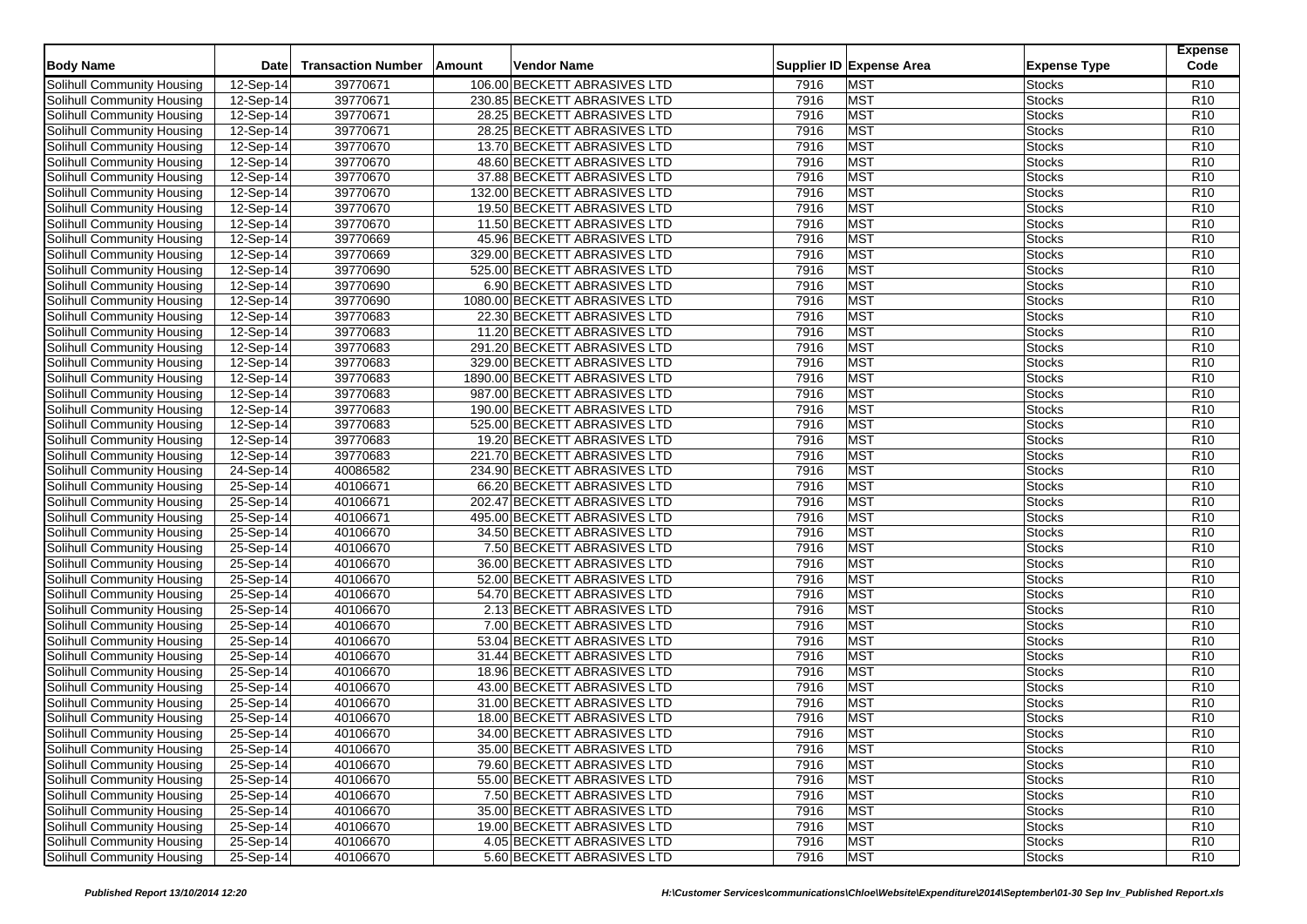| Body Name | Date | Transaction Number | Amount | Vendor Name | Supplier ID | Expense Area | Expense Type | Expense Code |
|---|---|---|---|---|---|---|---|---|
| Solihull Community Housing | 12-Sep-14 | 39770671 | 106.00 | BECKETT ABRASIVES LTD | 7916 | MST | Stocks | R10 |
| Solihull Community Housing | 12-Sep-14 | 39770671 | 230.85 | BECKETT ABRASIVES LTD | 7916 | MST | Stocks | R10 |
| Solihull Community Housing | 12-Sep-14 | 39770671 | 28.25 | BECKETT ABRASIVES LTD | 7916 | MST | Stocks | R10 |
| Solihull Community Housing | 12-Sep-14 | 39770671 | 28.25 | BECKETT ABRASIVES LTD | 7916 | MST | Stocks | R10 |
| Solihull Community Housing | 12-Sep-14 | 39770670 | 13.70 | BECKETT ABRASIVES LTD | 7916 | MST | Stocks | R10 |
| Solihull Community Housing | 12-Sep-14 | 39770670 | 48.60 | BECKETT ABRASIVES LTD | 7916 | MST | Stocks | R10 |
| Solihull Community Housing | 12-Sep-14 | 39770670 | 37.88 | BECKETT ABRASIVES LTD | 7916 | MST | Stocks | R10 |
| Solihull Community Housing | 12-Sep-14 | 39770670 | 132.00 | BECKETT ABRASIVES LTD | 7916 | MST | Stocks | R10 |
| Solihull Community Housing | 12-Sep-14 | 39770670 | 19.50 | BECKETT ABRASIVES LTD | 7916 | MST | Stocks | R10 |
| Solihull Community Housing | 12-Sep-14 | 39770670 | 11.50 | BECKETT ABRASIVES LTD | 7916 | MST | Stocks | R10 |
| Solihull Community Housing | 12-Sep-14 | 39770669 | 45.96 | BECKETT ABRASIVES LTD | 7916 | MST | Stocks | R10 |
| Solihull Community Housing | 12-Sep-14 | 39770669 | 329.00 | BECKETT ABRASIVES LTD | 7916 | MST | Stocks | R10 |
| Solihull Community Housing | 12-Sep-14 | 39770690 | 525.00 | BECKETT ABRASIVES LTD | 7916 | MST | Stocks | R10 |
| Solihull Community Housing | 12-Sep-14 | 39770690 | 6.90 | BECKETT ABRASIVES LTD | 7916 | MST | Stocks | R10 |
| Solihull Community Housing | 12-Sep-14 | 39770690 | 1080.00 | BECKETT ABRASIVES LTD | 7916 | MST | Stocks | R10 |
| Solihull Community Housing | 12-Sep-14 | 39770683 | 22.30 | BECKETT ABRASIVES LTD | 7916 | MST | Stocks | R10 |
| Solihull Community Housing | 12-Sep-14 | 39770683 | 11.20 | BECKETT ABRASIVES LTD | 7916 | MST | Stocks | R10 |
| Solihull Community Housing | 12-Sep-14 | 39770683 | 291.20 | BECKETT ABRASIVES LTD | 7916 | MST | Stocks | R10 |
| Solihull Community Housing | 12-Sep-14 | 39770683 | 329.00 | BECKETT ABRASIVES LTD | 7916 | MST | Stocks | R10 |
| Solihull Community Housing | 12-Sep-14 | 39770683 | 1890.00 | BECKETT ABRASIVES LTD | 7916 | MST | Stocks | R10 |
| Solihull Community Housing | 12-Sep-14 | 39770683 | 987.00 | BECKETT ABRASIVES LTD | 7916 | MST | Stocks | R10 |
| Solihull Community Housing | 12-Sep-14 | 39770683 | 190.00 | BECKETT ABRASIVES LTD | 7916 | MST | Stocks | R10 |
| Solihull Community Housing | 12-Sep-14 | 39770683 | 525.00 | BECKETT ABRASIVES LTD | 7916 | MST | Stocks | R10 |
| Solihull Community Housing | 12-Sep-14 | 39770683 | 19.20 | BECKETT ABRASIVES LTD | 7916 | MST | Stocks | R10 |
| Solihull Community Housing | 12-Sep-14 | 39770683 | 221.70 | BECKETT ABRASIVES LTD | 7916 | MST | Stocks | R10 |
| Solihull Community Housing | 24-Sep-14 | 40086582 | 234.90 | BECKETT ABRASIVES LTD | 7916 | MST | Stocks | R10 |
| Solihull Community Housing | 25-Sep-14 | 40106671 | 66.20 | BECKETT ABRASIVES LTD | 7916 | MST | Stocks | R10 |
| Solihull Community Housing | 25-Sep-14 | 40106671 | 202.47 | BECKETT ABRASIVES LTD | 7916 | MST | Stocks | R10 |
| Solihull Community Housing | 25-Sep-14 | 40106671 | 495.00 | BECKETT ABRASIVES LTD | 7916 | MST | Stocks | R10 |
| Solihull Community Housing | 25-Sep-14 | 40106670 | 34.50 | BECKETT ABRASIVES LTD | 7916 | MST | Stocks | R10 |
| Solihull Community Housing | 25-Sep-14 | 40106670 | 7.50 | BECKETT ABRASIVES LTD | 7916 | MST | Stocks | R10 |
| Solihull Community Housing | 25-Sep-14 | 40106670 | 36.00 | BECKETT ABRASIVES LTD | 7916 | MST | Stocks | R10 |
| Solihull Community Housing | 25-Sep-14 | 40106670 | 52.00 | BECKETT ABRASIVES LTD | 7916 | MST | Stocks | R10 |
| Solihull Community Housing | 25-Sep-14 | 40106670 | 54.70 | BECKETT ABRASIVES LTD | 7916 | MST | Stocks | R10 |
| Solihull Community Housing | 25-Sep-14 | 40106670 | 2.13 | BECKETT ABRASIVES LTD | 7916 | MST | Stocks | R10 |
| Solihull Community Housing | 25-Sep-14 | 40106670 | 7.00 | BECKETT ABRASIVES LTD | 7916 | MST | Stocks | R10 |
| Solihull Community Housing | 25-Sep-14 | 40106670 | 53.04 | BECKETT ABRASIVES LTD | 7916 | MST | Stocks | R10 |
| Solihull Community Housing | 25-Sep-14 | 40106670 | 31.44 | BECKETT ABRASIVES LTD | 7916 | MST | Stocks | R10 |
| Solihull Community Housing | 25-Sep-14 | 40106670 | 18.96 | BECKETT ABRASIVES LTD | 7916 | MST | Stocks | R10 |
| Solihull Community Housing | 25-Sep-14 | 40106670 | 43.00 | BECKETT ABRASIVES LTD | 7916 | MST | Stocks | R10 |
| Solihull Community Housing | 25-Sep-14 | 40106670 | 31.00 | BECKETT ABRASIVES LTD | 7916 | MST | Stocks | R10 |
| Solihull Community Housing | 25-Sep-14 | 40106670 | 18.00 | BECKETT ABRASIVES LTD | 7916 | MST | Stocks | R10 |
| Solihull Community Housing | 25-Sep-14 | 40106670 | 34.00 | BECKETT ABRASIVES LTD | 7916 | MST | Stocks | R10 |
| Solihull Community Housing | 25-Sep-14 | 40106670 | 35.00 | BECKETT ABRASIVES LTD | 7916 | MST | Stocks | R10 |
| Solihull Community Housing | 25-Sep-14 | 40106670 | 79.60 | BECKETT ABRASIVES LTD | 7916 | MST | Stocks | R10 |
| Solihull Community Housing | 25-Sep-14 | 40106670 | 55.00 | BECKETT ABRASIVES LTD | 7916 | MST | Stocks | R10 |
| Solihull Community Housing | 25-Sep-14 | 40106670 | 7.50 | BECKETT ABRASIVES LTD | 7916 | MST | Stocks | R10 |
| Solihull Community Housing | 25-Sep-14 | 40106670 | 35.00 | BECKETT ABRASIVES LTD | 7916 | MST | Stocks | R10 |
| Solihull Community Housing | 25-Sep-14 | 40106670 | 19.00 | BECKETT ABRASIVES LTD | 7916 | MST | Stocks | R10 |
| Solihull Community Housing | 25-Sep-14 | 40106670 | 4.05 | BECKETT ABRASIVES LTD | 7916 | MST | Stocks | R10 |
| Solihull Community Housing | 25-Sep-14 | 40106670 | 5.60 | BECKETT ABRASIVES LTD | 7916 | MST | Stocks | R10 |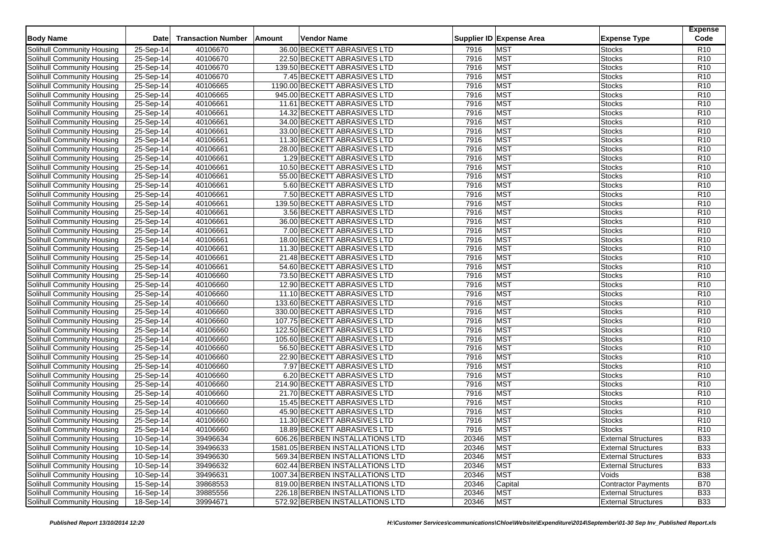| Body Name | Date | Transaction Number | Amount | Vendor Name | Supplier ID | Expense Area | Expense Type | Expense Code |
|---|---|---|---|---|---|---|---|---|
| Solihull Community Housing | 25-Sep-14 | 40106670 | 36.00 | BECKETT ABRASIVES LTD | 7916 | MST | Stocks | R10 |
| Solihull Community Housing | 25-Sep-14 | 40106670 | 22.50 | BECKETT ABRASIVES LTD | 7916 | MST | Stocks | R10 |
| Solihull Community Housing | 25-Sep-14 | 40106670 | 139.50 | BECKETT ABRASIVES LTD | 7916 | MST | Stocks | R10 |
| Solihull Community Housing | 25-Sep-14 | 40106670 | 7.45 | BECKETT ABRASIVES LTD | 7916 | MST | Stocks | R10 |
| Solihull Community Housing | 25-Sep-14 | 40106665 | 1190.00 | BECKETT ABRASIVES LTD | 7916 | MST | Stocks | R10 |
| Solihull Community Housing | 25-Sep-14 | 40106665 | 945.00 | BECKETT ABRASIVES LTD | 7916 | MST | Stocks | R10 |
| Solihull Community Housing | 25-Sep-14 | 40106661 | 11.61 | BECKETT ABRASIVES LTD | 7916 | MST | Stocks | R10 |
| Solihull Community Housing | 25-Sep-14 | 40106661 | 14.32 | BECKETT ABRASIVES LTD | 7916 | MST | Stocks | R10 |
| Solihull Community Housing | 25-Sep-14 | 40106661 | 34.00 | BECKETT ABRASIVES LTD | 7916 | MST | Stocks | R10 |
| Solihull Community Housing | 25-Sep-14 | 40106661 | 33.00 | BECKETT ABRASIVES LTD | 7916 | MST | Stocks | R10 |
| Solihull Community Housing | 25-Sep-14 | 40106661 | 11.30 | BECKETT ABRASIVES LTD | 7916 | MST | Stocks | R10 |
| Solihull Community Housing | 25-Sep-14 | 40106661 | 28.00 | BECKETT ABRASIVES LTD | 7916 | MST | Stocks | R10 |
| Solihull Community Housing | 25-Sep-14 | 40106661 | 1.29 | BECKETT ABRASIVES LTD | 7916 | MST | Stocks | R10 |
| Solihull Community Housing | 25-Sep-14 | 40106661 | 10.50 | BECKETT ABRASIVES LTD | 7916 | MST | Stocks | R10 |
| Solihull Community Housing | 25-Sep-14 | 40106661 | 55.00 | BECKETT ABRASIVES LTD | 7916 | MST | Stocks | R10 |
| Solihull Community Housing | 25-Sep-14 | 40106661 | 5.60 | BECKETT ABRASIVES LTD | 7916 | MST | Stocks | R10 |
| Solihull Community Housing | 25-Sep-14 | 40106661 | 7.50 | BECKETT ABRASIVES LTD | 7916 | MST | Stocks | R10 |
| Solihull Community Housing | 25-Sep-14 | 40106661 | 139.50 | BECKETT ABRASIVES LTD | 7916 | MST | Stocks | R10 |
| Solihull Community Housing | 25-Sep-14 | 40106661 | 3.56 | BECKETT ABRASIVES LTD | 7916 | MST | Stocks | R10 |
| Solihull Community Housing | 25-Sep-14 | 40106661 | 36.00 | BECKETT ABRASIVES LTD | 7916 | MST | Stocks | R10 |
| Solihull Community Housing | 25-Sep-14 | 40106661 | 7.00 | BECKETT ABRASIVES LTD | 7916 | MST | Stocks | R10 |
| Solihull Community Housing | 25-Sep-14 | 40106661 | 18.00 | BECKETT ABRASIVES LTD | 7916 | MST | Stocks | R10 |
| Solihull Community Housing | 25-Sep-14 | 40106661 | 11.30 | BECKETT ABRASIVES LTD | 7916 | MST | Stocks | R10 |
| Solihull Community Housing | 25-Sep-14 | 40106661 | 21.48 | BECKETT ABRASIVES LTD | 7916 | MST | Stocks | R10 |
| Solihull Community Housing | 25-Sep-14 | 40106661 | 54.60 | BECKETT ABRASIVES LTD | 7916 | MST | Stocks | R10 |
| Solihull Community Housing | 25-Sep-14 | 40106660 | 73.50 | BECKETT ABRASIVES LTD | 7916 | MST | Stocks | R10 |
| Solihull Community Housing | 25-Sep-14 | 40106660 | 12.90 | BECKETT ABRASIVES LTD | 7916 | MST | Stocks | R10 |
| Solihull Community Housing | 25-Sep-14 | 40106660 | 11.10 | BECKETT ABRASIVES LTD | 7916 | MST | Stocks | R10 |
| Solihull Community Housing | 25-Sep-14 | 40106660 | 133.60 | BECKETT ABRASIVES LTD | 7916 | MST | Stocks | R10 |
| Solihull Community Housing | 25-Sep-14 | 40106660 | 330.00 | BECKETT ABRASIVES LTD | 7916 | MST | Stocks | R10 |
| Solihull Community Housing | 25-Sep-14 | 40106660 | 107.75 | BECKETT ABRASIVES LTD | 7916 | MST | Stocks | R10 |
| Solihull Community Housing | 25-Sep-14 | 40106660 | 122.50 | BECKETT ABRASIVES LTD | 7916 | MST | Stocks | R10 |
| Solihull Community Housing | 25-Sep-14 | 40106660 | 105.60 | BECKETT ABRASIVES LTD | 7916 | MST | Stocks | R10 |
| Solihull Community Housing | 25-Sep-14 | 40106660 | 56.50 | BECKETT ABRASIVES LTD | 7916 | MST | Stocks | R10 |
| Solihull Community Housing | 25-Sep-14 | 40106660 | 22.90 | BECKETT ABRASIVES LTD | 7916 | MST | Stocks | R10 |
| Solihull Community Housing | 25-Sep-14 | 40106660 | 7.97 | BECKETT ABRASIVES LTD | 7916 | MST | Stocks | R10 |
| Solihull Community Housing | 25-Sep-14 | 40106660 | 6.20 | BECKETT ABRASIVES LTD | 7916 | MST | Stocks | R10 |
| Solihull Community Housing | 25-Sep-14 | 40106660 | 214.90 | BECKETT ABRASIVES LTD | 7916 | MST | Stocks | R10 |
| Solihull Community Housing | 25-Sep-14 | 40106660 | 21.70 | BECKETT ABRASIVES LTD | 7916 | MST | Stocks | R10 |
| Solihull Community Housing | 25-Sep-14 | 40106660 | 15.45 | BECKETT ABRASIVES LTD | 7916 | MST | Stocks | R10 |
| Solihull Community Housing | 25-Sep-14 | 40106660 | 45.90 | BECKETT ABRASIVES LTD | 7916 | MST | Stocks | R10 |
| Solihull Community Housing | 25-Sep-14 | 40106660 | 11.30 | BECKETT ABRASIVES LTD | 7916 | MST | Stocks | R10 |
| Solihull Community Housing | 25-Sep-14 | 40106660 | 18.89 | BECKETT ABRASIVES LTD | 7916 | MST | Stocks | R10 |
| Solihull Community Housing | 10-Sep-14 | 39496634 | 606.26 | BERBEN INSTALLATIONS LTD | 20346 | MST | External Structures | B33 |
| Solihull Community Housing | 10-Sep-14 | 39496633 | 1581.05 | BERBEN INSTALLATIONS LTD | 20346 | MST | External Structures | B33 |
| Solihull Community Housing | 10-Sep-14 | 39496630 | 569.34 | BERBEN INSTALLATIONS LTD | 20346 | MST | External Structures | B33 |
| Solihull Community Housing | 10-Sep-14 | 39496632 | 602.44 | BERBEN INSTALLATIONS LTD | 20346 | MST | External Structures | B33 |
| Solihull Community Housing | 10-Sep-14 | 39496631 | 1007.34 | BERBEN INSTALLATIONS LTD | 20346 | MST | Voids | B38 |
| Solihull Community Housing | 15-Sep-14 | 39868553 | 819.00 | BERBEN INSTALLATIONS LTD | 20346 | Capital | Contractor Payments | B70 |
| Solihull Community Housing | 16-Sep-14 | 39885556 | 226.18 | BERBEN INSTALLATIONS LTD | 20346 | MST | External Structures | B33 |
| Solihull Community Housing | 18-Sep-14 | 39994671 | 572.92 | BERBEN INSTALLATIONS LTD | 20346 | MST | External Structures | B33 |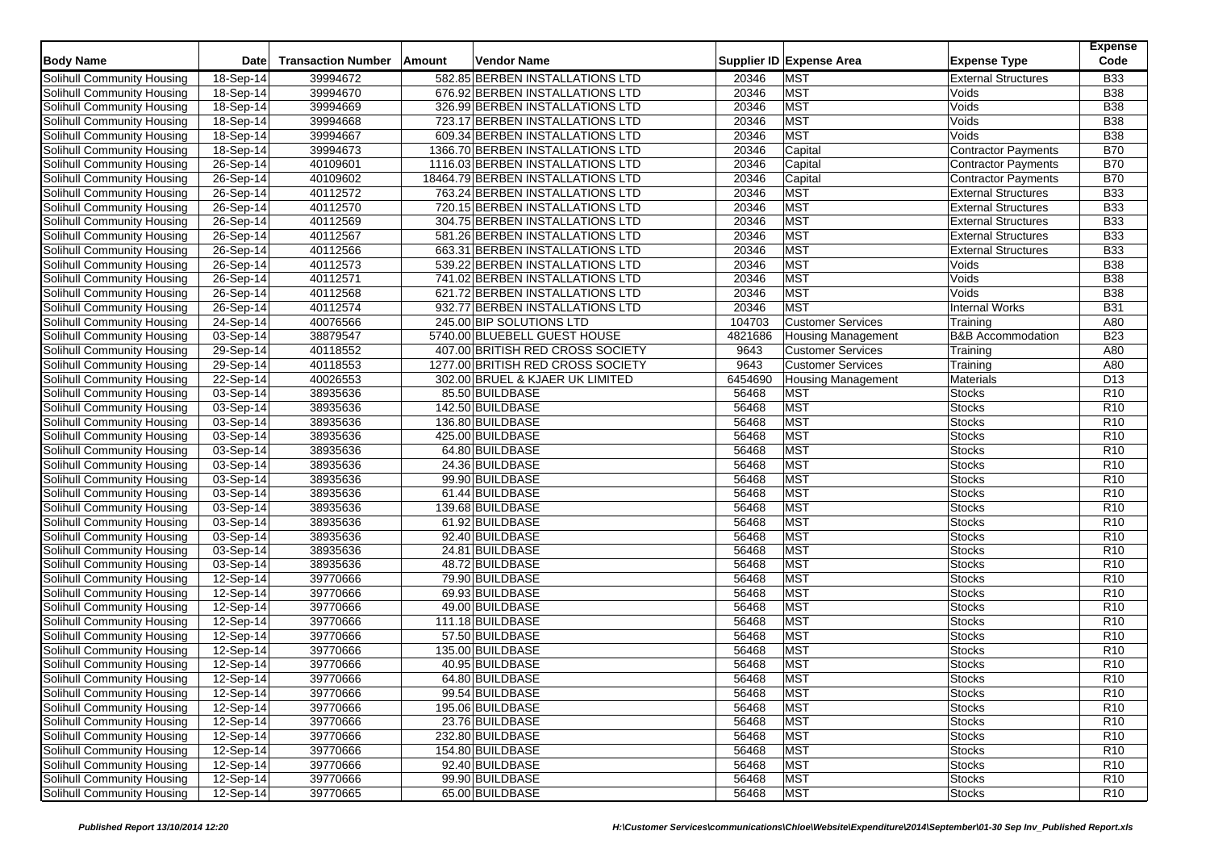| Body Name | Date | Transaction Number | Amount | Vendor Name | Supplier ID | Expense Area | Expense Type | Expense Code |
|---|---|---|---|---|---|---|---|---|
| Solihull Community Housing | 18-Sep-14 | 39994672 | 582.85 | BERBEN INSTALLATIONS LTD | 20346 | MST | External Structures | B33 |
| Solihull Community Housing | 18-Sep-14 | 39994670 | 676.92 | BERBEN INSTALLATIONS LTD | 20346 | MST | Voids | B38 |
| Solihull Community Housing | 18-Sep-14 | 39994669 | 326.99 | BERBEN INSTALLATIONS LTD | 20346 | MST | Voids | B38 |
| Solihull Community Housing | 18-Sep-14 | 39994668 | 723.17 | BERBEN INSTALLATIONS LTD | 20346 | MST | Voids | B38 |
| Solihull Community Housing | 18-Sep-14 | 39994667 | 609.34 | BERBEN INSTALLATIONS LTD | 20346 | MST | Voids | B38 |
| Solihull Community Housing | 18-Sep-14 | 39994673 | 1366.70 | BERBEN INSTALLATIONS LTD | 20346 | Capital | Contractor Payments | B70 |
| Solihull Community Housing | 26-Sep-14 | 40109601 | 1116.03 | BERBEN INSTALLATIONS LTD | 20346 | Capital | Contractor Payments | B70 |
| Solihull Community Housing | 26-Sep-14 | 40109602 | 18464.79 | BERBEN INSTALLATIONS LTD | 20346 | Capital | Contractor Payments | B70 |
| Solihull Community Housing | 26-Sep-14 | 40112572 | 763.24 | BERBEN INSTALLATIONS LTD | 20346 | MST | External Structures | B33 |
| Solihull Community Housing | 26-Sep-14 | 40112570 | 720.15 | BERBEN INSTALLATIONS LTD | 20346 | MST | External Structures | B33 |
| Solihull Community Housing | 26-Sep-14 | 40112569 | 304.75 | BERBEN INSTALLATIONS LTD | 20346 | MST | External Structures | B33 |
| Solihull Community Housing | 26-Sep-14 | 40112567 | 581.26 | BERBEN INSTALLATIONS LTD | 20346 | MST | External Structures | B33 |
| Solihull Community Housing | 26-Sep-14 | 40112566 | 663.31 | BERBEN INSTALLATIONS LTD | 20346 | MST | External Structures | B33 |
| Solihull Community Housing | 26-Sep-14 | 40112573 | 539.22 | BERBEN INSTALLATIONS LTD | 20346 | MST | Voids | B38 |
| Solihull Community Housing | 26-Sep-14 | 40112571 | 741.02 | BERBEN INSTALLATIONS LTD | 20346 | MST | Voids | B38 |
| Solihull Community Housing | 26-Sep-14 | 40112568 | 621.72 | BERBEN INSTALLATIONS LTD | 20346 | MST | Voids | B38 |
| Solihull Community Housing | 26-Sep-14 | 40112574 | 932.77 | BERBEN INSTALLATIONS LTD | 20346 | MST | Internal Works | B31 |
| Solihull Community Housing | 24-Sep-14 | 40076566 | 245.00 | BIP SOLUTIONS LTD | 104703 | Customer Services | Training | A80 |
| Solihull Community Housing | 03-Sep-14 | 38879547 | 5740.00 | BLUEBELL GUEST HOUSE | 4821686 | Housing Management | B&B Accommodation | B23 |
| Solihull Community Housing | 29-Sep-14 | 40118552 | 407.00 | BRITISH RED CROSS SOCIETY | 9643 | Customer Services | Training | A80 |
| Solihull Community Housing | 29-Sep-14 | 40118553 | 1277.00 | BRITISH RED CROSS SOCIETY | 9643 | Customer Services | Training | A80 |
| Solihull Community Housing | 22-Sep-14 | 40026553 | 302.00 | BRUEL & KJAER UK LIMITED | 6454690 | Housing Management | Materials | D13 |
| Solihull Community Housing | 03-Sep-14 | 38935636 | 85.50 | BUILDBASE | 56468 | MST | Stocks | R10 |
| Solihull Community Housing | 03-Sep-14 | 38935636 | 142.50 | BUILDBASE | 56468 | MST | Stocks | R10 |
| Solihull Community Housing | 03-Sep-14 | 38935636 | 136.80 | BUILDBASE | 56468 | MST | Stocks | R10 |
| Solihull Community Housing | 03-Sep-14 | 38935636 | 425.00 | BUILDBASE | 56468 | MST | Stocks | R10 |
| Solihull Community Housing | 03-Sep-14 | 38935636 | 64.80 | BUILDBASE | 56468 | MST | Stocks | R10 |
| Solihull Community Housing | 03-Sep-14 | 38935636 | 24.36 | BUILDBASE | 56468 | MST | Stocks | R10 |
| Solihull Community Housing | 03-Sep-14 | 38935636 | 99.90 | BUILDBASE | 56468 | MST | Stocks | R10 |
| Solihull Community Housing | 03-Sep-14 | 38935636 | 61.44 | BUILDBASE | 56468 | MST | Stocks | R10 |
| Solihull Community Housing | 03-Sep-14 | 38935636 | 139.68 | BUILDBASE | 56468 | MST | Stocks | R10 |
| Solihull Community Housing | 03-Sep-14 | 38935636 | 61.92 | BUILDBASE | 56468 | MST | Stocks | R10 |
| Solihull Community Housing | 03-Sep-14 | 38935636 | 92.40 | BUILDBASE | 56468 | MST | Stocks | R10 |
| Solihull Community Housing | 03-Sep-14 | 38935636 | 24.81 | BUILDBASE | 56468 | MST | Stocks | R10 |
| Solihull Community Housing | 03-Sep-14 | 38935636 | 48.72 | BUILDBASE | 56468 | MST | Stocks | R10 |
| Solihull Community Housing | 12-Sep-14 | 39770666 | 79.90 | BUILDBASE | 56468 | MST | Stocks | R10 |
| Solihull Community Housing | 12-Sep-14 | 39770666 | 69.93 | BUILDBASE | 56468 | MST | Stocks | R10 |
| Solihull Community Housing | 12-Sep-14 | 39770666 | 49.00 | BUILDBASE | 56468 | MST | Stocks | R10 |
| Solihull Community Housing | 12-Sep-14 | 39770666 | 111.18 | BUILDBASE | 56468 | MST | Stocks | R10 |
| Solihull Community Housing | 12-Sep-14 | 39770666 | 57.50 | BUILDBASE | 56468 | MST | Stocks | R10 |
| Solihull Community Housing | 12-Sep-14 | 39770666 | 135.00 | BUILDBASE | 56468 | MST | Stocks | R10 |
| Solihull Community Housing | 12-Sep-14 | 39770666 | 40.95 | BUILDBASE | 56468 | MST | Stocks | R10 |
| Solihull Community Housing | 12-Sep-14 | 39770666 | 64.80 | BUILDBASE | 56468 | MST | Stocks | R10 |
| Solihull Community Housing | 12-Sep-14 | 39770666 | 99.54 | BUILDBASE | 56468 | MST | Stocks | R10 |
| Solihull Community Housing | 12-Sep-14 | 39770666 | 195.06 | BUILDBASE | 56468 | MST | Stocks | R10 |
| Solihull Community Housing | 12-Sep-14 | 39770666 | 23.76 | BUILDBASE | 56468 | MST | Stocks | R10 |
| Solihull Community Housing | 12-Sep-14 | 39770666 | 232.80 | BUILDBASE | 56468 | MST | Stocks | R10 |
| Solihull Community Housing | 12-Sep-14 | 39770666 | 154.80 | BUILDBASE | 56468 | MST | Stocks | R10 |
| Solihull Community Housing | 12-Sep-14 | 39770666 | 92.40 | BUILDBASE | 56468 | MST | Stocks | R10 |
| Solihull Community Housing | 12-Sep-14 | 39770666 | 99.90 | BUILDBASE | 56468 | MST | Stocks | R10 |
| Solihull Community Housing | 12-Sep-14 | 39770665 | 65.00 | BUILDBASE | 56468 | MST | Stocks | R10 |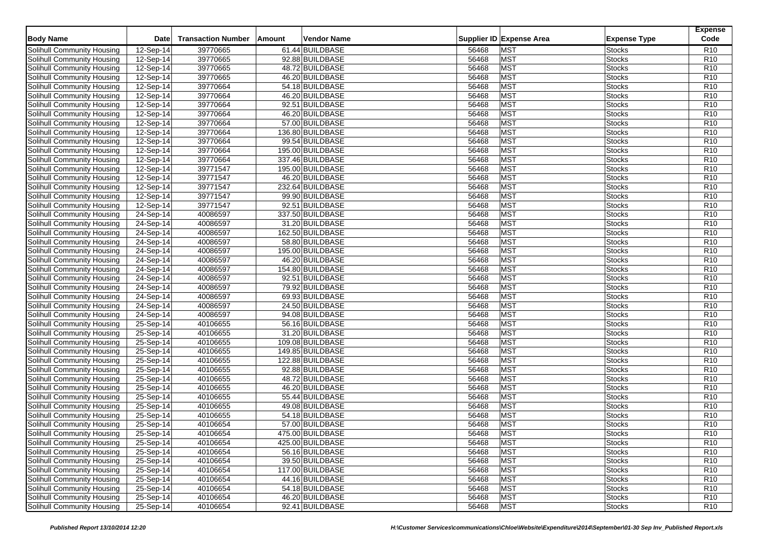| Body Name | Date | Transaction Number | Amount | Vendor Name | Supplier ID | Expense Area | Expense Type | Expense Code |
|---|---|---|---|---|---|---|---|---|
| Solihull Community Housing | 12-Sep-14 | 39770665 | 61.44 | BUILDBASE | 56468 | MST | Stocks | R10 |
| Solihull Community Housing | 12-Sep-14 | 39770665 | 92.88 | BUILDBASE | 56468 | MST | Stocks | R10 |
| Solihull Community Housing | 12-Sep-14 | 39770665 | 48.72 | BUILDBASE | 56468 | MST | Stocks | R10 |
| Solihull Community Housing | 12-Sep-14 | 39770665 | 46.20 | BUILDBASE | 56468 | MST | Stocks | R10 |
| Solihull Community Housing | 12-Sep-14 | 39770664 | 54.18 | BUILDBASE | 56468 | MST | Stocks | R10 |
| Solihull Community Housing | 12-Sep-14 | 39770664 | 46.20 | BUILDBASE | 56468 | MST | Stocks | R10 |
| Solihull Community Housing | 12-Sep-14 | 39770664 | 92.51 | BUILDBASE | 56468 | MST | Stocks | R10 |
| Solihull Community Housing | 12-Sep-14 | 39770664 | 46.20 | BUILDBASE | 56468 | MST | Stocks | R10 |
| Solihull Community Housing | 12-Sep-14 | 39770664 | 57.00 | BUILDBASE | 56468 | MST | Stocks | R10 |
| Solihull Community Housing | 12-Sep-14 | 39770664 | 136.80 | BUILDBASE | 56468 | MST | Stocks | R10 |
| Solihull Community Housing | 12-Sep-14 | 39770664 | 99.54 | BUILDBASE | 56468 | MST | Stocks | R10 |
| Solihull Community Housing | 12-Sep-14 | 39770664 | 195.00 | BUILDBASE | 56468 | MST | Stocks | R10 |
| Solihull Community Housing | 12-Sep-14 | 39770664 | 337.46 | BUILDBASE | 56468 | MST | Stocks | R10 |
| Solihull Community Housing | 12-Sep-14 | 39771547 | 195.00 | BUILDBASE | 56468 | MST | Stocks | R10 |
| Solihull Community Housing | 12-Sep-14 | 39771547 | 46.20 | BUILDBASE | 56468 | MST | Stocks | R10 |
| Solihull Community Housing | 12-Sep-14 | 39771547 | 232.64 | BUILDBASE | 56468 | MST | Stocks | R10 |
| Solihull Community Housing | 12-Sep-14 | 39771547 | 99.90 | BUILDBASE | 56468 | MST | Stocks | R10 |
| Solihull Community Housing | 12-Sep-14 | 39771547 | 92.51 | BUILDBASE | 56468 | MST | Stocks | R10 |
| Solihull Community Housing | 24-Sep-14 | 40086597 | 337.50 | BUILDBASE | 56468 | MST | Stocks | R10 |
| Solihull Community Housing | 24-Sep-14 | 40086597 | 31.20 | BUILDBASE | 56468 | MST | Stocks | R10 |
| Solihull Community Housing | 24-Sep-14 | 40086597 | 162.50 | BUILDBASE | 56468 | MST | Stocks | R10 |
| Solihull Community Housing | 24-Sep-14 | 40086597 | 58.80 | BUILDBASE | 56468 | MST | Stocks | R10 |
| Solihull Community Housing | 24-Sep-14 | 40086597 | 195.00 | BUILDBASE | 56468 | MST | Stocks | R10 |
| Solihull Community Housing | 24-Sep-14 | 40086597 | 46.20 | BUILDBASE | 56468 | MST | Stocks | R10 |
| Solihull Community Housing | 24-Sep-14 | 40086597 | 154.80 | BUILDBASE | 56468 | MST | Stocks | R10 |
| Solihull Community Housing | 24-Sep-14 | 40086597 | 92.51 | BUILDBASE | 56468 | MST | Stocks | R10 |
| Solihull Community Housing | 24-Sep-14 | 40086597 | 79.92 | BUILDBASE | 56468 | MST | Stocks | R10 |
| Solihull Community Housing | 24-Sep-14 | 40086597 | 69.93 | BUILDBASE | 56468 | MST | Stocks | R10 |
| Solihull Community Housing | 24-Sep-14 | 40086597 | 24.50 | BUILDBASE | 56468 | MST | Stocks | R10 |
| Solihull Community Housing | 24-Sep-14 | 40086597 | 94.08 | BUILDBASE | 56468 | MST | Stocks | R10 |
| Solihull Community Housing | 25-Sep-14 | 40106655 | 56.16 | BUILDBASE | 56468 | MST | Stocks | R10 |
| Solihull Community Housing | 25-Sep-14 | 40106655 | 31.20 | BUILDBASE | 56468 | MST | Stocks | R10 |
| Solihull Community Housing | 25-Sep-14 | 40106655 | 109.08 | BUILDBASE | 56468 | MST | Stocks | R10 |
| Solihull Community Housing | 25-Sep-14 | 40106655 | 149.85 | BUILDBASE | 56468 | MST | Stocks | R10 |
| Solihull Community Housing | 25-Sep-14 | 40106655 | 122.88 | BUILDBASE | 56468 | MST | Stocks | R10 |
| Solihull Community Housing | 25-Sep-14 | 40106655 | 92.88 | BUILDBASE | 56468 | MST | Stocks | R10 |
| Solihull Community Housing | 25-Sep-14 | 40106655 | 48.72 | BUILDBASE | 56468 | MST | Stocks | R10 |
| Solihull Community Housing | 25-Sep-14 | 40106655 | 46.20 | BUILDBASE | 56468 | MST | Stocks | R10 |
| Solihull Community Housing | 25-Sep-14 | 40106655 | 55.44 | BUILDBASE | 56468 | MST | Stocks | R10 |
| Solihull Community Housing | 25-Sep-14 | 40106655 | 49.08 | BUILDBASE | 56468 | MST | Stocks | R10 |
| Solihull Community Housing | 25-Sep-14 | 40106655 | 54.18 | BUILDBASE | 56468 | MST | Stocks | R10 |
| Solihull Community Housing | 25-Sep-14 | 40106654 | 57.00 | BUILDBASE | 56468 | MST | Stocks | R10 |
| Solihull Community Housing | 25-Sep-14 | 40106654 | 475.00 | BUILDBASE | 56468 | MST | Stocks | R10 |
| Solihull Community Housing | 25-Sep-14 | 40106654 | 425.00 | BUILDBASE | 56468 | MST | Stocks | R10 |
| Solihull Community Housing | 25-Sep-14 | 40106654 | 56.16 | BUILDBASE | 56468 | MST | Stocks | R10 |
| Solihull Community Housing | 25-Sep-14 | 40106654 | 39.50 | BUILDBASE | 56468 | MST | Stocks | R10 |
| Solihull Community Housing | 25-Sep-14 | 40106654 | 117.00 | BUILDBASE | 56468 | MST | Stocks | R10 |
| Solihull Community Housing | 25-Sep-14 | 40106654 | 44.16 | BUILDBASE | 56468 | MST | Stocks | R10 |
| Solihull Community Housing | 25-Sep-14 | 40106654 | 54.18 | BUILDBASE | 56468 | MST | Stocks | R10 |
| Solihull Community Housing | 25-Sep-14 | 40106654 | 46.20 | BUILDBASE | 56468 | MST | Stocks | R10 |
| Solihull Community Housing | 25-Sep-14 | 40106654 | 92.41 | BUILDBASE | 56468 | MST | Stocks | R10 |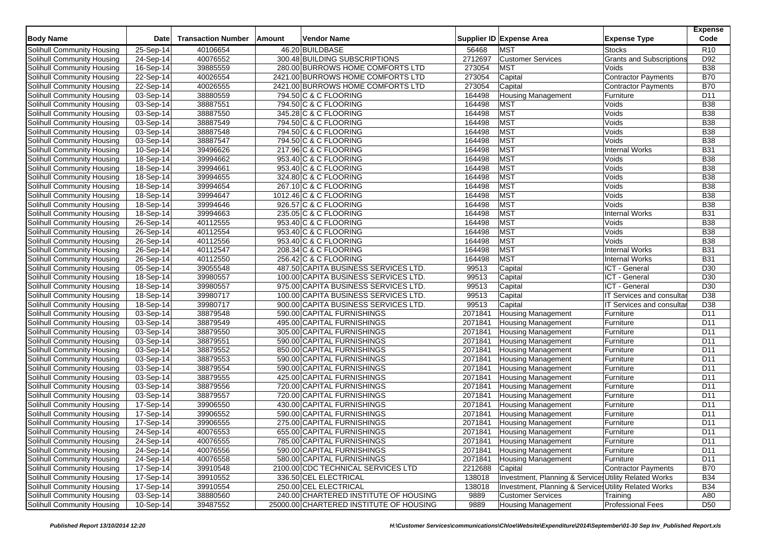| Body Name | Date | Transaction Number | Amount | Vendor Name | Supplier ID | Expense Area | Expense Type | Expense Code |
|---|---|---|---|---|---|---|---|---|
| Solihull Community Housing | 25-Sep-14 | 40106654 | 46.20 | BUILDBASE | 56468 | MST | Stocks | R10 |
| Solihull Community Housing | 24-Sep-14 | 40076552 | 300.48 | BUILDING SUBSCRIPTIONS | 2712697 | Customer Services | Grants and Subscriptions | D92 |
| Solihull Community Housing | 16-Sep-14 | 39885559 | 280.00 | BURROWS HOME COMFORTS LTD | 273054 | MST | Voids | B38 |
| Solihull Community Housing | 22-Sep-14 | 40026554 | 2421.00 | BURROWS HOME COMFORTS LTD | 273054 | Capital | Contractor Payments | B70 |
| Solihull Community Housing | 22-Sep-14 | 40026555 | 2421.00 | BURROWS HOME COMFORTS LTD | 273054 | Capital | Contractor Payments | B70 |
| Solihull Community Housing | 03-Sep-14 | 38880559 | 794.50 | C & C FLOORING | 164498 | Housing Management | Furniture | D11 |
| Solihull Community Housing | 03-Sep-14 | 38887551 | 794.50 | C & C FLOORING | 164498 | MST | Voids | B38 |
| Solihull Community Housing | 03-Sep-14 | 38887550 | 345.28 | C & C FLOORING | 164498 | MST | Voids | B38 |
| Solihull Community Housing | 03-Sep-14 | 38887549 | 794.50 | C & C FLOORING | 164498 | MST | Voids | B38 |
| Solihull Community Housing | 03-Sep-14 | 38887548 | 794.50 | C & C FLOORING | 164498 | MST | Voids | B38 |
| Solihull Community Housing | 03-Sep-14 | 38887547 | 794.50 | C & C FLOORING | 164498 | MST | Voids | B38 |
| Solihull Community Housing | 10-Sep-14 | 39496626 | 217.96 | C & C FLOORING | 164498 | MST | Internal Works | B31 |
| Solihull Community Housing | 18-Sep-14 | 39994662 | 953.40 | C & C FLOORING | 164498 | MST | Voids | B38 |
| Solihull Community Housing | 18-Sep-14 | 39994661 | 953.40 | C & C FLOORING | 164498 | MST | Voids | B38 |
| Solihull Community Housing | 18-Sep-14 | 39994655 | 324.80 | C & C FLOORING | 164498 | MST | Voids | B38 |
| Solihull Community Housing | 18-Sep-14 | 39994654 | 267.10 | C & C FLOORING | 164498 | MST | Voids | B38 |
| Solihull Community Housing | 18-Sep-14 | 39994647 | 1012.46 | C & C FLOORING | 164498 | MST | Voids | B38 |
| Solihull Community Housing | 18-Sep-14 | 39994646 | 926.57 | C & C FLOORING | 164498 | MST | Voids | B38 |
| Solihull Community Housing | 18-Sep-14 | 39994663 | 235.05 | C & C FLOORING | 164498 | MST | Internal Works | B31 |
| Solihull Community Housing | 26-Sep-14 | 40112555 | 953.40 | C & C FLOORING | 164498 | MST | Voids | B38 |
| Solihull Community Housing | 26-Sep-14 | 40112554 | 953.40 | C & C FLOORING | 164498 | MST | Voids | B38 |
| Solihull Community Housing | 26-Sep-14 | 40112556 | 953.40 | C & C FLOORING | 164498 | MST | Voids | B38 |
| Solihull Community Housing | 26-Sep-14 | 40112547 | 208.34 | C & C FLOORING | 164498 | MST | Internal Works | B31 |
| Solihull Community Housing | 26-Sep-14 | 40112550 | 256.42 | C & C FLOORING | 164498 | MST | Internal Works | B31 |
| Solihull Community Housing | 05-Sep-14 | 39055548 | 487.50 | CAPITA BUSINESS SERVICES LTD. | 99513 | Capital | ICT - General | D30 |
| Solihull Community Housing | 18-Sep-14 | 39980557 | 100.00 | CAPITA BUSINESS SERVICES LTD. | 99513 | Capital | ICT - General | D30 |
| Solihull Community Housing | 18-Sep-14 | 39980557 | 975.00 | CAPITA BUSINESS SERVICES LTD. | 99513 | Capital | ICT - General | D30 |
| Solihull Community Housing | 18-Sep-14 | 39980717 | 100.00 | CAPITA BUSINESS SERVICES LTD. | 99513 | Capital | IT Services and consultar | D38 |
| Solihull Community Housing | 18-Sep-14 | 39980717 | 900.00 | CAPITA BUSINESS SERVICES LTD. | 99513 | Capital | IT Services and consultar | D38 |
| Solihull Community Housing | 03-Sep-14 | 38879548 | 590.00 | CAPITAL FURNISHINGS | 2071841 | Housing Management | Furniture | D11 |
| Solihull Community Housing | 03-Sep-14 | 38879549 | 495.00 | CAPITAL FURNISHINGS | 2071841 | Housing Management | Furniture | D11 |
| Solihull Community Housing | 03-Sep-14 | 38879550 | 305.00 | CAPITAL FURNISHINGS | 2071841 | Housing Management | Furniture | D11 |
| Solihull Community Housing | 03-Sep-14 | 38879551 | 590.00 | CAPITAL FURNISHINGS | 2071841 | Housing Management | Furniture | D11 |
| Solihull Community Housing | 03-Sep-14 | 38879552 | 850.00 | CAPITAL FURNISHINGS | 2071841 | Housing Management | Furniture | D11 |
| Solihull Community Housing | 03-Sep-14 | 38879553 | 590.00 | CAPITAL FURNISHINGS | 2071841 | Housing Management | Furniture | D11 |
| Solihull Community Housing | 03-Sep-14 | 38879554 | 590.00 | CAPITAL FURNISHINGS | 2071841 | Housing Management | Furniture | D11 |
| Solihull Community Housing | 03-Sep-14 | 38879555 | 425.00 | CAPITAL FURNISHINGS | 2071841 | Housing Management | Furniture | D11 |
| Solihull Community Housing | 03-Sep-14 | 38879556 | 720.00 | CAPITAL FURNISHINGS | 2071841 | Housing Management | Furniture | D11 |
| Solihull Community Housing | 03-Sep-14 | 38879557 | 720.00 | CAPITAL FURNISHINGS | 2071841 | Housing Management | Furniture | D11 |
| Solihull Community Housing | 17-Sep-14 | 39906550 | 430.00 | CAPITAL FURNISHINGS | 2071841 | Housing Management | Furniture | D11 |
| Solihull Community Housing | 17-Sep-14 | 39906552 | 590.00 | CAPITAL FURNISHINGS | 2071841 | Housing Management | Furniture | D11 |
| Solihull Community Housing | 17-Sep-14 | 39906555 | 275.00 | CAPITAL FURNISHINGS | 2071841 | Housing Management | Furniture | D11 |
| Solihull Community Housing | 24-Sep-14 | 40076553 | 655.00 | CAPITAL FURNISHINGS | 2071841 | Housing Management | Furniture | D11 |
| Solihull Community Housing | 24-Sep-14 | 40076555 | 785.00 | CAPITAL FURNISHINGS | 2071841 | Housing Management | Furniture | D11 |
| Solihull Community Housing | 24-Sep-14 | 40076556 | 590.00 | CAPITAL FURNISHINGS | 2071841 | Housing Management | Furniture | D11 |
| Solihull Community Housing | 24-Sep-14 | 40076558 | 580.00 | CAPITAL FURNISHINGS | 2071841 | Housing Management | Furniture | D11 |
| Solihull Community Housing | 17-Sep-14 | 39910548 | 2100.00 | CDC TECHNICAL SERVICES LTD | 2212688 | Capital | Contractor Payments | B70 |
| Solihull Community Housing | 17-Sep-14 | 39910552 | 336.50 | CEL ELECTRICAL | 138018 | Investment, Planning & Services | Utility Related Works | B34 |
| Solihull Community Housing | 17-Sep-14 | 39910554 | 250.00 | CEL ELECTRICAL | 138018 | Investment, Planning & Services | Utility Related Works | B34 |
| Solihull Community Housing | 03-Sep-14 | 38880560 | 240.00 | CHARTERED INSTITUTE OF HOUSING | 9889 | Customer Services | Training | A80 |
| Solihull Community Housing | 10-Sep-14 | 39487552 | 25000.00 | CHARTERED INSTITUTE OF HOUSING | 9889 | Housing Management | Professional Fees | D50 |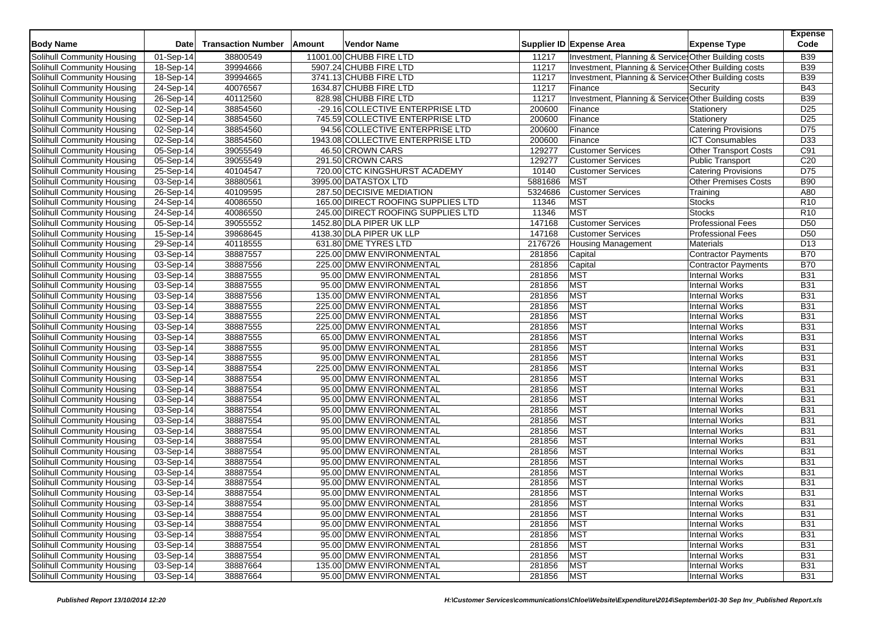| Body Name | Date | Transaction Number | Amount | Vendor Name | Supplier ID | Expense Area | Expense Type | Expense Code |
|---|---|---|---|---|---|---|---|---|
| Solihull Community Housing | 01-Sep-14 | 38800549 | 11001.00 | CHUBB FIRE LTD | 11217 | Investment, Planning & Services | Other Building costs | B39 |
| Solihull Community Housing | 18-Sep-14 | 39994666 | 5907.24 | CHUBB FIRE LTD | 11217 | Investment, Planning & Services | Other Building costs | B39 |
| Solihull Community Housing | 18-Sep-14 | 39994665 | 3741.13 | CHUBB FIRE LTD | 11217 | Investment, Planning & Services | Other Building costs | B39 |
| Solihull Community Housing | 24-Sep-14 | 40076567 | 1634.87 | CHUBB FIRE LTD | 11217 | Finance | Security | B43 |
| Solihull Community Housing | 26-Sep-14 | 40112560 | 828.98 | CHUBB FIRE LTD | 11217 | Investment, Planning & Services | Other Building costs | B39 |
| Solihull Community Housing | 02-Sep-14 | 38854560 | -29.16 | COLLECTIVE ENTERPRISE LTD | 200600 | Finance | Stationery | D25 |
| Solihull Community Housing | 02-Sep-14 | 38854560 | 745.59 | COLLECTIVE ENTERPRISE LTD | 200600 | Finance | Stationery | D25 |
| Solihull Community Housing | 02-Sep-14 | 38854560 | 94.56 | COLLECTIVE ENTERPRISE LTD | 200600 | Finance | Catering Provisions | D75 |
| Solihull Community Housing | 02-Sep-14 | 38854560 | 1943.08 | COLLECTIVE ENTERPRISE LTD | 200600 | Finance | ICT Consumables | D33 |
| Solihull Community Housing | 05-Sep-14 | 39055549 | 46.50 | CROWN CARS | 129277 | Customer Services | Other Transport Costs | C91 |
| Solihull Community Housing | 05-Sep-14 | 39055549 | 291.50 | CROWN CARS | 129277 | Customer Services | Public Transport | C20 |
| Solihull Community Housing | 25-Sep-14 | 40104547 | 720.00 | CTC KINGSHURST ACADEMY | 10140 | Customer Services | Catering Provisions | D75 |
| Solihull Community Housing | 03-Sep-14 | 38880561 | 3995.00 | DATASTOX LTD | 5881686 | MST | Other Premises Costs | B90 |
| Solihull Community Housing | 26-Sep-14 | 40109595 | 287.50 | DECISIVE MEDIATION | 5324686 | Customer Services | Training | A80 |
| Solihull Community Housing | 24-Sep-14 | 40086550 | 165.00 | DIRECT ROOFING SUPPLIES LTD | 11346 | MST | Stocks | R10 |
| Solihull Community Housing | 24-Sep-14 | 40086550 | 245.00 | DIRECT ROOFING SUPPLIES LTD | 11346 | MST | Stocks | R10 |
| Solihull Community Housing | 05-Sep-14 | 39055552 | 1452.80 | DLA PIPER UK LLP | 147168 | Customer Services | Professional Fees | D50 |
| Solihull Community Housing | 15-Sep-14 | 39868645 | 4138.30 | DLA PIPER UK LLP | 147168 | Customer Services | Professional Fees | D50 |
| Solihull Community Housing | 29-Sep-14 | 40118555 | 631.80 | DME TYRES LTD | 2176726 | Housing Management | Materials | D13 |
| Solihull Community Housing | 03-Sep-14 | 38887557 | 225.00 | DMW ENVIRONMENTAL | 281856 | Capital | Contractor Payments | B70 |
| Solihull Community Housing | 03-Sep-14 | 38887556 | 225.00 | DMW ENVIRONMENTAL | 281856 | Capital | Contractor Payments | B70 |
| Solihull Community Housing | 03-Sep-14 | 38887555 | 95.00 | DMW ENVIRONMENTAL | 281856 | MST | Internal Works | B31 |
| Solihull Community Housing | 03-Sep-14 | 38887555 | 95.00 | DMW ENVIRONMENTAL | 281856 | MST | Internal Works | B31 |
| Solihull Community Housing | 03-Sep-14 | 38887556 | 135.00 | DMW ENVIRONMENTAL | 281856 | MST | Internal Works | B31 |
| Solihull Community Housing | 03-Sep-14 | 38887555 | 225.00 | DMW ENVIRONMENTAL | 281856 | MST | Internal Works | B31 |
| Solihull Community Housing | 03-Sep-14 | 38887555 | 225.00 | DMW ENVIRONMENTAL | 281856 | MST | Internal Works | B31 |
| Solihull Community Housing | 03-Sep-14 | 38887555 | 225.00 | DMW ENVIRONMENTAL | 281856 | MST | Internal Works | B31 |
| Solihull Community Housing | 03-Sep-14 | 38887555 | 65.00 | DMW ENVIRONMENTAL | 281856 | MST | Internal Works | B31 |
| Solihull Community Housing | 03-Sep-14 | 38887555 | 95.00 | DMW ENVIRONMENTAL | 281856 | MST | Internal Works | B31 |
| Solihull Community Housing | 03-Sep-14 | 38887555 | 95.00 | DMW ENVIRONMENTAL | 281856 | MST | Internal Works | B31 |
| Solihull Community Housing | 03-Sep-14 | 38887554 | 225.00 | DMW ENVIRONMENTAL | 281856 | MST | Internal Works | B31 |
| Solihull Community Housing | 03-Sep-14 | 38887554 | 95.00 | DMW ENVIRONMENTAL | 281856 | MST | Internal Works | B31 |
| Solihull Community Housing | 03-Sep-14 | 38887554 | 95.00 | DMW ENVIRONMENTAL | 281856 | MST | Internal Works | B31 |
| Solihull Community Housing | 03-Sep-14 | 38887554 | 95.00 | DMW ENVIRONMENTAL | 281856 | MST | Internal Works | B31 |
| Solihull Community Housing | 03-Sep-14 | 38887554 | 95.00 | DMW ENVIRONMENTAL | 281856 | MST | Internal Works | B31 |
| Solihull Community Housing | 03-Sep-14 | 38887554 | 95.00 | DMW ENVIRONMENTAL | 281856 | MST | Internal Works | B31 |
| Solihull Community Housing | 03-Sep-14 | 38887554 | 95.00 | DMW ENVIRONMENTAL | 281856 | MST | Internal Works | B31 |
| Solihull Community Housing | 03-Sep-14 | 38887554 | 95.00 | DMW ENVIRONMENTAL | 281856 | MST | Internal Works | B31 |
| Solihull Community Housing | 03-Sep-14 | 38887554 | 95.00 | DMW ENVIRONMENTAL | 281856 | MST | Internal Works | B31 |
| Solihull Community Housing | 03-Sep-14 | 38887554 | 95.00 | DMW ENVIRONMENTAL | 281856 | MST | Internal Works | B31 |
| Solihull Community Housing | 03-Sep-14 | 38887554 | 95.00 | DMW ENVIRONMENTAL | 281856 | MST | Internal Works | B31 |
| Solihull Community Housing | 03-Sep-14 | 38887554 | 95.00 | DMW ENVIRONMENTAL | 281856 | MST | Internal Works | B31 |
| Solihull Community Housing | 03-Sep-14 | 38887554 | 95.00 | DMW ENVIRONMENTAL | 281856 | MST | Internal Works | B31 |
| Solihull Community Housing | 03-Sep-14 | 38887554 | 95.00 | DMW ENVIRONMENTAL | 281856 | MST | Internal Works | B31 |
| Solihull Community Housing | 03-Sep-14 | 38887554 | 95.00 | DMW ENVIRONMENTAL | 281856 | MST | Internal Works | B31 |
| Solihull Community Housing | 03-Sep-14 | 38887554 | 95.00 | DMW ENVIRONMENTAL | 281856 | MST | Internal Works | B31 |
| Solihull Community Housing | 03-Sep-14 | 38887554 | 95.00 | DMW ENVIRONMENTAL | 281856 | MST | Internal Works | B31 |
| Solihull Community Housing | 03-Sep-14 | 38887554 | 95.00 | DMW ENVIRONMENTAL | 281856 | MST | Internal Works | B31 |
| Solihull Community Housing | 03-Sep-14 | 38887664 | 135.00 | DMW ENVIRONMENTAL | 281856 | MST | Internal Works | B31 |
| Solihull Community Housing | 03-Sep-14 | 38887664 | 95.00 | DMW ENVIRONMENTAL | 281856 | MST | Internal Works | B31 |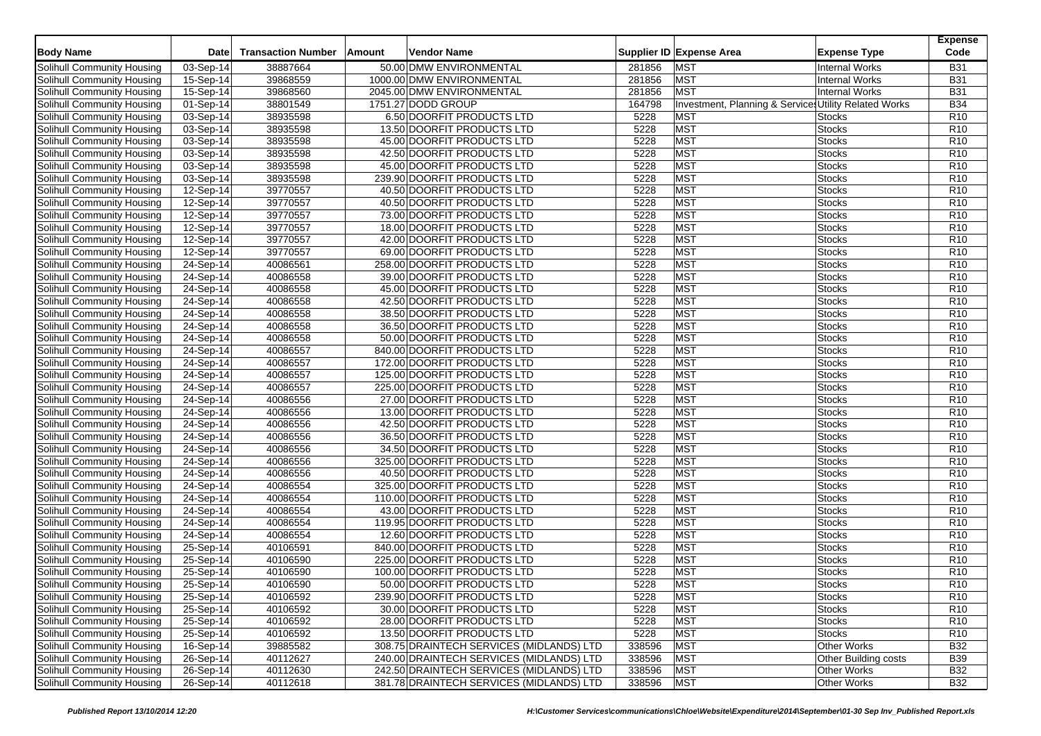| Body Name | Date | Transaction Number | Amount | Vendor Name | Supplier ID | Expense Area | Expense Type | Expense Code |
|---|---|---|---|---|---|---|---|---|
| Solihull Community Housing | 03-Sep-14 | 38887664 | 50.00 | DMW ENVIRONMENTAL | 281856 | MST | Internal Works | B31 |
| Solihull Community Housing | 15-Sep-14 | 39868559 | 1000.00 | DMW ENVIRONMENTAL | 281856 | MST | Internal Works | B31 |
| Solihull Community Housing | 15-Sep-14 | 39868560 | 2045.00 | DMW ENVIRONMENTAL | 281856 | MST | Internal Works | B31 |
| Solihull Community Housing | 01-Sep-14 | 38801549 | 1751.27 | DODD GROUP | 164798 | Investment, Planning & Services | Utility Related Works | B34 |
| Solihull Community Housing | 03-Sep-14 | 38935598 | 6.50 | DOORFIT PRODUCTS LTD | 5228 | MST | Stocks | R10 |
| Solihull Community Housing | 03-Sep-14 | 38935598 | 13.50 | DOORFIT PRODUCTS LTD | 5228 | MST | Stocks | R10 |
| Solihull Community Housing | 03-Sep-14 | 38935598 | 45.00 | DOORFIT PRODUCTS LTD | 5228 | MST | Stocks | R10 |
| Solihull Community Housing | 03-Sep-14 | 38935598 | 42.50 | DOORFIT PRODUCTS LTD | 5228 | MST | Stocks | R10 |
| Solihull Community Housing | 03-Sep-14 | 38935598 | 45.00 | DOORFIT PRODUCTS LTD | 5228 | MST | Stocks | R10 |
| Solihull Community Housing | 03-Sep-14 | 38935598 | 239.90 | DOORFIT PRODUCTS LTD | 5228 | MST | Stocks | R10 |
| Solihull Community Housing | 12-Sep-14 | 39770557 | 40.50 | DOORFIT PRODUCTS LTD | 5228 | MST | Stocks | R10 |
| Solihull Community Housing | 12-Sep-14 | 39770557 | 40.50 | DOORFIT PRODUCTS LTD | 5228 | MST | Stocks | R10 |
| Solihull Community Housing | 12-Sep-14 | 39770557 | 73.00 | DOORFIT PRODUCTS LTD | 5228 | MST | Stocks | R10 |
| Solihull Community Housing | 12-Sep-14 | 39770557 | 18.00 | DOORFIT PRODUCTS LTD | 5228 | MST | Stocks | R10 |
| Solihull Community Housing | 12-Sep-14 | 39770557 | 42.00 | DOORFIT PRODUCTS LTD | 5228 | MST | Stocks | R10 |
| Solihull Community Housing | 12-Sep-14 | 39770557 | 69.00 | DOORFIT PRODUCTS LTD | 5228 | MST | Stocks | R10 |
| Solihull Community Housing | 24-Sep-14 | 40086561 | 258.00 | DOORFIT PRODUCTS LTD | 5228 | MST | Stocks | R10 |
| Solihull Community Housing | 24-Sep-14 | 40086558 | 39.00 | DOORFIT PRODUCTS LTD | 5228 | MST | Stocks | R10 |
| Solihull Community Housing | 24-Sep-14 | 40086558 | 45.00 | DOORFIT PRODUCTS LTD | 5228 | MST | Stocks | R10 |
| Solihull Community Housing | 24-Sep-14 | 40086558 | 42.50 | DOORFIT PRODUCTS LTD | 5228 | MST | Stocks | R10 |
| Solihull Community Housing | 24-Sep-14 | 40086558 | 38.50 | DOORFIT PRODUCTS LTD | 5228 | MST | Stocks | R10 |
| Solihull Community Housing | 24-Sep-14 | 40086558 | 36.50 | DOORFIT PRODUCTS LTD | 5228 | MST | Stocks | R10 |
| Solihull Community Housing | 24-Sep-14 | 40086558 | 50.00 | DOORFIT PRODUCTS LTD | 5228 | MST | Stocks | R10 |
| Solihull Community Housing | 24-Sep-14 | 40086557 | 840.00 | DOORFIT PRODUCTS LTD | 5228 | MST | Stocks | R10 |
| Solihull Community Housing | 24-Sep-14 | 40086557 | 172.00 | DOORFIT PRODUCTS LTD | 5228 | MST | Stocks | R10 |
| Solihull Community Housing | 24-Sep-14 | 40086557 | 125.00 | DOORFIT PRODUCTS LTD | 5228 | MST | Stocks | R10 |
| Solihull Community Housing | 24-Sep-14 | 40086557 | 225.00 | DOORFIT PRODUCTS LTD | 5228 | MST | Stocks | R10 |
| Solihull Community Housing | 24-Sep-14 | 40086556 | 27.00 | DOORFIT PRODUCTS LTD | 5228 | MST | Stocks | R10 |
| Solihull Community Housing | 24-Sep-14 | 40086556 | 13.00 | DOORFIT PRODUCTS LTD | 5228 | MST | Stocks | R10 |
| Solihull Community Housing | 24-Sep-14 | 40086556 | 42.50 | DOORFIT PRODUCTS LTD | 5228 | MST | Stocks | R10 |
| Solihull Community Housing | 24-Sep-14 | 40086556 | 36.50 | DOORFIT PRODUCTS LTD | 5228 | MST | Stocks | R10 |
| Solihull Community Housing | 24-Sep-14 | 40086556 | 34.50 | DOORFIT PRODUCTS LTD | 5228 | MST | Stocks | R10 |
| Solihull Community Housing | 24-Sep-14 | 40086556 | 325.00 | DOORFIT PRODUCTS LTD | 5228 | MST | Stocks | R10 |
| Solihull Community Housing | 24-Sep-14 | 40086556 | 40.50 | DOORFIT PRODUCTS LTD | 5228 | MST | Stocks | R10 |
| Solihull Community Housing | 24-Sep-14 | 40086554 | 325.00 | DOORFIT PRODUCTS LTD | 5228 | MST | Stocks | R10 |
| Solihull Community Housing | 24-Sep-14 | 40086554 | 110.00 | DOORFIT PRODUCTS LTD | 5228 | MST | Stocks | R10 |
| Solihull Community Housing | 24-Sep-14 | 40086554 | 43.00 | DOORFIT PRODUCTS LTD | 5228 | MST | Stocks | R10 |
| Solihull Community Housing | 24-Sep-14 | 40086554 | 119.95 | DOORFIT PRODUCTS LTD | 5228 | MST | Stocks | R10 |
| Solihull Community Housing | 24-Sep-14 | 40086554 | 12.60 | DOORFIT PRODUCTS LTD | 5228 | MST | Stocks | R10 |
| Solihull Community Housing | 25-Sep-14 | 40106591 | 840.00 | DOORFIT PRODUCTS LTD | 5228 | MST | Stocks | R10 |
| Solihull Community Housing | 25-Sep-14 | 40106590 | 225.00 | DOORFIT PRODUCTS LTD | 5228 | MST | Stocks | R10 |
| Solihull Community Housing | 25-Sep-14 | 40106590 | 100.00 | DOORFIT PRODUCTS LTD | 5228 | MST | Stocks | R10 |
| Solihull Community Housing | 25-Sep-14 | 40106590 | 50.00 | DOORFIT PRODUCTS LTD | 5228 | MST | Stocks | R10 |
| Solihull Community Housing | 25-Sep-14 | 40106592 | 239.90 | DOORFIT PRODUCTS LTD | 5228 | MST | Stocks | R10 |
| Solihull Community Housing | 25-Sep-14 | 40106592 | 30.00 | DOORFIT PRODUCTS LTD | 5228 | MST | Stocks | R10 |
| Solihull Community Housing | 25-Sep-14 | 40106592 | 28.00 | DOORFIT PRODUCTS LTD | 5228 | MST | Stocks | R10 |
| Solihull Community Housing | 25-Sep-14 | 40106592 | 13.50 | DOORFIT PRODUCTS LTD | 5228 | MST | Stocks | R10 |
| Solihull Community Housing | 16-Sep-14 | 39885582 | 308.75 | DRAINTECH SERVICES (MIDLANDS) LTD | 338596 | MST | Other Works | B32 |
| Solihull Community Housing | 26-Sep-14 | 40112627 | 240.00 | DRAINTECH SERVICES (MIDLANDS) LTD | 338596 | MST | Other Building costs | B39 |
| Solihull Community Housing | 26-Sep-14 | 40112630 | 242.50 | DRAINTECH SERVICES (MIDLANDS) LTD | 338596 | MST | Other Works | B32 |
| Solihull Community Housing | 26-Sep-14 | 40112618 | 381.78 | DRAINTECH SERVICES (MIDLANDS) LTD | 338596 | MST | Other Works | B32 |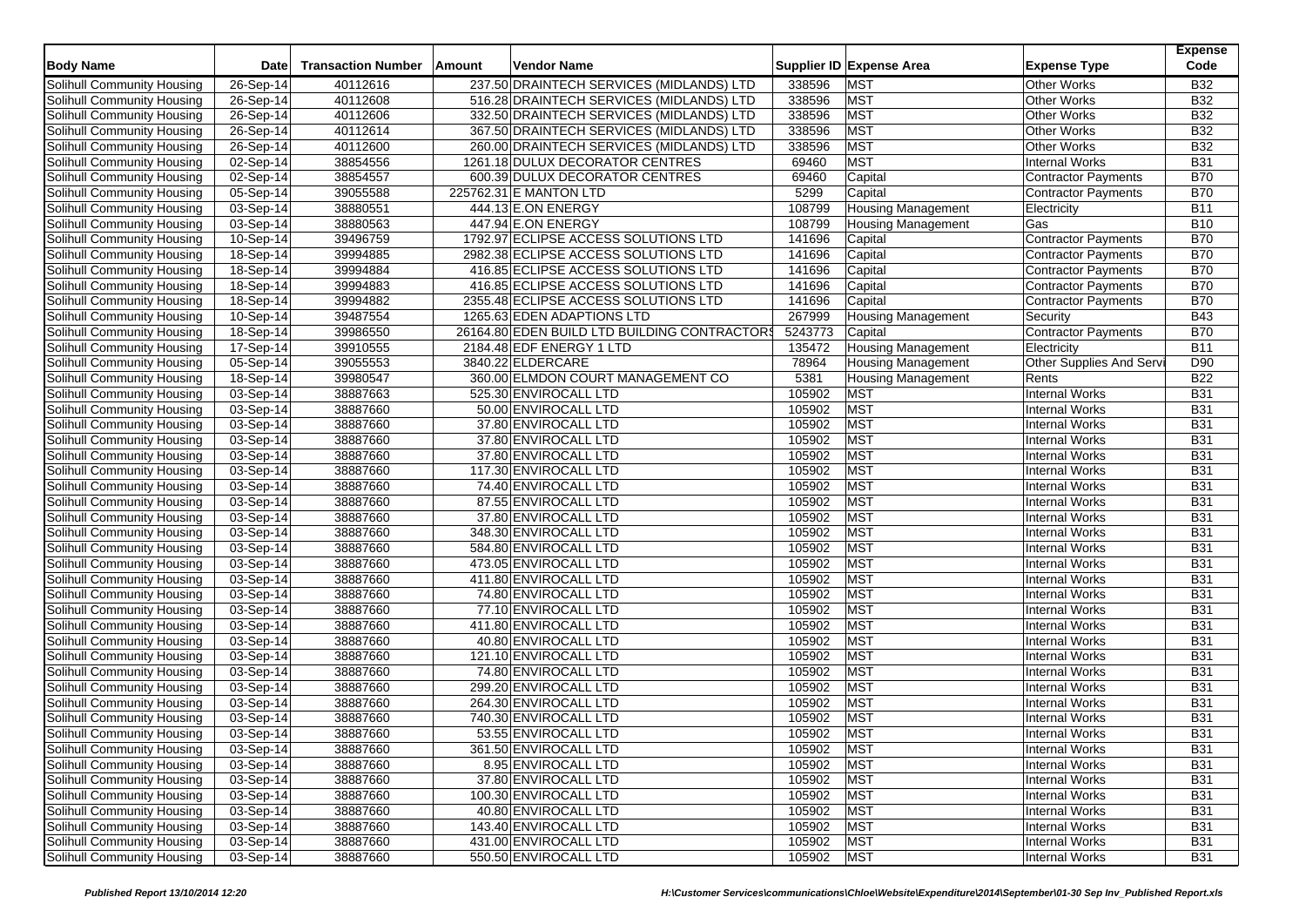| Body Name | Date | Transaction Number | Amount | Vendor Name | Supplier ID | Expense Area | Expense Type | Expense Code |
|---|---|---|---|---|---|---|---|---|
| Solihull Community Housing | 26-Sep-14 | 40112616 | 237.50 | DRAINTECH SERVICES (MIDLANDS) LTD | 338596 | MST | Other Works | B32 |
| Solihull Community Housing | 26-Sep-14 | 40112608 | 516.28 | DRAINTECH SERVICES (MIDLANDS) LTD | 338596 | MST | Other Works | B32 |
| Solihull Community Housing | 26-Sep-14 | 40112606 | 332.50 | DRAINTECH SERVICES (MIDLANDS) LTD | 338596 | MST | Other Works | B32 |
| Solihull Community Housing | 26-Sep-14 | 40112614 | 367.50 | DRAINTECH SERVICES (MIDLANDS) LTD | 338596 | MST | Other Works | B32 |
| Solihull Community Housing | 26-Sep-14 | 40112600 | 260.00 | DRAINTECH SERVICES (MIDLANDS) LTD | 338596 | MST | Other Works | B32 |
| Solihull Community Housing | 02-Sep-14 | 38854556 | 1261.18 | DULUX DECORATOR CENTRES | 69460 | MST | Internal Works | B31 |
| Solihull Community Housing | 02-Sep-14 | 38854557 | 600.39 | DULUX DECORATOR CENTRES | 69460 | Capital | Contractor Payments | B70 |
| Solihull Community Housing | 05-Sep-14 | 39055588 | 225762.31 | E MANTON LTD | 5299 | Capital | Contractor Payments | B70 |
| Solihull Community Housing | 03-Sep-14 | 38880551 | 444.13 | E.ON ENERGY | 108799 | Housing Management | Electricity | B11 |
| Solihull Community Housing | 03-Sep-14 | 38880563 | 447.94 | E.ON ENERGY | 108799 | Housing Management | Gas | B10 |
| Solihull Community Housing | 10-Sep-14 | 39496759 | 1792.97 | ECLIPSE ACCESS SOLUTIONS LTD | 141696 | Capital | Contractor Payments | B70 |
| Solihull Community Housing | 18-Sep-14 | 39994885 | 2982.38 | ECLIPSE ACCESS SOLUTIONS LTD | 141696 | Capital | Contractor Payments | B70 |
| Solihull Community Housing | 18-Sep-14 | 39994884 | 416.85 | ECLIPSE ACCESS SOLUTIONS LTD | 141696 | Capital | Contractor Payments | B70 |
| Solihull Community Housing | 18-Sep-14 | 39994883 | 416.85 | ECLIPSE ACCESS SOLUTIONS LTD | 141696 | Capital | Contractor Payments | B70 |
| Solihull Community Housing | 18-Sep-14 | 39994882 | 2355.48 | ECLIPSE ACCESS SOLUTIONS LTD | 141696 | Capital | Contractor Payments | B70 |
| Solihull Community Housing | 10-Sep-14 | 39487554 | 1265.63 | EDEN ADAPTIONS LTD | 267999 | Housing Management | Security | B43 |
| Solihull Community Housing | 18-Sep-14 | 39986550 | 26164.80 | EDEN BUILD LTD BUILDING CONTRACTORS | 5243773 | Capital | Contractor Payments | B70 |
| Solihull Community Housing | 17-Sep-14 | 39910555 | 2184.48 | EDF ENERGY 1 LTD | 135472 | Housing Management | Electricity | B11 |
| Solihull Community Housing | 05-Sep-14 | 39055553 | 3840.22 | ELDERCARE | 78964 | Housing Management | Other Supplies And Servi | D90 |
| Solihull Community Housing | 18-Sep-14 | 39980547 | 360.00 | ELMDON COURT MANAGEMENT CO | 5381 | Housing Management | Rents | B22 |
| Solihull Community Housing | 03-Sep-14 | 38887663 | 525.30 | ENVIROCALL LTD | 105902 | MST | Internal Works | B31 |
| Solihull Community Housing | 03-Sep-14 | 38887660 | 50.00 | ENVIROCALL LTD | 105902 | MST | Internal Works | B31 |
| Solihull Community Housing | 03-Sep-14 | 38887660 | 37.80 | ENVIROCALL LTD | 105902 | MST | Internal Works | B31 |
| Solihull Community Housing | 03-Sep-14 | 38887660 | 37.80 | ENVIROCALL LTD | 105902 | MST | Internal Works | B31 |
| Solihull Community Housing | 03-Sep-14 | 38887660 | 37.80 | ENVIROCALL LTD | 105902 | MST | Internal Works | B31 |
| Solihull Community Housing | 03-Sep-14 | 38887660 | 117.30 | ENVIROCALL LTD | 105902 | MST | Internal Works | B31 |
| Solihull Community Housing | 03-Sep-14 | 38887660 | 74.40 | ENVIROCALL LTD | 105902 | MST | Internal Works | B31 |
| Solihull Community Housing | 03-Sep-14 | 38887660 | 87.55 | ENVIROCALL LTD | 105902 | MST | Internal Works | B31 |
| Solihull Community Housing | 03-Sep-14 | 38887660 | 37.80 | ENVIROCALL LTD | 105902 | MST | Internal Works | B31 |
| Solihull Community Housing | 03-Sep-14 | 38887660 | 348.30 | ENVIROCALL LTD | 105902 | MST | Internal Works | B31 |
| Solihull Community Housing | 03-Sep-14 | 38887660 | 584.80 | ENVIROCALL LTD | 105902 | MST | Internal Works | B31 |
| Solihull Community Housing | 03-Sep-14 | 38887660 | 473.05 | ENVIROCALL LTD | 105902 | MST | Internal Works | B31 |
| Solihull Community Housing | 03-Sep-14 | 38887660 | 411.80 | ENVIROCALL LTD | 105902 | MST | Internal Works | B31 |
| Solihull Community Housing | 03-Sep-14 | 38887660 | 74.80 | ENVIROCALL LTD | 105902 | MST | Internal Works | B31 |
| Solihull Community Housing | 03-Sep-14 | 38887660 | 77.10 | ENVIROCALL LTD | 105902 | MST | Internal Works | B31 |
| Solihull Community Housing | 03-Sep-14 | 38887660 | 411.80 | ENVIROCALL LTD | 105902 | MST | Internal Works | B31 |
| Solihull Community Housing | 03-Sep-14 | 38887660 | 40.80 | ENVIROCALL LTD | 105902 | MST | Internal Works | B31 |
| Solihull Community Housing | 03-Sep-14 | 38887660 | 121.10 | ENVIROCALL LTD | 105902 | MST | Internal Works | B31 |
| Solihull Community Housing | 03-Sep-14 | 38887660 | 74.80 | ENVIROCALL LTD | 105902 | MST | Internal Works | B31 |
| Solihull Community Housing | 03-Sep-14 | 38887660 | 299.20 | ENVIROCALL LTD | 105902 | MST | Internal Works | B31 |
| Solihull Community Housing | 03-Sep-14 | 38887660 | 264.30 | ENVIROCALL LTD | 105902 | MST | Internal Works | B31 |
| Solihull Community Housing | 03-Sep-14 | 38887660 | 740.30 | ENVIROCALL LTD | 105902 | MST | Internal Works | B31 |
| Solihull Community Housing | 03-Sep-14 | 38887660 | 53.55 | ENVIROCALL LTD | 105902 | MST | Internal Works | B31 |
| Solihull Community Housing | 03-Sep-14 | 38887660 | 361.50 | ENVIROCALL LTD | 105902 | MST | Internal Works | B31 |
| Solihull Community Housing | 03-Sep-14 | 38887660 | 8.95 | ENVIROCALL LTD | 105902 | MST | Internal Works | B31 |
| Solihull Community Housing | 03-Sep-14 | 38887660 | 37.80 | ENVIROCALL LTD | 105902 | MST | Internal Works | B31 |
| Solihull Community Housing | 03-Sep-14 | 38887660 | 100.30 | ENVIROCALL LTD | 105902 | MST | Internal Works | B31 |
| Solihull Community Housing | 03-Sep-14 | 38887660 | 40.80 | ENVIROCALL LTD | 105902 | MST | Internal Works | B31 |
| Solihull Community Housing | 03-Sep-14 | 38887660 | 143.40 | ENVIROCALL LTD | 105902 | MST | Internal Works | B31 |
| Solihull Community Housing | 03-Sep-14 | 38887660 | 431.00 | ENVIROCALL LTD | 105902 | MST | Internal Works | B31 |
| Solihull Community Housing | 03-Sep-14 | 38887660 | 550.50 | ENVIROCALL LTD | 105902 | MST | Internal Works | B31 |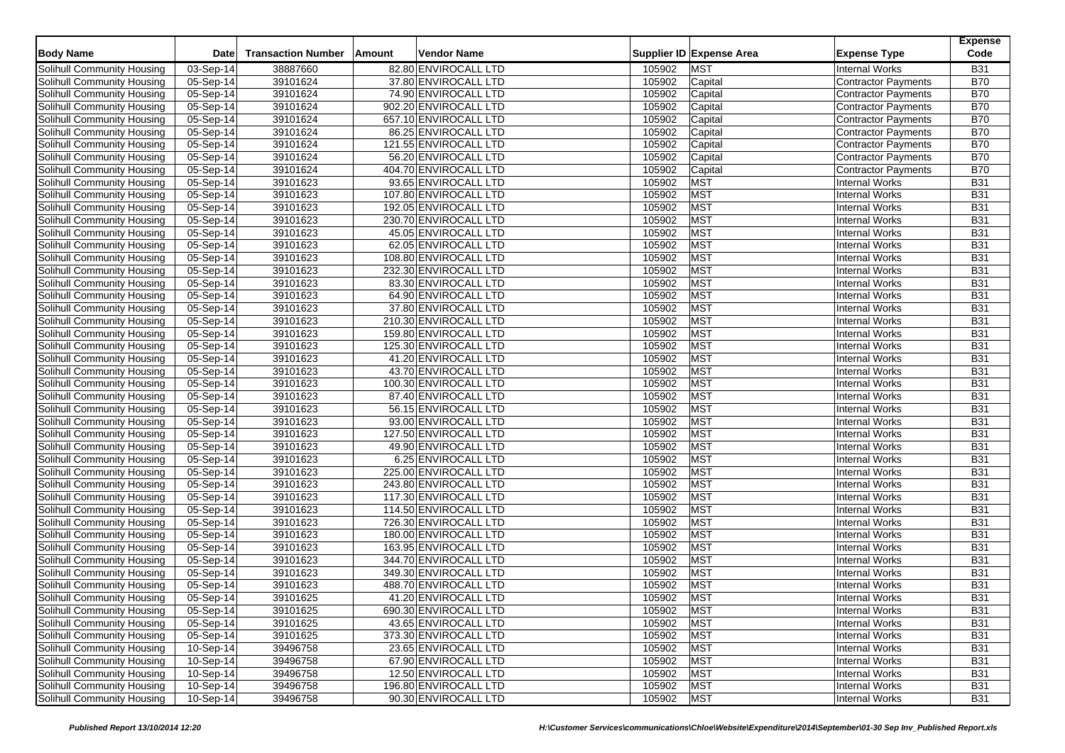| Body Name | Date | Transaction Number | Amount | Vendor Name | Supplier ID | Expense Area | Expense Type | Expense Code |
|---|---|---|---|---|---|---|---|---|
| Solihull Community Housing | 03-Sep-14 | 38887660 | 82.80 | ENVIROCALL LTD | 105902 | MST | Internal Works | B31 |
| Solihull Community Housing | 05-Sep-14 | 39101624 | 37.80 | ENVIROCALL LTD | 105902 | Capital | Contractor Payments | B70 |
| Solihull Community Housing | 05-Sep-14 | 39101624 | 74.90 | ENVIROCALL LTD | 105902 | Capital | Contractor Payments | B70 |
| Solihull Community Housing | 05-Sep-14 | 39101624 | 902.20 | ENVIROCALL LTD | 105902 | Capital | Contractor Payments | B70 |
| Solihull Community Housing | 05-Sep-14 | 39101624 | 657.10 | ENVIROCALL LTD | 105902 | Capital | Contractor Payments | B70 |
| Solihull Community Housing | 05-Sep-14 | 39101624 | 86.25 | ENVIROCALL LTD | 105902 | Capital | Contractor Payments | B70 |
| Solihull Community Housing | 05-Sep-14 | 39101624 | 121.55 | ENVIROCALL LTD | 105902 | Capital | Contractor Payments | B70 |
| Solihull Community Housing | 05-Sep-14 | 39101624 | 56.20 | ENVIROCALL LTD | 105902 | Capital | Contractor Payments | B70 |
| Solihull Community Housing | 05-Sep-14 | 39101624 | 404.70 | ENVIROCALL LTD | 105902 | Capital | Contractor Payments | B70 |
| Solihull Community Housing | 05-Sep-14 | 39101623 | 93.65 | ENVIROCALL LTD | 105902 | MST | Internal Works | B31 |
| Solihull Community Housing | 05-Sep-14 | 39101623 | 107.80 | ENVIROCALL LTD | 105902 | MST | Internal Works | B31 |
| Solihull Community Housing | 05-Sep-14 | 39101623 | 192.05 | ENVIROCALL LTD | 105902 | MST | Internal Works | B31 |
| Solihull Community Housing | 05-Sep-14 | 39101623 | 230.70 | ENVIROCALL LTD | 105902 | MST | Internal Works | B31 |
| Solihull Community Housing | 05-Sep-14 | 39101623 | 45.05 | ENVIROCALL LTD | 105902 | MST | Internal Works | B31 |
| Solihull Community Housing | 05-Sep-14 | 39101623 | 62.05 | ENVIROCALL LTD | 105902 | MST | Internal Works | B31 |
| Solihull Community Housing | 05-Sep-14 | 39101623 | 108.80 | ENVIROCALL LTD | 105902 | MST | Internal Works | B31 |
| Solihull Community Housing | 05-Sep-14 | 39101623 | 232.30 | ENVIROCALL LTD | 105902 | MST | Internal Works | B31 |
| Solihull Community Housing | 05-Sep-14 | 39101623 | 83.30 | ENVIROCALL LTD | 105902 | MST | Internal Works | B31 |
| Solihull Community Housing | 05-Sep-14 | 39101623 | 64.90 | ENVIROCALL LTD | 105902 | MST | Internal Works | B31 |
| Solihull Community Housing | 05-Sep-14 | 39101623 | 37.80 | ENVIROCALL LTD | 105902 | MST | Internal Works | B31 |
| Solihull Community Housing | 05-Sep-14 | 39101623 | 210.30 | ENVIROCALL LTD | 105902 | MST | Internal Works | B31 |
| Solihull Community Housing | 05-Sep-14 | 39101623 | 159.80 | ENVIROCALL LTD | 105902 | MST | Internal Works | B31 |
| Solihull Community Housing | 05-Sep-14 | 39101623 | 125.30 | ENVIROCALL LTD | 105902 | MST | Internal Works | B31 |
| Solihull Community Housing | 05-Sep-14 | 39101623 | 41.20 | ENVIROCALL LTD | 105902 | MST | Internal Works | B31 |
| Solihull Community Housing | 05-Sep-14 | 39101623 | 43.70 | ENVIROCALL LTD | 105902 | MST | Internal Works | B31 |
| Solihull Community Housing | 05-Sep-14 | 39101623 | 100.30 | ENVIROCALL LTD | 105902 | MST | Internal Works | B31 |
| Solihull Community Housing | 05-Sep-14 | 39101623 | 87.40 | ENVIROCALL LTD | 105902 | MST | Internal Works | B31 |
| Solihull Community Housing | 05-Sep-14 | 39101623 | 56.15 | ENVIROCALL LTD | 105902 | MST | Internal Works | B31 |
| Solihull Community Housing | 05-Sep-14 | 39101623 | 93.00 | ENVIROCALL LTD | 105902 | MST | Internal Works | B31 |
| Solihull Community Housing | 05-Sep-14 | 39101623 | 127.50 | ENVIROCALL LTD | 105902 | MST | Internal Works | B31 |
| Solihull Community Housing | 05-Sep-14 | 39101623 | 49.90 | ENVIROCALL LTD | 105902 | MST | Internal Works | B31 |
| Solihull Community Housing | 05-Sep-14 | 39101623 | 6.25 | ENVIROCALL LTD | 105902 | MST | Internal Works | B31 |
| Solihull Community Housing | 05-Sep-14 | 39101623 | 225.00 | ENVIROCALL LTD | 105902 | MST | Internal Works | B31 |
| Solihull Community Housing | 05-Sep-14 | 39101623 | 243.80 | ENVIROCALL LTD | 105902 | MST | Internal Works | B31 |
| Solihull Community Housing | 05-Sep-14 | 39101623 | 117.30 | ENVIROCALL LTD | 105902 | MST | Internal Works | B31 |
| Solihull Community Housing | 05-Sep-14 | 39101623 | 114.50 | ENVIROCALL LTD | 105902 | MST | Internal Works | B31 |
| Solihull Community Housing | 05-Sep-14 | 39101623 | 726.30 | ENVIROCALL LTD | 105902 | MST | Internal Works | B31 |
| Solihull Community Housing | 05-Sep-14 | 39101623 | 180.00 | ENVIROCALL LTD | 105902 | MST | Internal Works | B31 |
| Solihull Community Housing | 05-Sep-14 | 39101623 | 163.95 | ENVIROCALL LTD | 105902 | MST | Internal Works | B31 |
| Solihull Community Housing | 05-Sep-14 | 39101623 | 344.70 | ENVIROCALL LTD | 105902 | MST | Internal Works | B31 |
| Solihull Community Housing | 05-Sep-14 | 39101623 | 349.30 | ENVIROCALL LTD | 105902 | MST | Internal Works | B31 |
| Solihull Community Housing | 05-Sep-14 | 39101623 | 488.70 | ENVIROCALL LTD | 105902 | MST | Internal Works | B31 |
| Solihull Community Housing | 05-Sep-14 | 39101625 | 41.20 | ENVIROCALL LTD | 105902 | MST | Internal Works | B31 |
| Solihull Community Housing | 05-Sep-14 | 39101625 | 690.30 | ENVIROCALL LTD | 105902 | MST | Internal Works | B31 |
| Solihull Community Housing | 05-Sep-14 | 39101625 | 43.65 | ENVIROCALL LTD | 105902 | MST | Internal Works | B31 |
| Solihull Community Housing | 05-Sep-14 | 39101625 | 373.30 | ENVIROCALL LTD | 105902 | MST | Internal Works | B31 |
| Solihull Community Housing | 10-Sep-14 | 39496758 | 23.65 | ENVIROCALL LTD | 105902 | MST | Internal Works | B31 |
| Solihull Community Housing | 10-Sep-14 | 39496758 | 67.90 | ENVIROCALL LTD | 105902 | MST | Internal Works | B31 |
| Solihull Community Housing | 10-Sep-14 | 39496758 | 12.50 | ENVIROCALL LTD | 105902 | MST | Internal Works | B31 |
| Solihull Community Housing | 10-Sep-14 | 39496758 | 196.80 | ENVIROCALL LTD | 105902 | MST | Internal Works | B31 |
| Solihull Community Housing | 10-Sep-14 | 39496758 | 90.30 | ENVIROCALL LTD | 105902 | MST | Internal Works | B31 |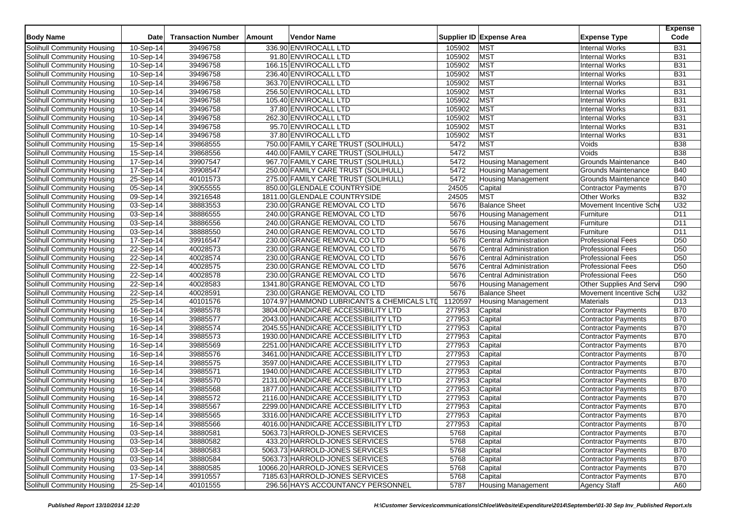| Body Name | Date | Transaction Number | Amount | Vendor Name | Supplier ID | Expense Area | Expense Type | Expense Code |
|---|---|---|---|---|---|---|---|---|
| Solihull Community Housing | 10-Sep-14 | 39496758 | 336.90 | ENVIROCALL LTD | 105902 | MST | Internal Works | B31 |
| Solihull Community Housing | 10-Sep-14 | 39496758 | 91.80 | ENVIROCALL LTD | 105902 | MST | Internal Works | B31 |
| Solihull Community Housing | 10-Sep-14 | 39496758 | 166.15 | ENVIROCALL LTD | 105902 | MST | Internal Works | B31 |
| Solihull Community Housing | 10-Sep-14 | 39496758 | 236.40 | ENVIROCALL LTD | 105902 | MST | Internal Works | B31 |
| Solihull Community Housing | 10-Sep-14 | 39496758 | 363.70 | ENVIROCALL LTD | 105902 | MST | Internal Works | B31 |
| Solihull Community Housing | 10-Sep-14 | 39496758 | 256.50 | ENVIROCALL LTD | 105902 | MST | Internal Works | B31 |
| Solihull Community Housing | 10-Sep-14 | 39496758 | 105.40 | ENVIROCALL LTD | 105902 | MST | Internal Works | B31 |
| Solihull Community Housing | 10-Sep-14 | 39496758 | 37.80 | ENVIROCALL LTD | 105902 | MST | Internal Works | B31 |
| Solihull Community Housing | 10-Sep-14 | 39496758 | 262.30 | ENVIROCALL LTD | 105902 | MST | Internal Works | B31 |
| Solihull Community Housing | 10-Sep-14 | 39496758 | 95.70 | ENVIROCALL LTD | 105902 | MST | Internal Works | B31 |
| Solihull Community Housing | 10-Sep-14 | 39496758 | 37.80 | ENVIROCALL LTD | 105902 | MST | Internal Works | B31 |
| Solihull Community Housing | 15-Sep-14 | 39868555 | 750.00 | FAMILY CARE TRUST (SOLIHULL) | 5472 | MST | Voids | B38 |
| Solihull Community Housing | 15-Sep-14 | 39868556 | 440.00 | FAMILY CARE TRUST (SOLIHULL) | 5472 | MST | Voids | B38 |
| Solihull Community Housing | 17-Sep-14 | 39907547 | 967.70 | FAMILY CARE TRUST (SOLIHULL) | 5472 | Housing Management | Grounds Maintenance | B40 |
| Solihull Community Housing | 17-Sep-14 | 39908547 | 250.00 | FAMILY CARE TRUST (SOLIHULL) | 5472 | Housing Management | Grounds Maintenance | B40 |
| Solihull Community Housing | 25-Sep-14 | 40101573 | 275.00 | FAMILY CARE TRUST (SOLIHULL) | 5472 | Housing Management | Grounds Maintenance | B40 |
| Solihull Community Housing | 05-Sep-14 | 39055555 | 850.00 | GLENDALE COUNTRYSIDE | 24505 | Capital | Contractor Payments | B70 |
| Solihull Community Housing | 09-Sep-14 | 39216548 | 1811.00 | GLENDALE COUNTRYSIDE | 24505 | MST | Other Works | B32 |
| Solihull Community Housing | 03-Sep-14 | 38883553 | 230.00 | GRANGE REMOVAL CO LTD | 5676 | Balance Sheet | Movement Incentive Sche | U32 |
| Solihull Community Housing | 03-Sep-14 | 38886555 | 240.00 | GRANGE REMOVAL CO LTD | 5676 | Housing Management | Furniture | D11 |
| Solihull Community Housing | 03-Sep-14 | 38886556 | 240.00 | GRANGE REMOVAL CO LTD | 5676 | Housing Management | Furniture | D11 |
| Solihull Community Housing | 03-Sep-14 | 38888550 | 240.00 | GRANGE REMOVAL CO LTD | 5676 | Housing Management | Furniture | D11 |
| Solihull Community Housing | 17-Sep-14 | 39916547 | 230.00 | GRANGE REMOVAL CO LTD | 5676 | Central Administration | Professional Fees | D50 |
| Solihull Community Housing | 22-Sep-14 | 40028573 | 230.00 | GRANGE REMOVAL CO LTD | 5676 | Central Administration | Professional Fees | D50 |
| Solihull Community Housing | 22-Sep-14 | 40028574 | 230.00 | GRANGE REMOVAL CO LTD | 5676 | Central Administration | Professional Fees | D50 |
| Solihull Community Housing | 22-Sep-14 | 40028575 | 230.00 | GRANGE REMOVAL CO LTD | 5676 | Central Administration | Professional Fees | D50 |
| Solihull Community Housing | 22-Sep-14 | 40028578 | 230.00 | GRANGE REMOVAL CO LTD | 5676 | Central Administration | Professional Fees | D50 |
| Solihull Community Housing | 22-Sep-14 | 40028583 | 1341.80 | GRANGE REMOVAL CO LTD | 5676 | Housing Management | Other Supplies And Servi | D90 |
| Solihull Community Housing | 22-Sep-14 | 40028591 | 230.00 | GRANGE REMOVAL CO LTD | 5676 | Balance Sheet | Movement Incentive Sche | U32 |
| Solihull Community Housing | 25-Sep-14 | 40101576 | 1074.97 | HAMMOND LUBRICANTS & CHEMICALS LTD | 1120597 | Housing Management | Materials | D13 |
| Solihull Community Housing | 16-Sep-14 | 39885578 | 3804.00 | HANDICARE ACCESSIBILITY LTD | 277953 | Capital | Contractor Payments | B70 |
| Solihull Community Housing | 16-Sep-14 | 39885577 | 2043.00 | HANDICARE ACCESSIBILITY LTD | 277953 | Capital | Contractor Payments | B70 |
| Solihull Community Housing | 16-Sep-14 | 39885574 | 2045.55 | HANDICARE ACCESSIBILITY LTD | 277953 | Capital | Contractor Payments | B70 |
| Solihull Community Housing | 16-Sep-14 | 39885573 | 1930.00 | HANDICARE ACCESSIBILITY LTD | 277953 | Capital | Contractor Payments | B70 |
| Solihull Community Housing | 16-Sep-14 | 39885569 | 2251.00 | HANDICARE ACCESSIBILITY LTD | 277953 | Capital | Contractor Payments | B70 |
| Solihull Community Housing | 16-Sep-14 | 39885576 | 3461.00 | HANDICARE ACCESSIBILITY LTD | 277953 | Capital | Contractor Payments | B70 |
| Solihull Community Housing | 16-Sep-14 | 39885575 | 3597.00 | HANDICARE ACCESSIBILITY LTD | 277953 | Capital | Contractor Payments | B70 |
| Solihull Community Housing | 16-Sep-14 | 39885571 | 1940.00 | HANDICARE ACCESSIBILITY LTD | 277953 | Capital | Contractor Payments | B70 |
| Solihull Community Housing | 16-Sep-14 | 39885570 | 2131.00 | HANDICARE ACCESSIBILITY LTD | 277953 | Capital | Contractor Payments | B70 |
| Solihull Community Housing | 16-Sep-14 | 39885568 | 1877.00 | HANDICARE ACCESSIBILITY LTD | 277953 | Capital | Contractor Payments | B70 |
| Solihull Community Housing | 16-Sep-14 | 39885572 | 2116.00 | HANDICARE ACCESSIBILITY LTD | 277953 | Capital | Contractor Payments | B70 |
| Solihull Community Housing | 16-Sep-14 | 39885567 | 2299.00 | HANDICARE ACCESSIBILITY LTD | 277953 | Capital | Contractor Payments | B70 |
| Solihull Community Housing | 16-Sep-14 | 39885565 | 3316.00 | HANDICARE ACCESSIBILITY LTD | 277953 | Capital | Contractor Payments | B70 |
| Solihull Community Housing | 16-Sep-14 | 39885566 | 4016.00 | HANDICARE ACCESSIBILITY LTD | 277953 | Capital | Contractor Payments | B70 |
| Solihull Community Housing | 03-Sep-14 | 38880581 | 5063.73 | HARROLD-JONES SERVICES | 5768 | Capital | Contractor Payments | B70 |
| Solihull Community Housing | 03-Sep-14 | 38880582 | 433.20 | HARROLD-JONES SERVICES | 5768 | Capital | Contractor Payments | B70 |
| Solihull Community Housing | 03-Sep-14 | 38880583 | 5063.73 | HARROLD-JONES SERVICES | 5768 | Capital | Contractor Payments | B70 |
| Solihull Community Housing | 03-Sep-14 | 38880584 | 5063.73 | HARROLD-JONES SERVICES | 5768 | Capital | Contractor Payments | B70 |
| Solihull Community Housing | 03-Sep-14 | 38880585 | 10066.20 | HARROLD-JONES SERVICES | 5768 | Capital | Contractor Payments | B70 |
| Solihull Community Housing | 17-Sep-14 | 39910557 | 7185.63 | HARROLD-JONES SERVICES | 5768 | Capital | Contractor Payments | B70 |
| Solihull Community Housing | 25-Sep-14 | 40101555 | 296.56 | HAYS ACCOUNTANCY PERSONNEL | 5787 | Housing Management | Agency Staff | A60 |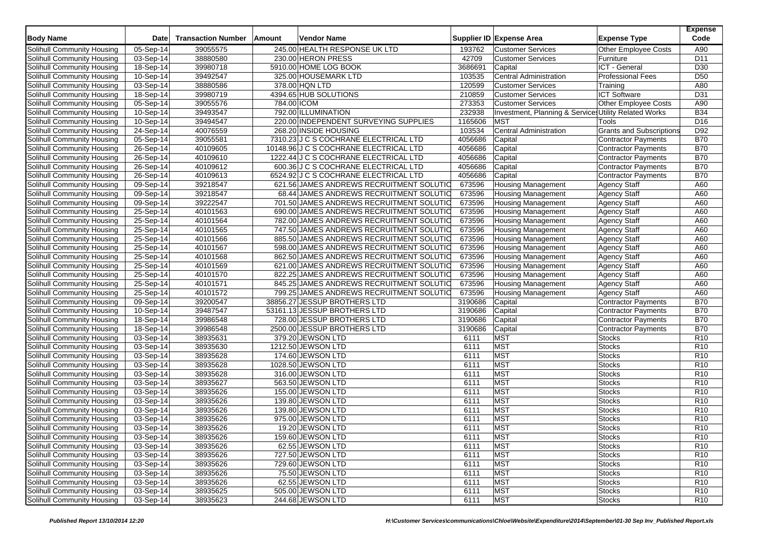| Body Name | Date | Transaction Number | Amount | Vendor Name | Supplier ID | Expense Area | Expense Type | Expense Code |
|---|---|---|---|---|---|---|---|---|
| Solihull Community Housing | 05-Sep-14 | 39055575 | 245.00 | HEALTH RESPONSE UK LTD | 193762 | Customer Services | Other Employee Costs | A90 |
| Solihull Community Housing | 03-Sep-14 | 38880580 | 230.00 | HERON PRESS | 42709 | Customer Services | Furniture | D11 |
| Solihull Community Housing | 18-Sep-14 | 39980718 | 5910.00 | HOME LOG BOOK | 3686691 | Capital | ICT - General | D30 |
| Solihull Community Housing | 10-Sep-14 | 39492547 | 325.00 | HOUSEMARK LTD | 103535 | Central Administration | Professional Fees | D50 |
| Solihull Community Housing | 03-Sep-14 | 38880586 | 378.00 | HQN LTD | 120599 | Customer Services | Training | A80 |
| Solihull Community Housing | 18-Sep-14 | 39980719 | 4394.65 | HUB SOLUTIONS | 210859 | Customer Services | ICT Software | D31 |
| Solihull Community Housing | 05-Sep-14 | 39055576 | 784.00 | ICOM | 273353 | Customer Services | Other Employee Costs | A90 |
| Solihull Community Housing | 10-Sep-14 | 39493547 | 792.00 | ILLUMINATION | 232938 | Investment, Planning & Services | Utility Related Works | B34 |
| Solihull Community Housing | 10-Sep-14 | 39494547 | 220.00 | INDEPENDENT SURVEYING SUPPLIES | 1165606 | MST | Tools | D16 |
| Solihull Community Housing | 24-Sep-14 | 40076559 | 268.20 | INSIDE HOUSING | 103534 | Central Administration | Grants and Subscriptions | D92 |
| Solihull Community Housing | 05-Sep-14 | 39055581 | 7310.23 | J C S COCHRANE ELECTRICAL LTD | 4056686 | Capital | Contractor Payments | B70 |
| Solihull Community Housing | 26-Sep-14 | 40109605 | 10148.96 | J C S COCHRANE ELECTRICAL LTD | 4056686 | Capital | Contractor Payments | B70 |
| Solihull Community Housing | 26-Sep-14 | 40109610 | 1222.44 | J C S COCHRANE ELECTRICAL LTD | 4056686 | Capital | Contractor Payments | B70 |
| Solihull Community Housing | 26-Sep-14 | 40109612 | 600.36 | J C S COCHRANE ELECTRICAL LTD | 4056686 | Capital | Contractor Payments | B70 |
| Solihull Community Housing | 26-Sep-14 | 40109613 | 6524.92 | J C S COCHRANE ELECTRICAL LTD | 4056686 | Capital | Contractor Payments | B70 |
| Solihull Community Housing | 09-Sep-14 | 39218547 | 621.56 | JAMES ANDREWS RECRUITMENT SOLUTIO | 673596 | Housing Management | Agency Staff | A60 |
| Solihull Community Housing | 09-Sep-14 | 39218547 | 68.44 | JAMES ANDREWS RECRUITMENT SOLUTIO | 673596 | Housing Management | Agency Staff | A60 |
| Solihull Community Housing | 09-Sep-14 | 39222547 | 701.50 | JAMES ANDREWS RECRUITMENT SOLUTIO | 673596 | Housing Management | Agency Staff | A60 |
| Solihull Community Housing | 25-Sep-14 | 40101563 | 690.00 | JAMES ANDREWS RECRUITMENT SOLUTIO | 673596 | Housing Management | Agency Staff | A60 |
| Solihull Community Housing | 25-Sep-14 | 40101564 | 782.00 | JAMES ANDREWS RECRUITMENT SOLUTIO | 673596 | Housing Management | Agency Staff | A60 |
| Solihull Community Housing | 25-Sep-14 | 40101565 | 747.50 | JAMES ANDREWS RECRUITMENT SOLUTIO | 673596 | Housing Management | Agency Staff | A60 |
| Solihull Community Housing | 25-Sep-14 | 40101566 | 885.50 | JAMES ANDREWS RECRUITMENT SOLUTIO | 673596 | Housing Management | Agency Staff | A60 |
| Solihull Community Housing | 25-Sep-14 | 40101567 | 598.00 | JAMES ANDREWS RECRUITMENT SOLUTIO | 673596 | Housing Management | Agency Staff | A60 |
| Solihull Community Housing | 25-Sep-14 | 40101568 | 862.50 | JAMES ANDREWS RECRUITMENT SOLUTIO | 673596 | Housing Management | Agency Staff | A60 |
| Solihull Community Housing | 25-Sep-14 | 40101569 | 621.00 | JAMES ANDREWS RECRUITMENT SOLUTIO | 673596 | Housing Management | Agency Staff | A60 |
| Solihull Community Housing | 25-Sep-14 | 40101570 | 822.25 | JAMES ANDREWS RECRUITMENT SOLUTIO | 673596 | Housing Management | Agency Staff | A60 |
| Solihull Community Housing | 25-Sep-14 | 40101571 | 845.25 | JAMES ANDREWS RECRUITMENT SOLUTIO | 673596 | Housing Management | Agency Staff | A60 |
| Solihull Community Housing | 25-Sep-14 | 40101572 | 799.25 | JAMES ANDREWS RECRUITMENT SOLUTIO | 673596 | Housing Management | Agency Staff | A60 |
| Solihull Community Housing | 09-Sep-14 | 39200547 | 38856.27 | JESSUP BROTHERS LTD | 3190686 | Capital | Contractor Payments | B70 |
| Solihull Community Housing | 10-Sep-14 | 39487547 | 53161.13 | JESSUP BROTHERS LTD | 3190686 | Capital | Contractor Payments | B70 |
| Solihull Community Housing | 18-Sep-14 | 39986548 | 728.00 | JESSUP BROTHERS LTD | 3190686 | Capital | Contractor Payments | B70 |
| Solihull Community Housing | 18-Sep-14 | 39986548 | 2500.00 | JESSUP BROTHERS LTD | 3190686 | Capital | Contractor Payments | B70 |
| Solihull Community Housing | 03-Sep-14 | 38935631 | 379.20 | JEWSON LTD | 6111 | MST | Stocks | R10 |
| Solihull Community Housing | 03-Sep-14 | 38935630 | 1212.50 | JEWSON LTD | 6111 | MST | Stocks | R10 |
| Solihull Community Housing | 03-Sep-14 | 38935628 | 174.60 | JEWSON LTD | 6111 | MST | Stocks | R10 |
| Solihull Community Housing | 03-Sep-14 | 38935628 | 1028.50 | JEWSON LTD | 6111 | MST | Stocks | R10 |
| Solihull Community Housing | 03-Sep-14 | 38935628 | 316.00 | JEWSON LTD | 6111 | MST | Stocks | R10 |
| Solihull Community Housing | 03-Sep-14 | 38935627 | 563.50 | JEWSON LTD | 6111 | MST | Stocks | R10 |
| Solihull Community Housing | 03-Sep-14 | 38935626 | 155.00 | JEWSON LTD | 6111 | MST | Stocks | R10 |
| Solihull Community Housing | 03-Sep-14 | 38935626 | 139.80 | JEWSON LTD | 6111 | MST | Stocks | R10 |
| Solihull Community Housing | 03-Sep-14 | 38935626 | 139.80 | JEWSON LTD | 6111 | MST | Stocks | R10 |
| Solihull Community Housing | 03-Sep-14 | 38935626 | 975.00 | JEWSON LTD | 6111 | MST | Stocks | R10 |
| Solihull Community Housing | 03-Sep-14 | 38935626 | 19.20 | JEWSON LTD | 6111 | MST | Stocks | R10 |
| Solihull Community Housing | 03-Sep-14 | 38935626 | 159.60 | JEWSON LTD | 6111 | MST | Stocks | R10 |
| Solihull Community Housing | 03-Sep-14 | 38935626 | 62.55 | JEWSON LTD | 6111 | MST | Stocks | R10 |
| Solihull Community Housing | 03-Sep-14 | 38935626 | 727.50 | JEWSON LTD | 6111 | MST | Stocks | R10 |
| Solihull Community Housing | 03-Sep-14 | 38935626 | 729.60 | JEWSON LTD | 6111 | MST | Stocks | R10 |
| Solihull Community Housing | 03-Sep-14 | 38935626 | 75.50 | JEWSON LTD | 6111 | MST | Stocks | R10 |
| Solihull Community Housing | 03-Sep-14 | 38935626 | 62.55 | JEWSON LTD | 6111 | MST | Stocks | R10 |
| Solihull Community Housing | 03-Sep-14 | 38935625 | 505.00 | JEWSON LTD | 6111 | MST | Stocks | R10 |
| Solihull Community Housing | 03-Sep-14 | 38935623 | 244.68 | JEWSON LTD | 6111 | MST | Stocks | R10 |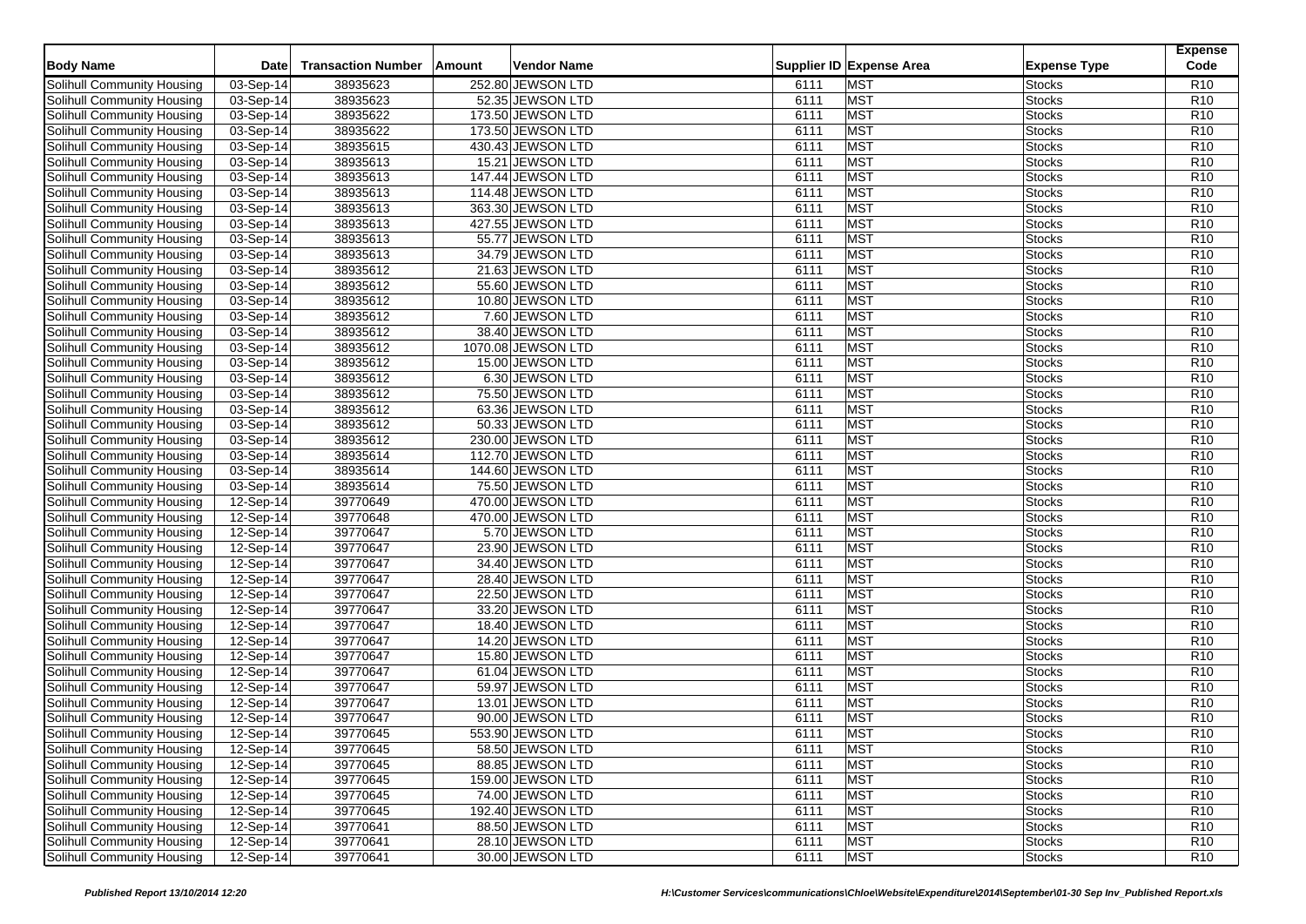| Body Name | Date | Transaction Number | Amount | Vendor Name | Supplier ID | Expense Area | Expense Type | Expense Code |
|---|---|---|---|---|---|---|---|---|
| Solihull Community Housing | 03-Sep-14 | 38935623 | 252.80 | JEWSON LTD | 6111 | MST | Stocks | R10 |
| Solihull Community Housing | 03-Sep-14 | 38935623 | 52.35 | JEWSON LTD | 6111 | MST | Stocks | R10 |
| Solihull Community Housing | 03-Sep-14 | 38935622 | 173.50 | JEWSON LTD | 6111 | MST | Stocks | R10 |
| Solihull Community Housing | 03-Sep-14 | 38935622 | 173.50 | JEWSON LTD | 6111 | MST | Stocks | R10 |
| Solihull Community Housing | 03-Sep-14 | 38935615 | 430.43 | JEWSON LTD | 6111 | MST | Stocks | R10 |
| Solihull Community Housing | 03-Sep-14 | 38935613 | 15.21 | JEWSON LTD | 6111 | MST | Stocks | R10 |
| Solihull Community Housing | 03-Sep-14 | 38935613 | 147.44 | JEWSON LTD | 6111 | MST | Stocks | R10 |
| Solihull Community Housing | 03-Sep-14 | 38935613 | 114.48 | JEWSON LTD | 6111 | MST | Stocks | R10 |
| Solihull Community Housing | 03-Sep-14 | 38935613 | 363.30 | JEWSON LTD | 6111 | MST | Stocks | R10 |
| Solihull Community Housing | 03-Sep-14 | 38935613 | 427.55 | JEWSON LTD | 6111 | MST | Stocks | R10 |
| Solihull Community Housing | 03-Sep-14 | 38935613 | 55.77 | JEWSON LTD | 6111 | MST | Stocks | R10 |
| Solihull Community Housing | 03-Sep-14 | 38935613 | 34.79 | JEWSON LTD | 6111 | MST | Stocks | R10 |
| Solihull Community Housing | 03-Sep-14 | 38935612 | 21.63 | JEWSON LTD | 6111 | MST | Stocks | R10 |
| Solihull Community Housing | 03-Sep-14 | 38935612 | 55.60 | JEWSON LTD | 6111 | MST | Stocks | R10 |
| Solihull Community Housing | 03-Sep-14 | 38935612 | 10.80 | JEWSON LTD | 6111 | MST | Stocks | R10 |
| Solihull Community Housing | 03-Sep-14 | 38935612 | 7.60 | JEWSON LTD | 6111 | MST | Stocks | R10 |
| Solihull Community Housing | 03-Sep-14 | 38935612 | 38.40 | JEWSON LTD | 6111 | MST | Stocks | R10 |
| Solihull Community Housing | 03-Sep-14 | 38935612 | 1070.08 | JEWSON LTD | 6111 | MST | Stocks | R10 |
| Solihull Community Housing | 03-Sep-14 | 38935612 | 15.00 | JEWSON LTD | 6111 | MST | Stocks | R10 |
| Solihull Community Housing | 03-Sep-14 | 38935612 | 6.30 | JEWSON LTD | 6111 | MST | Stocks | R10 |
| Solihull Community Housing | 03-Sep-14 | 38935612 | 75.50 | JEWSON LTD | 6111 | MST | Stocks | R10 |
| Solihull Community Housing | 03-Sep-14 | 38935612 | 63.36 | JEWSON LTD | 6111 | MST | Stocks | R10 |
| Solihull Community Housing | 03-Sep-14 | 38935612 | 50.33 | JEWSON LTD | 6111 | MST | Stocks | R10 |
| Solihull Community Housing | 03-Sep-14 | 38935612 | 230.00 | JEWSON LTD | 6111 | MST | Stocks | R10 |
| Solihull Community Housing | 03-Sep-14 | 38935614 | 112.70 | JEWSON LTD | 6111 | MST | Stocks | R10 |
| Solihull Community Housing | 03-Sep-14 | 38935614 | 144.60 | JEWSON LTD | 6111 | MST | Stocks | R10 |
| Solihull Community Housing | 03-Sep-14 | 38935614 | 75.50 | JEWSON LTD | 6111 | MST | Stocks | R10 |
| Solihull Community Housing | 12-Sep-14 | 39770649 | 470.00 | JEWSON LTD | 6111 | MST | Stocks | R10 |
| Solihull Community Housing | 12-Sep-14 | 39770648 | 470.00 | JEWSON LTD | 6111 | MST | Stocks | R10 |
| Solihull Community Housing | 12-Sep-14 | 39770647 | 5.70 | JEWSON LTD | 6111 | MST | Stocks | R10 |
| Solihull Community Housing | 12-Sep-14 | 39770647 | 23.90 | JEWSON LTD | 6111 | MST | Stocks | R10 |
| Solihull Community Housing | 12-Sep-14 | 39770647 | 34.40 | JEWSON LTD | 6111 | MST | Stocks | R10 |
| Solihull Community Housing | 12-Sep-14 | 39770647 | 28.40 | JEWSON LTD | 6111 | MST | Stocks | R10 |
| Solihull Community Housing | 12-Sep-14 | 39770647 | 22.50 | JEWSON LTD | 6111 | MST | Stocks | R10 |
| Solihull Community Housing | 12-Sep-14 | 39770647 | 33.20 | JEWSON LTD | 6111 | MST | Stocks | R10 |
| Solihull Community Housing | 12-Sep-14 | 39770647 | 18.40 | JEWSON LTD | 6111 | MST | Stocks | R10 |
| Solihull Community Housing | 12-Sep-14 | 39770647 | 14.20 | JEWSON LTD | 6111 | MST | Stocks | R10 |
| Solihull Community Housing | 12-Sep-14 | 39770647 | 15.80 | JEWSON LTD | 6111 | MST | Stocks | R10 |
| Solihull Community Housing | 12-Sep-14 | 39770647 | 61.04 | JEWSON LTD | 6111 | MST | Stocks | R10 |
| Solihull Community Housing | 12-Sep-14 | 39770647 | 59.97 | JEWSON LTD | 6111 | MST | Stocks | R10 |
| Solihull Community Housing | 12-Sep-14 | 39770647 | 13.01 | JEWSON LTD | 6111 | MST | Stocks | R10 |
| Solihull Community Housing | 12-Sep-14 | 39770647 | 90.00 | JEWSON LTD | 6111 | MST | Stocks | R10 |
| Solihull Community Housing | 12-Sep-14 | 39770645 | 553.90 | JEWSON LTD | 6111 | MST | Stocks | R10 |
| Solihull Community Housing | 12-Sep-14 | 39770645 | 58.50 | JEWSON LTD | 6111 | MST | Stocks | R10 |
| Solihull Community Housing | 12-Sep-14 | 39770645 | 88.85 | JEWSON LTD | 6111 | MST | Stocks | R10 |
| Solihull Community Housing | 12-Sep-14 | 39770645 | 159.00 | JEWSON LTD | 6111 | MST | Stocks | R10 |
| Solihull Community Housing | 12-Sep-14 | 39770645 | 74.00 | JEWSON LTD | 6111 | MST | Stocks | R10 |
| Solihull Community Housing | 12-Sep-14 | 39770645 | 192.40 | JEWSON LTD | 6111 | MST | Stocks | R10 |
| Solihull Community Housing | 12-Sep-14 | 39770641 | 88.50 | JEWSON LTD | 6111 | MST | Stocks | R10 |
| Solihull Community Housing | 12-Sep-14 | 39770641 | 28.10 | JEWSON LTD | 6111 | MST | Stocks | R10 |
| Solihull Community Housing | 12-Sep-14 | 39770641 | 30.00 | JEWSON LTD | 6111 | MST | Stocks | R10 |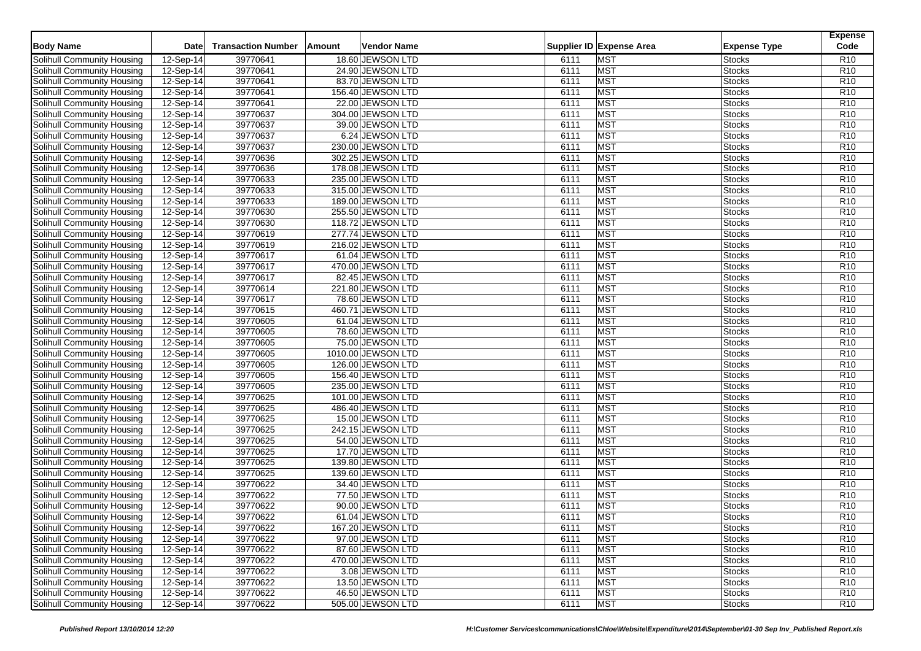| Body Name | Date | Transaction Number | Amount | Vendor Name | Supplier ID | Expense Area | Expense Type | Expense Code |
|---|---|---|---|---|---|---|---|---|
| Solihull Community Housing | 12-Sep-14 | 39770641 | 18.60 | JEWSON LTD | 6111 | MST | Stocks | R10 |
| Solihull Community Housing | 12-Sep-14 | 39770641 | 24.90 | JEWSON LTD | 6111 | MST | Stocks | R10 |
| Solihull Community Housing | 12-Sep-14 | 39770641 | 83.70 | JEWSON LTD | 6111 | MST | Stocks | R10 |
| Solihull Community Housing | 12-Sep-14 | 39770641 | 156.40 | JEWSON LTD | 6111 | MST | Stocks | R10 |
| Solihull Community Housing | 12-Sep-14 | 39770641 | 22.00 | JEWSON LTD | 6111 | MST | Stocks | R10 |
| Solihull Community Housing | 12-Sep-14 | 39770637 | 304.00 | JEWSON LTD | 6111 | MST | Stocks | R10 |
| Solihull Community Housing | 12-Sep-14 | 39770637 | 39.00 | JEWSON LTD | 6111 | MST | Stocks | R10 |
| Solihull Community Housing | 12-Sep-14 | 39770637 | 6.24 | JEWSON LTD | 6111 | MST | Stocks | R10 |
| Solihull Community Housing | 12-Sep-14 | 39770637 | 230.00 | JEWSON LTD | 6111 | MST | Stocks | R10 |
| Solihull Community Housing | 12-Sep-14 | 39770636 | 302.25 | JEWSON LTD | 6111 | MST | Stocks | R10 |
| Solihull Community Housing | 12-Sep-14 | 39770636 | 178.08 | JEWSON LTD | 6111 | MST | Stocks | R10 |
| Solihull Community Housing | 12-Sep-14 | 39770633 | 235.00 | JEWSON LTD | 6111 | MST | Stocks | R10 |
| Solihull Community Housing | 12-Sep-14 | 39770633 | 315.00 | JEWSON LTD | 6111 | MST | Stocks | R10 |
| Solihull Community Housing | 12-Sep-14 | 39770633 | 189.00 | JEWSON LTD | 6111 | MST | Stocks | R10 |
| Solihull Community Housing | 12-Sep-14 | 39770630 | 255.50 | JEWSON LTD | 6111 | MST | Stocks | R10 |
| Solihull Community Housing | 12-Sep-14 | 39770630 | 118.72 | JEWSON LTD | 6111 | MST | Stocks | R10 |
| Solihull Community Housing | 12-Sep-14 | 39770619 | 277.74 | JEWSON LTD | 6111 | MST | Stocks | R10 |
| Solihull Community Housing | 12-Sep-14 | 39770619 | 216.02 | JEWSON LTD | 6111 | MST | Stocks | R10 |
| Solihull Community Housing | 12-Sep-14 | 39770617 | 61.04 | JEWSON LTD | 6111 | MST | Stocks | R10 |
| Solihull Community Housing | 12-Sep-14 | 39770617 | 470.00 | JEWSON LTD | 6111 | MST | Stocks | R10 |
| Solihull Community Housing | 12-Sep-14 | 39770617 | 82.45 | JEWSON LTD | 6111 | MST | Stocks | R10 |
| Solihull Community Housing | 12-Sep-14 | 39770614 | 221.80 | JEWSON LTD | 6111 | MST | Stocks | R10 |
| Solihull Community Housing | 12-Sep-14 | 39770617 | 78.60 | JEWSON LTD | 6111 | MST | Stocks | R10 |
| Solihull Community Housing | 12-Sep-14 | 39770615 | 460.71 | JEWSON LTD | 6111 | MST | Stocks | R10 |
| Solihull Community Housing | 12-Sep-14 | 39770605 | 61.04 | JEWSON LTD | 6111 | MST | Stocks | R10 |
| Solihull Community Housing | 12-Sep-14 | 39770605 | 78.60 | JEWSON LTD | 6111 | MST | Stocks | R10 |
| Solihull Community Housing | 12-Sep-14 | 39770605 | 75.00 | JEWSON LTD | 6111 | MST | Stocks | R10 |
| Solihull Community Housing | 12-Sep-14 | 39770605 | 1010.00 | JEWSON LTD | 6111 | MST | Stocks | R10 |
| Solihull Community Housing | 12-Sep-14 | 39770605 | 126.00 | JEWSON LTD | 6111 | MST | Stocks | R10 |
| Solihull Community Housing | 12-Sep-14 | 39770605 | 156.40 | JEWSON LTD | 6111 | MST | Stocks | R10 |
| Solihull Community Housing | 12-Sep-14 | 39770605 | 235.00 | JEWSON LTD | 6111 | MST | Stocks | R10 |
| Solihull Community Housing | 12-Sep-14 | 39770625 | 101.00 | JEWSON LTD | 6111 | MST | Stocks | R10 |
| Solihull Community Housing | 12-Sep-14 | 39770625 | 486.40 | JEWSON LTD | 6111 | MST | Stocks | R10 |
| Solihull Community Housing | 12-Sep-14 | 39770625 | 15.00 | JEWSON LTD | 6111 | MST | Stocks | R10 |
| Solihull Community Housing | 12-Sep-14 | 39770625 | 242.15 | JEWSON LTD | 6111 | MST | Stocks | R10 |
| Solihull Community Housing | 12-Sep-14 | 39770625 | 54.00 | JEWSON LTD | 6111 | MST | Stocks | R10 |
| Solihull Community Housing | 12-Sep-14 | 39770625 | 17.70 | JEWSON LTD | 6111 | MST | Stocks | R10 |
| Solihull Community Housing | 12-Sep-14 | 39770625 | 139.80 | JEWSON LTD | 6111 | MST | Stocks | R10 |
| Solihull Community Housing | 12-Sep-14 | 39770625 | 139.60 | JEWSON LTD | 6111 | MST | Stocks | R10 |
| Solihull Community Housing | 12-Sep-14 | 39770622 | 34.40 | JEWSON LTD | 6111 | MST | Stocks | R10 |
| Solihull Community Housing | 12-Sep-14 | 39770622 | 77.50 | JEWSON LTD | 6111 | MST | Stocks | R10 |
| Solihull Community Housing | 12-Sep-14 | 39770622 | 90.00 | JEWSON LTD | 6111 | MST | Stocks | R10 |
| Solihull Community Housing | 12-Sep-14 | 39770622 | 61.04 | JEWSON LTD | 6111 | MST | Stocks | R10 |
| Solihull Community Housing | 12-Sep-14 | 39770622 | 167.20 | JEWSON LTD | 6111 | MST | Stocks | R10 |
| Solihull Community Housing | 12-Sep-14 | 39770622 | 97.00 | JEWSON LTD | 6111 | MST | Stocks | R10 |
| Solihull Community Housing | 12-Sep-14 | 39770622 | 87.60 | JEWSON LTD | 6111 | MST | Stocks | R10 |
| Solihull Community Housing | 12-Sep-14 | 39770622 | 470.00 | JEWSON LTD | 6111 | MST | Stocks | R10 |
| Solihull Community Housing | 12-Sep-14 | 39770622 | 3.08 | JEWSON LTD | 6111 | MST | Stocks | R10 |
| Solihull Community Housing | 12-Sep-14 | 39770622 | 13.50 | JEWSON LTD | 6111 | MST | Stocks | R10 |
| Solihull Community Housing | 12-Sep-14 | 39770622 | 46.50 | JEWSON LTD | 6111 | MST | Stocks | R10 |
| Solihull Community Housing | 12-Sep-14 | 39770622 | 505.00 | JEWSON LTD | 6111 | MST | Stocks | R10 |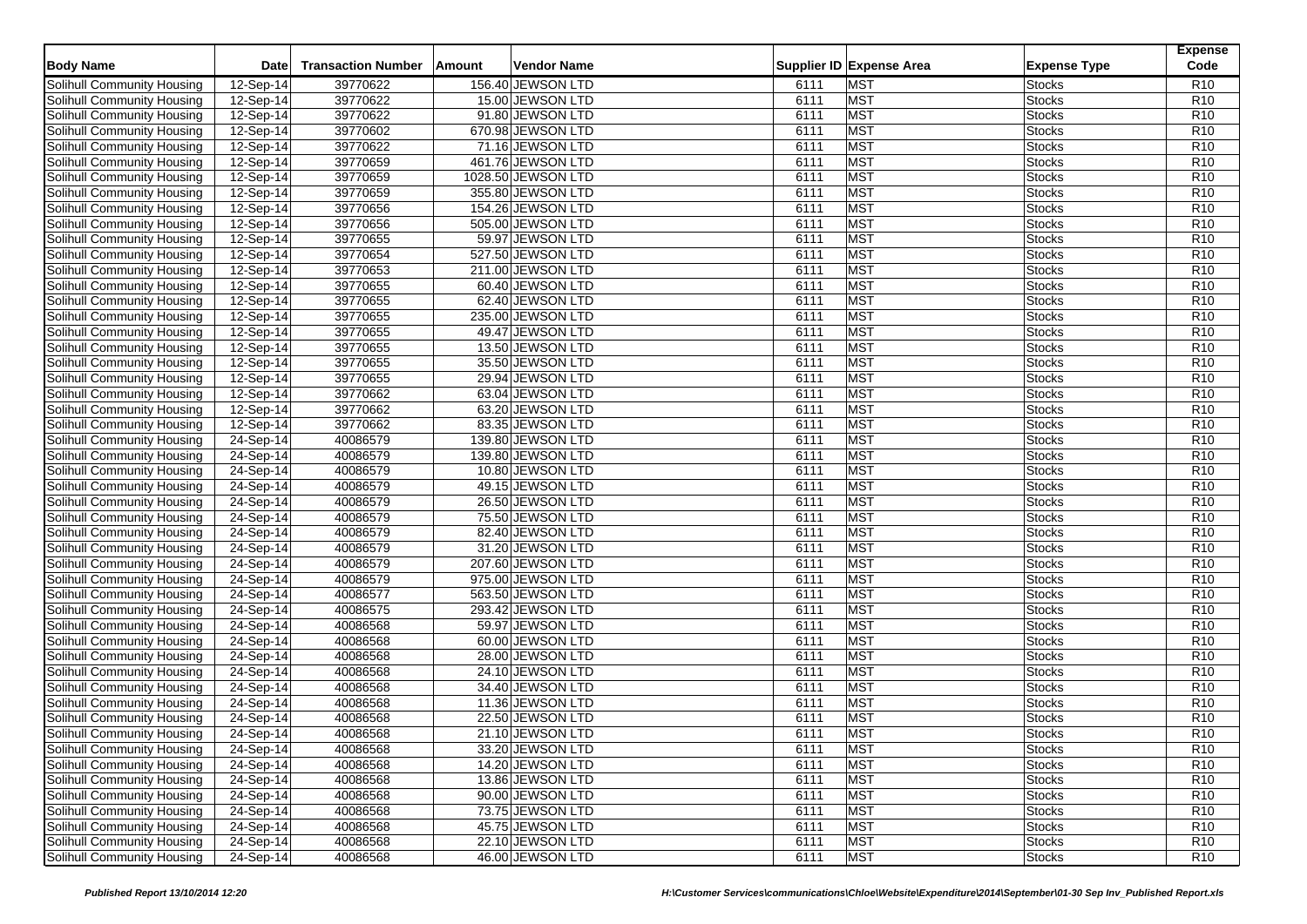| Body Name | Date | Transaction Number | Amount | Vendor Name | Supplier ID | Expense Area | Expense Type | Expense Code |
|---|---|---|---|---|---|---|---|---|
| Solihull Community Housing | 12-Sep-14 | 39770622 | 156.40 | JEWSON LTD | 6111 | MST | Stocks | R10 |
| Solihull Community Housing | 12-Sep-14 | 39770622 | 15.00 | JEWSON LTD | 6111 | MST | Stocks | R10 |
| Solihull Community Housing | 12-Sep-14 | 39770622 | 91.80 | JEWSON LTD | 6111 | MST | Stocks | R10 |
| Solihull Community Housing | 12-Sep-14 | 39770602 | 670.98 | JEWSON LTD | 6111 | MST | Stocks | R10 |
| Solihull Community Housing | 12-Sep-14 | 39770622 | 71.16 | JEWSON LTD | 6111 | MST | Stocks | R10 |
| Solihull Community Housing | 12-Sep-14 | 39770659 | 461.76 | JEWSON LTD | 6111 | MST | Stocks | R10 |
| Solihull Community Housing | 12-Sep-14 | 39770659 | 1028.50 | JEWSON LTD | 6111 | MST | Stocks | R10 |
| Solihull Community Housing | 12-Sep-14 | 39770659 | 355.80 | JEWSON LTD | 6111 | MST | Stocks | R10 |
| Solihull Community Housing | 12-Sep-14 | 39770656 | 154.26 | JEWSON LTD | 6111 | MST | Stocks | R10 |
| Solihull Community Housing | 12-Sep-14 | 39770656 | 505.00 | JEWSON LTD | 6111 | MST | Stocks | R10 |
| Solihull Community Housing | 12-Sep-14 | 39770655 | 59.97 | JEWSON LTD | 6111 | MST | Stocks | R10 |
| Solihull Community Housing | 12-Sep-14 | 39770654 | 527.50 | JEWSON LTD | 6111 | MST | Stocks | R10 |
| Solihull Community Housing | 12-Sep-14 | 39770653 | 211.00 | JEWSON LTD | 6111 | MST | Stocks | R10 |
| Solihull Community Housing | 12-Sep-14 | 39770655 | 60.40 | JEWSON LTD | 6111 | MST | Stocks | R10 |
| Solihull Community Housing | 12-Sep-14 | 39770655 | 62.40 | JEWSON LTD | 6111 | MST | Stocks | R10 |
| Solihull Community Housing | 12-Sep-14 | 39770655 | 235.00 | JEWSON LTD | 6111 | MST | Stocks | R10 |
| Solihull Community Housing | 12-Sep-14 | 39770655 | 49.47 | JEWSON LTD | 6111 | MST | Stocks | R10 |
| Solihull Community Housing | 12-Sep-14 | 39770655 | 13.50 | JEWSON LTD | 6111 | MST | Stocks | R10 |
| Solihull Community Housing | 12-Sep-14 | 39770655 | 35.50 | JEWSON LTD | 6111 | MST | Stocks | R10 |
| Solihull Community Housing | 12-Sep-14 | 39770655 | 29.94 | JEWSON LTD | 6111 | MST | Stocks | R10 |
| Solihull Community Housing | 12-Sep-14 | 39770662 | 63.04 | JEWSON LTD | 6111 | MST | Stocks | R10 |
| Solihull Community Housing | 12-Sep-14 | 39770662 | 63.20 | JEWSON LTD | 6111 | MST | Stocks | R10 |
| Solihull Community Housing | 12-Sep-14 | 39770662 | 83.35 | JEWSON LTD | 6111 | MST | Stocks | R10 |
| Solihull Community Housing | 24-Sep-14 | 40086579 | 139.80 | JEWSON LTD | 6111 | MST | Stocks | R10 |
| Solihull Community Housing | 24-Sep-14 | 40086579 | 139.80 | JEWSON LTD | 6111 | MST | Stocks | R10 |
| Solihull Community Housing | 24-Sep-14 | 40086579 | 10.80 | JEWSON LTD | 6111 | MST | Stocks | R10 |
| Solihull Community Housing | 24-Sep-14 | 40086579 | 49.15 | JEWSON LTD | 6111 | MST | Stocks | R10 |
| Solihull Community Housing | 24-Sep-14 | 40086579 | 26.50 | JEWSON LTD | 6111 | MST | Stocks | R10 |
| Solihull Community Housing | 24-Sep-14 | 40086579 | 75.50 | JEWSON LTD | 6111 | MST | Stocks | R10 |
| Solihull Community Housing | 24-Sep-14 | 40086579 | 82.40 | JEWSON LTD | 6111 | MST | Stocks | R10 |
| Solihull Community Housing | 24-Sep-14 | 40086579 | 31.20 | JEWSON LTD | 6111 | MST | Stocks | R10 |
| Solihull Community Housing | 24-Sep-14 | 40086579 | 207.60 | JEWSON LTD | 6111 | MST | Stocks | R10 |
| Solihull Community Housing | 24-Sep-14 | 40086579 | 975.00 | JEWSON LTD | 6111 | MST | Stocks | R10 |
| Solihull Community Housing | 24-Sep-14 | 40086577 | 563.50 | JEWSON LTD | 6111 | MST | Stocks | R10 |
| Solihull Community Housing | 24-Sep-14 | 40086575 | 293.42 | JEWSON LTD | 6111 | MST | Stocks | R10 |
| Solihull Community Housing | 24-Sep-14 | 40086568 | 59.97 | JEWSON LTD | 6111 | MST | Stocks | R10 |
| Solihull Community Housing | 24-Sep-14 | 40086568 | 60.00 | JEWSON LTD | 6111 | MST | Stocks | R10 |
| Solihull Community Housing | 24-Sep-14 | 40086568 | 28.00 | JEWSON LTD | 6111 | MST | Stocks | R10 |
| Solihull Community Housing | 24-Sep-14 | 40086568 | 24.10 | JEWSON LTD | 6111 | MST | Stocks | R10 |
| Solihull Community Housing | 24-Sep-14 | 40086568 | 34.40 | JEWSON LTD | 6111 | MST | Stocks | R10 |
| Solihull Community Housing | 24-Sep-14 | 40086568 | 11.36 | JEWSON LTD | 6111 | MST | Stocks | R10 |
| Solihull Community Housing | 24-Sep-14 | 40086568 | 22.50 | JEWSON LTD | 6111 | MST | Stocks | R10 |
| Solihull Community Housing | 24-Sep-14 | 40086568 | 21.10 | JEWSON LTD | 6111 | MST | Stocks | R10 |
| Solihull Community Housing | 24-Sep-14 | 40086568 | 33.20 | JEWSON LTD | 6111 | MST | Stocks | R10 |
| Solihull Community Housing | 24-Sep-14 | 40086568 | 14.20 | JEWSON LTD | 6111 | MST | Stocks | R10 |
| Solihull Community Housing | 24-Sep-14 | 40086568 | 13.86 | JEWSON LTD | 6111 | MST | Stocks | R10 |
| Solihull Community Housing | 24-Sep-14 | 40086568 | 90.00 | JEWSON LTD | 6111 | MST | Stocks | R10 |
| Solihull Community Housing | 24-Sep-14 | 40086568 | 73.75 | JEWSON LTD | 6111 | MST | Stocks | R10 |
| Solihull Community Housing | 24-Sep-14 | 40086568 | 45.75 | JEWSON LTD | 6111 | MST | Stocks | R10 |
| Solihull Community Housing | 24-Sep-14 | 40086568 | 22.10 | JEWSON LTD | 6111 | MST | Stocks | R10 |
| Solihull Community Housing | 24-Sep-14 | 40086568 | 46.00 | JEWSON LTD | 6111 | MST | Stocks | R10 |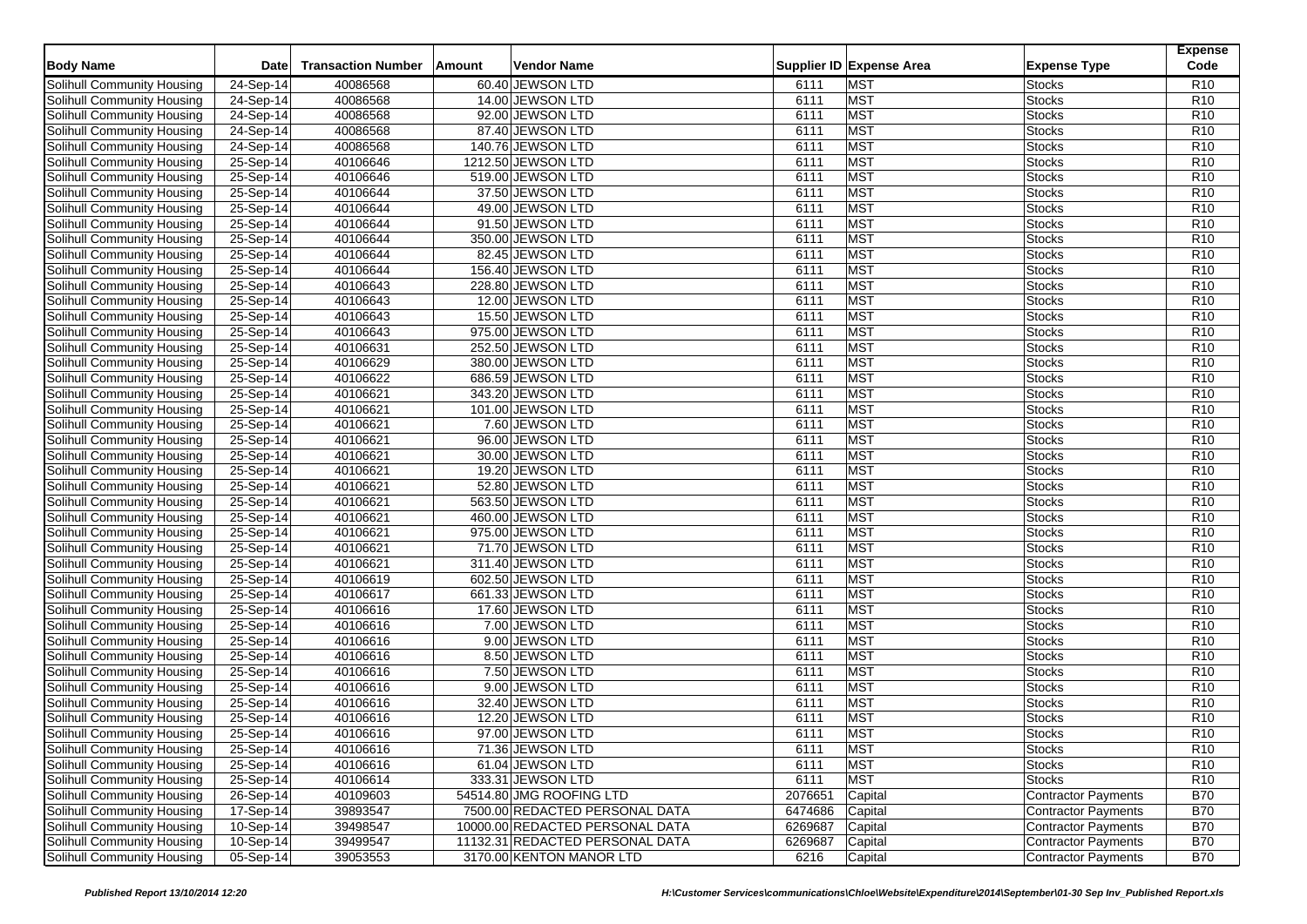| Body Name | Date | Transaction Number | Amount | Vendor Name | Supplier ID | Expense Area | Expense Type | Expense Code |
|---|---|---|---|---|---|---|---|---|
| Solihull Community Housing | 24-Sep-14 | 40086568 | 60.40 | JEWSON LTD | 6111 | MST | Stocks | R10 |
| Solihull Community Housing | 24-Sep-14 | 40086568 | 14.00 | JEWSON LTD | 6111 | MST | Stocks | R10 |
| Solihull Community Housing | 24-Sep-14 | 40086568 | 92.00 | JEWSON LTD | 6111 | MST | Stocks | R10 |
| Solihull Community Housing | 24-Sep-14 | 40086568 | 87.40 | JEWSON LTD | 6111 | MST | Stocks | R10 |
| Solihull Community Housing | 24-Sep-14 | 40086568 | 140.76 | JEWSON LTD | 6111 | MST | Stocks | R10 |
| Solihull Community Housing | 25-Sep-14 | 40106646 | 1212.50 | JEWSON LTD | 6111 | MST | Stocks | R10 |
| Solihull Community Housing | 25-Sep-14 | 40106646 | 519.00 | JEWSON LTD | 6111 | MST | Stocks | R10 |
| Solihull Community Housing | 25-Sep-14 | 40106644 | 37.50 | JEWSON LTD | 6111 | MST | Stocks | R10 |
| Solihull Community Housing | 25-Sep-14 | 40106644 | 49.00 | JEWSON LTD | 6111 | MST | Stocks | R10 |
| Solihull Community Housing | 25-Sep-14 | 40106644 | 91.50 | JEWSON LTD | 6111 | MST | Stocks | R10 |
| Solihull Community Housing | 25-Sep-14 | 40106644 | 350.00 | JEWSON LTD | 6111 | MST | Stocks | R10 |
| Solihull Community Housing | 25-Sep-14 | 40106644 | 82.45 | JEWSON LTD | 6111 | MST | Stocks | R10 |
| Solihull Community Housing | 25-Sep-14 | 40106644 | 156.40 | JEWSON LTD | 6111 | MST | Stocks | R10 |
| Solihull Community Housing | 25-Sep-14 | 40106643 | 228.80 | JEWSON LTD | 6111 | MST | Stocks | R10 |
| Solihull Community Housing | 25-Sep-14 | 40106643 | 12.00 | JEWSON LTD | 6111 | MST | Stocks | R10 |
| Solihull Community Housing | 25-Sep-14 | 40106643 | 15.50 | JEWSON LTD | 6111 | MST | Stocks | R10 |
| Solihull Community Housing | 25-Sep-14 | 40106643 | 975.00 | JEWSON LTD | 6111 | MST | Stocks | R10 |
| Solihull Community Housing | 25-Sep-14 | 40106631 | 252.50 | JEWSON LTD | 6111 | MST | Stocks | R10 |
| Solihull Community Housing | 25-Sep-14 | 40106629 | 380.00 | JEWSON LTD | 6111 | MST | Stocks | R10 |
| Solihull Community Housing | 25-Sep-14 | 40106622 | 686.59 | JEWSON LTD | 6111 | MST | Stocks | R10 |
| Solihull Community Housing | 25-Sep-14 | 40106621 | 343.20 | JEWSON LTD | 6111 | MST | Stocks | R10 |
| Solihull Community Housing | 25-Sep-14 | 40106621 | 101.00 | JEWSON LTD | 6111 | MST | Stocks | R10 |
| Solihull Community Housing | 25-Sep-14 | 40106621 | 7.60 | JEWSON LTD | 6111 | MST | Stocks | R10 |
| Solihull Community Housing | 25-Sep-14 | 40106621 | 96.00 | JEWSON LTD | 6111 | MST | Stocks | R10 |
| Solihull Community Housing | 25-Sep-14 | 40106621 | 30.00 | JEWSON LTD | 6111 | MST | Stocks | R10 |
| Solihull Community Housing | 25-Sep-14 | 40106621 | 19.20 | JEWSON LTD | 6111 | MST | Stocks | R10 |
| Solihull Community Housing | 25-Sep-14 | 40106621 | 52.80 | JEWSON LTD | 6111 | MST | Stocks | R10 |
| Solihull Community Housing | 25-Sep-14 | 40106621 | 563.50 | JEWSON LTD | 6111 | MST | Stocks | R10 |
| Solihull Community Housing | 25-Sep-14 | 40106621 | 460.00 | JEWSON LTD | 6111 | MST | Stocks | R10 |
| Solihull Community Housing | 25-Sep-14 | 40106621 | 975.00 | JEWSON LTD | 6111 | MST | Stocks | R10 |
| Solihull Community Housing | 25-Sep-14 | 40106621 | 71.70 | JEWSON LTD | 6111 | MST | Stocks | R10 |
| Solihull Community Housing | 25-Sep-14 | 40106621 | 311.40 | JEWSON LTD | 6111 | MST | Stocks | R10 |
| Solihull Community Housing | 25-Sep-14 | 40106619 | 602.50 | JEWSON LTD | 6111 | MST | Stocks | R10 |
| Solihull Community Housing | 25-Sep-14 | 40106617 | 661.33 | JEWSON LTD | 6111 | MST | Stocks | R10 |
| Solihull Community Housing | 25-Sep-14 | 40106616 | 17.60 | JEWSON LTD | 6111 | MST | Stocks | R10 |
| Solihull Community Housing | 25-Sep-14 | 40106616 | 7.00 | JEWSON LTD | 6111 | MST | Stocks | R10 |
| Solihull Community Housing | 25-Sep-14 | 40106616 | 9.00 | JEWSON LTD | 6111 | MST | Stocks | R10 |
| Solihull Community Housing | 25-Sep-14 | 40106616 | 8.50 | JEWSON LTD | 6111 | MST | Stocks | R10 |
| Solihull Community Housing | 25-Sep-14 | 40106616 | 7.50 | JEWSON LTD | 6111 | MST | Stocks | R10 |
| Solihull Community Housing | 25-Sep-14 | 40106616 | 9.00 | JEWSON LTD | 6111 | MST | Stocks | R10 |
| Solihull Community Housing | 25-Sep-14 | 40106616 | 32.40 | JEWSON LTD | 6111 | MST | Stocks | R10 |
| Solihull Community Housing | 25-Sep-14 | 40106616 | 12.20 | JEWSON LTD | 6111 | MST | Stocks | R10 |
| Solihull Community Housing | 25-Sep-14 | 40106616 | 97.00 | JEWSON LTD | 6111 | MST | Stocks | R10 |
| Solihull Community Housing | 25-Sep-14 | 40106616 | 71.36 | JEWSON LTD | 6111 | MST | Stocks | R10 |
| Solihull Community Housing | 25-Sep-14 | 40106616 | 61.04 | JEWSON LTD | 6111 | MST | Stocks | R10 |
| Solihull Community Housing | 25-Sep-14 | 40106614 | 333.31 | JEWSON LTD | 6111 | MST | Stocks | R10 |
| Solihull Community Housing | 26-Sep-14 | 40109603 | 54514.80 | JMG ROOFING LTD | 2076651 | Capital | Contractor Payments | B70 |
| Solihull Community Housing | 17-Sep-14 | 39893547 | 7500.00 | REDACTED PERSONAL DATA | 6474686 | Capital | Contractor Payments | B70 |
| Solihull Community Housing | 10-Sep-14 | 39498547 | 10000.00 | REDACTED PERSONAL DATA | 6269687 | Capital | Contractor Payments | B70 |
| Solihull Community Housing | 10-Sep-14 | 39499547 | 11132.31 | REDACTED PERSONAL DATA | 6269687 | Capital | Contractor Payments | B70 |
| Solihull Community Housing | 05-Sep-14 | 39053553 | 3170.00 | KENTON MANOR LTD | 6216 | Capital | Contractor Payments | B70 |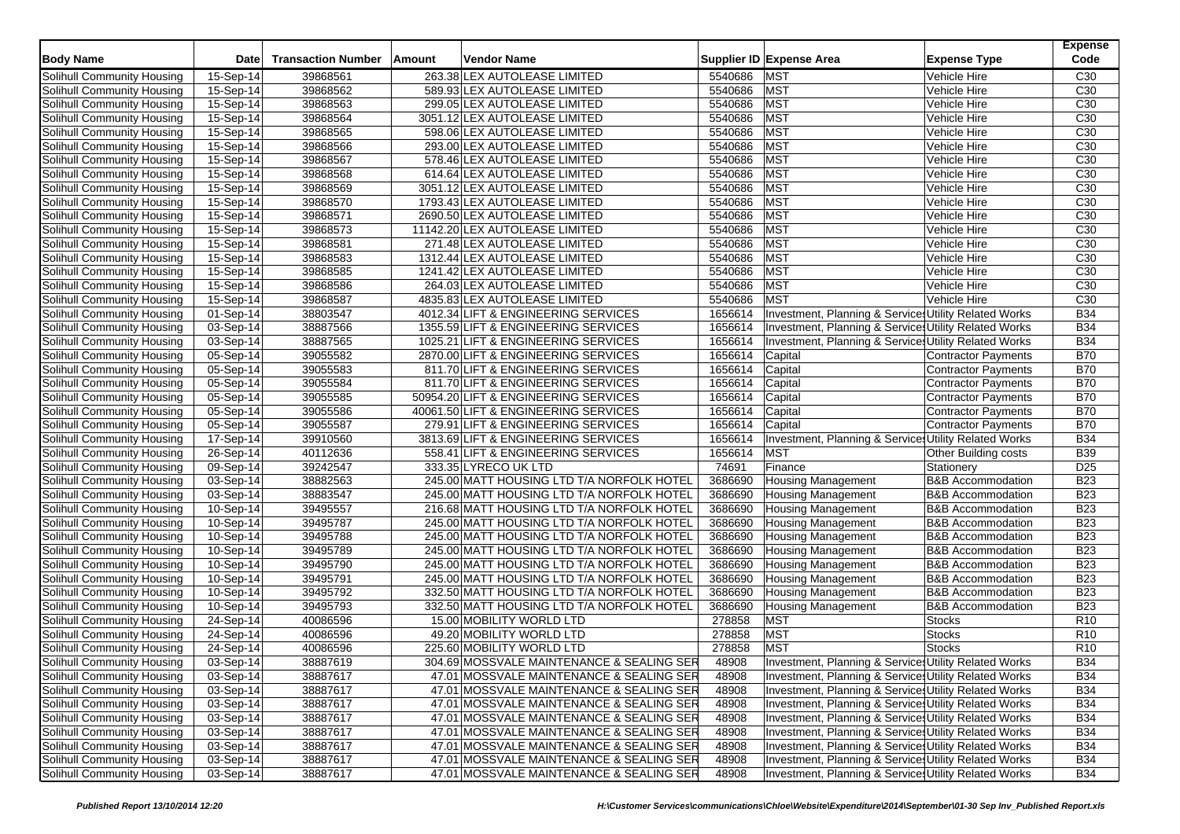| Body Name | Date | Transaction Number | Amount | Vendor Name | Supplier ID | Expense Area | Expense Type | Expense Code |
|---|---|---|---|---|---|---|---|---|
| Solihull Community Housing | 15-Sep-14 | 39868561 | 263.38 | LEX AUTOLEASE LIMITED | 5540686 | MST | Vehicle Hire | C30 |
| Solihull Community Housing | 15-Sep-14 | 39868562 | 589.93 | LEX AUTOLEASE LIMITED | 5540686 | MST | Vehicle Hire | C30 |
| Solihull Community Housing | 15-Sep-14 | 39868563 | 299.05 | LEX AUTOLEASE LIMITED | 5540686 | MST | Vehicle Hire | C30 |
| Solihull Community Housing | 15-Sep-14 | 39868564 | 3051.12 | LEX AUTOLEASE LIMITED | 5540686 | MST | Vehicle Hire | C30 |
| Solihull Community Housing | 15-Sep-14 | 39868565 | 598.06 | LEX AUTOLEASE LIMITED | 5540686 | MST | Vehicle Hire | C30 |
| Solihull Community Housing | 15-Sep-14 | 39868566 | 293.00 | LEX AUTOLEASE LIMITED | 5540686 | MST | Vehicle Hire | C30 |
| Solihull Community Housing | 15-Sep-14 | 39868567 | 578.46 | LEX AUTOLEASE LIMITED | 5540686 | MST | Vehicle Hire | C30 |
| Solihull Community Housing | 15-Sep-14 | 39868568 | 614.64 | LEX AUTOLEASE LIMITED | 5540686 | MST | Vehicle Hire | C30 |
| Solihull Community Housing | 15-Sep-14 | 39868569 | 3051.12 | LEX AUTOLEASE LIMITED | 5540686 | MST | Vehicle Hire | C30 |
| Solihull Community Housing | 15-Sep-14 | 39868570 | 1793.43 | LEX AUTOLEASE LIMITED | 5540686 | MST | Vehicle Hire | C30 |
| Solihull Community Housing | 15-Sep-14 | 39868571 | 2690.50 | LEX AUTOLEASE LIMITED | 5540686 | MST | Vehicle Hire | C30 |
| Solihull Community Housing | 15-Sep-14 | 39868573 | 11142.20 | LEX AUTOLEASE LIMITED | 5540686 | MST | Vehicle Hire | C30 |
| Solihull Community Housing | 15-Sep-14 | 39868581 | 271.48 | LEX AUTOLEASE LIMITED | 5540686 | MST | Vehicle Hire | C30 |
| Solihull Community Housing | 15-Sep-14 | 39868583 | 1312.44 | LEX AUTOLEASE LIMITED | 5540686 | MST | Vehicle Hire | C30 |
| Solihull Community Housing | 15-Sep-14 | 39868585 | 1241.42 | LEX AUTOLEASE LIMITED | 5540686 | MST | Vehicle Hire | C30 |
| Solihull Community Housing | 15-Sep-14 | 39868586 | 264.03 | LEX AUTOLEASE LIMITED | 5540686 | MST | Vehicle Hire | C30 |
| Solihull Community Housing | 15-Sep-14 | 39868587 | 4835.83 | LEX AUTOLEASE LIMITED | 5540686 | MST | Vehicle Hire | C30 |
| Solihull Community Housing | 01-Sep-14 | 38803547 | 4012.34 | LIFT & ENGINEERING SERVICES | 1656614 | Investment, Planning & Services | Utility Related Works | B34 |
| Solihull Community Housing | 03-Sep-14 | 38887566 | 1355.59 | LIFT & ENGINEERING SERVICES | 1656614 | Investment, Planning & Services | Utility Related Works | B34 |
| Solihull Community Housing | 03-Sep-14 | 38887565 | 1025.21 | LIFT & ENGINEERING SERVICES | 1656614 | Investment, Planning & Services | Utility Related Works | B34 |
| Solihull Community Housing | 05-Sep-14 | 39055582 | 2870.00 | LIFT & ENGINEERING SERVICES | 1656614 | Capital | Contractor Payments | B70 |
| Solihull Community Housing | 05-Sep-14 | 39055583 | 811.70 | LIFT & ENGINEERING SERVICES | 1656614 | Capital | Contractor Payments | B70 |
| Solihull Community Housing | 05-Sep-14 | 39055584 | 811.70 | LIFT & ENGINEERING SERVICES | 1656614 | Capital | Contractor Payments | B70 |
| Solihull Community Housing | 05-Sep-14 | 39055585 | 50954.20 | LIFT & ENGINEERING SERVICES | 1656614 | Capital | Contractor Payments | B70 |
| Solihull Community Housing | 05-Sep-14 | 39055586 | 40061.50 | LIFT & ENGINEERING SERVICES | 1656614 | Capital | Contractor Payments | B70 |
| Solihull Community Housing | 05-Sep-14 | 39055587 | 279.91 | LIFT & ENGINEERING SERVICES | 1656614 | Capital | Contractor Payments | B70 |
| Solihull Community Housing | 17-Sep-14 | 39910560 | 3813.69 | LIFT & ENGINEERING SERVICES | 1656614 | Investment, Planning & Services | Utility Related Works | B34 |
| Solihull Community Housing | 26-Sep-14 | 40112636 | 558.41 | LIFT & ENGINEERING SERVICES | 1656614 | MST | Other Building costs | B39 |
| Solihull Community Housing | 09-Sep-14 | 39242547 | 333.35 | LYRECO UK LTD | 74691 | Finance | Stationery | D25 |
| Solihull Community Housing | 03-Sep-14 | 38882563 | 245.00 | MATT HOUSING LTD T/A NORFOLK HOTEL | 3686690 | Housing Management | B&B Accommodation | B23 |
| Solihull Community Housing | 03-Sep-14 | 38883547 | 245.00 | MATT HOUSING LTD T/A NORFOLK HOTEL | 3686690 | Housing Management | B&B Accommodation | B23 |
| Solihull Community Housing | 10-Sep-14 | 39495557 | 216.68 | MATT HOUSING LTD T/A NORFOLK HOTEL | 3686690 | Housing Management | B&B Accommodation | B23 |
| Solihull Community Housing | 10-Sep-14 | 39495787 | 245.00 | MATT HOUSING LTD T/A NORFOLK HOTEL | 3686690 | Housing Management | B&B Accommodation | B23 |
| Solihull Community Housing | 10-Sep-14 | 39495788 | 245.00 | MATT HOUSING LTD T/A NORFOLK HOTEL | 3686690 | Housing Management | B&B Accommodation | B23 |
| Solihull Community Housing | 10-Sep-14 | 39495789 | 245.00 | MATT HOUSING LTD T/A NORFOLK HOTEL | 3686690 | Housing Management | B&B Accommodation | B23 |
| Solihull Community Housing | 10-Sep-14 | 39495790 | 245.00 | MATT HOUSING LTD T/A NORFOLK HOTEL | 3686690 | Housing Management | B&B Accommodation | B23 |
| Solihull Community Housing | 10-Sep-14 | 39495791 | 245.00 | MATT HOUSING LTD T/A NORFOLK HOTEL | 3686690 | Housing Management | B&B Accommodation | B23 |
| Solihull Community Housing | 10-Sep-14 | 39495792 | 332.50 | MATT HOUSING LTD T/A NORFOLK HOTEL | 3686690 | Housing Management | B&B Accommodation | B23 |
| Solihull Community Housing | 10-Sep-14 | 39495793 | 332.50 | MATT HOUSING LTD T/A NORFOLK HOTEL | 3686690 | Housing Management | B&B Accommodation | B23 |
| Solihull Community Housing | 24-Sep-14 | 40086596 | 15.00 | MOBILITY WORLD LTD | 278858 | MST | Stocks | R10 |
| Solihull Community Housing | 24-Sep-14 | 40086596 | 49.20 | MOBILITY WORLD LTD | 278858 | MST | Stocks | R10 |
| Solihull Community Housing | 24-Sep-14 | 40086596 | 225.60 | MOBILITY WORLD LTD | 278858 | MST | Stocks | R10 |
| Solihull Community Housing | 03-Sep-14 | 38887619 | 304.69 | MOSSVALE MAINTENANCE & SEALING SER | 48908 | Investment, Planning & Services | Utility Related Works | B34 |
| Solihull Community Housing | 03-Sep-14 | 38887617 | 47.01 | MOSSVALE MAINTENANCE & SEALING SER | 48908 | Investment, Planning & Services | Utility Related Works | B34 |
| Solihull Community Housing | 03-Sep-14 | 38887617 | 47.01 | MOSSVALE MAINTENANCE & SEALING SER | 48908 | Investment, Planning & Services | Utility Related Works | B34 |
| Solihull Community Housing | 03-Sep-14 | 38887617 | 47.01 | MOSSVALE MAINTENANCE & SEALING SER | 48908 | Investment, Planning & Services | Utility Related Works | B34 |
| Solihull Community Housing | 03-Sep-14 | 38887617 | 47.01 | MOSSVALE MAINTENANCE & SEALING SER | 48908 | Investment, Planning & Services | Utility Related Works | B34 |
| Solihull Community Housing | 03-Sep-14 | 38887617 | 47.01 | MOSSVALE MAINTENANCE & SEALING SER | 48908 | Investment, Planning & Services | Utility Related Works | B34 |
| Solihull Community Housing | 03-Sep-14 | 38887617 | 47.01 | MOSSVALE MAINTENANCE & SEALING SER | 48908 | Investment, Planning & Services | Utility Related Works | B34 |
| Solihull Community Housing | 03-Sep-14 | 38887617 | 47.01 | MOSSVALE MAINTENANCE & SEALING SER | 48908 | Investment, Planning & Services | Utility Related Works | B34 |
| Solihull Community Housing | 03-Sep-14 | 38887617 | 47.01 | MOSSVALE MAINTENANCE & SEALING SER | 48908 | Investment, Planning & Services | Utility Related Works | B34 |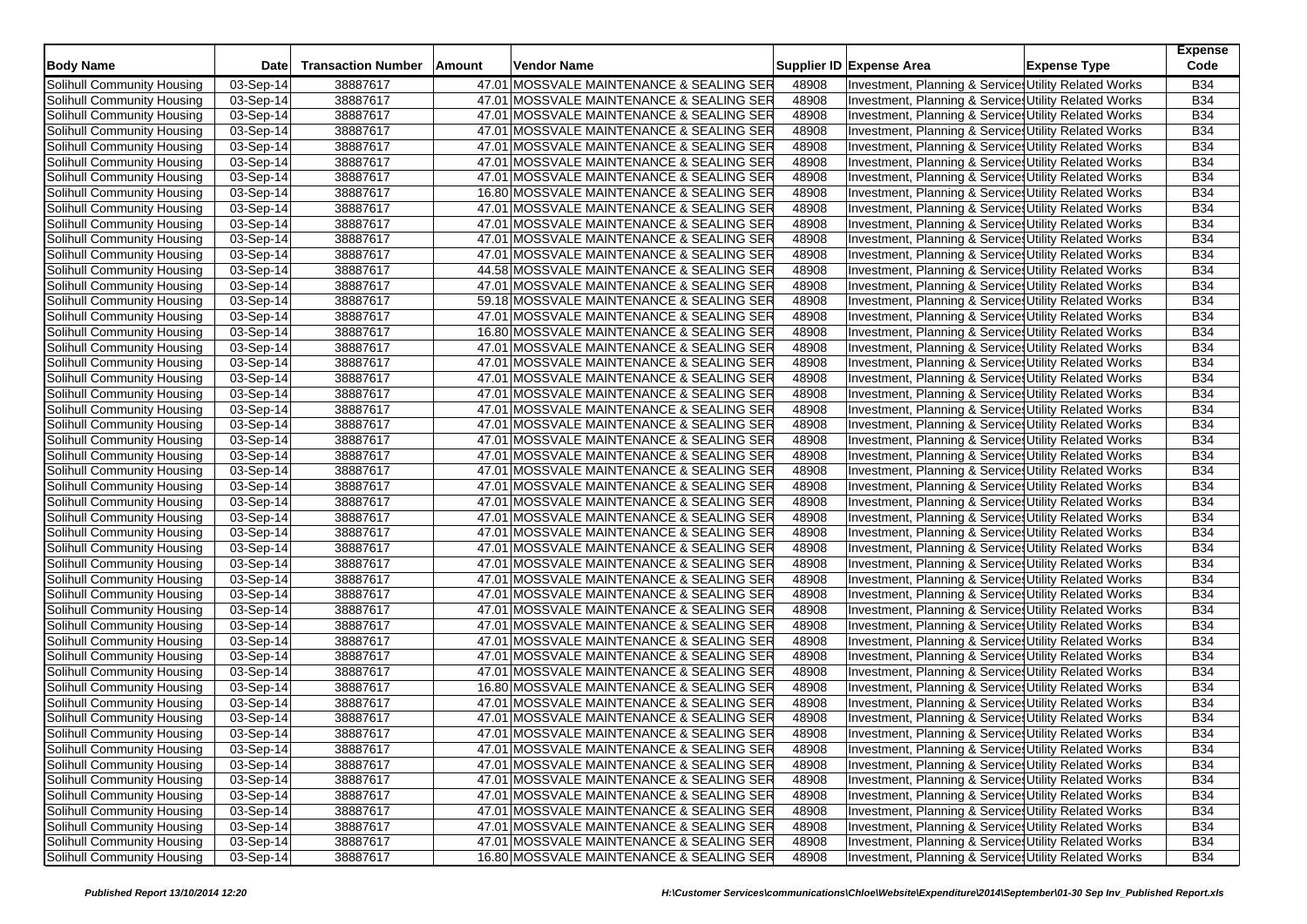| Body Name | Date | Transaction Number | Amount | Vendor Name | Supplier ID | Expense Area | Expense Type | Expense Code |
|---|---|---|---|---|---|---|---|---|
| Solihull Community Housing | 03-Sep-14 | 38887617 | 47.01 | MOSSVALE MAINTENANCE & SEALING SER | 48908 | Investment, Planning & Services | Utility Related Works | B34 |
| Solihull Community Housing | 03-Sep-14 | 38887617 | 47.01 | MOSSVALE MAINTENANCE & SEALING SER | 48908 | Investment, Planning & Services | Utility Related Works | B34 |
| Solihull Community Housing | 03-Sep-14 | 38887617 | 47.01 | MOSSVALE MAINTENANCE & SEALING SER | 48908 | Investment, Planning & Services | Utility Related Works | B34 |
| Solihull Community Housing | 03-Sep-14 | 38887617 | 47.01 | MOSSVALE MAINTENANCE & SEALING SER | 48908 | Investment, Planning & Services | Utility Related Works | B34 |
| Solihull Community Housing | 03-Sep-14 | 38887617 | 47.01 | MOSSVALE MAINTENANCE & SEALING SER | 48908 | Investment, Planning & Services | Utility Related Works | B34 |
| Solihull Community Housing | 03-Sep-14 | 38887617 | 47.01 | MOSSVALE MAINTENANCE & SEALING SER | 48908 | Investment, Planning & Services | Utility Related Works | B34 |
| Solihull Community Housing | 03-Sep-14 | 38887617 | 47.01 | MOSSVALE MAINTENANCE & SEALING SER | 48908 | Investment, Planning & Services | Utility Related Works | B34 |
| Solihull Community Housing | 03-Sep-14 | 38887617 | 16.80 | MOSSVALE MAINTENANCE & SEALING SER | 48908 | Investment, Planning & Services | Utility Related Works | B34 |
| Solihull Community Housing | 03-Sep-14 | 38887617 | 47.01 | MOSSVALE MAINTENANCE & SEALING SER | 48908 | Investment, Planning & Services | Utility Related Works | B34 |
| Solihull Community Housing | 03-Sep-14 | 38887617 | 47.01 | MOSSVALE MAINTENANCE & SEALING SER | 48908 | Investment, Planning & Services | Utility Related Works | B34 |
| Solihull Community Housing | 03-Sep-14 | 38887617 | 47.01 | MOSSVALE MAINTENANCE & SEALING SER | 48908 | Investment, Planning & Services | Utility Related Works | B34 |
| Solihull Community Housing | 03-Sep-14 | 38887617 | 47.01 | MOSSVALE MAINTENANCE & SEALING SER | 48908 | Investment, Planning & Services | Utility Related Works | B34 |
| Solihull Community Housing | 03-Sep-14 | 38887617 | 44.58 | MOSSVALE MAINTENANCE & SEALING SER | 48908 | Investment, Planning & Services | Utility Related Works | B34 |
| Solihull Community Housing | 03-Sep-14 | 38887617 | 47.01 | MOSSVALE MAINTENANCE & SEALING SER | 48908 | Investment, Planning & Services | Utility Related Works | B34 |
| Solihull Community Housing | 03-Sep-14 | 38887617 | 59.18 | MOSSVALE MAINTENANCE & SEALING SER | 48908 | Investment, Planning & Services | Utility Related Works | B34 |
| Solihull Community Housing | 03-Sep-14 | 38887617 | 47.01 | MOSSVALE MAINTENANCE & SEALING SER | 48908 | Investment, Planning & Services | Utility Related Works | B34 |
| Solihull Community Housing | 03-Sep-14 | 38887617 | 16.80 | MOSSVALE MAINTENANCE & SEALING SER | 48908 | Investment, Planning & Services | Utility Related Works | B34 |
| Solihull Community Housing | 03-Sep-14 | 38887617 | 47.01 | MOSSVALE MAINTENANCE & SEALING SER | 48908 | Investment, Planning & Services | Utility Related Works | B34 |
| Solihull Community Housing | 03-Sep-14 | 38887617 | 47.01 | MOSSVALE MAINTENANCE & SEALING SER | 48908 | Investment, Planning & Services | Utility Related Works | B34 |
| Solihull Community Housing | 03-Sep-14 | 38887617 | 47.01 | MOSSVALE MAINTENANCE & SEALING SER | 48908 | Investment, Planning & Services | Utility Related Works | B34 |
| Solihull Community Housing | 03-Sep-14 | 38887617 | 47.01 | MOSSVALE MAINTENANCE & SEALING SER | 48908 | Investment, Planning & Services | Utility Related Works | B34 |
| Solihull Community Housing | 03-Sep-14 | 38887617 | 47.01 | MOSSVALE MAINTENANCE & SEALING SER | 48908 | Investment, Planning & Services | Utility Related Works | B34 |
| Solihull Community Housing | 03-Sep-14 | 38887617 | 47.01 | MOSSVALE MAINTENANCE & SEALING SER | 48908 | Investment, Planning & Services | Utility Related Works | B34 |
| Solihull Community Housing | 03-Sep-14 | 38887617 | 47.01 | MOSSVALE MAINTENANCE & SEALING SER | 48908 | Investment, Planning & Services | Utility Related Works | B34 |
| Solihull Community Housing | 03-Sep-14 | 38887617 | 47.01 | MOSSVALE MAINTENANCE & SEALING SER | 48908 | Investment, Planning & Services | Utility Related Works | B34 |
| Solihull Community Housing | 03-Sep-14 | 38887617 | 47.01 | MOSSVALE MAINTENANCE & SEALING SER | 48908 | Investment, Planning & Services | Utility Related Works | B34 |
| Solihull Community Housing | 03-Sep-14 | 38887617 | 47.01 | MOSSVALE MAINTENANCE & SEALING SER | 48908 | Investment, Planning & Services | Utility Related Works | B34 |
| Solihull Community Housing | 03-Sep-14 | 38887617 | 47.01 | MOSSVALE MAINTENANCE & SEALING SER | 48908 | Investment, Planning & Services | Utility Related Works | B34 |
| Solihull Community Housing | 03-Sep-14 | 38887617 | 47.01 | MOSSVALE MAINTENANCE & SEALING SER | 48908 | Investment, Planning & Services | Utility Related Works | B34 |
| Solihull Community Housing | 03-Sep-14 | 38887617 | 47.01 | MOSSVALE MAINTENANCE & SEALING SER | 48908 | Investment, Planning & Services | Utility Related Works | B34 |
| Solihull Community Housing | 03-Sep-14 | 38887617 | 47.01 | MOSSVALE MAINTENANCE & SEALING SER | 48908 | Investment, Planning & Services | Utility Related Works | B34 |
| Solihull Community Housing | 03-Sep-14 | 38887617 | 47.01 | MOSSVALE MAINTENANCE & SEALING SER | 48908 | Investment, Planning & Services | Utility Related Works | B34 |
| Solihull Community Housing | 03-Sep-14 | 38887617 | 47.01 | MOSSVALE MAINTENANCE & SEALING SER | 48908 | Investment, Planning & Services | Utility Related Works | B34 |
| Solihull Community Housing | 03-Sep-14 | 38887617 | 47.01 | MOSSVALE MAINTENANCE & SEALING SER | 48908 | Investment, Planning & Services | Utility Related Works | B34 |
| Solihull Community Housing | 03-Sep-14 | 38887617 | 47.01 | MOSSVALE MAINTENANCE & SEALING SER | 48908 | Investment, Planning & Services | Utility Related Works | B34 |
| Solihull Community Housing | 03-Sep-14 | 38887617 | 47.01 | MOSSVALE MAINTENANCE & SEALING SER | 48908 | Investment, Planning & Services | Utility Related Works | B34 |
| Solihull Community Housing | 03-Sep-14 | 38887617 | 47.01 | MOSSVALE MAINTENANCE & SEALING SER | 48908 | Investment, Planning & Services | Utility Related Works | B34 |
| Solihull Community Housing | 03-Sep-14 | 38887617 | 47.01 | MOSSVALE MAINTENANCE & SEALING SER | 48908 | Investment, Planning & Services | Utility Related Works | B34 |
| Solihull Community Housing | 03-Sep-14 | 38887617 | 16.80 | MOSSVALE MAINTENANCE & SEALING SER | 48908 | Investment, Planning & Services | Utility Related Works | B34 |
| Solihull Community Housing | 03-Sep-14 | 38887617 | 47.01 | MOSSVALE MAINTENANCE & SEALING SER | 48908 | Investment, Planning & Services | Utility Related Works | B34 |
| Solihull Community Housing | 03-Sep-14 | 38887617 | 47.01 | MOSSVALE MAINTENANCE & SEALING SER | 48908 | Investment, Planning & Services | Utility Related Works | B34 |
| Solihull Community Housing | 03-Sep-14 | 38887617 | 47.01 | MOSSVALE MAINTENANCE & SEALING SER | 48908 | Investment, Planning & Services | Utility Related Works | B34 |
| Solihull Community Housing | 03-Sep-14 | 38887617 | 47.01 | MOSSVALE MAINTENANCE & SEALING SER | 48908 | Investment, Planning & Services | Utility Related Works | B34 |
| Solihull Community Housing | 03-Sep-14 | 38887617 | 47.01 | MOSSVALE MAINTENANCE & SEALING SER | 48908 | Investment, Planning & Services | Utility Related Works | B34 |
| Solihull Community Housing | 03-Sep-14 | 38887617 | 47.01 | MOSSVALE MAINTENANCE & SEALING SER | 48908 | Investment, Planning & Services | Utility Related Works | B34 |
| Solihull Community Housing | 03-Sep-14 | 38887617 | 47.01 | MOSSVALE MAINTENANCE & SEALING SER | 48908 | Investment, Planning & Services | Utility Related Works | B34 |
| Solihull Community Housing | 03-Sep-14 | 38887617 | 47.01 | MOSSVALE MAINTENANCE & SEALING SER | 48908 | Investment, Planning & Services | Utility Related Works | B34 |
| Solihull Community Housing | 03-Sep-14 | 38887617 | 47.01 | MOSSVALE MAINTENANCE & SEALING SER | 48908 | Investment, Planning & Services | Utility Related Works | B34 |
| Solihull Community Housing | 03-Sep-14 | 38887617 | 47.01 | MOSSVALE MAINTENANCE & SEALING SER | 48908 | Investment, Planning & Services | Utility Related Works | B34 |
| Solihull Community Housing | 03-Sep-14 | 38887617 | 16.80 | MOSSVALE MAINTENANCE & SEALING SER | 48908 | Investment, Planning & Services | Utility Related Works | B34 |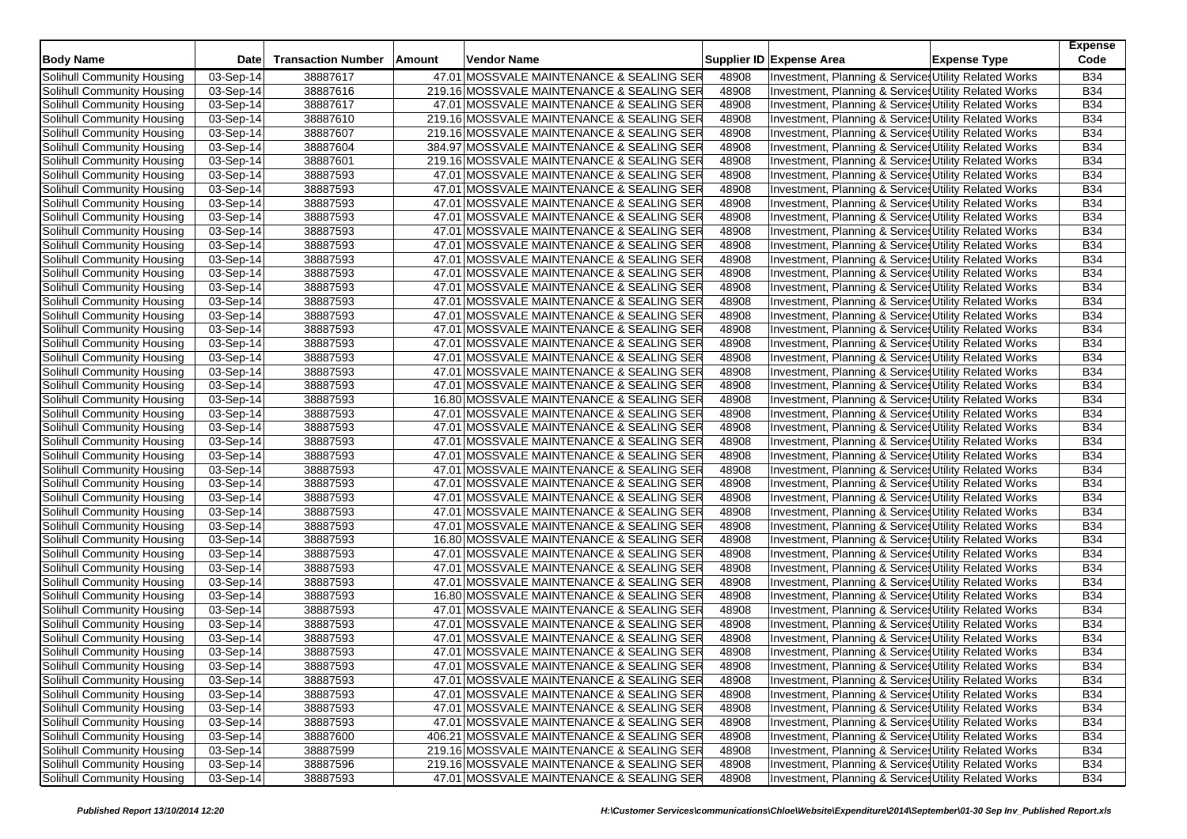| Body Name | Date | Transaction Number | Amount | Vendor Name | Supplier ID | Expense Area | Expense Type | Expense Code |
|---|---|---|---|---|---|---|---|---|
| Solihull Community Housing | 03-Sep-14 | 38887617 | 47.01 | MOSSVALE MAINTENANCE & SEALING SER | 48908 | Investment, Planning & Service | Utility Related Works | B34 |
| Solihull Community Housing | 03-Sep-14 | 38887616 | 219.16 | MOSSVALE MAINTENANCE & SEALING SER | 48908 | Investment, Planning & Service | Utility Related Works | B34 |
| Solihull Community Housing | 03-Sep-14 | 38887617 | 47.01 | MOSSVALE MAINTENANCE & SEALING SER | 48908 | Investment, Planning & Service | Utility Related Works | B34 |
| Solihull Community Housing | 03-Sep-14 | 38887610 | 219.16 | MOSSVALE MAINTENANCE & SEALING SER | 48908 | Investment, Planning & Service | Utility Related Works | B34 |
| Solihull Community Housing | 03-Sep-14 | 38887607 | 219.16 | MOSSVALE MAINTENANCE & SEALING SER | 48908 | Investment, Planning & Service | Utility Related Works | B34 |
| Solihull Community Housing | 03-Sep-14 | 38887604 | 384.97 | MOSSVALE MAINTENANCE & SEALING SER | 48908 | Investment, Planning & Service | Utility Related Works | B34 |
| Solihull Community Housing | 03-Sep-14 | 38887601 | 219.16 | MOSSVALE MAINTENANCE & SEALING SER | 48908 | Investment, Planning & Service | Utility Related Works | B34 |
| Solihull Community Housing | 03-Sep-14 | 38887593 | 47.01 | MOSSVALE MAINTENANCE & SEALING SER | 48908 | Investment, Planning & Service | Utility Related Works | B34 |
| Solihull Community Housing | 03-Sep-14 | 38887593 | 47.01 | MOSSVALE MAINTENANCE & SEALING SER | 48908 | Investment, Planning & Service | Utility Related Works | B34 |
| Solihull Community Housing | 03-Sep-14 | 38887593 | 47.01 | MOSSVALE MAINTENANCE & SEALING SER | 48908 | Investment, Planning & Service | Utility Related Works | B34 |
| Solihull Community Housing | 03-Sep-14 | 38887593 | 47.01 | MOSSVALE MAINTENANCE & SEALING SER | 48908 | Investment, Planning & Service | Utility Related Works | B34 |
| Solihull Community Housing | 03-Sep-14 | 38887593 | 47.01 | MOSSVALE MAINTENANCE & SEALING SER | 48908 | Investment, Planning & Service | Utility Related Works | B34 |
| Solihull Community Housing | 03-Sep-14 | 38887593 | 47.01 | MOSSVALE MAINTENANCE & SEALING SER | 48908 | Investment, Planning & Service | Utility Related Works | B34 |
| Solihull Community Housing | 03-Sep-14 | 38887593 | 47.01 | MOSSVALE MAINTENANCE & SEALING SER | 48908 | Investment, Planning & Service | Utility Related Works | B34 |
| Solihull Community Housing | 03-Sep-14 | 38887593 | 47.01 | MOSSVALE MAINTENANCE & SEALING SER | 48908 | Investment, Planning & Service | Utility Related Works | B34 |
| Solihull Community Housing | 03-Sep-14 | 38887593 | 47.01 | MOSSVALE MAINTENANCE & SEALING SER | 48908 | Investment, Planning & Service | Utility Related Works | B34 |
| Solihull Community Housing | 03-Sep-14 | 38887593 | 47.01 | MOSSVALE MAINTENANCE & SEALING SER | 48908 | Investment, Planning & Service | Utility Related Works | B34 |
| Solihull Community Housing | 03-Sep-14 | 38887593 | 47.01 | MOSSVALE MAINTENANCE & SEALING SER | 48908 | Investment, Planning & Service | Utility Related Works | B34 |
| Solihull Community Housing | 03-Sep-14 | 38887593 | 47.01 | MOSSVALE MAINTENANCE & SEALING SER | 48908 | Investment, Planning & Service | Utility Related Works | B34 |
| Solihull Community Housing | 03-Sep-14 | 38887593 | 47.01 | MOSSVALE MAINTENANCE & SEALING SER | 48908 | Investment, Planning & Service | Utility Related Works | B34 |
| Solihull Community Housing | 03-Sep-14 | 38887593 | 47.01 | MOSSVALE MAINTENANCE & SEALING SER | 48908 | Investment, Planning & Service | Utility Related Works | B34 |
| Solihull Community Housing | 03-Sep-14 | 38887593 | 47.01 | MOSSVALE MAINTENANCE & SEALING SER | 48908 | Investment, Planning & Service | Utility Related Works | B34 |
| Solihull Community Housing | 03-Sep-14 | 38887593 | 16.80 | MOSSVALE MAINTENANCE & SEALING SER | 48908 | Investment, Planning & Service | Utility Related Works | B34 |
| Solihull Community Housing | 03-Sep-14 | 38887593 | 47.01 | MOSSVALE MAINTENANCE & SEALING SER | 48908 | Investment, Planning & Service | Utility Related Works | B34 |
| Solihull Community Housing | 03-Sep-14 | 38887593 | 47.01 | MOSSVALE MAINTENANCE & SEALING SER | 48908 | Investment, Planning & Service | Utility Related Works | B34 |
| Solihull Community Housing | 03-Sep-14 | 38887593 | 47.01 | MOSSVALE MAINTENANCE & SEALING SER | 48908 | Investment, Planning & Service | Utility Related Works | B34 |
| Solihull Community Housing | 03-Sep-14 | 38887593 | 47.01 | MOSSVALE MAINTENANCE & SEALING SER | 48908 | Investment, Planning & Service | Utility Related Works | B34 |
| Solihull Community Housing | 03-Sep-14 | 38887593 | 47.01 | MOSSVALE MAINTENANCE & SEALING SER | 48908 | Investment, Planning & Service | Utility Related Works | B34 |
| Solihull Community Housing | 03-Sep-14 | 38887593 | 47.01 | MOSSVALE MAINTENANCE & SEALING SER | 48908 | Investment, Planning & Service | Utility Related Works | B34 |
| Solihull Community Housing | 03-Sep-14 | 38887593 | 47.01 | MOSSVALE MAINTENANCE & SEALING SER | 48908 | Investment, Planning & Service | Utility Related Works | B34 |
| Solihull Community Housing | 03-Sep-14 | 38887593 | 47.01 | MOSSVALE MAINTENANCE & SEALING SER | 48908 | Investment, Planning & Service | Utility Related Works | B34 |
| Solihull Community Housing | 03-Sep-14 | 38887593 | 16.80 | MOSSVALE MAINTENANCE & SEALING SER | 48908 | Investment, Planning & Service | Utility Related Works | B34 |
| Solihull Community Housing | 03-Sep-14 | 38887593 | 47.01 | MOSSVALE MAINTENANCE & SEALING SER | 48908 | Investment, Planning & Service | Utility Related Works | B34 |
| Solihull Community Housing | 03-Sep-14 | 38887593 | 47.01 | MOSSVALE MAINTENANCE & SEALING SER | 48908 | Investment, Planning & Service | Utility Related Works | B34 |
| Solihull Community Housing | 03-Sep-14 | 38887593 | 47.01 | MOSSVALE MAINTENANCE & SEALING SER | 48908 | Investment, Planning & Service | Utility Related Works | B34 |
| Solihull Community Housing | 03-Sep-14 | 38887593 | 16.80 | MOSSVALE MAINTENANCE & SEALING SER | 48908 | Investment, Planning & Service | Utility Related Works | B34 |
| Solihull Community Housing | 03-Sep-14 | 38887593 | 47.01 | MOSSVALE MAINTENANCE & SEALING SER | 48908 | Investment, Planning & Service | Utility Related Works | B34 |
| Solihull Community Housing | 03-Sep-14 | 38887593 | 47.01 | MOSSVALE MAINTENANCE & SEALING SER | 48908 | Investment, Planning & Service | Utility Related Works | B34 |
| Solihull Community Housing | 03-Sep-14 | 38887593 | 47.01 | MOSSVALE MAINTENANCE & SEALING SER | 48908 | Investment, Planning & Service | Utility Related Works | B34 |
| Solihull Community Housing | 03-Sep-14 | 38887593 | 47.01 | MOSSVALE MAINTENANCE & SEALING SER | 48908 | Investment, Planning & Service | Utility Related Works | B34 |
| Solihull Community Housing | 03-Sep-14 | 38887593 | 47.01 | MOSSVALE MAINTENANCE & SEALING SER | 48908 | Investment, Planning & Service | Utility Related Works | B34 |
| Solihull Community Housing | 03-Sep-14 | 38887593 | 47.01 | MOSSVALE MAINTENANCE & SEALING SER | 48908 | Investment, Planning & Service | Utility Related Works | B34 |
| Solihull Community Housing | 03-Sep-14 | 38887593 | 47.01 | MOSSVALE MAINTENANCE & SEALING SER | 48908 | Investment, Planning & Service | Utility Related Works | B34 |
| Solihull Community Housing | 03-Sep-14 | 38887593 | 47.01 | MOSSVALE MAINTENANCE & SEALING SER | 48908 | Investment, Planning & Service | Utility Related Works | B34 |
| Solihull Community Housing | 03-Sep-14 | 38887593 | 47.01 | MOSSVALE MAINTENANCE & SEALING SER | 48908 | Investment, Planning & Service | Utility Related Works | B34 |
| Solihull Community Housing | 03-Sep-14 | 38887600 | 406.21 | MOSSVALE MAINTENANCE & SEALING SER | 48908 | Investment, Planning & Service | Utility Related Works | B34 |
| Solihull Community Housing | 03-Sep-14 | 38887599 | 219.16 | MOSSVALE MAINTENANCE & SEALING SER | 48908 | Investment, Planning & Service | Utility Related Works | B34 |
| Solihull Community Housing | 03-Sep-14 | 38887596 | 219.16 | MOSSVALE MAINTENANCE & SEALING SER | 48908 | Investment, Planning & Service | Utility Related Works | B34 |
| Solihull Community Housing | 03-Sep-14 | 38887593 | 47.01 | MOSSVALE MAINTENANCE & SEALING SER | 48908 | Investment, Planning & Service | Utility Related Works | B34 |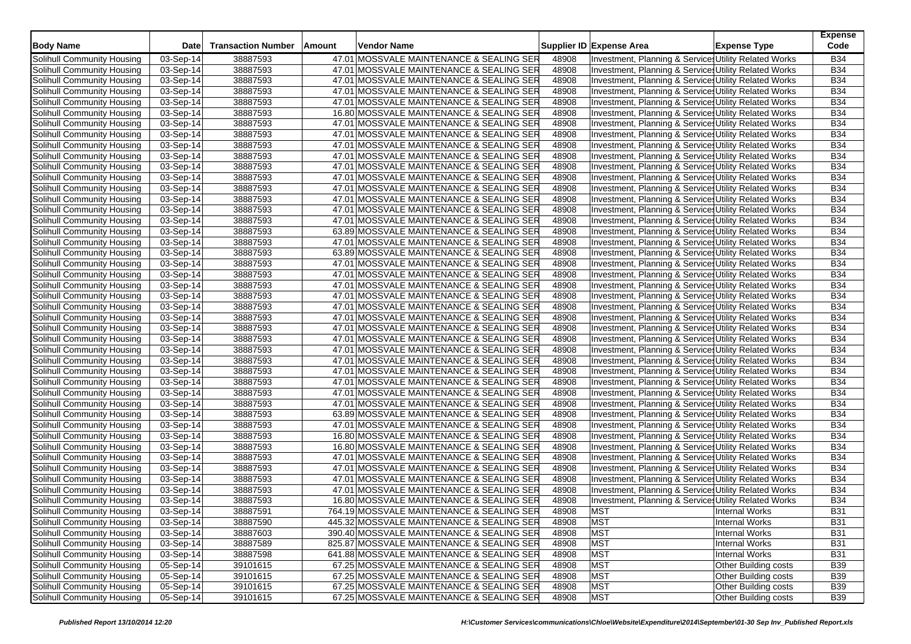| Body Name | Date | Transaction Number | Amount | Vendor Name | Supplier ID | Expense Area | Expense Type | Expense Code |
|---|---|---|---|---|---|---|---|---|
| Solihull Community Housing | 03-Sep-14 | 38887593 | 47.01 | MOSSVALE MAINTENANCE & SEALING SER | 48908 | Investment, Planning & Services | Utility Related Works | B34 |
| Solihull Community Housing | 03-Sep-14 | 38887593 | 47.01 | MOSSVALE MAINTENANCE & SEALING SER | 48908 | Investment, Planning & Services | Utility Related Works | B34 |
| Solihull Community Housing | 03-Sep-14 | 38887593 | 47.01 | MOSSVALE MAINTENANCE & SEALING SER | 48908 | Investment, Planning & Services | Utility Related Works | B34 |
| Solihull Community Housing | 03-Sep-14 | 38887593 | 47.01 | MOSSVALE MAINTENANCE & SEALING SER | 48908 | Investment, Planning & Services | Utility Related Works | B34 |
| Solihull Community Housing | 03-Sep-14 | 38887593 | 47.01 | MOSSVALE MAINTENANCE & SEALING SER | 48908 | Investment, Planning & Services | Utility Related Works | B34 |
| Solihull Community Housing | 03-Sep-14 | 38887593 | 16.80 | MOSSVALE MAINTENANCE & SEALING SER | 48908 | Investment, Planning & Services | Utility Related Works | B34 |
| Solihull Community Housing | 03-Sep-14 | 38887593 | 47.01 | MOSSVALE MAINTENANCE & SEALING SER | 48908 | Investment, Planning & Services | Utility Related Works | B34 |
| Solihull Community Housing | 03-Sep-14 | 38887593 | 47.01 | MOSSVALE MAINTENANCE & SEALING SER | 48908 | Investment, Planning & Services | Utility Related Works | B34 |
| Solihull Community Housing | 03-Sep-14 | 38887593 | 47.01 | MOSSVALE MAINTENANCE & SEALING SER | 48908 | Investment, Planning & Services | Utility Related Works | B34 |
| Solihull Community Housing | 03-Sep-14 | 38887593 | 47.01 | MOSSVALE MAINTENANCE & SEALING SER | 48908 | Investment, Planning & Services | Utility Related Works | B34 |
| Solihull Community Housing | 03-Sep-14 | 38887593 | 47.01 | MOSSVALE MAINTENANCE & SEALING SER | 48908 | Investment, Planning & Services | Utility Related Works | B34 |
| Solihull Community Housing | 03-Sep-14 | 38887593 | 47.01 | MOSSVALE MAINTENANCE & SEALING SER | 48908 | Investment, Planning & Services | Utility Related Works | B34 |
| Solihull Community Housing | 03-Sep-14 | 38887593 | 47.01 | MOSSVALE MAINTENANCE & SEALING SER | 48908 | Investment, Planning & Services | Utility Related Works | B34 |
| Solihull Community Housing | 03-Sep-14 | 38887593 | 47.01 | MOSSVALE MAINTENANCE & SEALING SER | 48908 | Investment, Planning & Services | Utility Related Works | B34 |
| Solihull Community Housing | 03-Sep-14 | 38887593 | 47.01 | MOSSVALE MAINTENANCE & SEALING SER | 48908 | Investment, Planning & Services | Utility Related Works | B34 |
| Solihull Community Housing | 03-Sep-14 | 38887593 | 47.01 | MOSSVALE MAINTENANCE & SEALING SER | 48908 | Investment, Planning & Services | Utility Related Works | B34 |
| Solihull Community Housing | 03-Sep-14 | 38887593 | 63.89 | MOSSVALE MAINTENANCE & SEALING SER | 48908 | Investment, Planning & Services | Utility Related Works | B34 |
| Solihull Community Housing | 03-Sep-14 | 38887593 | 47.01 | MOSSVALE MAINTENANCE & SEALING SER | 48908 | Investment, Planning & Services | Utility Related Works | B34 |
| Solihull Community Housing | 03-Sep-14 | 38887593 | 63.89 | MOSSVALE MAINTENANCE & SEALING SER | 48908 | Investment, Planning & Services | Utility Related Works | B34 |
| Solihull Community Housing | 03-Sep-14 | 38887593 | 47.01 | MOSSVALE MAINTENANCE & SEALING SER | 48908 | Investment, Planning & Services | Utility Related Works | B34 |
| Solihull Community Housing | 03-Sep-14 | 38887593 | 47.01 | MOSSVALE MAINTENANCE & SEALING SER | 48908 | Investment, Planning & Services | Utility Related Works | B34 |
| Solihull Community Housing | 03-Sep-14 | 38887593 | 47.01 | MOSSVALE MAINTENANCE & SEALING SER | 48908 | Investment, Planning & Services | Utility Related Works | B34 |
| Solihull Community Housing | 03-Sep-14 | 38887593 | 47.01 | MOSSVALE MAINTENANCE & SEALING SER | 48908 | Investment, Planning & Services | Utility Related Works | B34 |
| Solihull Community Housing | 03-Sep-14 | 38887593 | 47.01 | MOSSVALE MAINTENANCE & SEALING SER | 48908 | Investment, Planning & Services | Utility Related Works | B34 |
| Solihull Community Housing | 03-Sep-14 | 38887593 | 47.01 | MOSSVALE MAINTENANCE & SEALING SER | 48908 | Investment, Planning & Services | Utility Related Works | B34 |
| Solihull Community Housing | 03-Sep-14 | 38887593 | 47.01 | MOSSVALE MAINTENANCE & SEALING SER | 48908 | Investment, Planning & Services | Utility Related Works | B34 |
| Solihull Community Housing | 03-Sep-14 | 38887593 | 47.01 | MOSSVALE MAINTENANCE & SEALING SER | 48908 | Investment, Planning & Services | Utility Related Works | B34 |
| Solihull Community Housing | 03-Sep-14 | 38887593 | 47.01 | MOSSVALE MAINTENANCE & SEALING SER | 48908 | Investment, Planning & Services | Utility Related Works | B34 |
| Solihull Community Housing | 03-Sep-14 | 38887593 | 47.01 | MOSSVALE MAINTENANCE & SEALING SER | 48908 | Investment, Planning & Services | Utility Related Works | B34 |
| Solihull Community Housing | 03-Sep-14 | 38887593 | 47.01 | MOSSVALE MAINTENANCE & SEALING SER | 48908 | Investment, Planning & Services | Utility Related Works | B34 |
| Solihull Community Housing | 03-Sep-14 | 38887593 | 47.01 | MOSSVALE MAINTENANCE & SEALING SER | 48908 | Investment, Planning & Services | Utility Related Works | B34 |
| Solihull Community Housing | 03-Sep-14 | 38887593 | 47.01 | MOSSVALE MAINTENANCE & SEALING SER | 48908 | Investment, Planning & Services | Utility Related Works | B34 |
| Solihull Community Housing | 03-Sep-14 | 38887593 | 63.89 | MOSSVALE MAINTENANCE & SEALING SER | 48908 | Investment, Planning & Services | Utility Related Works | B34 |
| Solihull Community Housing | 03-Sep-14 | 38887593 | 47.01 | MOSSVALE MAINTENANCE & SEALING SER | 48908 | Investment, Planning & Services | Utility Related Works | B34 |
| Solihull Community Housing | 03-Sep-14 | 38887593 | 16.80 | MOSSVALE MAINTENANCE & SEALING SER | 48908 | Investment, Planning & Services | Utility Related Works | B34 |
| Solihull Community Housing | 03-Sep-14 | 38887593 | 16.80 | MOSSVALE MAINTENANCE & SEALING SER | 48908 | Investment, Planning & Services | Utility Related Works | B34 |
| Solihull Community Housing | 03-Sep-14 | 38887593 | 47.01 | MOSSVALE MAINTENANCE & SEALING SER | 48908 | Investment, Planning & Services | Utility Related Works | B34 |
| Solihull Community Housing | 03-Sep-14 | 38887593 | 47.01 | MOSSVALE MAINTENANCE & SEALING SER | 48908 | Investment, Planning & Services | Utility Related Works | B34 |
| Solihull Community Housing | 03-Sep-14 | 38887593 | 47.01 | MOSSVALE MAINTENANCE & SEALING SER | 48908 | Investment, Planning & Services | Utility Related Works | B34 |
| Solihull Community Housing | 03-Sep-14 | 38887593 | 47.01 | MOSSVALE MAINTENANCE & SEALING SER | 48908 | Investment, Planning & Services | Utility Related Works | B34 |
| Solihull Community Housing | 03-Sep-14 | 38887593 | 16.80 | MOSSVALE MAINTENANCE & SEALING SER | 48908 | Investment, Planning & Services | Utility Related Works | B34 |
| Solihull Community Housing | 03-Sep-14 | 38887591 | 764.19 | MOSSVALE MAINTENANCE & SEALING SER | 48908 | MST | Internal Works | B31 |
| Solihull Community Housing | 03-Sep-14 | 38887590 | 445.32 | MOSSVALE MAINTENANCE & SEALING SER | 48908 | MST | Internal Works | B31 |
| Solihull Community Housing | 03-Sep-14 | 38887603 | 390.40 | MOSSVALE MAINTENANCE & SEALING SER | 48908 | MST | Internal Works | B31 |
| Solihull Community Housing | 03-Sep-14 | 38887589 | 825.87 | MOSSVALE MAINTENANCE & SEALING SER | 48908 | MST | Internal Works | B31 |
| Solihull Community Housing | 03-Sep-14 | 38887598 | 641.88 | MOSSVALE MAINTENANCE & SEALING SER | 48908 | MST | Internal Works | B31 |
| Solihull Community Housing | 05-Sep-14 | 39101615 | 67.25 | MOSSVALE MAINTENANCE & SEALING SER | 48908 | MST | Other Building costs | B39 |
| Solihull Community Housing | 05-Sep-14 | 39101615 | 67.25 | MOSSVALE MAINTENANCE & SEALING SER | 48908 | MST | Other Building costs | B39 |
| Solihull Community Housing | 05-Sep-14 | 39101615 | 67.25 | MOSSVALE MAINTENANCE & SEALING SER | 48908 | MST | Other Building costs | B39 |
| Solihull Community Housing | 05-Sep-14 | 39101615 | 67.25 | MOSSVALE MAINTENANCE & SEALING SER | 48908 | MST | Other Building costs | B39 |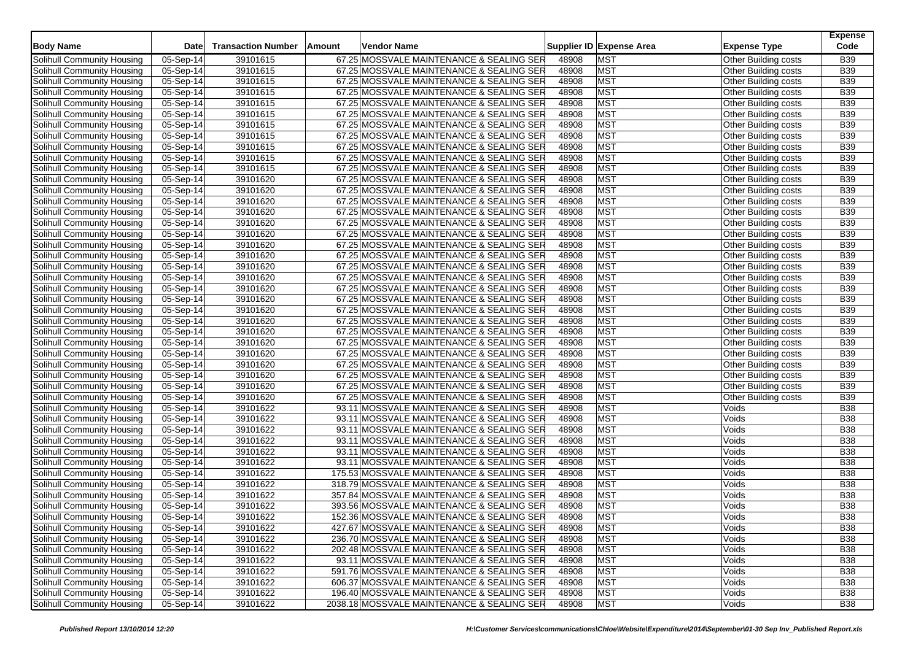| Body Name | Date | Transaction Number | Amount | Vendor Name | Supplier ID | Expense Area | Expense Type | Expense Code |
|---|---|---|---|---|---|---|---|---|
| Solihull Community Housing | 05-Sep-14 | 39101615 | 67.25 | MOSSVALE MAINTENANCE & SEALING SER | 48908 | MST | Other Building costs | B39 |
| Solihull Community Housing | 05-Sep-14 | 39101615 | 67.25 | MOSSVALE MAINTENANCE & SEALING SER | 48908 | MST | Other Building costs | B39 |
| Solihull Community Housing | 05-Sep-14 | 39101615 | 67.25 | MOSSVALE MAINTENANCE & SEALING SER | 48908 | MST | Other Building costs | B39 |
| Solihull Community Housing | 05-Sep-14 | 39101615 | 67.25 | MOSSVALE MAINTENANCE & SEALING SER | 48908 | MST | Other Building costs | B39 |
| Solihull Community Housing | 05-Sep-14 | 39101615 | 67.25 | MOSSVALE MAINTENANCE & SEALING SER | 48908 | MST | Other Building costs | B39 |
| Solihull Community Housing | 05-Sep-14 | 39101615 | 67.25 | MOSSVALE MAINTENANCE & SEALING SER | 48908 | MST | Other Building costs | B39 |
| Solihull Community Housing | 05-Sep-14 | 39101615 | 67.25 | MOSSVALE MAINTENANCE & SEALING SER | 48908 | MST | Other Building costs | B39 |
| Solihull Community Housing | 05-Sep-14 | 39101615 | 67.25 | MOSSVALE MAINTENANCE & SEALING SER | 48908 | MST | Other Building costs | B39 |
| Solihull Community Housing | 05-Sep-14 | 39101615 | 67.25 | MOSSVALE MAINTENANCE & SEALING SER | 48908 | MST | Other Building costs | B39 |
| Solihull Community Housing | 05-Sep-14 | 39101615 | 67.25 | MOSSVALE MAINTENANCE & SEALING SER | 48908 | MST | Other Building costs | B39 |
| Solihull Community Housing | 05-Sep-14 | 39101615 | 67.25 | MOSSVALE MAINTENANCE & SEALING SER | 48908 | MST | Other Building costs | B39 |
| Solihull Community Housing | 05-Sep-14 | 39101620 | 67.25 | MOSSVALE MAINTENANCE & SEALING SER | 48908 | MST | Other Building costs | B39 |
| Solihull Community Housing | 05-Sep-14 | 39101620 | 67.25 | MOSSVALE MAINTENANCE & SEALING SER | 48908 | MST | Other Building costs | B39 |
| Solihull Community Housing | 05-Sep-14 | 39101620 | 67.25 | MOSSVALE MAINTENANCE & SEALING SER | 48908 | MST | Other Building costs | B39 |
| Solihull Community Housing | 05-Sep-14 | 39101620 | 67.25 | MOSSVALE MAINTENANCE & SEALING SER | 48908 | MST | Other Building costs | B39 |
| Solihull Community Housing | 05-Sep-14 | 39101620 | 67.25 | MOSSVALE MAINTENANCE & SEALING SER | 48908 | MST | Other Building costs | B39 |
| Solihull Community Housing | 05-Sep-14 | 39101620 | 67.25 | MOSSVALE MAINTENANCE & SEALING SER | 48908 | MST | Other Building costs | B39 |
| Solihull Community Housing | 05-Sep-14 | 39101620 | 67.25 | MOSSVALE MAINTENANCE & SEALING SER | 48908 | MST | Other Building costs | B39 |
| Solihull Community Housing | 05-Sep-14 | 39101620 | 67.25 | MOSSVALE MAINTENANCE & SEALING SER | 48908 | MST | Other Building costs | B39 |
| Solihull Community Housing | 05-Sep-14 | 39101620 | 67.25 | MOSSVALE MAINTENANCE & SEALING SER | 48908 | MST | Other Building costs | B39 |
| Solihull Community Housing | 05-Sep-14 | 39101620 | 67.25 | MOSSVALE MAINTENANCE & SEALING SER | 48908 | MST | Other Building costs | B39 |
| Solihull Community Housing | 05-Sep-14 | 39101620 | 67.25 | MOSSVALE MAINTENANCE & SEALING SER | 48908 | MST | Other Building costs | B39 |
| Solihull Community Housing | 05-Sep-14 | 39101620 | 67.25 | MOSSVALE MAINTENANCE & SEALING SER | 48908 | MST | Other Building costs | B39 |
| Solihull Community Housing | 05-Sep-14 | 39101620 | 67.25 | MOSSVALE MAINTENANCE & SEALING SER | 48908 | MST | Other Building costs | B39 |
| Solihull Community Housing | 05-Sep-14 | 39101620 | 67.25 | MOSSVALE MAINTENANCE & SEALING SER | 48908 | MST | Other Building costs | B39 |
| Solihull Community Housing | 05-Sep-14 | 39101620 | 67.25 | MOSSVALE MAINTENANCE & SEALING SER | 48908 | MST | Other Building costs | B39 |
| Solihull Community Housing | 05-Sep-14 | 39101620 | 67.25 | MOSSVALE MAINTENANCE & SEALING SER | 48908 | MST | Other Building costs | B39 |
| Solihull Community Housing | 05-Sep-14 | 39101620 | 67.25 | MOSSVALE MAINTENANCE & SEALING SER | 48908 | MST | Other Building costs | B39 |
| Solihull Community Housing | 05-Sep-14 | 39101620 | 67.25 | MOSSVALE MAINTENANCE & SEALING SER | 48908 | MST | Other Building costs | B39 |
| Solihull Community Housing | 05-Sep-14 | 39101620 | 67.25 | MOSSVALE MAINTENANCE & SEALING SER | 48908 | MST | Other Building costs | B39 |
| Solihull Community Housing | 05-Sep-14 | 39101620 | 67.25 | MOSSVALE MAINTENANCE & SEALING SER | 48908 | MST | Other Building costs | B39 |
| Solihull Community Housing | 05-Sep-14 | 39101620 | 67.25 | MOSSVALE MAINTENANCE & SEALING SER | 48908 | MST | Other Building costs | B39 |
| Solihull Community Housing | 05-Sep-14 | 39101622 | 93.11 | MOSSVALE MAINTENANCE & SEALING SER | 48908 | MST | Voids | B38 |
| Solihull Community Housing | 05-Sep-14 | 39101622 | 93.11 | MOSSVALE MAINTENANCE & SEALING SER | 48908 | MST | Voids | B38 |
| Solihull Community Housing | 05-Sep-14 | 39101622 | 93.11 | MOSSVALE MAINTENANCE & SEALING SER | 48908 | MST | Voids | B38 |
| Solihull Community Housing | 05-Sep-14 | 39101622 | 93.11 | MOSSVALE MAINTENANCE & SEALING SER | 48908 | MST | Voids | B38 |
| Solihull Community Housing | 05-Sep-14 | 39101622 | 93.11 | MOSSVALE MAINTENANCE & SEALING SER | 48908 | MST | Voids | B38 |
| Solihull Community Housing | 05-Sep-14 | 39101622 | 93.11 | MOSSVALE MAINTENANCE & SEALING SER | 48908 | MST | Voids | B38 |
| Solihull Community Housing | 05-Sep-14 | 39101622 | 175.53 | MOSSVALE MAINTENANCE & SEALING SER | 48908 | MST | Voids | B38 |
| Solihull Community Housing | 05-Sep-14 | 39101622 | 318.79 | MOSSVALE MAINTENANCE & SEALING SER | 48908 | MST | Voids | B38 |
| Solihull Community Housing | 05-Sep-14 | 39101622 | 357.84 | MOSSVALE MAINTENANCE & SEALING SER | 48908 | MST | Voids | B38 |
| Solihull Community Housing | 05-Sep-14 | 39101622 | 393.56 | MOSSVALE MAINTENANCE & SEALING SER | 48908 | MST | Voids | B38 |
| Solihull Community Housing | 05-Sep-14 | 39101622 | 152.36 | MOSSVALE MAINTENANCE & SEALING SER | 48908 | MST | Voids | B38 |
| Solihull Community Housing | 05-Sep-14 | 39101622 | 427.67 | MOSSVALE MAINTENANCE & SEALING SER | 48908 | MST | Voids | B38 |
| Solihull Community Housing | 05-Sep-14 | 39101622 | 236.70 | MOSSVALE MAINTENANCE & SEALING SER | 48908 | MST | Voids | B38 |
| Solihull Community Housing | 05-Sep-14 | 39101622 | 202.48 | MOSSVALE MAINTENANCE & SEALING SER | 48908 | MST | Voids | B38 |
| Solihull Community Housing | 05-Sep-14 | 39101622 | 93.11 | MOSSVALE MAINTENANCE & SEALING SER | 48908 | MST | Voids | B38 |
| Solihull Community Housing | 05-Sep-14 | 39101622 | 591.76 | MOSSVALE MAINTENANCE & SEALING SER | 48908 | MST | Voids | B38 |
| Solihull Community Housing | 05-Sep-14 | 39101622 | 606.37 | MOSSVALE MAINTENANCE & SEALING SER | 48908 | MST | Voids | B38 |
| Solihull Community Housing | 05-Sep-14 | 39101622 | 196.40 | MOSSVALE MAINTENANCE & SEALING SER | 48908 | MST | Voids | B38 |
| Solihull Community Housing | 05-Sep-14 | 39101622 | 2038.18 | MOSSVALE MAINTENANCE & SEALING SER | 48908 | MST | Voids | B38 |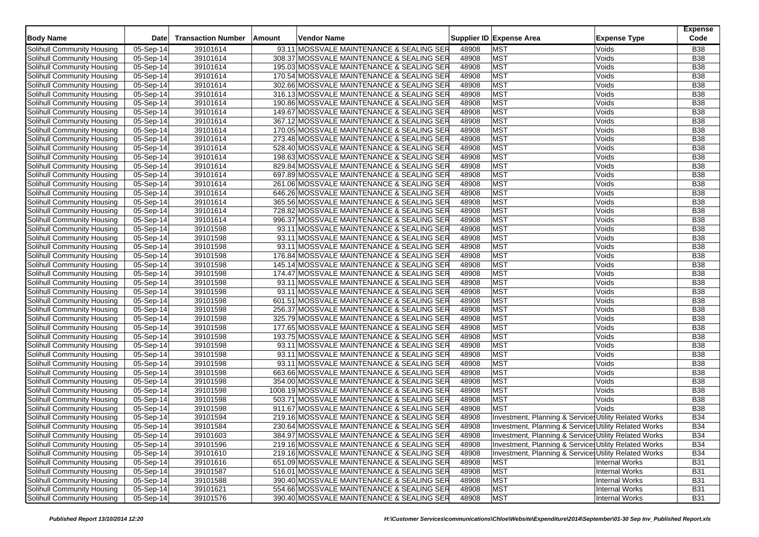| Body Name | Date | Transaction Number | Amount | Vendor Name | Supplier ID | Expense Area | Expense Type | Expense Code |
|---|---|---|---|---|---|---|---|---|
| Solihull Community Housing | 05-Sep-14 | 39101614 | 93.11 | MOSSVALE MAINTENANCE & SEALING SER | 48908 | MST | Voids | B38 |
| Solihull Community Housing | 05-Sep-14 | 39101614 | 308.37 | MOSSVALE MAINTENANCE & SEALING SER | 48908 | MST | Voids | B38 |
| Solihull Community Housing | 05-Sep-14 | 39101614 | 195.03 | MOSSVALE MAINTENANCE & SEALING SER | 48908 | MST | Voids | B38 |
| Solihull Community Housing | 05-Sep-14 | 39101614 | 170.54 | MOSSVALE MAINTENANCE & SEALING SER | 48908 | MST | Voids | B38 |
| Solihull Community Housing | 05-Sep-14 | 39101614 | 302.66 | MOSSVALE MAINTENANCE & SEALING SER | 48908 | MST | Voids | B38 |
| Solihull Community Housing | 05-Sep-14 | 39101614 | 316.13 | MOSSVALE MAINTENANCE & SEALING SER | 48908 | MST | Voids | B38 |
| Solihull Community Housing | 05-Sep-14 | 39101614 | 190.86 | MOSSVALE MAINTENANCE & SEALING SER | 48908 | MST | Voids | B38 |
| Solihull Community Housing | 05-Sep-14 | 39101614 | 149.67 | MOSSVALE MAINTENANCE & SEALING SER | 48908 | MST | Voids | B38 |
| Solihull Community Housing | 05-Sep-14 | 39101614 | 367.12 | MOSSVALE MAINTENANCE & SEALING SER | 48908 | MST | Voids | B38 |
| Solihull Community Housing | 05-Sep-14 | 39101614 | 170.05 | MOSSVALE MAINTENANCE & SEALING SER | 48908 | MST | Voids | B38 |
| Solihull Community Housing | 05-Sep-14 | 39101614 | 273.48 | MOSSVALE MAINTENANCE & SEALING SER | 48908 | MST | Voids | B38 |
| Solihull Community Housing | 05-Sep-14 | 39101614 | 528.40 | MOSSVALE MAINTENANCE & SEALING SER | 48908 | MST | Voids | B38 |
| Solihull Community Housing | 05-Sep-14 | 39101614 | 198.63 | MOSSVALE MAINTENANCE & SEALING SER | 48908 | MST | Voids | B38 |
| Solihull Community Housing | 05-Sep-14 | 39101614 | 829.84 | MOSSVALE MAINTENANCE & SEALING SER | 48908 | MST | Voids | B38 |
| Solihull Community Housing | 05-Sep-14 | 39101614 | 697.89 | MOSSVALE MAINTENANCE & SEALING SER | 48908 | MST | Voids | B38 |
| Solihull Community Housing | 05-Sep-14 | 39101614 | 261.06 | MOSSVALE MAINTENANCE & SEALING SER | 48908 | MST | Voids | B38 |
| Solihull Community Housing | 05-Sep-14 | 39101614 | 646.26 | MOSSVALE MAINTENANCE & SEALING SER | 48908 | MST | Voids | B38 |
| Solihull Community Housing | 05-Sep-14 | 39101614 | 365.56 | MOSSVALE MAINTENANCE & SEALING SER | 48908 | MST | Voids | B38 |
| Solihull Community Housing | 05-Sep-14 | 39101614 | 728.82 | MOSSVALE MAINTENANCE & SEALING SER | 48908 | MST | Voids | B38 |
| Solihull Community Housing | 05-Sep-14 | 39101614 | 996.37 | MOSSVALE MAINTENANCE & SEALING SER | 48908 | MST | Voids | B38 |
| Solihull Community Housing | 05-Sep-14 | 39101598 | 93.11 | MOSSVALE MAINTENANCE & SEALING SER | 48908 | MST | Voids | B38 |
| Solihull Community Housing | 05-Sep-14 | 39101598 | 93.11 | MOSSVALE MAINTENANCE & SEALING SER | 48908 | MST | Voids | B38 |
| Solihull Community Housing | 05-Sep-14 | 39101598 | 93.11 | MOSSVALE MAINTENANCE & SEALING SER | 48908 | MST | Voids | B38 |
| Solihull Community Housing | 05-Sep-14 | 39101598 | 176.84 | MOSSVALE MAINTENANCE & SEALING SER | 48908 | MST | Voids | B38 |
| Solihull Community Housing | 05-Sep-14 | 39101598 | 145.14 | MOSSVALE MAINTENANCE & SEALING SER | 48908 | MST | Voids | B38 |
| Solihull Community Housing | 05-Sep-14 | 39101598 | 174.47 | MOSSVALE MAINTENANCE & SEALING SER | 48908 | MST | Voids | B38 |
| Solihull Community Housing | 05-Sep-14 | 39101598 | 93.11 | MOSSVALE MAINTENANCE & SEALING SER | 48908 | MST | Voids | B38 |
| Solihull Community Housing | 05-Sep-14 | 39101598 | 93.11 | MOSSVALE MAINTENANCE & SEALING SER | 48908 | MST | Voids | B38 |
| Solihull Community Housing | 05-Sep-14 | 39101598 | 601.51 | MOSSVALE MAINTENANCE & SEALING SER | 48908 | MST | Voids | B38 |
| Solihull Community Housing | 05-Sep-14 | 39101598 | 256.37 | MOSSVALE MAINTENANCE & SEALING SER | 48908 | MST | Voids | B38 |
| Solihull Community Housing | 05-Sep-14 | 39101598 | 325.79 | MOSSVALE MAINTENANCE & SEALING SER | 48908 | MST | Voids | B38 |
| Solihull Community Housing | 05-Sep-14 | 39101598 | 177.65 | MOSSVALE MAINTENANCE & SEALING SER | 48908 | MST | Voids | B38 |
| Solihull Community Housing | 05-Sep-14 | 39101598 | 193.75 | MOSSVALE MAINTENANCE & SEALING SER | 48908 | MST | Voids | B38 |
| Solihull Community Housing | 05-Sep-14 | 39101598 | 93.11 | MOSSVALE MAINTENANCE & SEALING SER | 48908 | MST | Voids | B38 |
| Solihull Community Housing | 05-Sep-14 | 39101598 | 93.11 | MOSSVALE MAINTENANCE & SEALING SER | 48908 | MST | Voids | B38 |
| Solihull Community Housing | 05-Sep-14 | 39101598 | 93.11 | MOSSVALE MAINTENANCE & SEALING SER | 48908 | MST | Voids | B38 |
| Solihull Community Housing | 05-Sep-14 | 39101598 | 663.66 | MOSSVALE MAINTENANCE & SEALING SER | 48908 | MST | Voids | B38 |
| Solihull Community Housing | 05-Sep-14 | 39101598 | 354.00 | MOSSVALE MAINTENANCE & SEALING SER | 48908 | MST | Voids | B38 |
| Solihull Community Housing | 05-Sep-14 | 39101598 | 1008.19 | MOSSVALE MAINTENANCE & SEALING SER | 48908 | MST | Voids | B38 |
| Solihull Community Housing | 05-Sep-14 | 39101598 | 503.71 | MOSSVALE MAINTENANCE & SEALING SER | 48908 | MST | Voids | B38 |
| Solihull Community Housing | 05-Sep-14 | 39101598 | 911.67 | MOSSVALE MAINTENANCE & SEALING SER | 48908 | MST | Voids | B38 |
| Solihull Community Housing | 05-Sep-14 | 39101594 | 219.16 | MOSSVALE MAINTENANCE & SEALING SER | 48908 | Investment, Planning & Services | Utility Related Works | B34 |
| Solihull Community Housing | 05-Sep-14 | 39101584 | 230.64 | MOSSVALE MAINTENANCE & SEALING SER | 48908 | Investment, Planning & Services | Utility Related Works | B34 |
| Solihull Community Housing | 05-Sep-14 | 39101603 | 384.97 | MOSSVALE MAINTENANCE & SEALING SER | 48908 | Investment, Planning & Services | Utility Related Works | B34 |
| Solihull Community Housing | 05-Sep-14 | 39101596 | 219.16 | MOSSVALE MAINTENANCE & SEALING SER | 48908 | Investment, Planning & Services | Utility Related Works | B34 |
| Solihull Community Housing | 05-Sep-14 | 39101610 | 219.16 | MOSSVALE MAINTENANCE & SEALING SER | 48908 | Investment, Planning & Services | Utility Related Works | B34 |
| Solihull Community Housing | 05-Sep-14 | 39101616 | 651.09 | MOSSVALE MAINTENANCE & SEALING SER | 48908 | MST | Internal Works | B31 |
| Solihull Community Housing | 05-Sep-14 | 39101587 | 516.01 | MOSSVALE MAINTENANCE & SEALING SER | 48908 | MST | Internal Works | B31 |
| Solihull Community Housing | 05-Sep-14 | 39101588 | 390.40 | MOSSVALE MAINTENANCE & SEALING SER | 48908 | MST | Internal Works | B31 |
| Solihull Community Housing | 05-Sep-14 | 39101621 | 554.66 | MOSSVALE MAINTENANCE & SEALING SER | 48908 | MST | Internal Works | B31 |
| Solihull Community Housing | 05-Sep-14 | 39101576 | 390.40 | MOSSVALE MAINTENANCE & SEALING SER | 48908 | MST | Internal Works | B31 |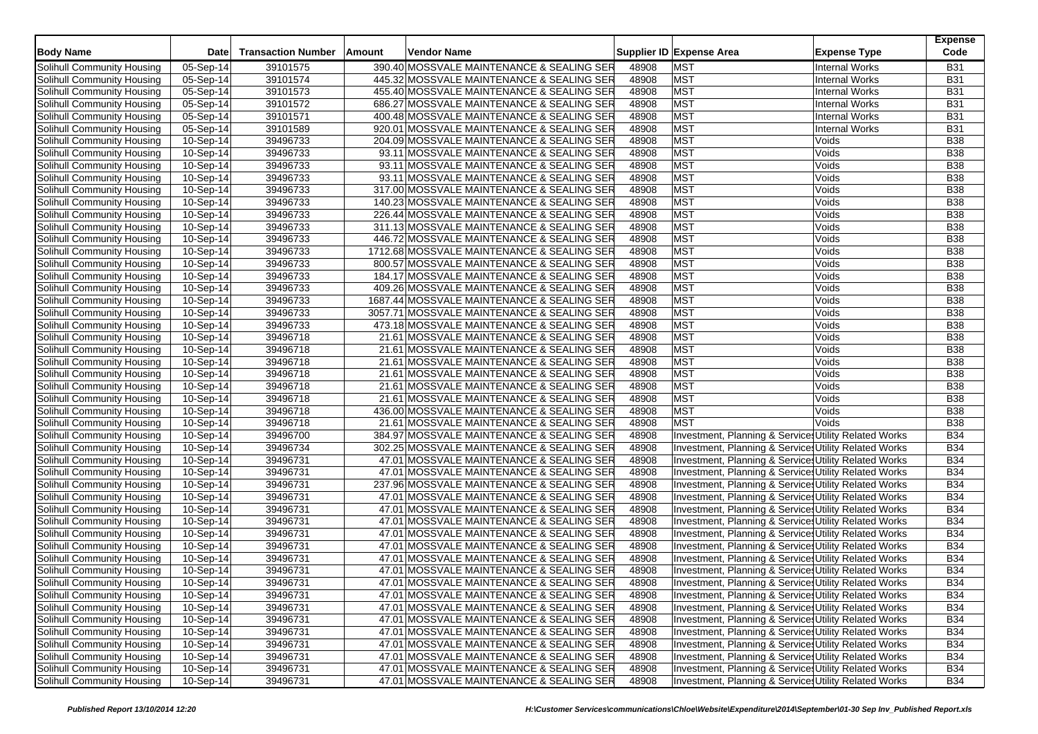| Body Name | Date | Transaction Number | Amount | Vendor Name | Supplier ID | Expense Area | Expense Type | Expense Code |
|---|---|---|---|---|---|---|---|---|
| Solihull Community Housing | 05-Sep-14 | 39101575 | 390.40 | MOSSVALE MAINTENANCE & SEALING SER | 48908 | MST | Internal Works | B31 |
| Solihull Community Housing | 05-Sep-14 | 39101574 | 445.32 | MOSSVALE MAINTENANCE & SEALING SER | 48908 | MST | Internal Works | B31 |
| Solihull Community Housing | 05-Sep-14 | 39101573 | 455.40 | MOSSVALE MAINTENANCE & SEALING SER | 48908 | MST | Internal Works | B31 |
| Solihull Community Housing | 05-Sep-14 | 39101572 | 686.27 | MOSSVALE MAINTENANCE & SEALING SER | 48908 | MST | Internal Works | B31 |
| Solihull Community Housing | 05-Sep-14 | 39101571 | 400.48 | MOSSVALE MAINTENANCE & SEALING SER | 48908 | MST | Internal Works | B31 |
| Solihull Community Housing | 05-Sep-14 | 39101589 | 920.01 | MOSSVALE MAINTENANCE & SEALING SER | 48908 | MST | Internal Works | B31 |
| Solihull Community Housing | 10-Sep-14 | 39496733 | 204.09 | MOSSVALE MAINTENANCE & SEALING SER | 48908 | MST | Voids | B38 |
| Solihull Community Housing | 10-Sep-14 | 39496733 | 93.11 | MOSSVALE MAINTENANCE & SEALING SER | 48908 | MST | Voids | B38 |
| Solihull Community Housing | 10-Sep-14 | 39496733 | 93.11 | MOSSVALE MAINTENANCE & SEALING SER | 48908 | MST | Voids | B38 |
| Solihull Community Housing | 10-Sep-14 | 39496733 | 93.11 | MOSSVALE MAINTENANCE & SEALING SER | 48908 | MST | Voids | B38 |
| Solihull Community Housing | 10-Sep-14 | 39496733 | 317.00 | MOSSVALE MAINTENANCE & SEALING SER | 48908 | MST | Voids | B38 |
| Solihull Community Housing | 10-Sep-14 | 39496733 | 140.23 | MOSSVALE MAINTENANCE & SEALING SER | 48908 | MST | Voids | B38 |
| Solihull Community Housing | 10-Sep-14 | 39496733 | 226.44 | MOSSVALE MAINTENANCE & SEALING SER | 48908 | MST | Voids | B38 |
| Solihull Community Housing | 10-Sep-14 | 39496733 | 311.13 | MOSSVALE MAINTENANCE & SEALING SER | 48908 | MST | Voids | B38 |
| Solihull Community Housing | 10-Sep-14 | 39496733 | 446.72 | MOSSVALE MAINTENANCE & SEALING SER | 48908 | MST | Voids | B38 |
| Solihull Community Housing | 10-Sep-14 | 39496733 | 1712.68 | MOSSVALE MAINTENANCE & SEALING SER | 48908 | MST | Voids | B38 |
| Solihull Community Housing | 10-Sep-14 | 39496733 | 800.57 | MOSSVALE MAINTENANCE & SEALING SER | 48908 | MST | Voids | B38 |
| Solihull Community Housing | 10-Sep-14 | 39496733 | 184.17 | MOSSVALE MAINTENANCE & SEALING SER | 48908 | MST | Voids | B38 |
| Solihull Community Housing | 10-Sep-14 | 39496733 | 409.26 | MOSSVALE MAINTENANCE & SEALING SER | 48908 | MST | Voids | B38 |
| Solihull Community Housing | 10-Sep-14 | 39496733 | 1687.44 | MOSSVALE MAINTENANCE & SEALING SER | 48908 | MST | Voids | B38 |
| Solihull Community Housing | 10-Sep-14 | 39496733 | 3057.71 | MOSSVALE MAINTENANCE & SEALING SER | 48908 | MST | Voids | B38 |
| Solihull Community Housing | 10-Sep-14 | 39496733 | 473.18 | MOSSVALE MAINTENANCE & SEALING SER | 48908 | MST | Voids | B38 |
| Solihull Community Housing | 10-Sep-14 | 39496718 | 21.61 | MOSSVALE MAINTENANCE & SEALING SER | 48908 | MST | Voids | B38 |
| Solihull Community Housing | 10-Sep-14 | 39496718 | 21.61 | MOSSVALE MAINTENANCE & SEALING SER | 48908 | MST | Voids | B38 |
| Solihull Community Housing | 10-Sep-14 | 39496718 | 21.61 | MOSSVALE MAINTENANCE & SEALING SER | 48908 | MST | Voids | B38 |
| Solihull Community Housing | 10-Sep-14 | 39496718 | 21.61 | MOSSVALE MAINTENANCE & SEALING SER | 48908 | MST | Voids | B38 |
| Solihull Community Housing | 10-Sep-14 | 39496718 | 21.61 | MOSSVALE MAINTENANCE & SEALING SER | 48908 | MST | Voids | B38 |
| Solihull Community Housing | 10-Sep-14 | 39496718 | 21.61 | MOSSVALE MAINTENANCE & SEALING SER | 48908 | MST | Voids | B38 |
| Solihull Community Housing | 10-Sep-14 | 39496718 | 436.00 | MOSSVALE MAINTENANCE & SEALING SER | 48908 | MST | Voids | B38 |
| Solihull Community Housing | 10-Sep-14 | 39496718 | 21.61 | MOSSVALE MAINTENANCE & SEALING SER | 48908 | MST | Voids | B38 |
| Solihull Community Housing | 10-Sep-14 | 39496700 | 384.97 | MOSSVALE MAINTENANCE & SEALING SER | 48908 | Investment, Planning & Service | Utility Related Works | B34 |
| Solihull Community Housing | 10-Sep-14 | 39496734 | 302.25 | MOSSVALE MAINTENANCE & SEALING SER | 48908 | Investment, Planning & Service | Utility Related Works | B34 |
| Solihull Community Housing | 10-Sep-14 | 39496731 | 47.01 | MOSSVALE MAINTENANCE & SEALING SER | 48908 | Investment, Planning & Service | Utility Related Works | B34 |
| Solihull Community Housing | 10-Sep-14 | 39496731 | 47.01 | MOSSVALE MAINTENANCE & SEALING SER | 48908 | Investment, Planning & Service | Utility Related Works | B34 |
| Solihull Community Housing | 10-Sep-14 | 39496731 | 237.96 | MOSSVALE MAINTENANCE & SEALING SER | 48908 | Investment, Planning & Service | Utility Related Works | B34 |
| Solihull Community Housing | 10-Sep-14 | 39496731 | 47.01 | MOSSVALE MAINTENANCE & SEALING SER | 48908 | Investment, Planning & Service | Utility Related Works | B34 |
| Solihull Community Housing | 10-Sep-14 | 39496731 | 47.01 | MOSSVALE MAINTENANCE & SEALING SER | 48908 | Investment, Planning & Service | Utility Related Works | B34 |
| Solihull Community Housing | 10-Sep-14 | 39496731 | 47.01 | MOSSVALE MAINTENANCE & SEALING SER | 48908 | Investment, Planning & Service | Utility Related Works | B34 |
| Solihull Community Housing | 10-Sep-14 | 39496731 | 47.01 | MOSSVALE MAINTENANCE & SEALING SER | 48908 | Investment, Planning & Service | Utility Related Works | B34 |
| Solihull Community Housing | 10-Sep-14 | 39496731 | 47.01 | MOSSVALE MAINTENANCE & SEALING SER | 48908 | Investment, Planning & Service | Utility Related Works | B34 |
| Solihull Community Housing | 10-Sep-14 | 39496731 | 47.01 | MOSSVALE MAINTENANCE & SEALING SER | 48908 | Investment, Planning & Service | Utility Related Works | B34 |
| Solihull Community Housing | 10-Sep-14 | 39496731 | 47.01 | MOSSVALE MAINTENANCE & SEALING SER | 48908 | Investment, Planning & Service | Utility Related Works | B34 |
| Solihull Community Housing | 10-Sep-14 | 39496731 | 47.01 | MOSSVALE MAINTENANCE & SEALING SER | 48908 | Investment, Planning & Service | Utility Related Works | B34 |
| Solihull Community Housing | 10-Sep-14 | 39496731 | 47.01 | MOSSVALE MAINTENANCE & SEALING SER | 48908 | Investment, Planning & Service | Utility Related Works | B34 |
| Solihull Community Housing | 10-Sep-14 | 39496731 | 47.01 | MOSSVALE MAINTENANCE & SEALING SER | 48908 | Investment, Planning & Service | Utility Related Works | B34 |
| Solihull Community Housing | 10-Sep-14 | 39496731 | 47.01 | MOSSVALE MAINTENANCE & SEALING SER | 48908 | Investment, Planning & Service | Utility Related Works | B34 |
| Solihull Community Housing | 10-Sep-14 | 39496731 | 47.01 | MOSSVALE MAINTENANCE & SEALING SER | 48908 | Investment, Planning & Service | Utility Related Works | B34 |
| Solihull Community Housing | 10-Sep-14 | 39496731 | 47.01 | MOSSVALE MAINTENANCE & SEALING SER | 48908 | Investment, Planning & Service | Utility Related Works | B34 |
| Solihull Community Housing | 10-Sep-14 | 39496731 | 47.01 | MOSSVALE MAINTENANCE & SEALING SER | 48908 | Investment, Planning & Service | Utility Related Works | B34 |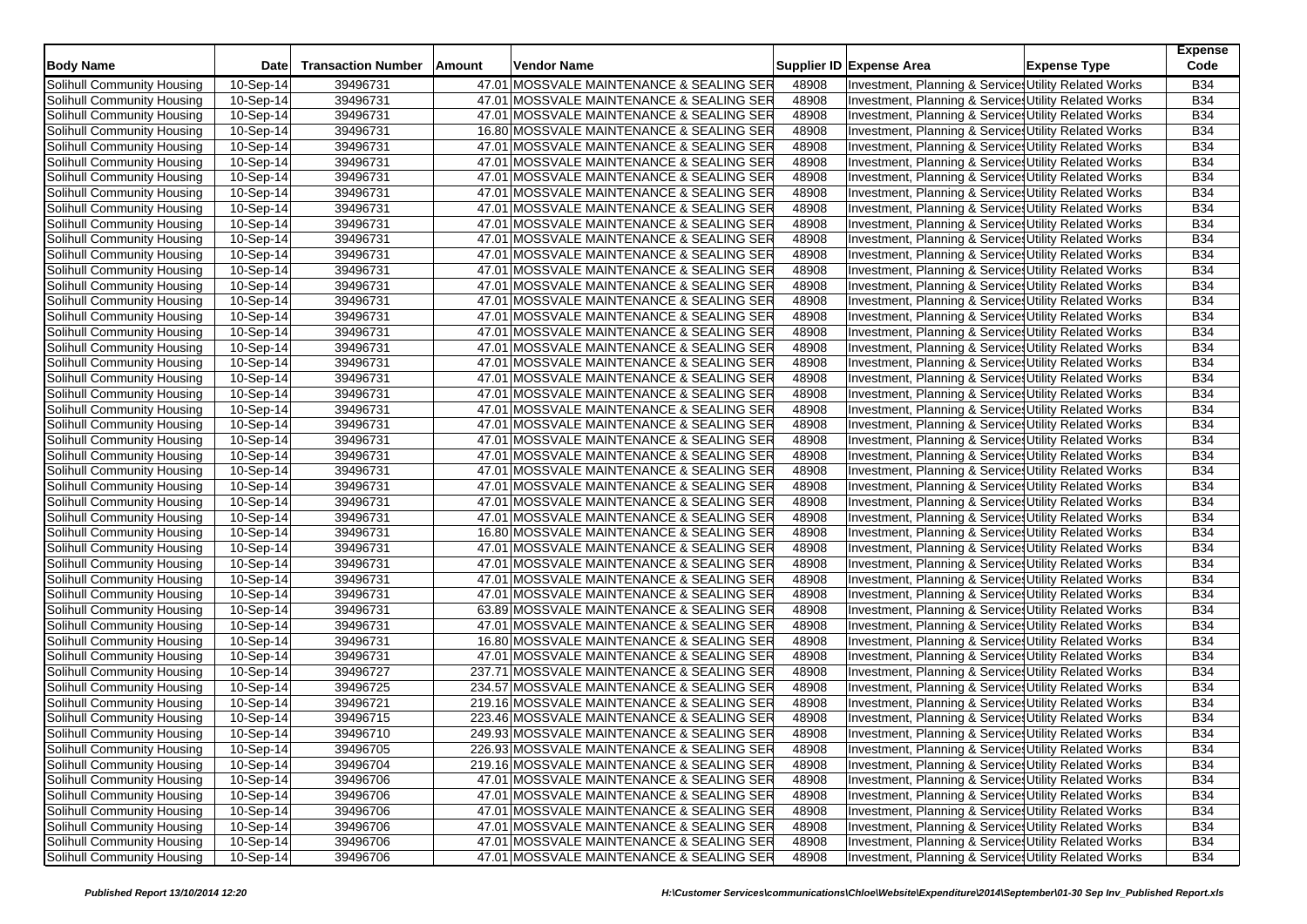| Body Name | Date | Transaction Number | Amount | Vendor Name | Supplier ID | Expense Area | Expense Type | Expense Code |
|---|---|---|---|---|---|---|---|---|
| Solihull Community Housing | 10-Sep-14 | 39496731 | 47.01 | MOSSVALE MAINTENANCE & SEALING SER | 48908 | Investment, Planning & Service | Utility Related Works | B34 |
| Solihull Community Housing | 10-Sep-14 | 39496731 | 47.01 | MOSSVALE MAINTENANCE & SEALING SER | 48908 | Investment, Planning & Service | Utility Related Works | B34 |
| Solihull Community Housing | 10-Sep-14 | 39496731 | 47.01 | MOSSVALE MAINTENANCE & SEALING SER | 48908 | Investment, Planning & Service | Utility Related Works | B34 |
| Solihull Community Housing | 10-Sep-14 | 39496731 | 16.80 | MOSSVALE MAINTENANCE & SEALING SER | 48908 | Investment, Planning & Service | Utility Related Works | B34 |
| Solihull Community Housing | 10-Sep-14 | 39496731 | 47.01 | MOSSVALE MAINTENANCE & SEALING SER | 48908 | Investment, Planning & Service | Utility Related Works | B34 |
| Solihull Community Housing | 10-Sep-14 | 39496731 | 47.01 | MOSSVALE MAINTENANCE & SEALING SER | 48908 | Investment, Planning & Service | Utility Related Works | B34 |
| Solihull Community Housing | 10-Sep-14 | 39496731 | 47.01 | MOSSVALE MAINTENANCE & SEALING SER | 48908 | Investment, Planning & Service | Utility Related Works | B34 |
| Solihull Community Housing | 10-Sep-14 | 39496731 | 47.01 | MOSSVALE MAINTENANCE & SEALING SER | 48908 | Investment, Planning & Service | Utility Related Works | B34 |
| Solihull Community Housing | 10-Sep-14 | 39496731 | 47.01 | MOSSVALE MAINTENANCE & SEALING SER | 48908 | Investment, Planning & Service | Utility Related Works | B34 |
| Solihull Community Housing | 10-Sep-14 | 39496731 | 47.01 | MOSSVALE MAINTENANCE & SEALING SER | 48908 | Investment, Planning & Service | Utility Related Works | B34 |
| Solihull Community Housing | 10-Sep-14 | 39496731 | 47.01 | MOSSVALE MAINTENANCE & SEALING SER | 48908 | Investment, Planning & Service | Utility Related Works | B34 |
| Solihull Community Housing | 10-Sep-14 | 39496731 | 47.01 | MOSSVALE MAINTENANCE & SEALING SER | 48908 | Investment, Planning & Service | Utility Related Works | B34 |
| Solihull Community Housing | 10-Sep-14 | 39496731 | 47.01 | MOSSVALE MAINTENANCE & SEALING SER | 48908 | Investment, Planning & Service | Utility Related Works | B34 |
| Solihull Community Housing | 10-Sep-14 | 39496731 | 47.01 | MOSSVALE MAINTENANCE & SEALING SER | 48908 | Investment, Planning & Service | Utility Related Works | B34 |
| Solihull Community Housing | 10-Sep-14 | 39496731 | 47.01 | MOSSVALE MAINTENANCE & SEALING SER | 48908 | Investment, Planning & Service | Utility Related Works | B34 |
| Solihull Community Housing | 10-Sep-14 | 39496731 | 47.01 | MOSSVALE MAINTENANCE & SEALING SER | 48908 | Investment, Planning & Service | Utility Related Works | B34 |
| Solihull Community Housing | 10-Sep-14 | 39496731 | 47.01 | MOSSVALE MAINTENANCE & SEALING SER | 48908 | Investment, Planning & Service | Utility Related Works | B34 |
| Solihull Community Housing | 10-Sep-14 | 39496731 | 47.01 | MOSSVALE MAINTENANCE & SEALING SER | 48908 | Investment, Planning & Service | Utility Related Works | B34 |
| Solihull Community Housing | 10-Sep-14 | 39496731 | 47.01 | MOSSVALE MAINTENANCE & SEALING SER | 48908 | Investment, Planning & Service | Utility Related Works | B34 |
| Solihull Community Housing | 10-Sep-14 | 39496731 | 47.01 | MOSSVALE MAINTENANCE & SEALING SER | 48908 | Investment, Planning & Service | Utility Related Works | B34 |
| Solihull Community Housing | 10-Sep-14 | 39496731 | 47.01 | MOSSVALE MAINTENANCE & SEALING SER | 48908 | Investment, Planning & Service | Utility Related Works | B34 |
| Solihull Community Housing | 10-Sep-14 | 39496731 | 47.01 | MOSSVALE MAINTENANCE & SEALING SER | 48908 | Investment, Planning & Service | Utility Related Works | B34 |
| Solihull Community Housing | 10-Sep-14 | 39496731 | 47.01 | MOSSVALE MAINTENANCE & SEALING SER | 48908 | Investment, Planning & Service | Utility Related Works | B34 |
| Solihull Community Housing | 10-Sep-14 | 39496731 | 47.01 | MOSSVALE MAINTENANCE & SEALING SER | 48908 | Investment, Planning & Service | Utility Related Works | B34 |
| Solihull Community Housing | 10-Sep-14 | 39496731 | 47.01 | MOSSVALE MAINTENANCE & SEALING SER | 48908 | Investment, Planning & Service | Utility Related Works | B34 |
| Solihull Community Housing | 10-Sep-14 | 39496731 | 47.01 | MOSSVALE MAINTENANCE & SEALING SER | 48908 | Investment, Planning & Service | Utility Related Works | B34 |
| Solihull Community Housing | 10-Sep-14 | 39496731 | 47.01 | MOSSVALE MAINTENANCE & SEALING SER | 48908 | Investment, Planning & Service | Utility Related Works | B34 |
| Solihull Community Housing | 10-Sep-14 | 39496731 | 47.01 | MOSSVALE MAINTENANCE & SEALING SER | 48908 | Investment, Planning & Service | Utility Related Works | B34 |
| Solihull Community Housing | 10-Sep-14 | 39496731 | 47.01 | MOSSVALE MAINTENANCE & SEALING SER | 48908 | Investment, Planning & Service | Utility Related Works | B34 |
| Solihull Community Housing | 10-Sep-14 | 39496731 | 16.80 | MOSSVALE MAINTENANCE & SEALING SER | 48908 | Investment, Planning & Service | Utility Related Works | B34 |
| Solihull Community Housing | 10-Sep-14 | 39496731 | 47.01 | MOSSVALE MAINTENANCE & SEALING SER | 48908 | Investment, Planning & Service | Utility Related Works | B34 |
| Solihull Community Housing | 10-Sep-14 | 39496731 | 47.01 | MOSSVALE MAINTENANCE & SEALING SER | 48908 | Investment, Planning & Service | Utility Related Works | B34 |
| Solihull Community Housing | 10-Sep-14 | 39496731 | 47.01 | MOSSVALE MAINTENANCE & SEALING SER | 48908 | Investment, Planning & Service | Utility Related Works | B34 |
| Solihull Community Housing | 10-Sep-14 | 39496731 | 47.01 | MOSSVALE MAINTENANCE & SEALING SER | 48908 | Investment, Planning & Service | Utility Related Works | B34 |
| Solihull Community Housing | 10-Sep-14 | 39496731 | 63.89 | MOSSVALE MAINTENANCE & SEALING SER | 48908 | Investment, Planning & Service | Utility Related Works | B34 |
| Solihull Community Housing | 10-Sep-14 | 39496731 | 47.01 | MOSSVALE MAINTENANCE & SEALING SER | 48908 | Investment, Planning & Service | Utility Related Works | B34 |
| Solihull Community Housing | 10-Sep-14 | 39496731 | 16.80 | MOSSVALE MAINTENANCE & SEALING SER | 48908 | Investment, Planning & Service | Utility Related Works | B34 |
| Solihull Community Housing | 10-Sep-14 | 39496731 | 47.01 | MOSSVALE MAINTENANCE & SEALING SER | 48908 | Investment, Planning & Service | Utility Related Works | B34 |
| Solihull Community Housing | 10-Sep-14 | 39496727 | 237.71 | MOSSVALE MAINTENANCE & SEALING SER | 48908 | Investment, Planning & Service | Utility Related Works | B34 |
| Solihull Community Housing | 10-Sep-14 | 39496725 | 234.57 | MOSSVALE MAINTENANCE & SEALING SER | 48908 | Investment, Planning & Service | Utility Related Works | B34 |
| Solihull Community Housing | 10-Sep-14 | 39496721 | 219.16 | MOSSVALE MAINTENANCE & SEALING SER | 48908 | Investment, Planning & Service | Utility Related Works | B34 |
| Solihull Community Housing | 10-Sep-14 | 39496715 | 223.46 | MOSSVALE MAINTENANCE & SEALING SER | 48908 | Investment, Planning & Service | Utility Related Works | B34 |
| Solihull Community Housing | 10-Sep-14 | 39496710 | 249.93 | MOSSVALE MAINTENANCE & SEALING SER | 48908 | Investment, Planning & Service | Utility Related Works | B34 |
| Solihull Community Housing | 10-Sep-14 | 39496705 | 226.93 | MOSSVALE MAINTENANCE & SEALING SER | 48908 | Investment, Planning & Service | Utility Related Works | B34 |
| Solihull Community Housing | 10-Sep-14 | 39496704 | 219.16 | MOSSVALE MAINTENANCE & SEALING SER | 48908 | Investment, Planning & Service | Utility Related Works | B34 |
| Solihull Community Housing | 10-Sep-14 | 39496706 | 47.01 | MOSSVALE MAINTENANCE & SEALING SER | 48908 | Investment, Planning & Service | Utility Related Works | B34 |
| Solihull Community Housing | 10-Sep-14 | 39496706 | 47.01 | MOSSVALE MAINTENANCE & SEALING SER | 48908 | Investment, Planning & Service | Utility Related Works | B34 |
| Solihull Community Housing | 10-Sep-14 | 39496706 | 47.01 | MOSSVALE MAINTENANCE & SEALING SER | 48908 | Investment, Planning & Service | Utility Related Works | B34 |
| Solihull Community Housing | 10-Sep-14 | 39496706 | 47.01 | MOSSVALE MAINTENANCE & SEALING SER | 48908 | Investment, Planning & Service | Utility Related Works | B34 |
| Solihull Community Housing | 10-Sep-14 | 39496706 | 47.01 | MOSSVALE MAINTENANCE & SEALING SER | 48908 | Investment, Planning & Service | Utility Related Works | B34 |
| Solihull Community Housing | 10-Sep-14 | 39496706 | 47.01 | MOSSVALE MAINTENANCE & SEALING SER | 48908 | Investment, Planning & Service | Utility Related Works | B34 |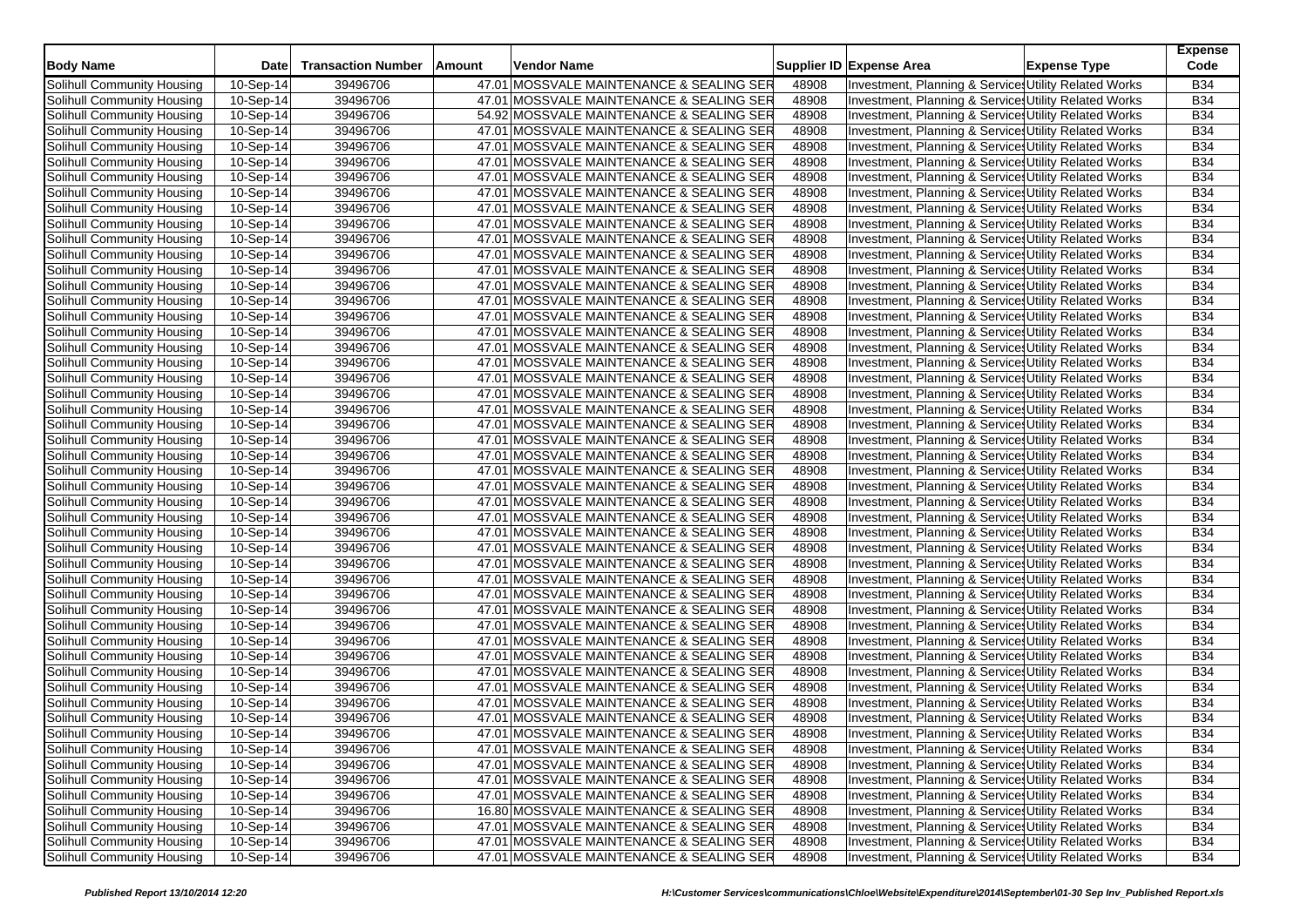| Body Name | Date | Transaction Number | Amount | Vendor Name | Supplier ID | Expense Area | Expense Type | Expense Code |
|---|---|---|---|---|---|---|---|---|
| Solihull Community Housing | 10-Sep-14 | 39496706 | 47.01 | MOSSVALE MAINTENANCE & SEALING SER | 48908 | Investment, Planning & Service | Utility Related Works | B34 |
| Solihull Community Housing | 10-Sep-14 | 39496706 | 47.01 | MOSSVALE MAINTENANCE & SEALING SER | 48908 | Investment, Planning & Service | Utility Related Works | B34 |
| Solihull Community Housing | 10-Sep-14 | 39496706 | 54.92 | MOSSVALE MAINTENANCE & SEALING SER | 48908 | Investment, Planning & Service | Utility Related Works | B34 |
| Solihull Community Housing | 10-Sep-14 | 39496706 | 47.01 | MOSSVALE MAINTENANCE & SEALING SER | 48908 | Investment, Planning & Service | Utility Related Works | B34 |
| Solihull Community Housing | 10-Sep-14 | 39496706 | 47.01 | MOSSVALE MAINTENANCE & SEALING SER | 48908 | Investment, Planning & Service | Utility Related Works | B34 |
| Solihull Community Housing | 10-Sep-14 | 39496706 | 47.01 | MOSSVALE MAINTENANCE & SEALING SER | 48908 | Investment, Planning & Service | Utility Related Works | B34 |
| Solihull Community Housing | 10-Sep-14 | 39496706 | 47.01 | MOSSVALE MAINTENANCE & SEALING SER | 48908 | Investment, Planning & Service | Utility Related Works | B34 |
| Solihull Community Housing | 10-Sep-14 | 39496706 | 47.01 | MOSSVALE MAINTENANCE & SEALING SER | 48908 | Investment, Planning & Service | Utility Related Works | B34 |
| Solihull Community Housing | 10-Sep-14 | 39496706 | 47.01 | MOSSVALE MAINTENANCE & SEALING SER | 48908 | Investment, Planning & Service | Utility Related Works | B34 |
| Solihull Community Housing | 10-Sep-14 | 39496706 | 47.01 | MOSSVALE MAINTENANCE & SEALING SER | 48908 | Investment, Planning & Service | Utility Related Works | B34 |
| Solihull Community Housing | 10-Sep-14 | 39496706 | 47.01 | MOSSVALE MAINTENANCE & SEALING SER | 48908 | Investment, Planning & Service | Utility Related Works | B34 |
| Solihull Community Housing | 10-Sep-14 | 39496706 | 47.01 | MOSSVALE MAINTENANCE & SEALING SER | 48908 | Investment, Planning & Service | Utility Related Works | B34 |
| Solihull Community Housing | 10-Sep-14 | 39496706 | 47.01 | MOSSVALE MAINTENANCE & SEALING SER | 48908 | Investment, Planning & Service | Utility Related Works | B34 |
| Solihull Community Housing | 10-Sep-14 | 39496706 | 47.01 | MOSSVALE MAINTENANCE & SEALING SER | 48908 | Investment, Planning & Service | Utility Related Works | B34 |
| Solihull Community Housing | 10-Sep-14 | 39496706 | 47.01 | MOSSVALE MAINTENANCE & SEALING SER | 48908 | Investment, Planning & Service | Utility Related Works | B34 |
| Solihull Community Housing | 10-Sep-14 | 39496706 | 47.01 | MOSSVALE MAINTENANCE & SEALING SER | 48908 | Investment, Planning & Service | Utility Related Works | B34 |
| Solihull Community Housing | 10-Sep-14 | 39496706 | 47.01 | MOSSVALE MAINTENANCE & SEALING SER | 48908 | Investment, Planning & Service | Utility Related Works | B34 |
| Solihull Community Housing | 10-Sep-14 | 39496706 | 47.01 | MOSSVALE MAINTENANCE & SEALING SER | 48908 | Investment, Planning & Service | Utility Related Works | B34 |
| Solihull Community Housing | 10-Sep-14 | 39496706 | 47.01 | MOSSVALE MAINTENANCE & SEALING SER | 48908 | Investment, Planning & Service | Utility Related Works | B34 |
| Solihull Community Housing | 10-Sep-14 | 39496706 | 47.01 | MOSSVALE MAINTENANCE & SEALING SER | 48908 | Investment, Planning & Service | Utility Related Works | B34 |
| Solihull Community Housing | 10-Sep-14 | 39496706 | 47.01 | MOSSVALE MAINTENANCE & SEALING SER | 48908 | Investment, Planning & Service | Utility Related Works | B34 |
| Solihull Community Housing | 10-Sep-14 | 39496706 | 47.01 | MOSSVALE MAINTENANCE & SEALING SER | 48908 | Investment, Planning & Service | Utility Related Works | B34 |
| Solihull Community Housing | 10-Sep-14 | 39496706 | 47.01 | MOSSVALE MAINTENANCE & SEALING SER | 48908 | Investment, Planning & Service | Utility Related Works | B34 |
| Solihull Community Housing | 10-Sep-14 | 39496706 | 47.01 | MOSSVALE MAINTENANCE & SEALING SER | 48908 | Investment, Planning & Service | Utility Related Works | B34 |
| Solihull Community Housing | 10-Sep-14 | 39496706 | 47.01 | MOSSVALE MAINTENANCE & SEALING SER | 48908 | Investment, Planning & Service | Utility Related Works | B34 |
| Solihull Community Housing | 10-Sep-14 | 39496706 | 47.01 | MOSSVALE MAINTENANCE & SEALING SER | 48908 | Investment, Planning & Service | Utility Related Works | B34 |
| Solihull Community Housing | 10-Sep-14 | 39496706 | 47.01 | MOSSVALE MAINTENANCE & SEALING SER | 48908 | Investment, Planning & Service | Utility Related Works | B34 |
| Solihull Community Housing | 10-Sep-14 | 39496706 | 47.01 | MOSSVALE MAINTENANCE & SEALING SER | 48908 | Investment, Planning & Service | Utility Related Works | B34 |
| Solihull Community Housing | 10-Sep-14 | 39496706 | 47.01 | MOSSVALE MAINTENANCE & SEALING SER | 48908 | Investment, Planning & Service | Utility Related Works | B34 |
| Solihull Community Housing | 10-Sep-14 | 39496706 | 47.01 | MOSSVALE MAINTENANCE & SEALING SER | 48908 | Investment, Planning & Service | Utility Related Works | B34 |
| Solihull Community Housing | 10-Sep-14 | 39496706 | 47.01 | MOSSVALE MAINTENANCE & SEALING SER | 48908 | Investment, Planning & Service | Utility Related Works | B34 |
| Solihull Community Housing | 10-Sep-14 | 39496706 | 47.01 | MOSSVALE MAINTENANCE & SEALING SER | 48908 | Investment, Planning & Service | Utility Related Works | B34 |
| Solihull Community Housing | 10-Sep-14 | 39496706 | 47.01 | MOSSVALE MAINTENANCE & SEALING SER | 48908 | Investment, Planning & Service | Utility Related Works | B34 |
| Solihull Community Housing | 10-Sep-14 | 39496706 | 47.01 | MOSSVALE MAINTENANCE & SEALING SER | 48908 | Investment, Planning & Service | Utility Related Works | B34 |
| Solihull Community Housing | 10-Sep-14 | 39496706 | 47.01 | MOSSVALE MAINTENANCE & SEALING SER | 48908 | Investment, Planning & Service | Utility Related Works | B34 |
| Solihull Community Housing | 10-Sep-14 | 39496706 | 47.01 | MOSSVALE MAINTENANCE & SEALING SER | 48908 | Investment, Planning & Service | Utility Related Works | B34 |
| Solihull Community Housing | 10-Sep-14 | 39496706 | 47.01 | MOSSVALE MAINTENANCE & SEALING SER | 48908 | Investment, Planning & Service | Utility Related Works | B34 |
| Solihull Community Housing | 10-Sep-14 | 39496706 | 47.01 | MOSSVALE MAINTENANCE & SEALING SER | 48908 | Investment, Planning & Service | Utility Related Works | B34 |
| Solihull Community Housing | 10-Sep-14 | 39496706 | 47.01 | MOSSVALE MAINTENANCE & SEALING SER | 48908 | Investment, Planning & Service | Utility Related Works | B34 |
| Solihull Community Housing | 10-Sep-14 | 39496706 | 47.01 | MOSSVALE MAINTENANCE & SEALING SER | 48908 | Investment, Planning & Service | Utility Related Works | B34 |
| Solihull Community Housing | 10-Sep-14 | 39496706 | 47.01 | MOSSVALE MAINTENANCE & SEALING SER | 48908 | Investment, Planning & Service | Utility Related Works | B34 |
| Solihull Community Housing | 10-Sep-14 | 39496706 | 47.01 | MOSSVALE MAINTENANCE & SEALING SER | 48908 | Investment, Planning & Service | Utility Related Works | B34 |
| Solihull Community Housing | 10-Sep-14 | 39496706 | 47.01 | MOSSVALE MAINTENANCE & SEALING SER | 48908 | Investment, Planning & Service | Utility Related Works | B34 |
| Solihull Community Housing | 10-Sep-14 | 39496706 | 47.01 | MOSSVALE MAINTENANCE & SEALING SER | 48908 | Investment, Planning & Service | Utility Related Works | B34 |
| Solihull Community Housing | 10-Sep-14 | 39496706 | 47.01 | MOSSVALE MAINTENANCE & SEALING SER | 48908 | Investment, Planning & Service | Utility Related Works | B34 |
| Solihull Community Housing | 10-Sep-14 | 39496706 | 47.01 | MOSSVALE MAINTENANCE & SEALING SER | 48908 | Investment, Planning & Service | Utility Related Works | B34 |
| Solihull Community Housing | 10-Sep-14 | 39496706 | 16.80 | MOSSVALE MAINTENANCE & SEALING SER | 48908 | Investment, Planning & Service | Utility Related Works | B34 |
| Solihull Community Housing | 10-Sep-14 | 39496706 | 47.01 | MOSSVALE MAINTENANCE & SEALING SER | 48908 | Investment, Planning & Service | Utility Related Works | B34 |
| Solihull Community Housing | 10-Sep-14 | 39496706 | 47.01 | MOSSVALE MAINTENANCE & SEALING SER | 48908 | Investment, Planning & Service | Utility Related Works | B34 |
| Solihull Community Housing | 10-Sep-14 | 39496706 | 47.01 | MOSSVALE MAINTENANCE & SEALING SER | 48908 | Investment, Planning & Service | Utility Related Works | B34 |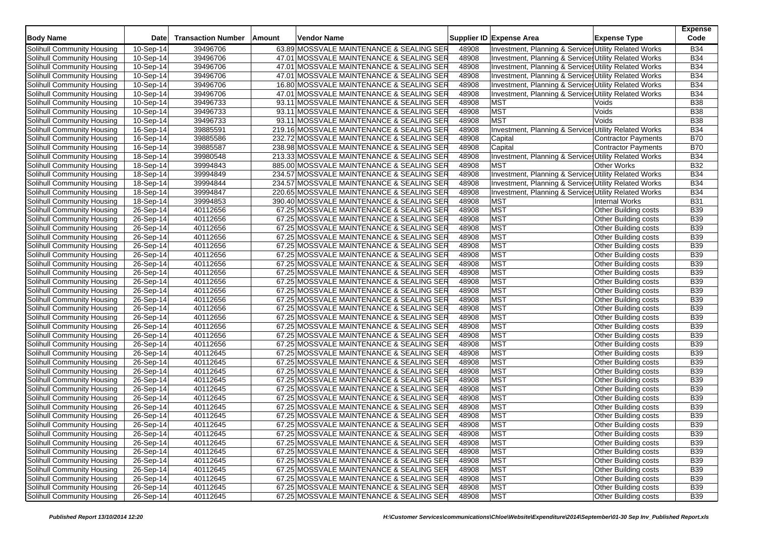| Body Name | Date | Transaction Number | Amount | Vendor Name | Supplier ID | Expense Area | Expense Type | Expense Code |
|---|---|---|---|---|---|---|---|---|
| Solihull Community Housing | 10-Sep-14 | 39496706 | 63.89 | MOSSVALE MAINTENANCE & SEALING SER | 48908 | Investment, Planning & Services | Utility Related Works | B34 |
| Solihull Community Housing | 10-Sep-14 | 39496706 | 47.01 | MOSSVALE MAINTENANCE & SEALING SER | 48908 | Investment, Planning & Services | Utility Related Works | B34 |
| Solihull Community Housing | 10-Sep-14 | 39496706 | 47.01 | MOSSVALE MAINTENANCE & SEALING SER | 48908 | Investment, Planning & Services | Utility Related Works | B34 |
| Solihull Community Housing | 10-Sep-14 | 39496706 | 47.01 | MOSSVALE MAINTENANCE & SEALING SER | 48908 | Investment, Planning & Services | Utility Related Works | B34 |
| Solihull Community Housing | 10-Sep-14 | 39496706 | 16.80 | MOSSVALE MAINTENANCE & SEALING SER | 48908 | Investment, Planning & Services | Utility Related Works | B34 |
| Solihull Community Housing | 10-Sep-14 | 39496706 | 47.01 | MOSSVALE MAINTENANCE & SEALING SER | 48908 | Investment, Planning & Services | Utility Related Works | B34 |
| Solihull Community Housing | 10-Sep-14 | 39496733 | 93.11 | MOSSVALE MAINTENANCE & SEALING SER | 48908 | MST | Voids | B38 |
| Solihull Community Housing | 10-Sep-14 | 39496733 | 93.11 | MOSSVALE MAINTENANCE & SEALING SER | 48908 | MST | Voids | B38 |
| Solihull Community Housing | 10-Sep-14 | 39496733 | 93.11 | MOSSVALE MAINTENANCE & SEALING SER | 48908 | MST | Voids | B38 |
| Solihull Community Housing | 16-Sep-14 | 39885591 | 219.16 | MOSSVALE MAINTENANCE & SEALING SER | 48908 | Investment, Planning & Services | Utility Related Works | B34 |
| Solihull Community Housing | 16-Sep-14 | 39885586 | 232.72 | MOSSVALE MAINTENANCE & SEALING SER | 48908 | Capital | Contractor Payments | B70 |
| Solihull Community Housing | 16-Sep-14 | 39885587 | 238.98 | MOSSVALE MAINTENANCE & SEALING SER | 48908 | Capital | Contractor Payments | B70 |
| Solihull Community Housing | 18-Sep-14 | 39980548 | 213.33 | MOSSVALE MAINTENANCE & SEALING SER | 48908 | Investment, Planning & Services | Utility Related Works | B34 |
| Solihull Community Housing | 18-Sep-14 | 39994843 | 885.00 | MOSSVALE MAINTENANCE & SEALING SER | 48908 | MST | Other Works | B32 |
| Solihull Community Housing | 18-Sep-14 | 39994849 | 234.57 | MOSSVALE MAINTENANCE & SEALING SER | 48908 | Investment, Planning & Services | Utility Related Works | B34 |
| Solihull Community Housing | 18-Sep-14 | 39994844 | 234.57 | MOSSVALE MAINTENANCE & SEALING SER | 48908 | Investment, Planning & Services | Utility Related Works | B34 |
| Solihull Community Housing | 18-Sep-14 | 39994847 | 220.65 | MOSSVALE MAINTENANCE & SEALING SER | 48908 | Investment, Planning & Services | Utility Related Works | B34 |
| Solihull Community Housing | 18-Sep-14 | 39994853 | 390.40 | MOSSVALE MAINTENANCE & SEALING SER | 48908 | MST | Internal Works | B31 |
| Solihull Community Housing | 26-Sep-14 | 40112656 | 67.25 | MOSSVALE MAINTENANCE & SEALING SER | 48908 | MST | Other Building costs | B39 |
| Solihull Community Housing | 26-Sep-14 | 40112656 | 67.25 | MOSSVALE MAINTENANCE & SEALING SER | 48908 | MST | Other Building costs | B39 |
| Solihull Community Housing | 26-Sep-14 | 40112656 | 67.25 | MOSSVALE MAINTENANCE & SEALING SER | 48908 | MST | Other Building costs | B39 |
| Solihull Community Housing | 26-Sep-14 | 40112656 | 67.25 | MOSSVALE MAINTENANCE & SEALING SER | 48908 | MST | Other Building costs | B39 |
| Solihull Community Housing | 26-Sep-14 | 40112656 | 67.25 | MOSSVALE MAINTENANCE & SEALING SER | 48908 | MST | Other Building costs | B39 |
| Solihull Community Housing | 26-Sep-14 | 40112656 | 67.25 | MOSSVALE MAINTENANCE & SEALING SER | 48908 | MST | Other Building costs | B39 |
| Solihull Community Housing | 26-Sep-14 | 40112656 | 67.25 | MOSSVALE MAINTENANCE & SEALING SER | 48908 | MST | Other Building costs | B39 |
| Solihull Community Housing | 26-Sep-14 | 40112656 | 67.25 | MOSSVALE MAINTENANCE & SEALING SER | 48908 | MST | Other Building costs | B39 |
| Solihull Community Housing | 26-Sep-14 | 40112656 | 67.25 | MOSSVALE MAINTENANCE & SEALING SER | 48908 | MST | Other Building costs | B39 |
| Solihull Community Housing | 26-Sep-14 | 40112656 | 67.25 | MOSSVALE MAINTENANCE & SEALING SER | 48908 | MST | Other Building costs | B39 |
| Solihull Community Housing | 26-Sep-14 | 40112656 | 67.25 | MOSSVALE MAINTENANCE & SEALING SER | 48908 | MST | Other Building costs | B39 |
| Solihull Community Housing | 26-Sep-14 | 40112656 | 67.25 | MOSSVALE MAINTENANCE & SEALING SER | 48908 | MST | Other Building costs | B39 |
| Solihull Community Housing | 26-Sep-14 | 40112656 | 67.25 | MOSSVALE MAINTENANCE & SEALING SER | 48908 | MST | Other Building costs | B39 |
| Solihull Community Housing | 26-Sep-14 | 40112656 | 67.25 | MOSSVALE MAINTENANCE & SEALING SER | 48908 | MST | Other Building costs | B39 |
| Solihull Community Housing | 26-Sep-14 | 40112656 | 67.25 | MOSSVALE MAINTENANCE & SEALING SER | 48908 | MST | Other Building costs | B39 |
| Solihull Community Housing | 26-Sep-14 | 40112656 | 67.25 | MOSSVALE MAINTENANCE & SEALING SER | 48908 | MST | Other Building costs | B39 |
| Solihull Community Housing | 26-Sep-14 | 40112645 | 67.25 | MOSSVALE MAINTENANCE & SEALING SER | 48908 | MST | Other Building costs | B39 |
| Solihull Community Housing | 26-Sep-14 | 40112645 | 67.25 | MOSSVALE MAINTENANCE & SEALING SER | 48908 | MST | Other Building costs | B39 |
| Solihull Community Housing | 26-Sep-14 | 40112645 | 67.25 | MOSSVALE MAINTENANCE & SEALING SER | 48908 | MST | Other Building costs | B39 |
| Solihull Community Housing | 26-Sep-14 | 40112645 | 67.25 | MOSSVALE MAINTENANCE & SEALING SER | 48908 | MST | Other Building costs | B39 |
| Solihull Community Housing | 26-Sep-14 | 40112645 | 67.25 | MOSSVALE MAINTENANCE & SEALING SER | 48908 | MST | Other Building costs | B39 |
| Solihull Community Housing | 26-Sep-14 | 40112645 | 67.25 | MOSSVALE MAINTENANCE & SEALING SER | 48908 | MST | Other Building costs | B39 |
| Solihull Community Housing | 26-Sep-14 | 40112645 | 67.25 | MOSSVALE MAINTENANCE & SEALING SER | 48908 | MST | Other Building costs | B39 |
| Solihull Community Housing | 26-Sep-14 | 40112645 | 67.25 | MOSSVALE MAINTENANCE & SEALING SER | 48908 | MST | Other Building costs | B39 |
| Solihull Community Housing | 26-Sep-14 | 40112645 | 67.25 | MOSSVALE MAINTENANCE & SEALING SER | 48908 | MST | Other Building costs | B39 |
| Solihull Community Housing | 26-Sep-14 | 40112645 | 67.25 | MOSSVALE MAINTENANCE & SEALING SER | 48908 | MST | Other Building costs | B39 |
| Solihull Community Housing | 26-Sep-14 | 40112645 | 67.25 | MOSSVALE MAINTENANCE & SEALING SER | 48908 | MST | Other Building costs | B39 |
| Solihull Community Housing | 26-Sep-14 | 40112645 | 67.25 | MOSSVALE MAINTENANCE & SEALING SER | 48908 | MST | Other Building costs | B39 |
| Solihull Community Housing | 26-Sep-14 | 40112645 | 67.25 | MOSSVALE MAINTENANCE & SEALING SER | 48908 | MST | Other Building costs | B39 |
| Solihull Community Housing | 26-Sep-14 | 40112645 | 67.25 | MOSSVALE MAINTENANCE & SEALING SER | 48908 | MST | Other Building costs | B39 |
| Solihull Community Housing | 26-Sep-14 | 40112645 | 67.25 | MOSSVALE MAINTENANCE & SEALING SER | 48908 | MST | Other Building costs | B39 |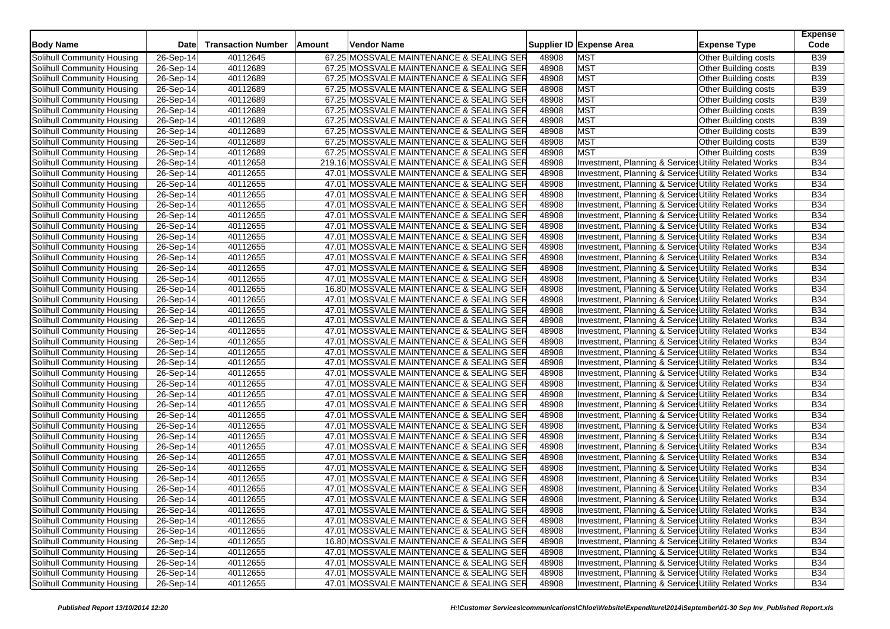| Body Name | Date | Transaction Number | Amount | Vendor Name | Supplier ID | Expense Area | Expense Type | Expense Code |
|---|---|---|---|---|---|---|---|---|
| Solihull Community Housing | 26-Sep-14 | 40112645 | 67.25 | MOSSVALE MAINTENANCE & SEALING SER | 48908 | MST | Other Building costs | B39 |
| Solihull Community Housing | 26-Sep-14 | 40112689 | 67.25 | MOSSVALE MAINTENANCE & SEALING SER | 48908 | MST | Other Building costs | B39 |
| Solihull Community Housing | 26-Sep-14 | 40112689 | 67.25 | MOSSVALE MAINTENANCE & SEALING SER | 48908 | MST | Other Building costs | B39 |
| Solihull Community Housing | 26-Sep-14 | 40112689 | 67.25 | MOSSVALE MAINTENANCE & SEALING SER | 48908 | MST | Other Building costs | B39 |
| Solihull Community Housing | 26-Sep-14 | 40112689 | 67.25 | MOSSVALE MAINTENANCE & SEALING SER | 48908 | MST | Other Building costs | B39 |
| Solihull Community Housing | 26-Sep-14 | 40112689 | 67.25 | MOSSVALE MAINTENANCE & SEALING SER | 48908 | MST | Other Building costs | B39 |
| Solihull Community Housing | 26-Sep-14 | 40112689 | 67.25 | MOSSVALE MAINTENANCE & SEALING SER | 48908 | MST | Other Building costs | B39 |
| Solihull Community Housing | 26-Sep-14 | 40112689 | 67.25 | MOSSVALE MAINTENANCE & SEALING SER | 48908 | MST | Other Building costs | B39 |
| Solihull Community Housing | 26-Sep-14 | 40112689 | 67.25 | MOSSVALE MAINTENANCE & SEALING SER | 48908 | MST | Other Building costs | B39 |
| Solihull Community Housing | 26-Sep-14 | 40112689 | 67.25 | MOSSVALE MAINTENANCE & SEALING SER | 48908 | MST | Other Building costs | B39 |
| Solihull Community Housing | 26-Sep-14 | 40112658 | 219.16 | MOSSVALE MAINTENANCE & SEALING SER | 48908 | Investment, Planning & Services | Utility Related Works | B34 |
| Solihull Community Housing | 26-Sep-14 | 40112655 | 47.01 | MOSSVALE MAINTENANCE & SEALING SER | 48908 | Investment, Planning & Services | Utility Related Works | B34 |
| Solihull Community Housing | 26-Sep-14 | 40112655 | 47.01 | MOSSVALE MAINTENANCE & SEALING SER | 48908 | Investment, Planning & Services | Utility Related Works | B34 |
| Solihull Community Housing | 26-Sep-14 | 40112655 | 47.01 | MOSSVALE MAINTENANCE & SEALING SER | 48908 | Investment, Planning & Services | Utility Related Works | B34 |
| Solihull Community Housing | 26-Sep-14 | 40112655 | 47.01 | MOSSVALE MAINTENANCE & SEALING SER | 48908 | Investment, Planning & Services | Utility Related Works | B34 |
| Solihull Community Housing | 26-Sep-14 | 40112655 | 47.01 | MOSSVALE MAINTENANCE & SEALING SER | 48908 | Investment, Planning & Services | Utility Related Works | B34 |
| Solihull Community Housing | 26-Sep-14 | 40112655 | 47.01 | MOSSVALE MAINTENANCE & SEALING SER | 48908 | Investment, Planning & Services | Utility Related Works | B34 |
| Solihull Community Housing | 26-Sep-14 | 40112655 | 47.01 | MOSSVALE MAINTENANCE & SEALING SER | 48908 | Investment, Planning & Services | Utility Related Works | B34 |
| Solihull Community Housing | 26-Sep-14 | 40112655 | 47.01 | MOSSVALE MAINTENANCE & SEALING SER | 48908 | Investment, Planning & Services | Utility Related Works | B34 |
| Solihull Community Housing | 26-Sep-14 | 40112655 | 47.01 | MOSSVALE MAINTENANCE & SEALING SER | 48908 | Investment, Planning & Services | Utility Related Works | B34 |
| Solihull Community Housing | 26-Sep-14 | 40112655 | 47.01 | MOSSVALE MAINTENANCE & SEALING SER | 48908 | Investment, Planning & Services | Utility Related Works | B34 |
| Solihull Community Housing | 26-Sep-14 | 40112655 | 16.80 | MOSSVALE MAINTENANCE & SEALING SER | 48908 | Investment, Planning & Services | Utility Related Works | B34 |
| Solihull Community Housing | 26-Sep-14 | 40112655 | 47.01 | MOSSVALE MAINTENANCE & SEALING SER | 48908 | Investment, Planning & Services | Utility Related Works | B34 |
| Solihull Community Housing | 26-Sep-14 | 40112655 | 47.01 | MOSSVALE MAINTENANCE & SEALING SER | 48908 | Investment, Planning & Services | Utility Related Works | B34 |
| Solihull Community Housing | 26-Sep-14 | 40112655 | 47.01 | MOSSVALE MAINTENANCE & SEALING SER | 48908 | Investment, Planning & Services | Utility Related Works | B34 |
| Solihull Community Housing | 26-Sep-14 | 40112655 | 47.01 | MOSSVALE MAINTENANCE & SEALING SER | 48908 | Investment, Planning & Services | Utility Related Works | B34 |
| Solihull Community Housing | 26-Sep-14 | 40112655 | 47.01 | MOSSVALE MAINTENANCE & SEALING SER | 48908 | Investment, Planning & Services | Utility Related Works | B34 |
| Solihull Community Housing | 26-Sep-14 | 40112655 | 47.01 | MOSSVALE MAINTENANCE & SEALING SER | 48908 | Investment, Planning & Services | Utility Related Works | B34 |
| Solihull Community Housing | 26-Sep-14 | 40112655 | 47.01 | MOSSVALE MAINTENANCE & SEALING SER | 48908 | Investment, Planning & Services | Utility Related Works | B34 |
| Solihull Community Housing | 26-Sep-14 | 40112655 | 47.01 | MOSSVALE MAINTENANCE & SEALING SER | 48908 | Investment, Planning & Services | Utility Related Works | B34 |
| Solihull Community Housing | 26-Sep-14 | 40112655 | 47.01 | MOSSVALE MAINTENANCE & SEALING SER | 48908 | Investment, Planning & Services | Utility Related Works | B34 |
| Solihull Community Housing | 26-Sep-14 | 40112655 | 47.01 | MOSSVALE MAINTENANCE & SEALING SER | 48908 | Investment, Planning & Services | Utility Related Works | B34 |
| Solihull Community Housing | 26-Sep-14 | 40112655 | 47.01 | MOSSVALE MAINTENANCE & SEALING SER | 48908 | Investment, Planning & Services | Utility Related Works | B34 |
| Solihull Community Housing | 26-Sep-14 | 40112655 | 47.01 | MOSSVALE MAINTENANCE & SEALING SER | 48908 | Investment, Planning & Services | Utility Related Works | B34 |
| Solihull Community Housing | 26-Sep-14 | 40112655 | 47.01 | MOSSVALE MAINTENANCE & SEALING SER | 48908 | Investment, Planning & Services | Utility Related Works | B34 |
| Solihull Community Housing | 26-Sep-14 | 40112655 | 47.01 | MOSSVALE MAINTENANCE & SEALING SER | 48908 | Investment, Planning & Services | Utility Related Works | B34 |
| Solihull Community Housing | 26-Sep-14 | 40112655 | 47.01 | MOSSVALE MAINTENANCE & SEALING SER | 48908 | Investment, Planning & Services | Utility Related Works | B34 |
| Solihull Community Housing | 26-Sep-14 | 40112655 | 47.01 | MOSSVALE MAINTENANCE & SEALING SER | 48908 | Investment, Planning & Services | Utility Related Works | B34 |
| Solihull Community Housing | 26-Sep-14 | 40112655 | 47.01 | MOSSVALE MAINTENANCE & SEALING SER | 48908 | Investment, Planning & Services | Utility Related Works | B34 |
| Solihull Community Housing | 26-Sep-14 | 40112655 | 47.01 | MOSSVALE MAINTENANCE & SEALING SER | 48908 | Investment, Planning & Services | Utility Related Works | B34 |
| Solihull Community Housing | 26-Sep-14 | 40112655 | 47.01 | MOSSVALE MAINTENANCE & SEALING SER | 48908 | Investment, Planning & Services | Utility Related Works | B34 |
| Solihull Community Housing | 26-Sep-14 | 40112655 | 47.01 | MOSSVALE MAINTENANCE & SEALING SER | 48908 | Investment, Planning & Services | Utility Related Works | B34 |
| Solihull Community Housing | 26-Sep-14 | 40112655 | 47.01 | MOSSVALE MAINTENANCE & SEALING SER | 48908 | Investment, Planning & Services | Utility Related Works | B34 |
| Solihull Community Housing | 26-Sep-14 | 40112655 | 16.80 | MOSSVALE MAINTENANCE & SEALING SER | 48908 | Investment, Planning & Services | Utility Related Works | B34 |
| Solihull Community Housing | 26-Sep-14 | 40112655 | 47.01 | MOSSVALE MAINTENANCE & SEALING SER | 48908 | Investment, Planning & Services | Utility Related Works | B34 |
| Solihull Community Housing | 26-Sep-14 | 40112655 | 47.01 | MOSSVALE MAINTENANCE & SEALING SER | 48908 | Investment, Planning & Services | Utility Related Works | B34 |
| Solihull Community Housing | 26-Sep-14 | 40112655 | 47.01 | MOSSVALE MAINTENANCE & SEALING SER | 48908 | Investment, Planning & Services | Utility Related Works | B34 |
| Solihull Community Housing | 26-Sep-14 | 40112655 | 47.01 | MOSSVALE MAINTENANCE & SEALING SER | 48908 | Investment, Planning & Services | Utility Related Works | B34 |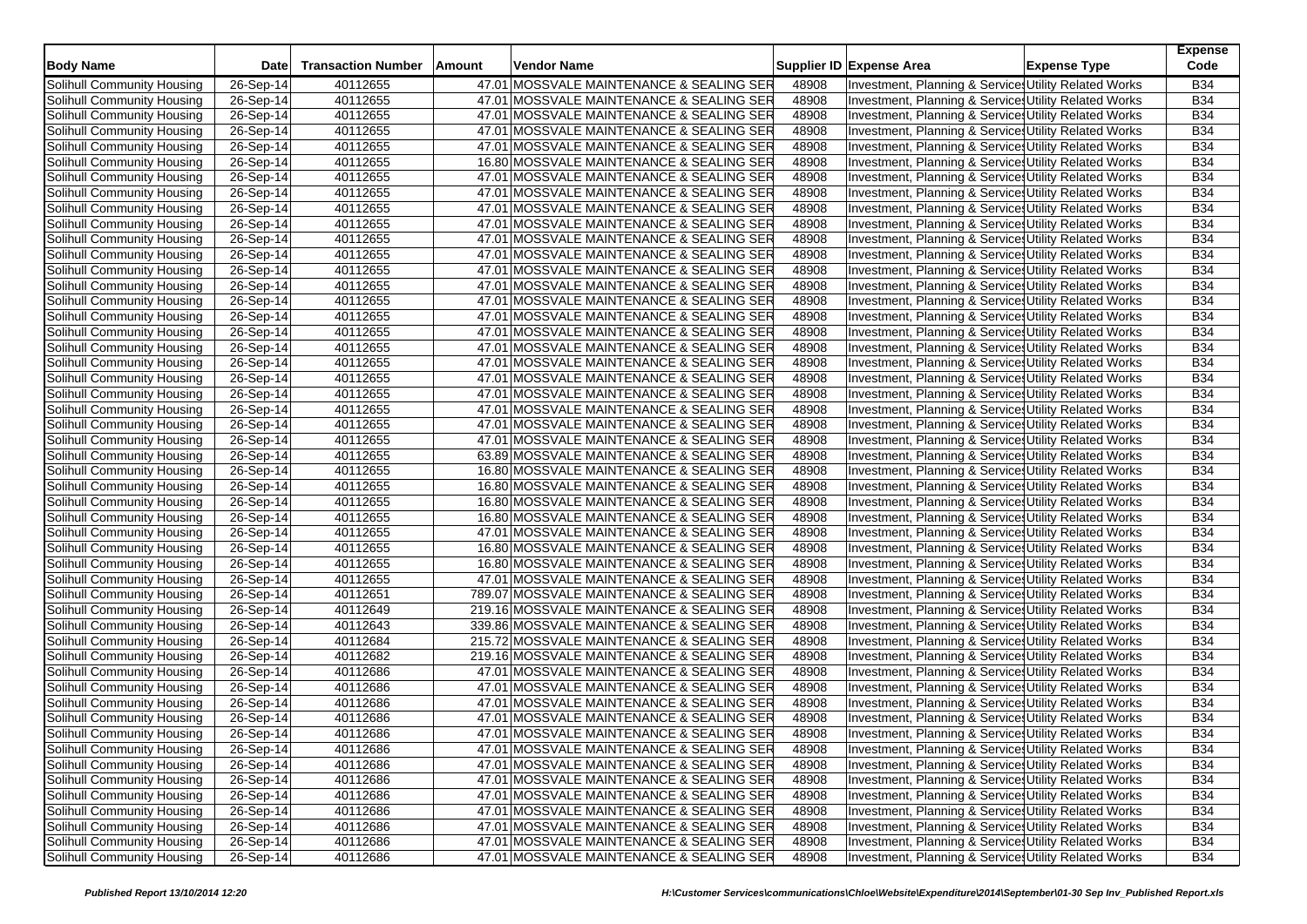| Body Name | Date | Transaction Number | Amount | Vendor Name | Supplier ID | Expense Area | Expense Type | Expense Code |
|---|---|---|---|---|---|---|---|---|
| Solihull Community Housing | 26-Sep-14 | 40112655 | 47.01 | MOSSVALE MAINTENANCE & SEALING SER | 48908 | Investment, Planning & Service | Utility Related Works | B34 |
| Solihull Community Housing | 26-Sep-14 | 40112655 | 47.01 | MOSSVALE MAINTENANCE & SEALING SER | 48908 | Investment, Planning & Service | Utility Related Works | B34 |
| Solihull Community Housing | 26-Sep-14 | 40112655 | 47.01 | MOSSVALE MAINTENANCE & SEALING SER | 48908 | Investment, Planning & Service | Utility Related Works | B34 |
| Solihull Community Housing | 26-Sep-14 | 40112655 | 47.01 | MOSSVALE MAINTENANCE & SEALING SER | 48908 | Investment, Planning & Service | Utility Related Works | B34 |
| Solihull Community Housing | 26-Sep-14 | 40112655 | 47.01 | MOSSVALE MAINTENANCE & SEALING SER | 48908 | Investment, Planning & Service | Utility Related Works | B34 |
| Solihull Community Housing | 26-Sep-14 | 40112655 | 16.80 | MOSSVALE MAINTENANCE & SEALING SER | 48908 | Investment, Planning & Service | Utility Related Works | B34 |
| Solihull Community Housing | 26-Sep-14 | 40112655 | 47.01 | MOSSVALE MAINTENANCE & SEALING SER | 48908 | Investment, Planning & Service | Utility Related Works | B34 |
| Solihull Community Housing | 26-Sep-14 | 40112655 | 47.01 | MOSSVALE MAINTENANCE & SEALING SER | 48908 | Investment, Planning & Service | Utility Related Works | B34 |
| Solihull Community Housing | 26-Sep-14 | 40112655 | 47.01 | MOSSVALE MAINTENANCE & SEALING SER | 48908 | Investment, Planning & Service | Utility Related Works | B34 |
| Solihull Community Housing | 26-Sep-14 | 40112655 | 47.01 | MOSSVALE MAINTENANCE & SEALING SER | 48908 | Investment, Planning & Service | Utility Related Works | B34 |
| Solihull Community Housing | 26-Sep-14 | 40112655 | 47.01 | MOSSVALE MAINTENANCE & SEALING SER | 48908 | Investment, Planning & Service | Utility Related Works | B34 |
| Solihull Community Housing | 26-Sep-14 | 40112655 | 47.01 | MOSSVALE MAINTENANCE & SEALING SER | 48908 | Investment, Planning & Service | Utility Related Works | B34 |
| Solihull Community Housing | 26-Sep-14 | 40112655 | 47.01 | MOSSVALE MAINTENANCE & SEALING SER | 48908 | Investment, Planning & Service | Utility Related Works | B34 |
| Solihull Community Housing | 26-Sep-14 | 40112655 | 47.01 | MOSSVALE MAINTENANCE & SEALING SER | 48908 | Investment, Planning & Service | Utility Related Works | B34 |
| Solihull Community Housing | 26-Sep-14 | 40112655 | 47.01 | MOSSVALE MAINTENANCE & SEALING SER | 48908 | Investment, Planning & Service | Utility Related Works | B34 |
| Solihull Community Housing | 26-Sep-14 | 40112655 | 47.01 | MOSSVALE MAINTENANCE & SEALING SER | 48908 | Investment, Planning & Service | Utility Related Works | B34 |
| Solihull Community Housing | 26-Sep-14 | 40112655 | 47.01 | MOSSVALE MAINTENANCE & SEALING SER | 48908 | Investment, Planning & Service | Utility Related Works | B34 |
| Solihull Community Housing | 26-Sep-14 | 40112655 | 47.01 | MOSSVALE MAINTENANCE & SEALING SER | 48908 | Investment, Planning & Service | Utility Related Works | B34 |
| Solihull Community Housing | 26-Sep-14 | 40112655 | 47.01 | MOSSVALE MAINTENANCE & SEALING SER | 48908 | Investment, Planning & Service | Utility Related Works | B34 |
| Solihull Community Housing | 26-Sep-14 | 40112655 | 47.01 | MOSSVALE MAINTENANCE & SEALING SER | 48908 | Investment, Planning & Service | Utility Related Works | B34 |
| Solihull Community Housing | 26-Sep-14 | 40112655 | 47.01 | MOSSVALE MAINTENANCE & SEALING SER | 48908 | Investment, Planning & Service | Utility Related Works | B34 |
| Solihull Community Housing | 26-Sep-14 | 40112655 | 47.01 | MOSSVALE MAINTENANCE & SEALING SER | 48908 | Investment, Planning & Service | Utility Related Works | B34 |
| Solihull Community Housing | 26-Sep-14 | 40112655 | 47.01 | MOSSVALE MAINTENANCE & SEALING SER | 48908 | Investment, Planning & Service | Utility Related Works | B34 |
| Solihull Community Housing | 26-Sep-14 | 40112655 | 63.89 | MOSSVALE MAINTENANCE & SEALING SER | 48908 | Investment, Planning & Service | Utility Related Works | B34 |
| Solihull Community Housing | 26-Sep-14 | 40112655 | 16.80 | MOSSVALE MAINTENANCE & SEALING SER | 48908 | Investment, Planning & Service | Utility Related Works | B34 |
| Solihull Community Housing | 26-Sep-14 | 40112655 | 16.80 | MOSSVALE MAINTENANCE & SEALING SER | 48908 | Investment, Planning & Service | Utility Related Works | B34 |
| Solihull Community Housing | 26-Sep-14 | 40112655 | 16.80 | MOSSVALE MAINTENANCE & SEALING SER | 48908 | Investment, Planning & Service | Utility Related Works | B34 |
| Solihull Community Housing | 26-Sep-14 | 40112655 | 16.80 | MOSSVALE MAINTENANCE & SEALING SER | 48908 | Investment, Planning & Service | Utility Related Works | B34 |
| Solihull Community Housing | 26-Sep-14 | 40112655 | 47.01 | MOSSVALE MAINTENANCE & SEALING SER | 48908 | Investment, Planning & Service | Utility Related Works | B34 |
| Solihull Community Housing | 26-Sep-14 | 40112655 | 16.80 | MOSSVALE MAINTENANCE & SEALING SER | 48908 | Investment, Planning & Service | Utility Related Works | B34 |
| Solihull Community Housing | 26-Sep-14 | 40112655 | 16.80 | MOSSVALE MAINTENANCE & SEALING SER | 48908 | Investment, Planning & Service | Utility Related Works | B34 |
| Solihull Community Housing | 26-Sep-14 | 40112655 | 47.01 | MOSSVALE MAINTENANCE & SEALING SER | 48908 | Investment, Planning & Service | Utility Related Works | B34 |
| Solihull Community Housing | 26-Sep-14 | 40112651 | 789.07 | MOSSVALE MAINTENANCE & SEALING SER | 48908 | Investment, Planning & Service | Utility Related Works | B34 |
| Solihull Community Housing | 26-Sep-14 | 40112649 | 219.16 | MOSSVALE MAINTENANCE & SEALING SER | 48908 | Investment, Planning & Service | Utility Related Works | B34 |
| Solihull Community Housing | 26-Sep-14 | 40112643 | 339.86 | MOSSVALE MAINTENANCE & SEALING SER | 48908 | Investment, Planning & Service | Utility Related Works | B34 |
| Solihull Community Housing | 26-Sep-14 | 40112684 | 215.72 | MOSSVALE MAINTENANCE & SEALING SER | 48908 | Investment, Planning & Service | Utility Related Works | B34 |
| Solihull Community Housing | 26-Sep-14 | 40112682 | 219.16 | MOSSVALE MAINTENANCE & SEALING SER | 48908 | Investment, Planning & Service | Utility Related Works | B34 |
| Solihull Community Housing | 26-Sep-14 | 40112686 | 47.01 | MOSSVALE MAINTENANCE & SEALING SER | 48908 | Investment, Planning & Service | Utility Related Works | B34 |
| Solihull Community Housing | 26-Sep-14 | 40112686 | 47.01 | MOSSVALE MAINTENANCE & SEALING SER | 48908 | Investment, Planning & Service | Utility Related Works | B34 |
| Solihull Community Housing | 26-Sep-14 | 40112686 | 47.01 | MOSSVALE MAINTENANCE & SEALING SER | 48908 | Investment, Planning & Service | Utility Related Works | B34 |
| Solihull Community Housing | 26-Sep-14 | 40112686 | 47.01 | MOSSVALE MAINTENANCE & SEALING SER | 48908 | Investment, Planning & Service | Utility Related Works | B34 |
| Solihull Community Housing | 26-Sep-14 | 40112686 | 47.01 | MOSSVALE MAINTENANCE & SEALING SER | 48908 | Investment, Planning & Service | Utility Related Works | B34 |
| Solihull Community Housing | 26-Sep-14 | 40112686 | 47.01 | MOSSVALE MAINTENANCE & SEALING SER | 48908 | Investment, Planning & Service | Utility Related Works | B34 |
| Solihull Community Housing | 26-Sep-14 | 40112686 | 47.01 | MOSSVALE MAINTENANCE & SEALING SER | 48908 | Investment, Planning & Service | Utility Related Works | B34 |
| Solihull Community Housing | 26-Sep-14 | 40112686 | 47.01 | MOSSVALE MAINTENANCE & SEALING SER | 48908 | Investment, Planning & Service | Utility Related Works | B34 |
| Solihull Community Housing | 26-Sep-14 | 40112686 | 47.01 | MOSSVALE MAINTENANCE & SEALING SER | 48908 | Investment, Planning & Service | Utility Related Works | B34 |
| Solihull Community Housing | 26-Sep-14 | 40112686 | 47.01 | MOSSVALE MAINTENANCE & SEALING SER | 48908 | Investment, Planning & Service | Utility Related Works | B34 |
| Solihull Community Housing | 26-Sep-14 | 40112686 | 47.01 | MOSSVALE MAINTENANCE & SEALING SER | 48908 | Investment, Planning & Service | Utility Related Works | B34 |
| Solihull Community Housing | 26-Sep-14 | 40112686 | 47.01 | MOSSVALE MAINTENANCE & SEALING SER | 48908 | Investment, Planning & Service | Utility Related Works | B34 |
| Solihull Community Housing | 26-Sep-14 | 40112686 | 47.01 | MOSSVALE MAINTENANCE & SEALING SER | 48908 | Investment, Planning & Service | Utility Related Works | B34 |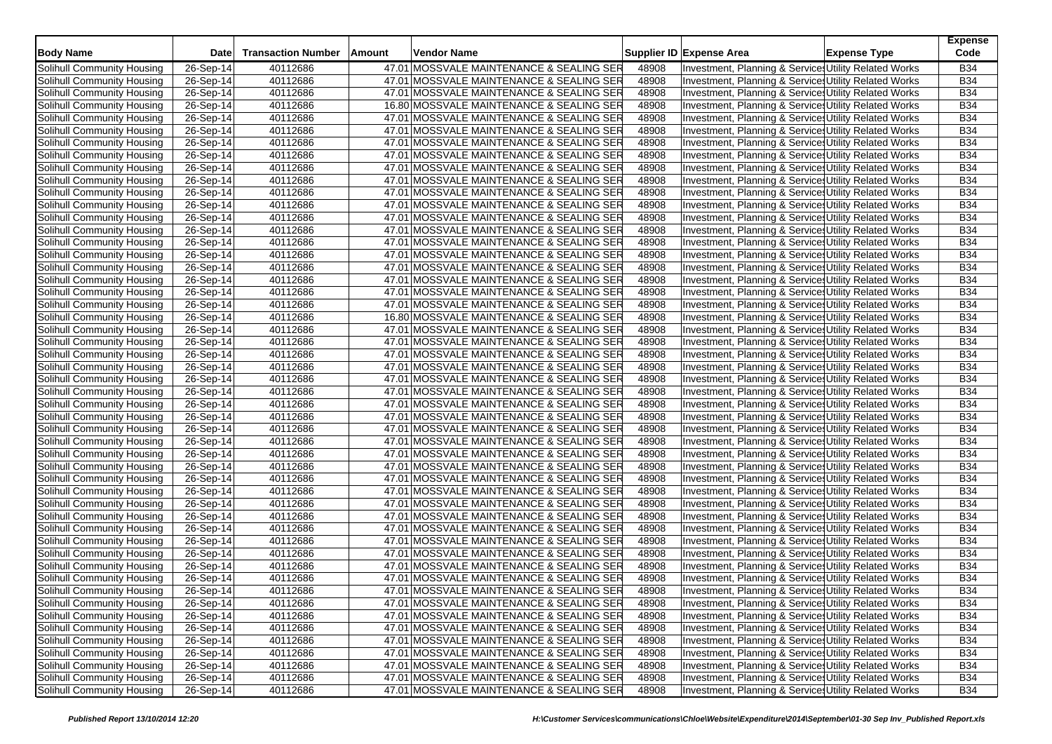| Body Name | Date | Transaction Number | Amount | Vendor Name | Supplier ID | Expense Area | Expense Type | Expense Code |
|---|---|---|---|---|---|---|---|---|
| Solihull Community Housing | 26-Sep-14 | 40112686 | 47.01 | MOSSVALE MAINTENANCE & SEALING SER | 48908 | Investment, Planning & Service | Utility Related Works | B34 |
| Solihull Community Housing | 26-Sep-14 | 40112686 | 47.01 | MOSSVALE MAINTENANCE & SEALING SER | 48908 | Investment, Planning & Service | Utility Related Works | B34 |
| Solihull Community Housing | 26-Sep-14 | 40112686 | 47.01 | MOSSVALE MAINTENANCE & SEALING SER | 48908 | Investment, Planning & Service | Utility Related Works | B34 |
| Solihull Community Housing | 26-Sep-14 | 40112686 | 16.80 | MOSSVALE MAINTENANCE & SEALING SER | 48908 | Investment, Planning & Service | Utility Related Works | B34 |
| Solihull Community Housing | 26-Sep-14 | 40112686 | 47.01 | MOSSVALE MAINTENANCE & SEALING SER | 48908 | Investment, Planning & Service | Utility Related Works | B34 |
| Solihull Community Housing | 26-Sep-14 | 40112686 | 47.01 | MOSSVALE MAINTENANCE & SEALING SER | 48908 | Investment, Planning & Service | Utility Related Works | B34 |
| Solihull Community Housing | 26-Sep-14 | 40112686 | 47.01 | MOSSVALE MAINTENANCE & SEALING SER | 48908 | Investment, Planning & Service | Utility Related Works | B34 |
| Solihull Community Housing | 26-Sep-14 | 40112686 | 47.01 | MOSSVALE MAINTENANCE & SEALING SER | 48908 | Investment, Planning & Service | Utility Related Works | B34 |
| Solihull Community Housing | 26-Sep-14 | 40112686 | 47.01 | MOSSVALE MAINTENANCE & SEALING SER | 48908 | Investment, Planning & Service | Utility Related Works | B34 |
| Solihull Community Housing | 26-Sep-14 | 40112686 | 47.01 | MOSSVALE MAINTENANCE & SEALING SER | 48908 | Investment, Planning & Service | Utility Related Works | B34 |
| Solihull Community Housing | 26-Sep-14 | 40112686 | 47.01 | MOSSVALE MAINTENANCE & SEALING SER | 48908 | Investment, Planning & Service | Utility Related Works | B34 |
| Solihull Community Housing | 26-Sep-14 | 40112686 | 47.01 | MOSSVALE MAINTENANCE & SEALING SER | 48908 | Investment, Planning & Service | Utility Related Works | B34 |
| Solihull Community Housing | 26-Sep-14 | 40112686 | 47.01 | MOSSVALE MAINTENANCE & SEALING SER | 48908 | Investment, Planning & Service | Utility Related Works | B34 |
| Solihull Community Housing | 26-Sep-14 | 40112686 | 47.01 | MOSSVALE MAINTENANCE & SEALING SER | 48908 | Investment, Planning & Service | Utility Related Works | B34 |
| Solihull Community Housing | 26-Sep-14 | 40112686 | 47.01 | MOSSVALE MAINTENANCE & SEALING SER | 48908 | Investment, Planning & Service | Utility Related Works | B34 |
| Solihull Community Housing | 26-Sep-14 | 40112686 | 47.01 | MOSSVALE MAINTENANCE & SEALING SER | 48908 | Investment, Planning & Service | Utility Related Works | B34 |
| Solihull Community Housing | 26-Sep-14 | 40112686 | 47.01 | MOSSVALE MAINTENANCE & SEALING SER | 48908 | Investment, Planning & Service | Utility Related Works | B34 |
| Solihull Community Housing | 26-Sep-14 | 40112686 | 47.01 | MOSSVALE MAINTENANCE & SEALING SER | 48908 | Investment, Planning & Service | Utility Related Works | B34 |
| Solihull Community Housing | 26-Sep-14 | 40112686 | 47.01 | MOSSVALE MAINTENANCE & SEALING SER | 48908 | Investment, Planning & Service | Utility Related Works | B34 |
| Solihull Community Housing | 26-Sep-14 | 40112686 | 47.01 | MOSSVALE MAINTENANCE & SEALING SER | 48908 | Investment, Planning & Service | Utility Related Works | B34 |
| Solihull Community Housing | 26-Sep-14 | 40112686 | 16.80 | MOSSVALE MAINTENANCE & SEALING SER | 48908 | Investment, Planning & Service | Utility Related Works | B34 |
| Solihull Community Housing | 26-Sep-14 | 40112686 | 47.01 | MOSSVALE MAINTENANCE & SEALING SER | 48908 | Investment, Planning & Service | Utility Related Works | B34 |
| Solihull Community Housing | 26-Sep-14 | 40112686 | 47.01 | MOSSVALE MAINTENANCE & SEALING SER | 48908 | Investment, Planning & Service | Utility Related Works | B34 |
| Solihull Community Housing | 26-Sep-14 | 40112686 | 47.01 | MOSSVALE MAINTENANCE & SEALING SER | 48908 | Investment, Planning & Service | Utility Related Works | B34 |
| Solihull Community Housing | 26-Sep-14 | 40112686 | 47.01 | MOSSVALE MAINTENANCE & SEALING SER | 48908 | Investment, Planning & Service | Utility Related Works | B34 |
| Solihull Community Housing | 26-Sep-14 | 40112686 | 47.01 | MOSSVALE MAINTENANCE & SEALING SER | 48908 | Investment, Planning & Service | Utility Related Works | B34 |
| Solihull Community Housing | 26-Sep-14 | 40112686 | 47.01 | MOSSVALE MAINTENANCE & SEALING SER | 48908 | Investment, Planning & Service | Utility Related Works | B34 |
| Solihull Community Housing | 26-Sep-14 | 40112686 | 47.01 | MOSSVALE MAINTENANCE & SEALING SER | 48908 | Investment, Planning & Service | Utility Related Works | B34 |
| Solihull Community Housing | 26-Sep-14 | 40112686 | 47.01 | MOSSVALE MAINTENANCE & SEALING SER | 48908 | Investment, Planning & Service | Utility Related Works | B34 |
| Solihull Community Housing | 26-Sep-14 | 40112686 | 47.01 | MOSSVALE MAINTENANCE & SEALING SER | 48908 | Investment, Planning & Service | Utility Related Works | B34 |
| Solihull Community Housing | 26-Sep-14 | 40112686 | 47.01 | MOSSVALE MAINTENANCE & SEALING SER | 48908 | Investment, Planning & Service | Utility Related Works | B34 |
| Solihull Community Housing | 26-Sep-14 | 40112686 | 47.01 | MOSSVALE MAINTENANCE & SEALING SER | 48908 | Investment, Planning & Service | Utility Related Works | B34 |
| Solihull Community Housing | 26-Sep-14 | 40112686 | 47.01 | MOSSVALE MAINTENANCE & SEALING SER | 48908 | Investment, Planning & Service | Utility Related Works | B34 |
| Solihull Community Housing | 26-Sep-14 | 40112686 | 47.01 | MOSSVALE MAINTENANCE & SEALING SER | 48908 | Investment, Planning & Service | Utility Related Works | B34 |
| Solihull Community Housing | 26-Sep-14 | 40112686 | 47.01 | MOSSVALE MAINTENANCE & SEALING SER | 48908 | Investment, Planning & Service | Utility Related Works | B34 |
| Solihull Community Housing | 26-Sep-14 | 40112686 | 47.01 | MOSSVALE MAINTENANCE & SEALING SER | 48908 | Investment, Planning & Service | Utility Related Works | B34 |
| Solihull Community Housing | 26-Sep-14 | 40112686 | 47.01 | MOSSVALE MAINTENANCE & SEALING SER | 48908 | Investment, Planning & Service | Utility Related Works | B34 |
| Solihull Community Housing | 26-Sep-14 | 40112686 | 47.01 | MOSSVALE MAINTENANCE & SEALING SER | 48908 | Investment, Planning & Service | Utility Related Works | B34 |
| Solihull Community Housing | 26-Sep-14 | 40112686 | 47.01 | MOSSVALE MAINTENANCE & SEALING SER | 48908 | Investment, Planning & Service | Utility Related Works | B34 |
| Solihull Community Housing | 26-Sep-14 | 40112686 | 47.01 | MOSSVALE MAINTENANCE & SEALING SER | 48908 | Investment, Planning & Service | Utility Related Works | B34 |
| Solihull Community Housing | 26-Sep-14 | 40112686 | 47.01 | MOSSVALE MAINTENANCE & SEALING SER | 48908 | Investment, Planning & Service | Utility Related Works | B34 |
| Solihull Community Housing | 26-Sep-14 | 40112686 | 47.01 | MOSSVALE MAINTENANCE & SEALING SER | 48908 | Investment, Planning & Service | Utility Related Works | B34 |
| Solihull Community Housing | 26-Sep-14 | 40112686 | 47.01 | MOSSVALE MAINTENANCE & SEALING SER | 48908 | Investment, Planning & Service | Utility Related Works | B34 |
| Solihull Community Housing | 26-Sep-14 | 40112686 | 47.01 | MOSSVALE MAINTENANCE & SEALING SER | 48908 | Investment, Planning & Service | Utility Related Works | B34 |
| Solihull Community Housing | 26-Sep-14 | 40112686 | 47.01 | MOSSVALE MAINTENANCE & SEALING SER | 48908 | Investment, Planning & Service | Utility Related Works | B34 |
| Solihull Community Housing | 26-Sep-14 | 40112686 | 47.01 | MOSSVALE MAINTENANCE & SEALING SER | 48908 | Investment, Planning & Service | Utility Related Works | B34 |
| Solihull Community Housing | 26-Sep-14 | 40112686 | 47.01 | MOSSVALE MAINTENANCE & SEALING SER | 48908 | Investment, Planning & Service | Utility Related Works | B34 |
| Solihull Community Housing | 26-Sep-14 | 40112686 | 47.01 | MOSSVALE MAINTENANCE & SEALING SER | 48908 | Investment, Planning & Service | Utility Related Works | B34 |
| Solihull Community Housing | 26-Sep-14 | 40112686 | 47.01 | MOSSVALE MAINTENANCE & SEALING SER | 48908 | Investment, Planning & Service | Utility Related Works | B34 |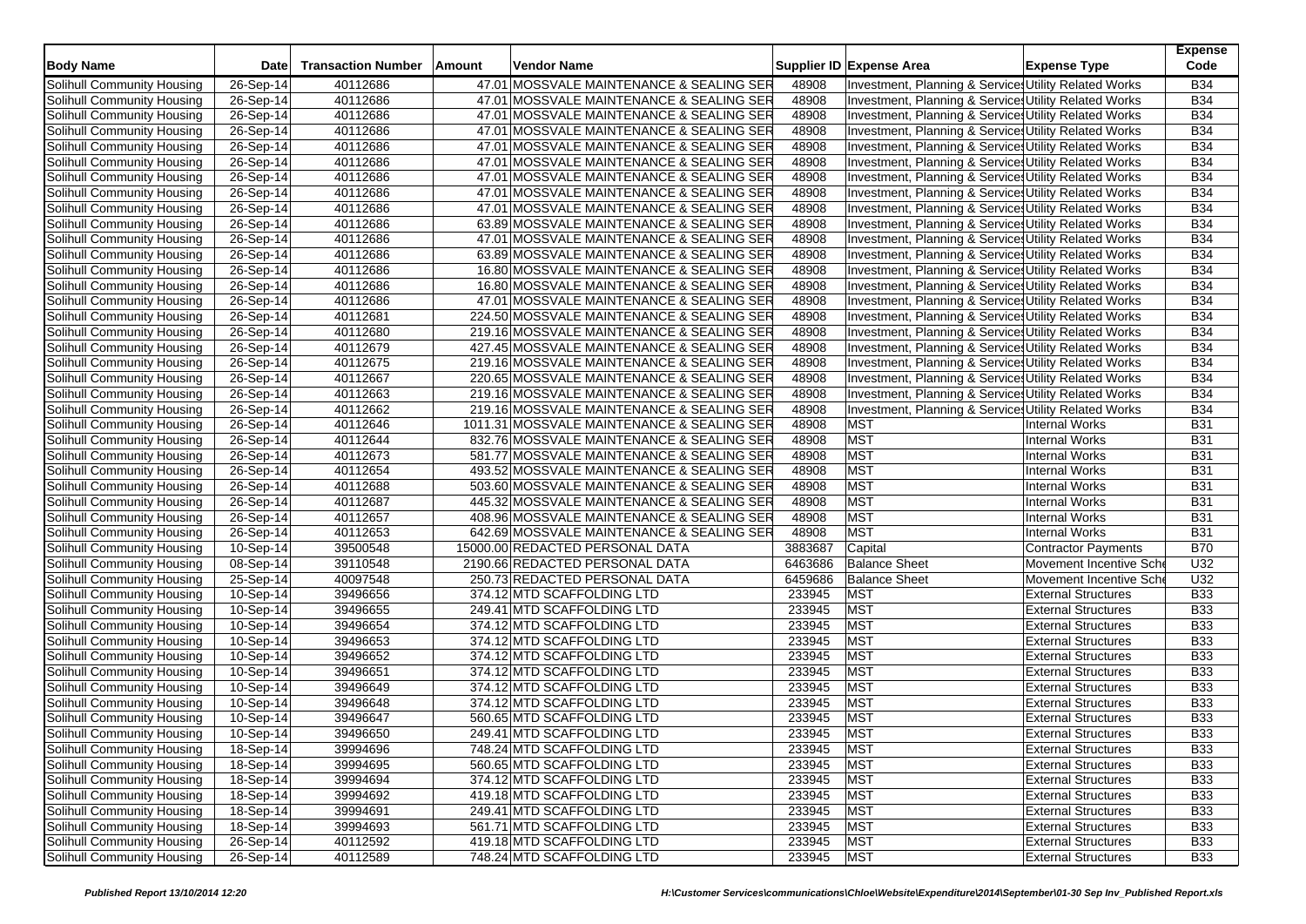| Body Name | Date | Transaction Number | Amount | Vendor Name | Supplier ID | Expense Area | Expense Type | Expense Code |
|---|---|---|---|---|---|---|---|---|
| Solihull Community Housing | 26-Sep-14 | 40112686 | 47.01 | MOSSVALE MAINTENANCE & SEALING SER | 48908 | Investment, Planning & Service | Utility Related Works | B34 |
| Solihull Community Housing | 26-Sep-14 | 40112686 | 47.01 | MOSSVALE MAINTENANCE & SEALING SER | 48908 | Investment, Planning & Service | Utility Related Works | B34 |
| Solihull Community Housing | 26-Sep-14 | 40112686 | 47.01 | MOSSVALE MAINTENANCE & SEALING SER | 48908 | Investment, Planning & Service | Utility Related Works | B34 |
| Solihull Community Housing | 26-Sep-14 | 40112686 | 47.01 | MOSSVALE MAINTENANCE & SEALING SER | 48908 | Investment, Planning & Service | Utility Related Works | B34 |
| Solihull Community Housing | 26-Sep-14 | 40112686 | 47.01 | MOSSVALE MAINTENANCE & SEALING SER | 48908 | Investment, Planning & Service | Utility Related Works | B34 |
| Solihull Community Housing | 26-Sep-14 | 40112686 | 47.01 | MOSSVALE MAINTENANCE & SEALING SER | 48908 | Investment, Planning & Service | Utility Related Works | B34 |
| Solihull Community Housing | 26-Sep-14 | 40112686 | 47.01 | MOSSVALE MAINTENANCE & SEALING SER | 48908 | Investment, Planning & Service | Utility Related Works | B34 |
| Solihull Community Housing | 26-Sep-14 | 40112686 | 47.01 | MOSSVALE MAINTENANCE & SEALING SER | 48908 | Investment, Planning & Service | Utility Related Works | B34 |
| Solihull Community Housing | 26-Sep-14 | 40112686 | 47.01 | MOSSVALE MAINTENANCE & SEALING SER | 48908 | Investment, Planning & Service | Utility Related Works | B34 |
| Solihull Community Housing | 26-Sep-14 | 40112686 | 63.89 | MOSSVALE MAINTENANCE & SEALING SER | 48908 | Investment, Planning & Service | Utility Related Works | B34 |
| Solihull Community Housing | 26-Sep-14 | 40112686 | 47.01 | MOSSVALE MAINTENANCE & SEALING SER | 48908 | Investment, Planning & Service | Utility Related Works | B34 |
| Solihull Community Housing | 26-Sep-14 | 40112686 | 63.89 | MOSSVALE MAINTENANCE & SEALING SER | 48908 | Investment, Planning & Service | Utility Related Works | B34 |
| Solihull Community Housing | 26-Sep-14 | 40112686 | 16.80 | MOSSVALE MAINTENANCE & SEALING SER | 48908 | Investment, Planning & Service | Utility Related Works | B34 |
| Solihull Community Housing | 26-Sep-14 | 40112686 | 16.80 | MOSSVALE MAINTENANCE & SEALING SER | 48908 | Investment, Planning & Service | Utility Related Works | B34 |
| Solihull Community Housing | 26-Sep-14 | 40112686 | 47.01 | MOSSVALE MAINTENANCE & SEALING SER | 48908 | Investment, Planning & Service | Utility Related Works | B34 |
| Solihull Community Housing | 26-Sep-14 | 40112681 | 224.50 | MOSSVALE MAINTENANCE & SEALING SER | 48908 | Investment, Planning & Service | Utility Related Works | B34 |
| Solihull Community Housing | 26-Sep-14 | 40112680 | 219.16 | MOSSVALE MAINTENANCE & SEALING SER | 48908 | Investment, Planning & Service | Utility Related Works | B34 |
| Solihull Community Housing | 26-Sep-14 | 40112679 | 427.45 | MOSSVALE MAINTENANCE & SEALING SER | 48908 | Investment, Planning & Service | Utility Related Works | B34 |
| Solihull Community Housing | 26-Sep-14 | 40112675 | 219.16 | MOSSVALE MAINTENANCE & SEALING SER | 48908 | Investment, Planning & Service | Utility Related Works | B34 |
| Solihull Community Housing | 26-Sep-14 | 40112667 | 220.65 | MOSSVALE MAINTENANCE & SEALING SER | 48908 | Investment, Planning & Service | Utility Related Works | B34 |
| Solihull Community Housing | 26-Sep-14 | 40112663 | 219.16 | MOSSVALE MAINTENANCE & SEALING SER | 48908 | Investment, Planning & Service | Utility Related Works | B34 |
| Solihull Community Housing | 26-Sep-14 | 40112662 | 219.16 | MOSSVALE MAINTENANCE & SEALING SER | 48908 | Investment, Planning & Service | Utility Related Works | B34 |
| Solihull Community Housing | 26-Sep-14 | 40112646 | 1011.31 | MOSSVALE MAINTENANCE & SEALING SER | 48908 | MST | Internal Works | B31 |
| Solihull Community Housing | 26-Sep-14 | 40112644 | 832.76 | MOSSVALE MAINTENANCE & SEALING SER | 48908 | MST | Internal Works | B31 |
| Solihull Community Housing | 26-Sep-14 | 40112673 | 581.77 | MOSSVALE MAINTENANCE & SEALING SER | 48908 | MST | Internal Works | B31 |
| Solihull Community Housing | 26-Sep-14 | 40112654 | 493.52 | MOSSVALE MAINTENANCE & SEALING SER | 48908 | MST | Internal Works | B31 |
| Solihull Community Housing | 26-Sep-14 | 40112688 | 503.60 | MOSSVALE MAINTENANCE & SEALING SER | 48908 | MST | Internal Works | B31 |
| Solihull Community Housing | 26-Sep-14 | 40112687 | 445.32 | MOSSVALE MAINTENANCE & SEALING SER | 48908 | MST | Internal Works | B31 |
| Solihull Community Housing | 26-Sep-14 | 40112657 | 408.96 | MOSSVALE MAINTENANCE & SEALING SER | 48908 | MST | Internal Works | B31 |
| Solihull Community Housing | 26-Sep-14 | 40112653 | 642.69 | MOSSVALE MAINTENANCE & SEALING SER | 48908 | MST | Internal Works | B31 |
| Solihull Community Housing | 10-Sep-14 | 39500548 | 15000.00 | REDACTED PERSONAL DATA | 3883687 | Capital | Contractor Payments | B70 |
| Solihull Community Housing | 08-Sep-14 | 39110548 | 2190.66 | REDACTED PERSONAL DATA | 6463686 | Balance Sheet | Movement Incentive Sche | U32 |
| Solihull Community Housing | 25-Sep-14 | 40097548 | 250.73 | REDACTED PERSONAL DATA | 6459686 | Balance Sheet | Movement Incentive Sche | U32 |
| Solihull Community Housing | 10-Sep-14 | 39496656 | 374.12 | MTD SCAFFOLDING LTD | 233945 | MST | External Structures | B33 |
| Solihull Community Housing | 10-Sep-14 | 39496655 | 249.41 | MTD SCAFFOLDING LTD | 233945 | MST | External Structures | B33 |
| Solihull Community Housing | 10-Sep-14 | 39496654 | 374.12 | MTD SCAFFOLDING LTD | 233945 | MST | External Structures | B33 |
| Solihull Community Housing | 10-Sep-14 | 39496653 | 374.12 | MTD SCAFFOLDING LTD | 233945 | MST | External Structures | B33 |
| Solihull Community Housing | 10-Sep-14 | 39496652 | 374.12 | MTD SCAFFOLDING LTD | 233945 | MST | External Structures | B33 |
| Solihull Community Housing | 10-Sep-14 | 39496651 | 374.12 | MTD SCAFFOLDING LTD | 233945 | MST | External Structures | B33 |
| Solihull Community Housing | 10-Sep-14 | 39496649 | 374.12 | MTD SCAFFOLDING LTD | 233945 | MST | External Structures | B33 |
| Solihull Community Housing | 10-Sep-14 | 39496648 | 374.12 | MTD SCAFFOLDING LTD | 233945 | MST | External Structures | B33 |
| Solihull Community Housing | 10-Sep-14 | 39496647 | 560.65 | MTD SCAFFOLDING LTD | 233945 | MST | External Structures | B33 |
| Solihull Community Housing | 10-Sep-14 | 39496650 | 249.41 | MTD SCAFFOLDING LTD | 233945 | MST | External Structures | B33 |
| Solihull Community Housing | 18-Sep-14 | 39994696 | 748.24 | MTD SCAFFOLDING LTD | 233945 | MST | External Structures | B33 |
| Solihull Community Housing | 18-Sep-14 | 39994695 | 560.65 | MTD SCAFFOLDING LTD | 233945 | MST | External Structures | B33 |
| Solihull Community Housing | 18-Sep-14 | 39994694 | 374.12 | MTD SCAFFOLDING LTD | 233945 | MST | External Structures | B33 |
| Solihull Community Housing | 18-Sep-14 | 39994692 | 419.18 | MTD SCAFFOLDING LTD | 233945 | MST | External Structures | B33 |
| Solihull Community Housing | 18-Sep-14 | 39994691 | 249.41 | MTD SCAFFOLDING LTD | 233945 | MST | External Structures | B33 |
| Solihull Community Housing | 18-Sep-14 | 39994693 | 561.71 | MTD SCAFFOLDING LTD | 233945 | MST | External Structures | B33 |
| Solihull Community Housing | 26-Sep-14 | 40112592 | 419.18 | MTD SCAFFOLDING LTD | 233945 | MST | External Structures | B33 |
| Solihull Community Housing | 26-Sep-14 | 40112589 | 748.24 | MTD SCAFFOLDING LTD | 233945 | MST | External Structures | B33 |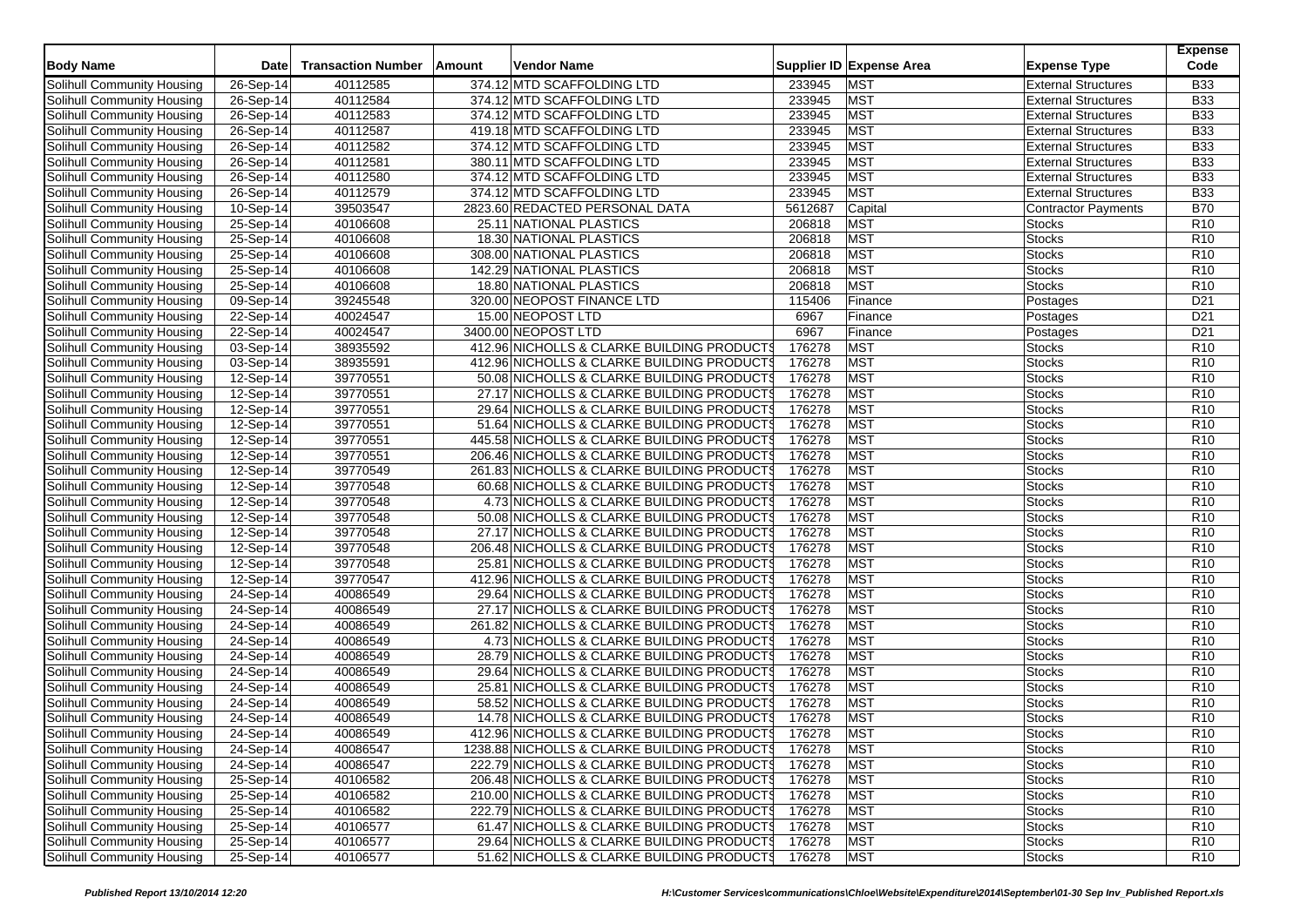| Body Name | Date | Transaction Number | Amount | Vendor Name | Supplier ID | Expense Area | Expense Type | Expense Code |
|---|---|---|---|---|---|---|---|---|
| Solihull Community Housing | 26-Sep-14 | 40112585 | 374.12 | MTD SCAFFOLDING LTD | 233945 | MST | External Structures | B33 |
| Solihull Community Housing | 26-Sep-14 | 40112584 | 374.12 | MTD SCAFFOLDING LTD | 233945 | MST | External Structures | B33 |
| Solihull Community Housing | 26-Sep-14 | 40112583 | 374.12 | MTD SCAFFOLDING LTD | 233945 | MST | External Structures | B33 |
| Solihull Community Housing | 26-Sep-14 | 40112587 | 419.18 | MTD SCAFFOLDING LTD | 233945 | MST | External Structures | B33 |
| Solihull Community Housing | 26-Sep-14 | 40112582 | 374.12 | MTD SCAFFOLDING LTD | 233945 | MST | External Structures | B33 |
| Solihull Community Housing | 26-Sep-14 | 40112581 | 380.11 | MTD SCAFFOLDING LTD | 233945 | MST | External Structures | B33 |
| Solihull Community Housing | 26-Sep-14 | 40112580 | 374.12 | MTD SCAFFOLDING LTD | 233945 | MST | External Structures | B33 |
| Solihull Community Housing | 26-Sep-14 | 40112579 | 374.12 | MTD SCAFFOLDING LTD | 233945 | MST | External Structures | B33 |
| Solihull Community Housing | 10-Sep-14 | 39503547 | 2823.60 | REDACTED PERSONAL DATA | 5612687 | Capital | Contractor Payments | B70 |
| Solihull Community Housing | 25-Sep-14 | 40106608 | 25.11 | NATIONAL PLASTICS | 206818 | MST | Stocks | R10 |
| Solihull Community Housing | 25-Sep-14 | 40106608 | 18.30 | NATIONAL PLASTICS | 206818 | MST | Stocks | R10 |
| Solihull Community Housing | 25-Sep-14 | 40106608 | 308.00 | NATIONAL PLASTICS | 206818 | MST | Stocks | R10 |
| Solihull Community Housing | 25-Sep-14 | 40106608 | 142.29 | NATIONAL PLASTICS | 206818 | MST | Stocks | R10 |
| Solihull Community Housing | 25-Sep-14 | 40106608 | 18.80 | NATIONAL PLASTICS | 206818 | MST | Stocks | R10 |
| Solihull Community Housing | 09-Sep-14 | 39245548 | 320.00 | NEOPOST FINANCE LTD | 115406 | Finance | Postages | D21 |
| Solihull Community Housing | 22-Sep-14 | 40024547 | 15.00 | NEOPOST LTD | 6967 | Finance | Postages | D21 |
| Solihull Community Housing | 22-Sep-14 | 40024547 | 3400.00 | NEOPOST LTD | 6967 | Finance | Postages | D21 |
| Solihull Community Housing | 03-Sep-14 | 38935592 | 412.96 | NICHOLLS & CLARKE BUILDING PRODUCTS | 176278 | MST | Stocks | R10 |
| Solihull Community Housing | 03-Sep-14 | 38935591 | 412.96 | NICHOLLS & CLARKE BUILDING PRODUCTS | 176278 | MST | Stocks | R10 |
| Solihull Community Housing | 12-Sep-14 | 39770551 | 50.08 | NICHOLLS & CLARKE BUILDING PRODUCTS | 176278 | MST | Stocks | R10 |
| Solihull Community Housing | 12-Sep-14 | 39770551 | 27.17 | NICHOLLS & CLARKE BUILDING PRODUCTS | 176278 | MST | Stocks | R10 |
| Solihull Community Housing | 12-Sep-14 | 39770551 | 29.64 | NICHOLLS & CLARKE BUILDING PRODUCTS | 176278 | MST | Stocks | R10 |
| Solihull Community Housing | 12-Sep-14 | 39770551 | 51.64 | NICHOLLS & CLARKE BUILDING PRODUCTS | 176278 | MST | Stocks | R10 |
| Solihull Community Housing | 12-Sep-14 | 39770551 | 445.58 | NICHOLLS & CLARKE BUILDING PRODUCTS | 176278 | MST | Stocks | R10 |
| Solihull Community Housing | 12-Sep-14 | 39770551 | 206.46 | NICHOLLS & CLARKE BUILDING PRODUCTS | 176278 | MST | Stocks | R10 |
| Solihull Community Housing | 12-Sep-14 | 39770549 | 261.83 | NICHOLLS & CLARKE BUILDING PRODUCTS | 176278 | MST | Stocks | R10 |
| Solihull Community Housing | 12-Sep-14 | 39770548 | 60.68 | NICHOLLS & CLARKE BUILDING PRODUCTS | 176278 | MST | Stocks | R10 |
| Solihull Community Housing | 12-Sep-14 | 39770548 | 4.73 | NICHOLLS & CLARKE BUILDING PRODUCTS | 176278 | MST | Stocks | R10 |
| Solihull Community Housing | 12-Sep-14 | 39770548 | 50.08 | NICHOLLS & CLARKE BUILDING PRODUCTS | 176278 | MST | Stocks | R10 |
| Solihull Community Housing | 12-Sep-14 | 39770548 | 27.17 | NICHOLLS & CLARKE BUILDING PRODUCTS | 176278 | MST | Stocks | R10 |
| Solihull Community Housing | 12-Sep-14 | 39770548 | 206.48 | NICHOLLS & CLARKE BUILDING PRODUCTS | 176278 | MST | Stocks | R10 |
| Solihull Community Housing | 12-Sep-14 | 39770548 | 25.81 | NICHOLLS & CLARKE BUILDING PRODUCTS | 176278 | MST | Stocks | R10 |
| Solihull Community Housing | 12-Sep-14 | 39770547 | 412.96 | NICHOLLS & CLARKE BUILDING PRODUCTS | 176278 | MST | Stocks | R10 |
| Solihull Community Housing | 24-Sep-14 | 40086549 | 29.64 | NICHOLLS & CLARKE BUILDING PRODUCTS | 176278 | MST | Stocks | R10 |
| Solihull Community Housing | 24-Sep-14 | 40086549 | 27.17 | NICHOLLS & CLARKE BUILDING PRODUCTS | 176278 | MST | Stocks | R10 |
| Solihull Community Housing | 24-Sep-14 | 40086549 | 261.82 | NICHOLLS & CLARKE BUILDING PRODUCTS | 176278 | MST | Stocks | R10 |
| Solihull Community Housing | 24-Sep-14 | 40086549 | 4.73 | NICHOLLS & CLARKE BUILDING PRODUCTS | 176278 | MST | Stocks | R10 |
| Solihull Community Housing | 24-Sep-14 | 40086549 | 28.79 | NICHOLLS & CLARKE BUILDING PRODUCTS | 176278 | MST | Stocks | R10 |
| Solihull Community Housing | 24-Sep-14 | 40086549 | 29.64 | NICHOLLS & CLARKE BUILDING PRODUCTS | 176278 | MST | Stocks | R10 |
| Solihull Community Housing | 24-Sep-14 | 40086549 | 25.81 | NICHOLLS & CLARKE BUILDING PRODUCTS | 176278 | MST | Stocks | R10 |
| Solihull Community Housing | 24-Sep-14 | 40086549 | 58.52 | NICHOLLS & CLARKE BUILDING PRODUCTS | 176278 | MST | Stocks | R10 |
| Solihull Community Housing | 24-Sep-14 | 40086549 | 14.78 | NICHOLLS & CLARKE BUILDING PRODUCTS | 176278 | MST | Stocks | R10 |
| Solihull Community Housing | 24-Sep-14 | 40086549 | 412.96 | NICHOLLS & CLARKE BUILDING PRODUCTS | 176278 | MST | Stocks | R10 |
| Solihull Community Housing | 24-Sep-14 | 40086547 | 1238.88 | NICHOLLS & CLARKE BUILDING PRODUCTS | 176278 | MST | Stocks | R10 |
| Solihull Community Housing | 24-Sep-14 | 40086547 | 222.79 | NICHOLLS & CLARKE BUILDING PRODUCTS | 176278 | MST | Stocks | R10 |
| Solihull Community Housing | 25-Sep-14 | 40106582 | 206.48 | NICHOLLS & CLARKE BUILDING PRODUCTS | 176278 | MST | Stocks | R10 |
| Solihull Community Housing | 25-Sep-14 | 40106582 | 210.00 | NICHOLLS & CLARKE BUILDING PRODUCTS | 176278 | MST | Stocks | R10 |
| Solihull Community Housing | 25-Sep-14 | 40106582 | 222.79 | NICHOLLS & CLARKE BUILDING PRODUCTS | 176278 | MST | Stocks | R10 |
| Solihull Community Housing | 25-Sep-14 | 40106577 | 61.47 | NICHOLLS & CLARKE BUILDING PRODUCTS | 176278 | MST | Stocks | R10 |
| Solihull Community Housing | 25-Sep-14 | 40106577 | 29.64 | NICHOLLS & CLARKE BUILDING PRODUCTS | 176278 | MST | Stocks | R10 |
| Solihull Community Housing | 25-Sep-14 | 40106577 | 51.62 | NICHOLLS & CLARKE BUILDING PRODUCTS | 176278 | MST | Stocks | R10 |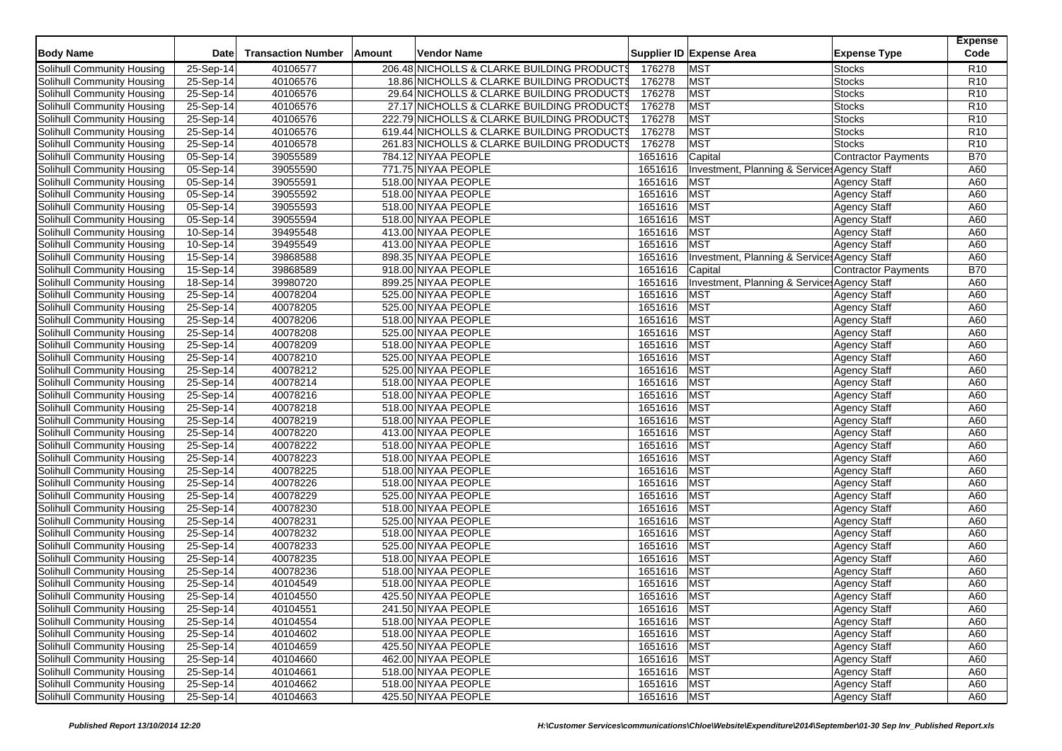| Body Name | Date | Transaction Number | Amount | Vendor Name | Supplier ID | Expense Area | Expense Type | Expense Code |
|---|---|---|---|---|---|---|---|---|
| Solihull Community Housing | 25-Sep-14 | 40106577 | 206.48 | NICHOLLS & CLARKE BUILDING PRODUCTS | 176278 | MST | Stocks | R10 |
| Solihull Community Housing | 25-Sep-14 | 40106576 | 18.86 | NICHOLLS & CLARKE BUILDING PRODUCTS | 176278 | MST | Stocks | R10 |
| Solihull Community Housing | 25-Sep-14 | 40106576 | 29.64 | NICHOLLS & CLARKE BUILDING PRODUCTS | 176278 | MST | Stocks | R10 |
| Solihull Community Housing | 25-Sep-14 | 40106576 | 27.17 | NICHOLLS & CLARKE BUILDING PRODUCTS | 176278 | MST | Stocks | R10 |
| Solihull Community Housing | 25-Sep-14 | 40106576 | 222.79 | NICHOLLS & CLARKE BUILDING PRODUCTS | 176278 | MST | Stocks | R10 |
| Solihull Community Housing | 25-Sep-14 | 40106576 | 619.44 | NICHOLLS & CLARKE BUILDING PRODUCTS | 176278 | MST | Stocks | R10 |
| Solihull Community Housing | 25-Sep-14 | 40106578 | 261.83 | NICHOLLS & CLARKE BUILDING PRODUCTS | 176278 | MST | Stocks | R10 |
| Solihull Community Housing | 05-Sep-14 | 39055589 | 784.12 | NIYAA PEOPLE | 1651616 | Capital | Contractor Payments | B70 |
| Solihull Community Housing | 05-Sep-14 | 39055590 | 771.75 | NIYAA PEOPLE | 1651616 | Investment, Planning & Services | Agency Staff | A60 |
| Solihull Community Housing | 05-Sep-14 | 39055591 | 518.00 | NIYAA PEOPLE | 1651616 | MST | Agency Staff | A60 |
| Solihull Community Housing | 05-Sep-14 | 39055592 | 518.00 | NIYAA PEOPLE | 1651616 | MST | Agency Staff | A60 |
| Solihull Community Housing | 05-Sep-14 | 39055593 | 518.00 | NIYAA PEOPLE | 1651616 | MST | Agency Staff | A60 |
| Solihull Community Housing | 05-Sep-14 | 39055594 | 518.00 | NIYAA PEOPLE | 1651616 | MST | Agency Staff | A60 |
| Solihull Community Housing | 10-Sep-14 | 39495548 | 413.00 | NIYAA PEOPLE | 1651616 | MST | Agency Staff | A60 |
| Solihull Community Housing | 10-Sep-14 | 39495549 | 413.00 | NIYAA PEOPLE | 1651616 | MST | Agency Staff | A60 |
| Solihull Community Housing | 15-Sep-14 | 39868588 | 898.35 | NIYAA PEOPLE | 1651616 | Investment, Planning & Services | Agency Staff | A60 |
| Solihull Community Housing | 15-Sep-14 | 39868589 | 918.00 | NIYAA PEOPLE | 1651616 | Capital | Contractor Payments | B70 |
| Solihull Community Housing | 18-Sep-14 | 39980720 | 899.25 | NIYAA PEOPLE | 1651616 | Investment, Planning & Services | Agency Staff | A60 |
| Solihull Community Housing | 25-Sep-14 | 40078204 | 525.00 | NIYAA PEOPLE | 1651616 | MST | Agency Staff | A60 |
| Solihull Community Housing | 25-Sep-14 | 40078205 | 525.00 | NIYAA PEOPLE | 1651616 | MST | Agency Staff | A60 |
| Solihull Community Housing | 25-Sep-14 | 40078206 | 518.00 | NIYAA PEOPLE | 1651616 | MST | Agency Staff | A60 |
| Solihull Community Housing | 25-Sep-14 | 40078208 | 525.00 | NIYAA PEOPLE | 1651616 | MST | Agency Staff | A60 |
| Solihull Community Housing | 25-Sep-14 | 40078209 | 518.00 | NIYAA PEOPLE | 1651616 | MST | Agency Staff | A60 |
| Solihull Community Housing | 25-Sep-14 | 40078210 | 525.00 | NIYAA PEOPLE | 1651616 | MST | Agency Staff | A60 |
| Solihull Community Housing | 25-Sep-14 | 40078212 | 525.00 | NIYAA PEOPLE | 1651616 | MST | Agency Staff | A60 |
| Solihull Community Housing | 25-Sep-14 | 40078214 | 518.00 | NIYAA PEOPLE | 1651616 | MST | Agency Staff | A60 |
| Solihull Community Housing | 25-Sep-14 | 40078216 | 518.00 | NIYAA PEOPLE | 1651616 | MST | Agency Staff | A60 |
| Solihull Community Housing | 25-Sep-14 | 40078218 | 518.00 | NIYAA PEOPLE | 1651616 | MST | Agency Staff | A60 |
| Solihull Community Housing | 25-Sep-14 | 40078219 | 518.00 | NIYAA PEOPLE | 1651616 | MST | Agency Staff | A60 |
| Solihull Community Housing | 25-Sep-14 | 40078220 | 413.00 | NIYAA PEOPLE | 1651616 | MST | Agency Staff | A60 |
| Solihull Community Housing | 25-Sep-14 | 40078222 | 518.00 | NIYAA PEOPLE | 1651616 | MST | Agency Staff | A60 |
| Solihull Community Housing | 25-Sep-14 | 40078223 | 518.00 | NIYAA PEOPLE | 1651616 | MST | Agency Staff | A60 |
| Solihull Community Housing | 25-Sep-14 | 40078225 | 518.00 | NIYAA PEOPLE | 1651616 | MST | Agency Staff | A60 |
| Solihull Community Housing | 25-Sep-14 | 40078226 | 518.00 | NIYAA PEOPLE | 1651616 | MST | Agency Staff | A60 |
| Solihull Community Housing | 25-Sep-14 | 40078229 | 525.00 | NIYAA PEOPLE | 1651616 | MST | Agency Staff | A60 |
| Solihull Community Housing | 25-Sep-14 | 40078230 | 518.00 | NIYAA PEOPLE | 1651616 | MST | Agency Staff | A60 |
| Solihull Community Housing | 25-Sep-14 | 40078231 | 525.00 | NIYAA PEOPLE | 1651616 | MST | Agency Staff | A60 |
| Solihull Community Housing | 25-Sep-14 | 40078232 | 518.00 | NIYAA PEOPLE | 1651616 | MST | Agency Staff | A60 |
| Solihull Community Housing | 25-Sep-14 | 40078233 | 525.00 | NIYAA PEOPLE | 1651616 | MST | Agency Staff | A60 |
| Solihull Community Housing | 25-Sep-14 | 40078235 | 518.00 | NIYAA PEOPLE | 1651616 | MST | Agency Staff | A60 |
| Solihull Community Housing | 25-Sep-14 | 40078236 | 518.00 | NIYAA PEOPLE | 1651616 | MST | Agency Staff | A60 |
| Solihull Community Housing | 25-Sep-14 | 40104549 | 518.00 | NIYAA PEOPLE | 1651616 | MST | Agency Staff | A60 |
| Solihull Community Housing | 25-Sep-14 | 40104550 | 425.50 | NIYAA PEOPLE | 1651616 | MST | Agency Staff | A60 |
| Solihull Community Housing | 25-Sep-14 | 40104551 | 241.50 | NIYAA PEOPLE | 1651616 | MST | Agency Staff | A60 |
| Solihull Community Housing | 25-Sep-14 | 40104554 | 518.00 | NIYAA PEOPLE | 1651616 | MST | Agency Staff | A60 |
| Solihull Community Housing | 25-Sep-14 | 40104602 | 518.00 | NIYAA PEOPLE | 1651616 | MST | Agency Staff | A60 |
| Solihull Community Housing | 25-Sep-14 | 40104659 | 425.50 | NIYAA PEOPLE | 1651616 | MST | Agency Staff | A60 |
| Solihull Community Housing | 25-Sep-14 | 40104660 | 462.00 | NIYAA PEOPLE | 1651616 | MST | Agency Staff | A60 |
| Solihull Community Housing | 25-Sep-14 | 40104661 | 518.00 | NIYAA PEOPLE | 1651616 | MST | Agency Staff | A60 |
| Solihull Community Housing | 25-Sep-14 | 40104662 | 518.00 | NIYAA PEOPLE | 1651616 | MST | Agency Staff | A60 |
| Solihull Community Housing | 25-Sep-14 | 40104663 | 425.50 | NIYAA PEOPLE | 1651616 | MST | Agency Staff | A60 |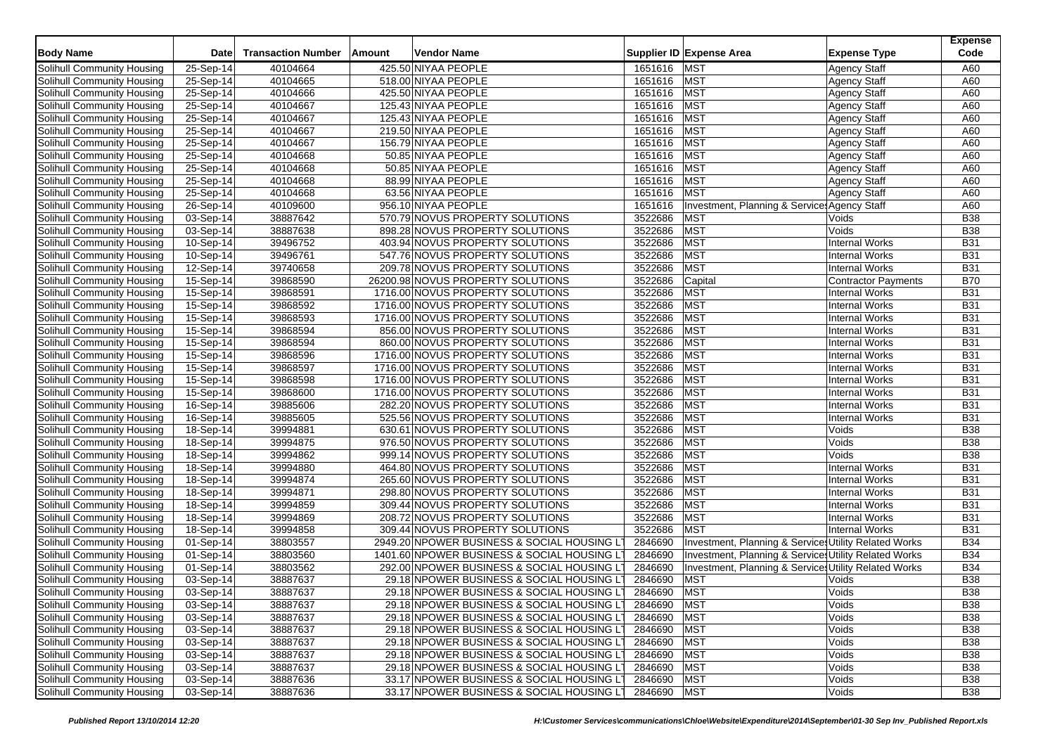| Body Name | Date | Transaction Number | Amount | Vendor Name | Supplier ID | Expense Area | Expense Type | Expense Code |
|---|---|---|---|---|---|---|---|---|
| Solihull Community Housing | 25-Sep-14 | 40104664 | 425.50 | NIYAA PEOPLE | 1651616 | MST | Agency Staff | A60 |
| Solihull Community Housing | 25-Sep-14 | 40104665 | 518.00 | NIYAA PEOPLE | 1651616 | MST | Agency Staff | A60 |
| Solihull Community Housing | 25-Sep-14 | 40104666 | 425.50 | NIYAA PEOPLE | 1651616 | MST | Agency Staff | A60 |
| Solihull Community Housing | 25-Sep-14 | 40104667 | 125.43 | NIYAA PEOPLE | 1651616 | MST | Agency Staff | A60 |
| Solihull Community Housing | 25-Sep-14 | 40104667 | 125.43 | NIYAA PEOPLE | 1651616 | MST | Agency Staff | A60 |
| Solihull Community Housing | 25-Sep-14 | 40104667 | 219.50 | NIYAA PEOPLE | 1651616 | MST | Agency Staff | A60 |
| Solihull Community Housing | 25-Sep-14 | 40104667 | 156.79 | NIYAA PEOPLE | 1651616 | MST | Agency Staff | A60 |
| Solihull Community Housing | 25-Sep-14 | 40104668 | 50.85 | NIYAA PEOPLE | 1651616 | MST | Agency Staff | A60 |
| Solihull Community Housing | 25-Sep-14 | 40104668 | 50.85 | NIYAA PEOPLE | 1651616 | MST | Agency Staff | A60 |
| Solihull Community Housing | 25-Sep-14 | 40104668 | 88.99 | NIYAA PEOPLE | 1651616 | MST | Agency Staff | A60 |
| Solihull Community Housing | 25-Sep-14 | 40104668 | 63.56 | NIYAA PEOPLE | 1651616 | MST | Agency Staff | A60 |
| Solihull Community Housing | 26-Sep-14 | 40109600 | 956.10 | NIYAA PEOPLE | 1651616 | Investment, Planning & Services | Agency Staff | A60 |
| Solihull Community Housing | 03-Sep-14 | 38887642 | 570.79 | NOVUS PROPERTY SOLUTIONS | 3522686 | MST | Voids | B38 |
| Solihull Community Housing | 03-Sep-14 | 38887638 | 898.28 | NOVUS PROPERTY SOLUTIONS | 3522686 | MST | Voids | B38 |
| Solihull Community Housing | 10-Sep-14 | 39496752 | 403.94 | NOVUS PROPERTY SOLUTIONS | 3522686 | MST | Internal Works | B31 |
| Solihull Community Housing | 10-Sep-14 | 39496761 | 547.76 | NOVUS PROPERTY SOLUTIONS | 3522686 | MST | Internal Works | B31 |
| Solihull Community Housing | 12-Sep-14 | 39740658 | 209.78 | NOVUS PROPERTY SOLUTIONS | 3522686 | MST | Internal Works | B31 |
| Solihull Community Housing | 15-Sep-14 | 39868590 | 26200.98 | NOVUS PROPERTY SOLUTIONS | 3522686 | Capital | Contractor Payments | B70 |
| Solihull Community Housing | 15-Sep-14 | 39868591 | 1716.00 | NOVUS PROPERTY SOLUTIONS | 3522686 | MST | Internal Works | B31 |
| Solihull Community Housing | 15-Sep-14 | 39868592 | 1716.00 | NOVUS PROPERTY SOLUTIONS | 3522686 | MST | Internal Works | B31 |
| Solihull Community Housing | 15-Sep-14 | 39868593 | 1716.00 | NOVUS PROPERTY SOLUTIONS | 3522686 | MST | Internal Works | B31 |
| Solihull Community Housing | 15-Sep-14 | 39868594 | 856.00 | NOVUS PROPERTY SOLUTIONS | 3522686 | MST | Internal Works | B31 |
| Solihull Community Housing | 15-Sep-14 | 39868594 | 860.00 | NOVUS PROPERTY SOLUTIONS | 3522686 | MST | Internal Works | B31 |
| Solihull Community Housing | 15-Sep-14 | 39868596 | 1716.00 | NOVUS PROPERTY SOLUTIONS | 3522686 | MST | Internal Works | B31 |
| Solihull Community Housing | 15-Sep-14 | 39868597 | 1716.00 | NOVUS PROPERTY SOLUTIONS | 3522686 | MST | Internal Works | B31 |
| Solihull Community Housing | 15-Sep-14 | 39868598 | 1716.00 | NOVUS PROPERTY SOLUTIONS | 3522686 | MST | Internal Works | B31 |
| Solihull Community Housing | 15-Sep-14 | 39868600 | 1716.00 | NOVUS PROPERTY SOLUTIONS | 3522686 | MST | Internal Works | B31 |
| Solihull Community Housing | 16-Sep-14 | 39885606 | 282.20 | NOVUS PROPERTY SOLUTIONS | 3522686 | MST | Internal Works | B31 |
| Solihull Community Housing | 16-Sep-14 | 39885605 | 525.56 | NOVUS PROPERTY SOLUTIONS | 3522686 | MST | Internal Works | B31 |
| Solihull Community Housing | 18-Sep-14 | 39994881 | 630.61 | NOVUS PROPERTY SOLUTIONS | 3522686 | MST | Voids | B38 |
| Solihull Community Housing | 18-Sep-14 | 39994875 | 976.50 | NOVUS PROPERTY SOLUTIONS | 3522686 | MST | Voids | B38 |
| Solihull Community Housing | 18-Sep-14 | 39994862 | 999.14 | NOVUS PROPERTY SOLUTIONS | 3522686 | MST | Voids | B38 |
| Solihull Community Housing | 18-Sep-14 | 39994880 | 464.80 | NOVUS PROPERTY SOLUTIONS | 3522686 | MST | Internal Works | B31 |
| Solihull Community Housing | 18-Sep-14 | 39994874 | 265.60 | NOVUS PROPERTY SOLUTIONS | 3522686 | MST | Internal Works | B31 |
| Solihull Community Housing | 18-Sep-14 | 39994871 | 298.80 | NOVUS PROPERTY SOLUTIONS | 3522686 | MST | Internal Works | B31 |
| Solihull Community Housing | 18-Sep-14 | 39994859 | 309.44 | NOVUS PROPERTY SOLUTIONS | 3522686 | MST | Internal Works | B31 |
| Solihull Community Housing | 18-Sep-14 | 39994869 | 208.72 | NOVUS PROPERTY SOLUTIONS | 3522686 | MST | Internal Works | B31 |
| Solihull Community Housing | 18-Sep-14 | 39994858 | 309.44 | NOVUS PROPERTY SOLUTIONS | 3522686 | MST | Internal Works | B31 |
| Solihull Community Housing | 01-Sep-14 | 38803557 | 2949.20 | NPOWER BUSINESS & SOCIAL HOUSING LT | 2846690 | Investment, Planning & Services | Utility Related Works | B34 |
| Solihull Community Housing | 01-Sep-14 | 38803560 | 1401.60 | NPOWER BUSINESS & SOCIAL HOUSING LT | 2846690 | Investment, Planning & Services | Utility Related Works | B34 |
| Solihull Community Housing | 01-Sep-14 | 38803562 | 292.00 | NPOWER BUSINESS & SOCIAL HOUSING LT | 2846690 | Investment, Planning & Services | Utility Related Works | B34 |
| Solihull Community Housing | 03-Sep-14 | 38887637 | 29.18 | NPOWER BUSINESS & SOCIAL HOUSING LT | 2846690 | MST | Voids | B38 |
| Solihull Community Housing | 03-Sep-14 | 38887637 | 29.18 | NPOWER BUSINESS & SOCIAL HOUSING LT | 2846690 | MST | Voids | B38 |
| Solihull Community Housing | 03-Sep-14 | 38887637 | 29.18 | NPOWER BUSINESS & SOCIAL HOUSING LT | 2846690 | MST | Voids | B38 |
| Solihull Community Housing | 03-Sep-14 | 38887637 | 29.18 | NPOWER BUSINESS & SOCIAL HOUSING LT | 2846690 | MST | Voids | B38 |
| Solihull Community Housing | 03-Sep-14 | 38887637 | 29.18 | NPOWER BUSINESS & SOCIAL HOUSING LT | 2846690 | MST | Voids | B38 |
| Solihull Community Housing | 03-Sep-14 | 38887637 | 29.18 | NPOWER BUSINESS & SOCIAL HOUSING LT | 2846690 | MST | Voids | B38 |
| Solihull Community Housing | 03-Sep-14 | 38887637 | 29.18 | NPOWER BUSINESS & SOCIAL HOUSING LT | 2846690 | MST | Voids | B38 |
| Solihull Community Housing | 03-Sep-14 | 38887637 | 29.18 | NPOWER BUSINESS & SOCIAL HOUSING LT | 2846690 | MST | Voids | B38 |
| Solihull Community Housing | 03-Sep-14 | 38887636 | 33.17 | NPOWER BUSINESS & SOCIAL HOUSING LT | 2846690 | MST | Voids | B38 |
| Solihull Community Housing | 03-Sep-14 | 38887636 | 33.17 | NPOWER BUSINESS & SOCIAL HOUSING LT | 2846690 | MST | Voids | B38 |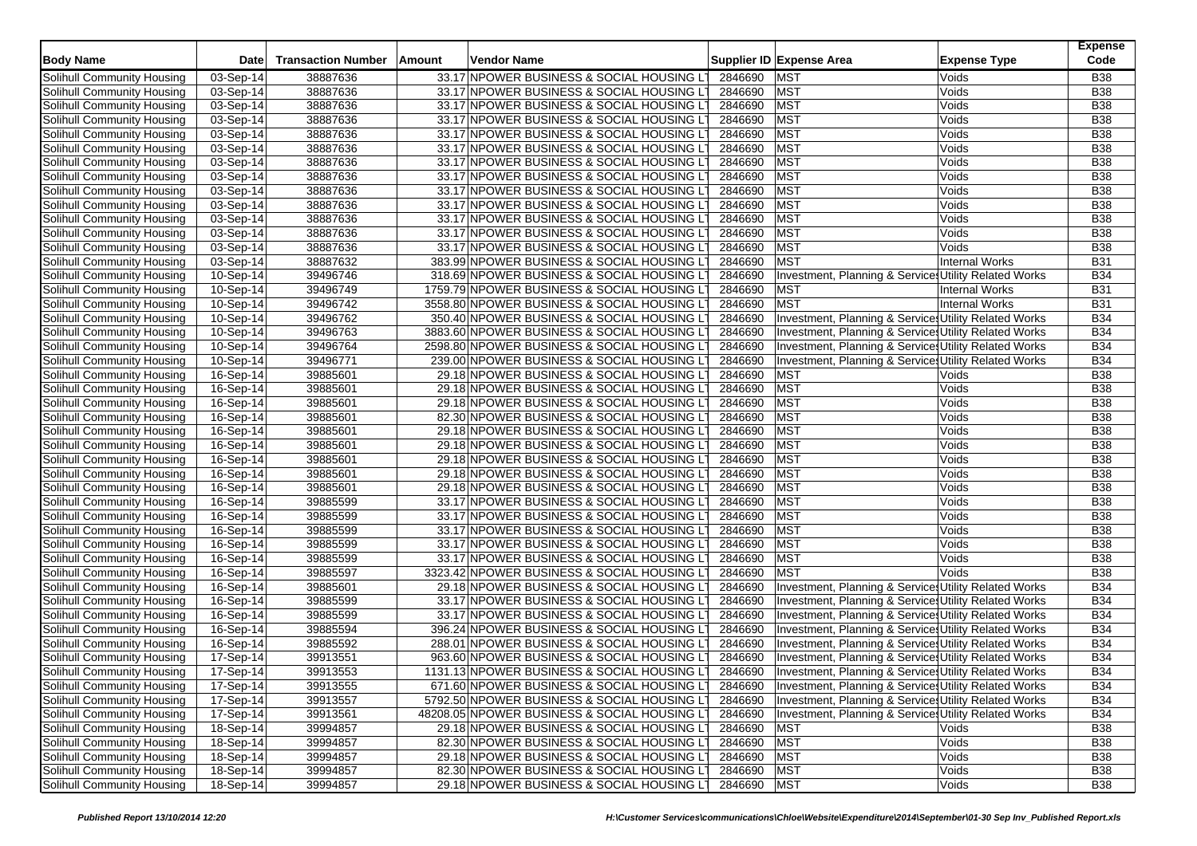| Body Name | Date | Transaction Number | Amount | Vendor Name | Supplier ID | Expense Area | Expense Type | Expense Code |
|---|---|---|---|---|---|---|---|---|
| Solihull Community Housing | 03-Sep-14 | 38887636 | 33.17 | NPOWER BUSINESS & SOCIAL HOUSING LT | 2846690 | MST | Voids | B38 |
| Solihull Community Housing | 03-Sep-14 | 38887636 | 33.17 | NPOWER BUSINESS & SOCIAL HOUSING LT | 2846690 | MST | Voids | B38 |
| Solihull Community Housing | 03-Sep-14 | 38887636 | 33.17 | NPOWER BUSINESS & SOCIAL HOUSING LT | 2846690 | MST | Voids | B38 |
| Solihull Community Housing | 03-Sep-14 | 38887636 | 33.17 | NPOWER BUSINESS & SOCIAL HOUSING LT | 2846690 | MST | Voids | B38 |
| Solihull Community Housing | 03-Sep-14 | 38887636 | 33.17 | NPOWER BUSINESS & SOCIAL HOUSING LT | 2846690 | MST | Voids | B38 |
| Solihull Community Housing | 03-Sep-14 | 38887636 | 33.17 | NPOWER BUSINESS & SOCIAL HOUSING LT | 2846690 | MST | Voids | B38 |
| Solihull Community Housing | 03-Sep-14 | 38887636 | 33.17 | NPOWER BUSINESS & SOCIAL HOUSING LT | 2846690 | MST | Voids | B38 |
| Solihull Community Housing | 03-Sep-14 | 38887636 | 33.17 | NPOWER BUSINESS & SOCIAL HOUSING LT | 2846690 | MST | Voids | B38 |
| Solihull Community Housing | 03-Sep-14 | 38887636 | 33.17 | NPOWER BUSINESS & SOCIAL HOUSING LT | 2846690 | MST | Voids | B38 |
| Solihull Community Housing | 03-Sep-14 | 38887636 | 33.17 | NPOWER BUSINESS & SOCIAL HOUSING LT | 2846690 | MST | Voids | B38 |
| Solihull Community Housing | 03-Sep-14 | 38887636 | 33.17 | NPOWER BUSINESS & SOCIAL HOUSING LT | 2846690 | MST | Voids | B38 |
| Solihull Community Housing | 03-Sep-14 | 38887636 | 33.17 | NPOWER BUSINESS & SOCIAL HOUSING LT | 2846690 | MST | Voids | B38 |
| Solihull Community Housing | 03-Sep-14 | 38887636 | 33.17 | NPOWER BUSINESS & SOCIAL HOUSING LT | 2846690 | MST | Voids | B38 |
| Solihull Community Housing | 03-Sep-14 | 38887632 | 383.99 | NPOWER BUSINESS & SOCIAL HOUSING LT | 2846690 | MST | Internal Works | B31 |
| Solihull Community Housing | 10-Sep-14 | 39496746 | 318.69 | NPOWER BUSINESS & SOCIAL HOUSING LT | 2846690 | Investment, Planning & Services | Utility Related Works | B34 |
| Solihull Community Housing | 10-Sep-14 | 39496749 | 1759.79 | NPOWER BUSINESS & SOCIAL HOUSING LT | 2846690 | MST | Internal Works | B31 |
| Solihull Community Housing | 10-Sep-14 | 39496742 | 3558.80 | NPOWER BUSINESS & SOCIAL HOUSING LT | 2846690 | MST | Internal Works | B31 |
| Solihull Community Housing | 10-Sep-14 | 39496762 | 350.40 | NPOWER BUSINESS & SOCIAL HOUSING LT | 2846690 | Investment, Planning & Services | Utility Related Works | B34 |
| Solihull Community Housing | 10-Sep-14 | 39496763 | 3883.60 | NPOWER BUSINESS & SOCIAL HOUSING LT | 2846690 | Investment, Planning & Services | Utility Related Works | B34 |
| Solihull Community Housing | 10-Sep-14 | 39496764 | 2598.80 | NPOWER BUSINESS & SOCIAL HOUSING LT | 2846690 | Investment, Planning & Services | Utility Related Works | B34 |
| Solihull Community Housing | 10-Sep-14 | 39496771 | 239.00 | NPOWER BUSINESS & SOCIAL HOUSING LT | 2846690 | Investment, Planning & Services | Utility Related Works | B34 |
| Solihull Community Housing | 16-Sep-14 | 39885601 | 29.18 | NPOWER BUSINESS & SOCIAL HOUSING LT | 2846690 | MST | Voids | B38 |
| Solihull Community Housing | 16-Sep-14 | 39885601 | 29.18 | NPOWER BUSINESS & SOCIAL HOUSING LT | 2846690 | MST | Voids | B38 |
| Solihull Community Housing | 16-Sep-14 | 39885601 | 29.18 | NPOWER BUSINESS & SOCIAL HOUSING LT | 2846690 | MST | Voids | B38 |
| Solihull Community Housing | 16-Sep-14 | 39885601 | 82.30 | NPOWER BUSINESS & SOCIAL HOUSING LT | 2846690 | MST | Voids | B38 |
| Solihull Community Housing | 16-Sep-14 | 39885601 | 29.18 | NPOWER BUSINESS & SOCIAL HOUSING LT | 2846690 | MST | Voids | B38 |
| Solihull Community Housing | 16-Sep-14 | 39885601 | 29.18 | NPOWER BUSINESS & SOCIAL HOUSING LT | 2846690 | MST | Voids | B38 |
| Solihull Community Housing | 16-Sep-14 | 39885601 | 29.18 | NPOWER BUSINESS & SOCIAL HOUSING LT | 2846690 | MST | Voids | B38 |
| Solihull Community Housing | 16-Sep-14 | 39885601 | 29.18 | NPOWER BUSINESS & SOCIAL HOUSING LT | 2846690 | MST | Voids | B38 |
| Solihull Community Housing | 16-Sep-14 | 39885601 | 29.18 | NPOWER BUSINESS & SOCIAL HOUSING LT | 2846690 | MST | Voids | B38 |
| Solihull Community Housing | 16-Sep-14 | 39885599 | 33.17 | NPOWER BUSINESS & SOCIAL HOUSING LT | 2846690 | MST | Voids | B38 |
| Solihull Community Housing | 16-Sep-14 | 39885599 | 33.17 | NPOWER BUSINESS & SOCIAL HOUSING LT | 2846690 | MST | Voids | B38 |
| Solihull Community Housing | 16-Sep-14 | 39885599 | 33.17 | NPOWER BUSINESS & SOCIAL HOUSING LT | 2846690 | MST | Voids | B38 |
| Solihull Community Housing | 16-Sep-14 | 39885599 | 33.17 | NPOWER BUSINESS & SOCIAL HOUSING LT | 2846690 | MST | Voids | B38 |
| Solihull Community Housing | 16-Sep-14 | 39885599 | 33.17 | NPOWER BUSINESS & SOCIAL HOUSING LT | 2846690 | MST | Voids | B38 |
| Solihull Community Housing | 16-Sep-14 | 39885597 | 3323.42 | NPOWER BUSINESS & SOCIAL HOUSING LT | 2846690 | MST | Voids | B38 |
| Solihull Community Housing | 16-Sep-14 | 39885601 | 29.18 | NPOWER BUSINESS & SOCIAL HOUSING LT | 2846690 | Investment, Planning & Services | Utility Related Works | B34 |
| Solihull Community Housing | 16-Sep-14 | 39885599 | 33.17 | NPOWER BUSINESS & SOCIAL HOUSING LT | 2846690 | Investment, Planning & Services | Utility Related Works | B34 |
| Solihull Community Housing | 16-Sep-14 | 39885599 | 33.17 | NPOWER BUSINESS & SOCIAL HOUSING LT | 2846690 | Investment, Planning & Services | Utility Related Works | B34 |
| Solihull Community Housing | 16-Sep-14 | 39885594 | 396.24 | NPOWER BUSINESS & SOCIAL HOUSING LT | 2846690 | Investment, Planning & Services | Utility Related Works | B34 |
| Solihull Community Housing | 16-Sep-14 | 39885592 | 288.01 | NPOWER BUSINESS & SOCIAL HOUSING LT | 2846690 | Investment, Planning & Services | Utility Related Works | B34 |
| Solihull Community Housing | 17-Sep-14 | 39913551 | 963.60 | NPOWER BUSINESS & SOCIAL HOUSING LT | 2846690 | Investment, Planning & Services | Utility Related Works | B34 |
| Solihull Community Housing | 17-Sep-14 | 39913553 | 1131.13 | NPOWER BUSINESS & SOCIAL HOUSING LT | 2846690 | Investment, Planning & Services | Utility Related Works | B34 |
| Solihull Community Housing | 17-Sep-14 | 39913555 | 671.60 | NPOWER BUSINESS & SOCIAL HOUSING LT | 2846690 | Investment, Planning & Services | Utility Related Works | B34 |
| Solihull Community Housing | 17-Sep-14 | 39913557 | 5792.50 | NPOWER BUSINESS & SOCIAL HOUSING LT | 2846690 | Investment, Planning & Services | Utility Related Works | B34 |
| Solihull Community Housing | 17-Sep-14 | 39913561 | 48208.05 | NPOWER BUSINESS & SOCIAL HOUSING LT | 2846690 | Investment, Planning & Services | Utility Related Works | B34 |
| Solihull Community Housing | 18-Sep-14 | 39994857 | 29.18 | NPOWER BUSINESS & SOCIAL HOUSING LT | 2846690 | MST | Voids | B38 |
| Solihull Community Housing | 18-Sep-14 | 39994857 | 82.30 | NPOWER BUSINESS & SOCIAL HOUSING LT | 2846690 | MST | Voids | B38 |
| Solihull Community Housing | 18-Sep-14 | 39994857 | 29.18 | NPOWER BUSINESS & SOCIAL HOUSING LT | 2846690 | MST | Voids | B38 |
| Solihull Community Housing | 18-Sep-14 | 39994857 | 82.30 | NPOWER BUSINESS & SOCIAL HOUSING LT | 2846690 | MST | Voids | B38 |
| Solihull Community Housing | 18-Sep-14 | 39994857 | 29.18 | NPOWER BUSINESS & SOCIAL HOUSING LT | 2846690 | MST | Voids | B38 |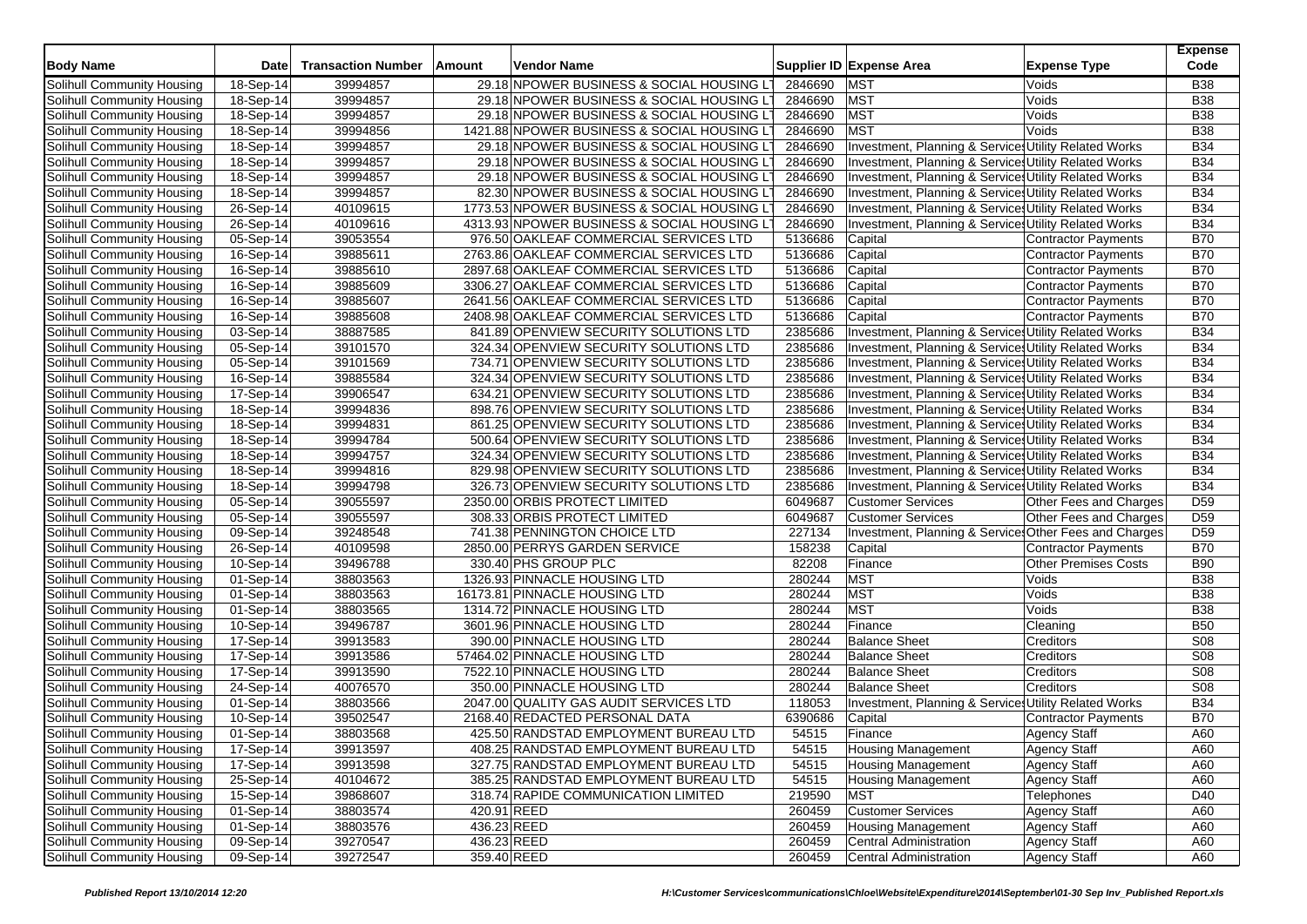| Body Name | Date | Transaction Number | Amount | Vendor Name | Supplier ID | Expense Area | Expense Type | Expense Code |
|---|---|---|---|---|---|---|---|---|
| Solihull Community Housing | 18-Sep-14 | 39994857 | 29.18 | NPOWER BUSINESS & SOCIAL HOUSING LT | 2846690 | MST | Voids | B38 |
| Solihull Community Housing | 18-Sep-14 | 39994857 | 29.18 | NPOWER BUSINESS & SOCIAL HOUSING LT | 2846690 | MST | Voids | B38 |
| Solihull Community Housing | 18-Sep-14 | 39994857 | 29.18 | NPOWER BUSINESS & SOCIAL HOUSING LT | 2846690 | MST | Voids | B38 |
| Solihull Community Housing | 18-Sep-14 | 39994856 | 1421.88 | NPOWER BUSINESS & SOCIAL HOUSING LT | 2846690 | MST | Voids | B38 |
| Solihull Community Housing | 18-Sep-14 | 39994857 | 29.18 | NPOWER BUSINESS & SOCIAL HOUSING LT | 2846690 | Investment, Planning & Services | Utility Related Works | B34 |
| Solihull Community Housing | 18-Sep-14 | 39994857 | 29.18 | NPOWER BUSINESS & SOCIAL HOUSING LT | 2846690 | Investment, Planning & Services | Utility Related Works | B34 |
| Solihull Community Housing | 18-Sep-14 | 39994857 | 29.18 | NPOWER BUSINESS & SOCIAL HOUSING LT | 2846690 | Investment, Planning & Services | Utility Related Works | B34 |
| Solihull Community Housing | 18-Sep-14 | 39994857 | 82.30 | NPOWER BUSINESS & SOCIAL HOUSING LT | 2846690 | Investment, Planning & Services | Utility Related Works | B34 |
| Solihull Community Housing | 26-Sep-14 | 40109615 | 1773.53 | NPOWER BUSINESS & SOCIAL HOUSING LT | 2846690 | Investment, Planning & Services | Utility Related Works | B34 |
| Solihull Community Housing | 26-Sep-14 | 40109616 | 4313.93 | NPOWER BUSINESS & SOCIAL HOUSING LT | 2846690 | Investment, Planning & Services | Utility Related Works | B34 |
| Solihull Community Housing | 05-Sep-14 | 39053554 | 976.50 | OAKLEAF COMMERCIAL SERVICES LTD | 5136686 | Capital | Contractor Payments | B70 |
| Solihull Community Housing | 16-Sep-14 | 39885611 | 2763.86 | OAKLEAF COMMERCIAL SERVICES LTD | 5136686 | Capital | Contractor Payments | B70 |
| Solihull Community Housing | 16-Sep-14 | 39885610 | 2897.68 | OAKLEAF COMMERCIAL SERVICES LTD | 5136686 | Capital | Contractor Payments | B70 |
| Solihull Community Housing | 16-Sep-14 | 39885609 | 3306.27 | OAKLEAF COMMERCIAL SERVICES LTD | 5136686 | Capital | Contractor Payments | B70 |
| Solihull Community Housing | 16-Sep-14 | 39885607 | 2641.56 | OAKLEAF COMMERCIAL SERVICES LTD | 5136686 | Capital | Contractor Payments | B70 |
| Solihull Community Housing | 16-Sep-14 | 39885608 | 2408.98 | OAKLEAF COMMERCIAL SERVICES LTD | 5136686 | Capital | Contractor Payments | B70 |
| Solihull Community Housing | 03-Sep-14 | 38887585 | 841.89 | OPENVIEW SECURITY SOLUTIONS LTD | 2385686 | Investment, Planning & Services | Utility Related Works | B34 |
| Solihull Community Housing | 05-Sep-14 | 39101570 | 324.34 | OPENVIEW SECURITY SOLUTIONS LTD | 2385686 | Investment, Planning & Services | Utility Related Works | B34 |
| Solihull Community Housing | 05-Sep-14 | 39101569 | 734.71 | OPENVIEW SECURITY SOLUTIONS LTD | 2385686 | Investment, Planning & Services | Utility Related Works | B34 |
| Solihull Community Housing | 16-Sep-14 | 39885584 | 324.34 | OPENVIEW SECURITY SOLUTIONS LTD | 2385686 | Investment, Planning & Services | Utility Related Works | B34 |
| Solihull Community Housing | 17-Sep-14 | 39906547 | 634.21 | OPENVIEW SECURITY SOLUTIONS LTD | 2385686 | Investment, Planning & Services | Utility Related Works | B34 |
| Solihull Community Housing | 18-Sep-14 | 39994836 | 898.76 | OPENVIEW SECURITY SOLUTIONS LTD | 2385686 | Investment, Planning & Services | Utility Related Works | B34 |
| Solihull Community Housing | 18-Sep-14 | 39994831 | 861.25 | OPENVIEW SECURITY SOLUTIONS LTD | 2385686 | Investment, Planning & Services | Utility Related Works | B34 |
| Solihull Community Housing | 18-Sep-14 | 39994784 | 500.64 | OPENVIEW SECURITY SOLUTIONS LTD | 2385686 | Investment, Planning & Services | Utility Related Works | B34 |
| Solihull Community Housing | 18-Sep-14 | 39994757 | 324.34 | OPENVIEW SECURITY SOLUTIONS LTD | 2385686 | Investment, Planning & Services | Utility Related Works | B34 |
| Solihull Community Housing | 18-Sep-14 | 39994816 | 829.98 | OPENVIEW SECURITY SOLUTIONS LTD | 2385686 | Investment, Planning & Services | Utility Related Works | B34 |
| Solihull Community Housing | 18-Sep-14 | 39994798 | 326.73 | OPENVIEW SECURITY SOLUTIONS LTD | 2385686 | Investment, Planning & Services | Utility Related Works | B34 |
| Solihull Community Housing | 05-Sep-14 | 39055597 | 2350.00 | ORBIS PROTECT LIMITED | 6049687 | Customer Services | Other Fees and Charges | D59 |
| Solihull Community Housing | 05-Sep-14 | 39055597 | 308.33 | ORBIS PROTECT LIMITED | 6049687 | Customer Services | Other Fees and Charges | D59 |
| Solihull Community Housing | 09-Sep-14 | 39248548 | 741.38 | PENNINGTON CHOICE LTD | 227134 | Investment, Planning & Services | Other Fees and Charges | D59 |
| Solihull Community Housing | 26-Sep-14 | 40109598 | 2850.00 | PERRYS GARDEN SERVICE | 158238 | Capital | Contractor Payments | B70 |
| Solihull Community Housing | 10-Sep-14 | 39496788 | 330.40 | PHS GROUP PLC | 82208 | Finance | Other Premises Costs | B90 |
| Solihull Community Housing | 01-Sep-14 | 38803563 | 1326.93 | PINNACLE HOUSING LTD | 280244 | MST | Voids | B38 |
| Solihull Community Housing | 01-Sep-14 | 38803563 | 16173.81 | PINNACLE HOUSING LTD | 280244 | MST | Voids | B38 |
| Solihull Community Housing | 01-Sep-14 | 38803565 | 1314.72 | PINNACLE HOUSING LTD | 280244 | MST | Voids | B38 |
| Solihull Community Housing | 10-Sep-14 | 39496787 | 3601.96 | PINNACLE HOUSING LTD | 280244 | Finance | Cleaning | B50 |
| Solihull Community Housing | 17-Sep-14 | 39913583 | 390.00 | PINNACLE HOUSING LTD | 280244 | Balance Sheet | Creditors | S08 |
| Solihull Community Housing | 17-Sep-14 | 39913586 | 57464.02 | PINNACLE HOUSING LTD | 280244 | Balance Sheet | Creditors | S08 |
| Solihull Community Housing | 17-Sep-14 | 39913590 | 7522.10 | PINNACLE HOUSING LTD | 280244 | Balance Sheet | Creditors | S08 |
| Solihull Community Housing | 24-Sep-14 | 40076570 | 350.00 | PINNACLE HOUSING LTD | 280244 | Balance Sheet | Creditors | S08 |
| Solihull Community Housing | 01-Sep-14 | 38803566 | 2047.00 | QUALITY GAS AUDIT SERVICES LTD | 118053 | Investment, Planning & Services | Utility Related Works | B34 |
| Solihull Community Housing | 10-Sep-14 | 39502547 | 2168.40 | REDACTED PERSONAL DATA | 6390686 | Capital | Contractor Payments | B70 |
| Solihull Community Housing | 01-Sep-14 | 38803568 | 425.50 | RANDSTAD EMPLOYMENT BUREAU LTD | 54515 | Finance | Agency Staff | A60 |
| Solihull Community Housing | 17-Sep-14 | 39913597 | 408.25 | RANDSTAD EMPLOYMENT BUREAU LTD | 54515 | Housing Management | Agency Staff | A60 |
| Solihull Community Housing | 17-Sep-14 | 39913598 | 327.75 | RANDSTAD EMPLOYMENT BUREAU LTD | 54515 | Housing Management | Agency Staff | A60 |
| Solihull Community Housing | 25-Sep-14 | 40104672 | 385.25 | RANDSTAD EMPLOYMENT BUREAU LTD | 54515 | Housing Management | Agency Staff | A60 |
| Solihull Community Housing | 15-Sep-14 | 39868607 | 318.74 | RAPIDE COMMUNICATION LIMITED | 219590 | MST | Telephones | D40 |
| Solihull Community Housing | 01-Sep-14 | 38803574 | 420.91 | REED | 260459 | Customer Services | Agency Staff | A60 |
| Solihull Community Housing | 01-Sep-14 | 38803576 | 436.23 | REED | 260459 | Housing Management | Agency Staff | A60 |
| Solihull Community Housing | 09-Sep-14 | 39270547 | 436.23 | REED | 260459 | Central Administration | Agency Staff | A60 |
| Solihull Community Housing | 09-Sep-14 | 39272547 | 359.40 | REED | 260459 | Central Administration | Agency Staff | A60 |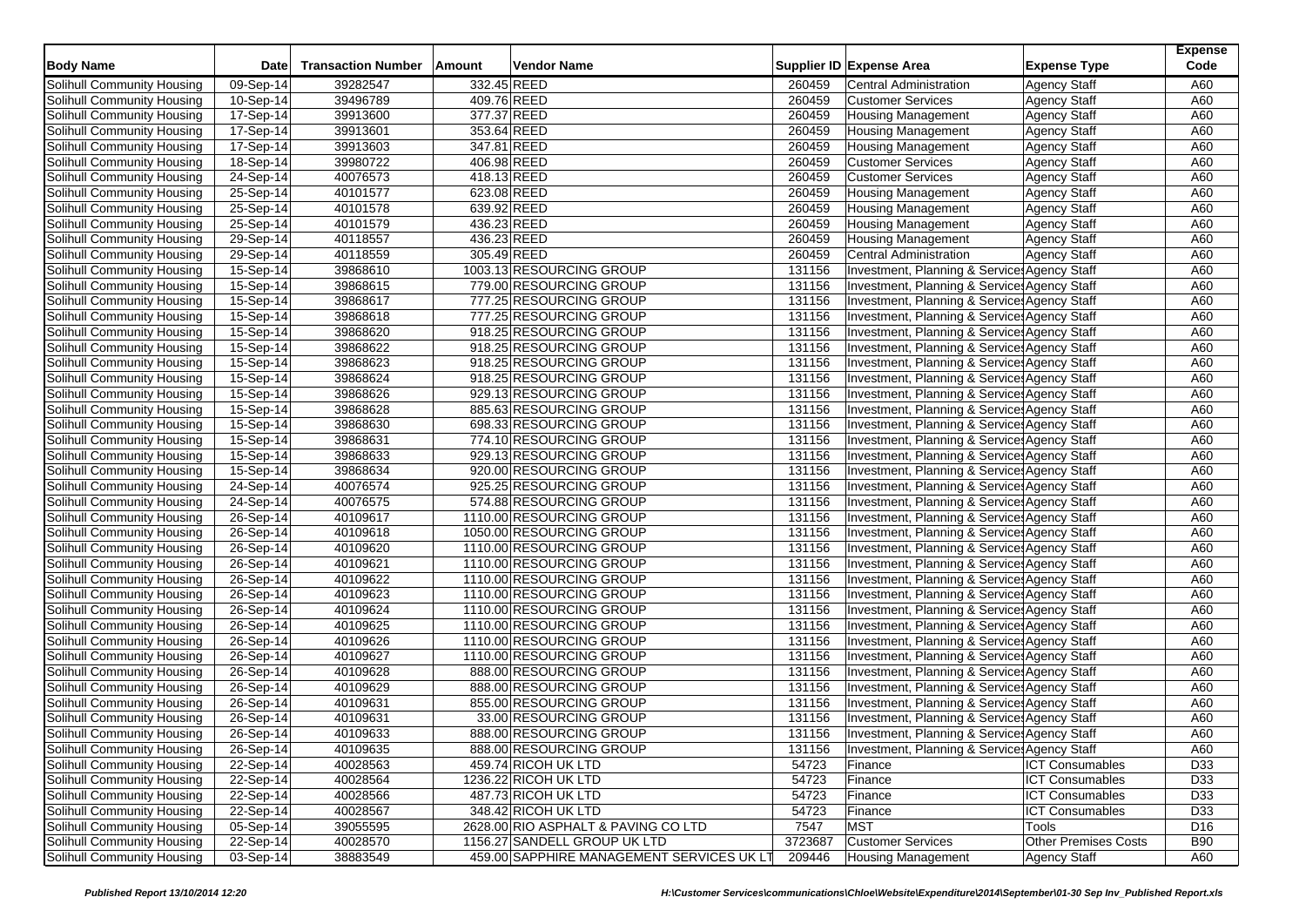| Body Name | Date | Transaction Number | Amount | Vendor Name | Supplier ID | Expense Area | Expense Type | Expense Code |
|---|---|---|---|---|---|---|---|---|
| Solihull Community Housing | 09-Sep-14 | 39282547 | 332.45 | REED | 260459 | Central Administration | Agency Staff | A60 |
| Solihull Community Housing | 10-Sep-14 | 39496789 | 409.76 | REED | 260459 | Customer Services | Agency Staff | A60 |
| Solihull Community Housing | 17-Sep-14 | 39913600 | 377.37 | REED | 260459 | Housing Management | Agency Staff | A60 |
| Solihull Community Housing | 17-Sep-14 | 39913601 | 353.64 | REED | 260459 | Housing Management | Agency Staff | A60 |
| Solihull Community Housing | 17-Sep-14 | 39913603 | 347.81 | REED | 260459 | Housing Management | Agency Staff | A60 |
| Solihull Community Housing | 18-Sep-14 | 39980722 | 406.98 | REED | 260459 | Customer Services | Agency Staff | A60 |
| Solihull Community Housing | 24-Sep-14 | 40076573 | 418.13 | REED | 260459 | Customer Services | Agency Staff | A60 |
| Solihull Community Housing | 25-Sep-14 | 40101577 | 623.08 | REED | 260459 | Housing Management | Agency Staff | A60 |
| Solihull Community Housing | 25-Sep-14 | 40101578 | 639.92 | REED | 260459 | Housing Management | Agency Staff | A60 |
| Solihull Community Housing | 25-Sep-14 | 40101579 | 436.23 | REED | 260459 | Housing Management | Agency Staff | A60 |
| Solihull Community Housing | 29-Sep-14 | 40118557 | 436.23 | REED | 260459 | Housing Management | Agency Staff | A60 |
| Solihull Community Housing | 29-Sep-14 | 40118559 | 305.49 | REED | 260459 | Central Administration | Agency Staff | A60 |
| Solihull Community Housing | 15-Sep-14 | 39868610 | 1003.13 | RESOURCING GROUP | 131156 | Investment, Planning & Service | Agency Staff | A60 |
| Solihull Community Housing | 15-Sep-14 | 39868615 | 779.00 | RESOURCING GROUP | 131156 | Investment, Planning & Service | Agency Staff | A60 |
| Solihull Community Housing | 15-Sep-14 | 39868617 | 777.25 | RESOURCING GROUP | 131156 | Investment, Planning & Service | Agency Staff | A60 |
| Solihull Community Housing | 15-Sep-14 | 39868618 | 777.25 | RESOURCING GROUP | 131156 | Investment, Planning & Service | Agency Staff | A60 |
| Solihull Community Housing | 15-Sep-14 | 39868620 | 918.25 | RESOURCING GROUP | 131156 | Investment, Planning & Service | Agency Staff | A60 |
| Solihull Community Housing | 15-Sep-14 | 39868622 | 918.25 | RESOURCING GROUP | 131156 | Investment, Planning & Service | Agency Staff | A60 |
| Solihull Community Housing | 15-Sep-14 | 39868623 | 918.25 | RESOURCING GROUP | 131156 | Investment, Planning & Service | Agency Staff | A60 |
| Solihull Community Housing | 15-Sep-14 | 39868624 | 918.25 | RESOURCING GROUP | 131156 | Investment, Planning & Service | Agency Staff | A60 |
| Solihull Community Housing | 15-Sep-14 | 39868626 | 929.13 | RESOURCING GROUP | 131156 | Investment, Planning & Service | Agency Staff | A60 |
| Solihull Community Housing | 15-Sep-14 | 39868628 | 885.63 | RESOURCING GROUP | 131156 | Investment, Planning & Service | Agency Staff | A60 |
| Solihull Community Housing | 15-Sep-14 | 39868630 | 698.33 | RESOURCING GROUP | 131156 | Investment, Planning & Service | Agency Staff | A60 |
| Solihull Community Housing | 15-Sep-14 | 39868631 | 774.10 | RESOURCING GROUP | 131156 | Investment, Planning & Service | Agency Staff | A60 |
| Solihull Community Housing | 15-Sep-14 | 39868633 | 929.13 | RESOURCING GROUP | 131156 | Investment, Planning & Service | Agency Staff | A60 |
| Solihull Community Housing | 15-Sep-14 | 39868634 | 920.00 | RESOURCING GROUP | 131156 | Investment, Planning & Service | Agency Staff | A60 |
| Solihull Community Housing | 24-Sep-14 | 40076574 | 925.25 | RESOURCING GROUP | 131156 | Investment, Planning & Service | Agency Staff | A60 |
| Solihull Community Housing | 24-Sep-14 | 40076575 | 574.88 | RESOURCING GROUP | 131156 | Investment, Planning & Service | Agency Staff | A60 |
| Solihull Community Housing | 26-Sep-14 | 40109617 | 1110.00 | RESOURCING GROUP | 131156 | Investment, Planning & Service | Agency Staff | A60 |
| Solihull Community Housing | 26-Sep-14 | 40109618 | 1050.00 | RESOURCING GROUP | 131156 | Investment, Planning & Service | Agency Staff | A60 |
| Solihull Community Housing | 26-Sep-14 | 40109620 | 1110.00 | RESOURCING GROUP | 131156 | Investment, Planning & Service | Agency Staff | A60 |
| Solihull Community Housing | 26-Sep-14 | 40109621 | 1110.00 | RESOURCING GROUP | 131156 | Investment, Planning & Service | Agency Staff | A60 |
| Solihull Community Housing | 26-Sep-14 | 40109622 | 1110.00 | RESOURCING GROUP | 131156 | Investment, Planning & Service | Agency Staff | A60 |
| Solihull Community Housing | 26-Sep-14 | 40109623 | 1110.00 | RESOURCING GROUP | 131156 | Investment, Planning & Service | Agency Staff | A60 |
| Solihull Community Housing | 26-Sep-14 | 40109624 | 1110.00 | RESOURCING GROUP | 131156 | Investment, Planning & Service | Agency Staff | A60 |
| Solihull Community Housing | 26-Sep-14 | 40109625 | 1110.00 | RESOURCING GROUP | 131156 | Investment, Planning & Service | Agency Staff | A60 |
| Solihull Community Housing | 26-Sep-14 | 40109626 | 1110.00 | RESOURCING GROUP | 131156 | Investment, Planning & Service | Agency Staff | A60 |
| Solihull Community Housing | 26-Sep-14 | 40109627 | 1110.00 | RESOURCING GROUP | 131156 | Investment, Planning & Service | Agency Staff | A60 |
| Solihull Community Housing | 26-Sep-14 | 40109628 | 888.00 | RESOURCING GROUP | 131156 | Investment, Planning & Service | Agency Staff | A60 |
| Solihull Community Housing | 26-Sep-14 | 40109629 | 888.00 | RESOURCING GROUP | 131156 | Investment, Planning & Service | Agency Staff | A60 |
| Solihull Community Housing | 26-Sep-14 | 40109631 | 855.00 | RESOURCING GROUP | 131156 | Investment, Planning & Service | Agency Staff | A60 |
| Solihull Community Housing | 26-Sep-14 | 40109631 | 33.00 | RESOURCING GROUP | 131156 | Investment, Planning & Service | Agency Staff | A60 |
| Solihull Community Housing | 26-Sep-14 | 40109633 | 888.00 | RESOURCING GROUP | 131156 | Investment, Planning & Service | Agency Staff | A60 |
| Solihull Community Housing | 26-Sep-14 | 40109635 | 888.00 | RESOURCING GROUP | 131156 | Investment, Planning & Service | Agency Staff | A60 |
| Solihull Community Housing | 22-Sep-14 | 40028563 | 459.74 | RICOH UK LTD | 54723 | Finance | ICT Consumables | D33 |
| Solihull Community Housing | 22-Sep-14 | 40028564 | 1236.22 | RICOH UK LTD | 54723 | Finance | ICT Consumables | D33 |
| Solihull Community Housing | 22-Sep-14 | 40028566 | 487.73 | RICOH UK LTD | 54723 | Finance | ICT Consumables | D33 |
| Solihull Community Housing | 22-Sep-14 | 40028567 | 348.42 | RICOH UK LTD | 54723 | Finance | ICT Consumables | D33 |
| Solihull Community Housing | 05-Sep-14 | 39055595 | 2628.00 | RIO ASPHALT & PAVING CO LTD | 7547 | MST | Tools | D16 |
| Solihull Community Housing | 22-Sep-14 | 40028570 | 1156.27 | SANDELL GROUP UK LTD | 3723687 | Customer Services | Other Premises Costs | B90 |
| Solihull Community Housing | 03-Sep-14 | 38883549 | 459.00 | SAPPHIRE MANAGEMENT SERVICES UK LT | 209446 | Housing Management | Agency Staff | A60 |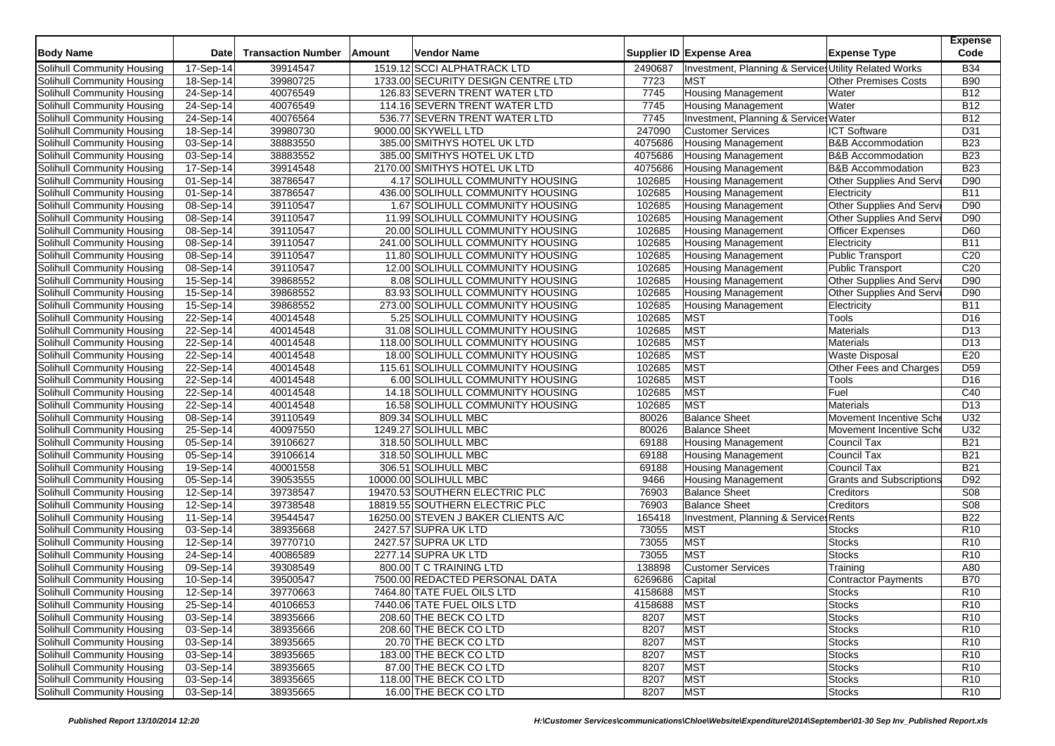| Body Name | Date | Transaction Number | Amount | Vendor Name | Supplier ID | Expense Area | Expense Type | Expense Code |
|---|---|---|---|---|---|---|---|---|
| Solihull Community Housing | 17-Sep-14 | 39914547 | 1519.12 | SCCI ALPHATRACK LTD | 2490687 | Investment, Planning & Services | Utility Related Works | B34 |
| Solihull Community Housing | 18-Sep-14 | 39980725 | 1733.00 | SECURITY DESIGN CENTRE LTD | 7723 | MST | Other Premises Costs | B90 |
| Solihull Community Housing | 24-Sep-14 | 40076549 | 126.83 | SEVERN TRENT WATER LTD | 7745 | Housing Management | Water | B12 |
| Solihull Community Housing | 24-Sep-14 | 40076549 | 114.16 | SEVERN TRENT WATER LTD | 7745 | Housing Management | Water | B12 |
| Solihull Community Housing | 24-Sep-14 | 40076564 | 536.77 | SEVERN TRENT WATER LTD | 7745 | Investment, Planning & Services | Water | B12 |
| Solihull Community Housing | 18-Sep-14 | 39980730 | 9000.00 | SKYWELL LTD | 247090 | Customer Services | ICT Software | D31 |
| Solihull Community Housing | 03-Sep-14 | 38883550 | 385.00 | SMITHYS HOTEL UK LTD | 4075686 | Housing Management | B&B Accommodation | B23 |
| Solihull Community Housing | 03-Sep-14 | 38883552 | 385.00 | SMITHYS HOTEL UK LTD | 4075686 | Housing Management | B&B Accommodation | B23 |
| Solihull Community Housing | 17-Sep-14 | 39914548 | 2170.00 | SMITHYS HOTEL UK LTD | 4075686 | Housing Management | B&B Accommodation | B23 |
| Solihull Community Housing | 01-Sep-14 | 38786547 | 4.17 | SOLIHULL COMMUNITY HOUSING | 102685 | Housing Management | Other Supplies And Servi | D90 |
| Solihull Community Housing | 01-Sep-14 | 38786547 | 436.00 | SOLIHULL COMMUNITY HOUSING | 102685 | Housing Management | Electricity | B11 |
| Solihull Community Housing | 08-Sep-14 | 39110547 | 1.67 | SOLIHULL COMMUNITY HOUSING | 102685 | Housing Management | Other Supplies And Servi | D90 |
| Solihull Community Housing | 08-Sep-14 | 39110547 | 11.99 | SOLIHULL COMMUNITY HOUSING | 102685 | Housing Management | Other Supplies And Servi | D90 |
| Solihull Community Housing | 08-Sep-14 | 39110547 | 20.00 | SOLIHULL COMMUNITY HOUSING | 102685 | Housing Management | Officer Expenses | D60 |
| Solihull Community Housing | 08-Sep-14 | 39110547 | 241.00 | SOLIHULL COMMUNITY HOUSING | 102685 | Housing Management | Electricity | B11 |
| Solihull Community Housing | 08-Sep-14 | 39110547 | 11.80 | SOLIHULL COMMUNITY HOUSING | 102685 | Housing Management | Public Transport | C20 |
| Solihull Community Housing | 08-Sep-14 | 39110547 | 12.00 | SOLIHULL COMMUNITY HOUSING | 102685 | Housing Management | Public Transport | C20 |
| Solihull Community Housing | 15-Sep-14 | 39868552 | 8.08 | SOLIHULL COMMUNITY HOUSING | 102685 | Housing Management | Other Supplies And Servi | D90 |
| Solihull Community Housing | 15-Sep-14 | 39868552 | 83.93 | SOLIHULL COMMUNITY HOUSING | 102685 | Housing Management | Other Supplies And Servi | D90 |
| Solihull Community Housing | 15-Sep-14 | 39868552 | 273.00 | SOLIHULL COMMUNITY HOUSING | 102685 | Housing Management | Electricity | B11 |
| Solihull Community Housing | 22-Sep-14 | 40014548 | 5.25 | SOLIHULL COMMUNITY HOUSING | 102685 | MST | Tools | D16 |
| Solihull Community Housing | 22-Sep-14 | 40014548 | 31.08 | SOLIHULL COMMUNITY HOUSING | 102685 | MST | Materials | D13 |
| Solihull Community Housing | 22-Sep-14 | 40014548 | 118.00 | SOLIHULL COMMUNITY HOUSING | 102685 | MST | Materials | D13 |
| Solihull Community Housing | 22-Sep-14 | 40014548 | 18.00 | SOLIHULL COMMUNITY HOUSING | 102685 | MST | Waste Disposal | E20 |
| Solihull Community Housing | 22-Sep-14 | 40014548 | 115.61 | SOLIHULL COMMUNITY HOUSING | 102685 | MST | Other Fees and Charges | D59 |
| Solihull Community Housing | 22-Sep-14 | 40014548 | 6.00 | SOLIHULL COMMUNITY HOUSING | 102685 | MST | Tools | D16 |
| Solihull Community Housing | 22-Sep-14 | 40014548 | 14.18 | SOLIHULL COMMUNITY HOUSING | 102685 | MST | Fuel | C40 |
| Solihull Community Housing | 22-Sep-14 | 40014548 | 16.58 | SOLIHULL COMMUNITY HOUSING | 102685 | MST | Materials | D13 |
| Solihull Community Housing | 08-Sep-14 | 39110549 | 809.34 | SOLIHULL MBC | 80026 | Balance Sheet | Movement Incentive Sche | U32 |
| Solihull Community Housing | 25-Sep-14 | 40097550 | 1249.27 | SOLIHULL MBC | 80026 | Balance Sheet | Movement Incentive Sche | U32 |
| Solihull Community Housing | 05-Sep-14 | 39106627 | 318.50 | SOLIHULL MBC | 69188 | Housing Management | Council Tax | B21 |
| Solihull Community Housing | 05-Sep-14 | 39106614 | 318.50 | SOLIHULL MBC | 69188 | Housing Management | Council Tax | B21 |
| Solihull Community Housing | 19-Sep-14 | 40001558 | 306.51 | SOLIHULL MBC | 69188 | Housing Management | Council Tax | B21 |
| Solihull Community Housing | 05-Sep-14 | 39053555 | 10000.00 | SOLIHULL MBC | 9466 | Housing Management | Grants and Subscriptions | D92 |
| Solihull Community Housing | 12-Sep-14 | 39738547 | 19470.53 | SOUTHERN ELECTRIC PLC | 76903 | Balance Sheet | Creditors | S08 |
| Solihull Community Housing | 12-Sep-14 | 39738548 | 18819.55 | SOUTHERN ELECTRIC PLC | 76903 | Balance Sheet | Creditors | S08 |
| Solihull Community Housing | 11-Sep-14 | 39544547 | 16250.00 | STEVEN J BAKER CLIENTS A/C | 165418 | Investment, Planning & Services | Rents | B22 |
| Solihull Community Housing | 03-Sep-14 | 38935668 | 2427.57 | SUPRA UK LTD | 73055 | MST | Stocks | R10 |
| Solihull Community Housing | 12-Sep-14 | 39770710 | 2427.57 | SUPRA UK LTD | 73055 | MST | Stocks | R10 |
| Solihull Community Housing | 24-Sep-14 | 40086589 | 2277.14 | SUPRA UK LTD | 73055 | MST | Stocks | R10 |
| Solihull Community Housing | 09-Sep-14 | 39308549 | 800.00 | T C TRAINING LTD | 138898 | Customer Services | Training | A80 |
| Solihull Community Housing | 10-Sep-14 | 39500547 | 7500.00 | REDACTED PERSONAL DATA | 6269686 | Capital | Contractor Payments | B70 |
| Solihull Community Housing | 12-Sep-14 | 39770663 | 7464.80 | TATE FUEL OILS LTD | 4158688 | MST | Stocks | R10 |
| Solihull Community Housing | 25-Sep-14 | 40106653 | 7440.06 | TATE FUEL OILS LTD | 4158688 | MST | Stocks | R10 |
| Solihull Community Housing | 03-Sep-14 | 38935666 | 208.60 | THE BECK CO LTD | 8207 | MST | Stocks | R10 |
| Solihull Community Housing | 03-Sep-14 | 38935666 | 208.60 | THE BECK CO LTD | 8207 | MST | Stocks | R10 |
| Solihull Community Housing | 03-Sep-14 | 38935665 | 20.70 | THE BECK CO LTD | 8207 | MST | Stocks | R10 |
| Solihull Community Housing | 03-Sep-14 | 38935665 | 183.00 | THE BECK CO LTD | 8207 | MST | Stocks | R10 |
| Solihull Community Housing | 03-Sep-14 | 38935665 | 87.00 | THE BECK CO LTD | 8207 | MST | Stocks | R10 |
| Solihull Community Housing | 03-Sep-14 | 38935665 | 118.00 | THE BECK CO LTD | 8207 | MST | Stocks | R10 |
| Solihull Community Housing | 03-Sep-14 | 38935665 | 16.00 | THE BECK CO LTD | 8207 | MST | Stocks | R10 |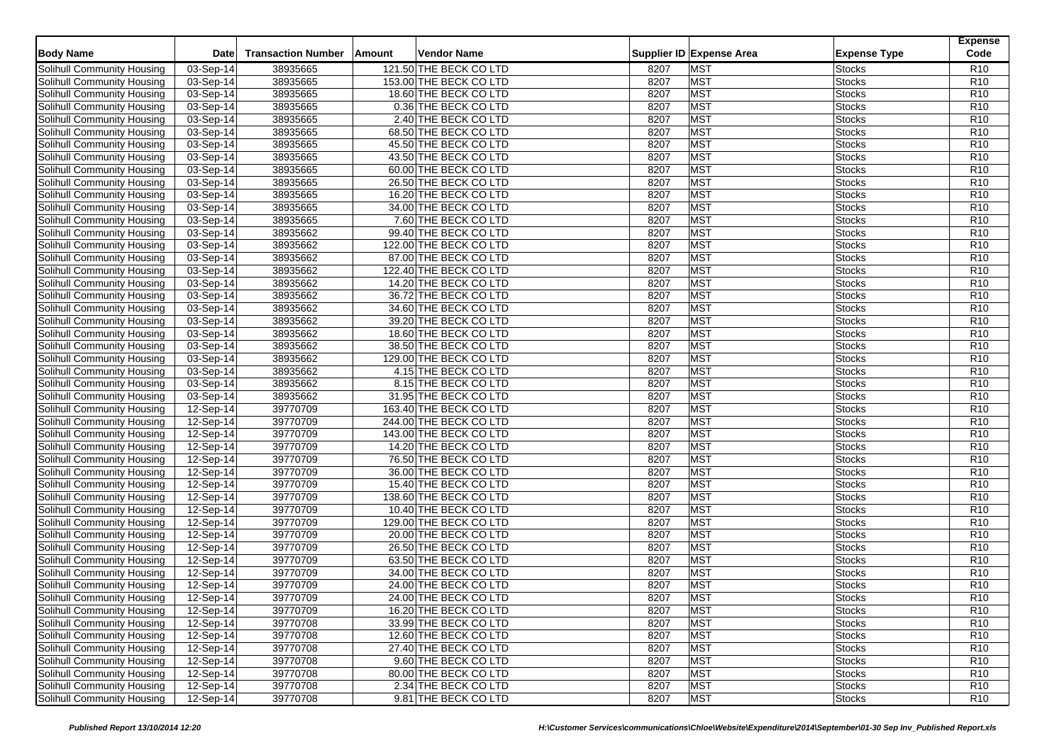| Body Name | Date | Transaction Number | Amount | Vendor Name | Supplier ID | Expense Area | Expense Type | Expense Code |
|---|---|---|---|---|---|---|---|---|
| Solihull Community Housing | 03-Sep-14 | 38935665 | 121.50 | THE BECK CO LTD | 8207 | MST | Stocks | R10 |
| Solihull Community Housing | 03-Sep-14 | 38935665 | 153.00 | THE BECK CO LTD | 8207 | MST | Stocks | R10 |
| Solihull Community Housing | 03-Sep-14 | 38935665 | 18.60 | THE BECK CO LTD | 8207 | MST | Stocks | R10 |
| Solihull Community Housing | 03-Sep-14 | 38935665 | 0.36 | THE BECK CO LTD | 8207 | MST | Stocks | R10 |
| Solihull Community Housing | 03-Sep-14 | 38935665 | 2.40 | THE BECK CO LTD | 8207 | MST | Stocks | R10 |
| Solihull Community Housing | 03-Sep-14 | 38935665 | 68.50 | THE BECK CO LTD | 8207 | MST | Stocks | R10 |
| Solihull Community Housing | 03-Sep-14 | 38935665 | 45.50 | THE BECK CO LTD | 8207 | MST | Stocks | R10 |
| Solihull Community Housing | 03-Sep-14 | 38935665 | 43.50 | THE BECK CO LTD | 8207 | MST | Stocks | R10 |
| Solihull Community Housing | 03-Sep-14 | 38935665 | 60.00 | THE BECK CO LTD | 8207 | MST | Stocks | R10 |
| Solihull Community Housing | 03-Sep-14 | 38935665 | 26.50 | THE BECK CO LTD | 8207 | MST | Stocks | R10 |
| Solihull Community Housing | 03-Sep-14 | 38935665 | 16.20 | THE BECK CO LTD | 8207 | MST | Stocks | R10 |
| Solihull Community Housing | 03-Sep-14 | 38935665 | 34.00 | THE BECK CO LTD | 8207 | MST | Stocks | R10 |
| Solihull Community Housing | 03-Sep-14 | 38935665 | 7.60 | THE BECK CO LTD | 8207 | MST | Stocks | R10 |
| Solihull Community Housing | 03-Sep-14 | 38935662 | 99.40 | THE BECK CO LTD | 8207 | MST | Stocks | R10 |
| Solihull Community Housing | 03-Sep-14 | 38935662 | 122.00 | THE BECK CO LTD | 8207 | MST | Stocks | R10 |
| Solihull Community Housing | 03-Sep-14 | 38935662 | 87.00 | THE BECK CO LTD | 8207 | MST | Stocks | R10 |
| Solihull Community Housing | 03-Sep-14 | 38935662 | 122.40 | THE BECK CO LTD | 8207 | MST | Stocks | R10 |
| Solihull Community Housing | 03-Sep-14 | 38935662 | 14.20 | THE BECK CO LTD | 8207 | MST | Stocks | R10 |
| Solihull Community Housing | 03-Sep-14 | 38935662 | 36.72 | THE BECK CO LTD | 8207 | MST | Stocks | R10 |
| Solihull Community Housing | 03-Sep-14 | 38935662 | 34.60 | THE BECK CO LTD | 8207 | MST | Stocks | R10 |
| Solihull Community Housing | 03-Sep-14 | 38935662 | 39.20 | THE BECK CO LTD | 8207 | MST | Stocks | R10 |
| Solihull Community Housing | 03-Sep-14 | 38935662 | 18.60 | THE BECK CO LTD | 8207 | MST | Stocks | R10 |
| Solihull Community Housing | 03-Sep-14 | 38935662 | 38.50 | THE BECK CO LTD | 8207 | MST | Stocks | R10 |
| Solihull Community Housing | 03-Sep-14 | 38935662 | 129.00 | THE BECK CO LTD | 8207 | MST | Stocks | R10 |
| Solihull Community Housing | 03-Sep-14 | 38935662 | 4.15 | THE BECK CO LTD | 8207 | MST | Stocks | R10 |
| Solihull Community Housing | 03-Sep-14 | 38935662 | 8.15 | THE BECK CO LTD | 8207 | MST | Stocks | R10 |
| Solihull Community Housing | 03-Sep-14 | 38935662 | 31.95 | THE BECK CO LTD | 8207 | MST | Stocks | R10 |
| Solihull Community Housing | 12-Sep-14 | 39770709 | 163.40 | THE BECK CO LTD | 8207 | MST | Stocks | R10 |
| Solihull Community Housing | 12-Sep-14 | 39770709 | 244.00 | THE BECK CO LTD | 8207 | MST | Stocks | R10 |
| Solihull Community Housing | 12-Sep-14 | 39770709 | 143.00 | THE BECK CO LTD | 8207 | MST | Stocks | R10 |
| Solihull Community Housing | 12-Sep-14 | 39770709 | 14.20 | THE BECK CO LTD | 8207 | MST | Stocks | R10 |
| Solihull Community Housing | 12-Sep-14 | 39770709 | 76.50 | THE BECK CO LTD | 8207 | MST | Stocks | R10 |
| Solihull Community Housing | 12-Sep-14 | 39770709 | 36.00 | THE BECK CO LTD | 8207 | MST | Stocks | R10 |
| Solihull Community Housing | 12-Sep-14 | 39770709 | 15.40 | THE BECK CO LTD | 8207 | MST | Stocks | R10 |
| Solihull Community Housing | 12-Sep-14 | 39770709 | 138.60 | THE BECK CO LTD | 8207 | MST | Stocks | R10 |
| Solihull Community Housing | 12-Sep-14 | 39770709 | 10.40 | THE BECK CO LTD | 8207 | MST | Stocks | R10 |
| Solihull Community Housing | 12-Sep-14 | 39770709 | 129.00 | THE BECK CO LTD | 8207 | MST | Stocks | R10 |
| Solihull Community Housing | 12-Sep-14 | 39770709 | 20.00 | THE BECK CO LTD | 8207 | MST | Stocks | R10 |
| Solihull Community Housing | 12-Sep-14 | 39770709 | 26.50 | THE BECK CO LTD | 8207 | MST | Stocks | R10 |
| Solihull Community Housing | 12-Sep-14 | 39770709 | 63.50 | THE BECK CO LTD | 8207 | MST | Stocks | R10 |
| Solihull Community Housing | 12-Sep-14 | 39770709 | 34.00 | THE BECK CO LTD | 8207 | MST | Stocks | R10 |
| Solihull Community Housing | 12-Sep-14 | 39770709 | 24.00 | THE BECK CO LTD | 8207 | MST | Stocks | R10 |
| Solihull Community Housing | 12-Sep-14 | 39770709 | 24.00 | THE BECK CO LTD | 8207 | MST | Stocks | R10 |
| Solihull Community Housing | 12-Sep-14 | 39770709 | 16.20 | THE BECK CO LTD | 8207 | MST | Stocks | R10 |
| Solihull Community Housing | 12-Sep-14 | 39770708 | 33.99 | THE BECK CO LTD | 8207 | MST | Stocks | R10 |
| Solihull Community Housing | 12-Sep-14 | 39770708 | 12.60 | THE BECK CO LTD | 8207 | MST | Stocks | R10 |
| Solihull Community Housing | 12-Sep-14 | 39770708 | 27.40 | THE BECK CO LTD | 8207 | MST | Stocks | R10 |
| Solihull Community Housing | 12-Sep-14 | 39770708 | 9.60 | THE BECK CO LTD | 8207 | MST | Stocks | R10 |
| Solihull Community Housing | 12-Sep-14 | 39770708 | 80.00 | THE BECK CO LTD | 8207 | MST | Stocks | R10 |
| Solihull Community Housing | 12-Sep-14 | 39770708 | 2.34 | THE BECK CO LTD | 8207 | MST | Stocks | R10 |
| Solihull Community Housing | 12-Sep-14 | 39770708 | 9.81 | THE BECK CO LTD | 8207 | MST | Stocks | R10 |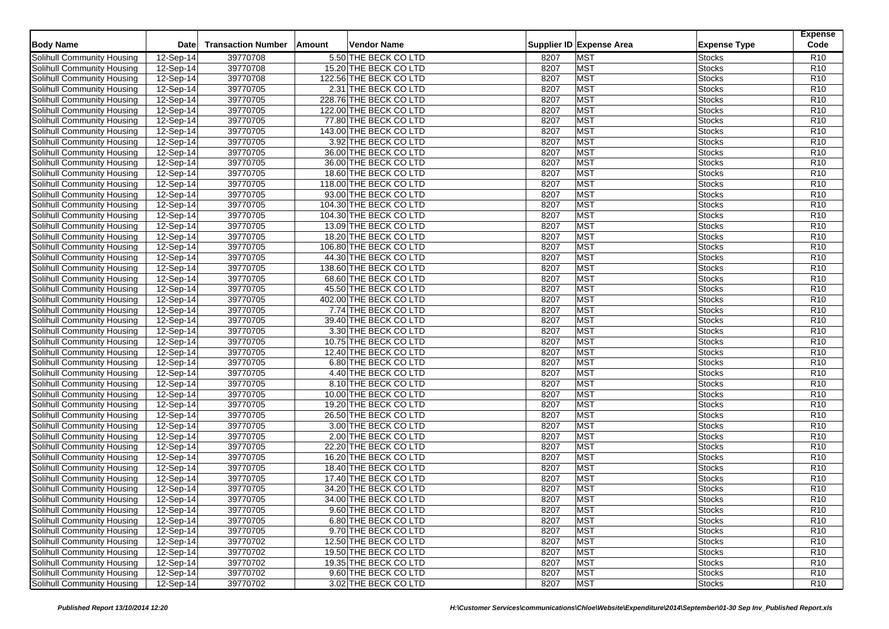| Body Name | Date | Transaction Number | Amount | Vendor Name | Supplier ID | Expense Area | Expense Type | Expense Code |
|---|---|---|---|---|---|---|---|---|
| Solihull Community Housing | 12-Sep-14 | 39770708 | 5.50 | THE BECK CO LTD | 8207 | MST | Stocks | R10 |
| Solihull Community Housing | 12-Sep-14 | 39770708 | 15.20 | THE BECK CO LTD | 8207 | MST | Stocks | R10 |
| Solihull Community Housing | 12-Sep-14 | 39770708 | 122.56 | THE BECK CO LTD | 8207 | MST | Stocks | R10 |
| Solihull Community Housing | 12-Sep-14 | 39770705 | 2.31 | THE BECK CO LTD | 8207 | MST | Stocks | R10 |
| Solihull Community Housing | 12-Sep-14 | 39770705 | 228.76 | THE BECK CO LTD | 8207 | MST | Stocks | R10 |
| Solihull Community Housing | 12-Sep-14 | 39770705 | 122.00 | THE BECK CO LTD | 8207 | MST | Stocks | R10 |
| Solihull Community Housing | 12-Sep-14 | 39770705 | 77.80 | THE BECK CO LTD | 8207 | MST | Stocks | R10 |
| Solihull Community Housing | 12-Sep-14 | 39770705 | 143.00 | THE BECK CO LTD | 8207 | MST | Stocks | R10 |
| Solihull Community Housing | 12-Sep-14 | 39770705 | 3.92 | THE BECK CO LTD | 8207 | MST | Stocks | R10 |
| Solihull Community Housing | 12-Sep-14 | 39770705 | 36.00 | THE BECK CO LTD | 8207 | MST | Stocks | R10 |
| Solihull Community Housing | 12-Sep-14 | 39770705 | 36.00 | THE BECK CO LTD | 8207 | MST | Stocks | R10 |
| Solihull Community Housing | 12-Sep-14 | 39770705 | 18.60 | THE BECK CO LTD | 8207 | MST | Stocks | R10 |
| Solihull Community Housing | 12-Sep-14 | 39770705 | 118.00 | THE BECK CO LTD | 8207 | MST | Stocks | R10 |
| Solihull Community Housing | 12-Sep-14 | 39770705 | 93.00 | THE BECK CO LTD | 8207 | MST | Stocks | R10 |
| Solihull Community Housing | 12-Sep-14 | 39770705 | 104.30 | THE BECK CO LTD | 8207 | MST | Stocks | R10 |
| Solihull Community Housing | 12-Sep-14 | 39770705 | 104.30 | THE BECK CO LTD | 8207 | MST | Stocks | R10 |
| Solihull Community Housing | 12-Sep-14 | 39770705 | 13.09 | THE BECK CO LTD | 8207 | MST | Stocks | R10 |
| Solihull Community Housing | 12-Sep-14 | 39770705 | 18.20 | THE BECK CO LTD | 8207 | MST | Stocks | R10 |
| Solihull Community Housing | 12-Sep-14 | 39770705 | 106.80 | THE BECK CO LTD | 8207 | MST | Stocks | R10 |
| Solihull Community Housing | 12-Sep-14 | 39770705 | 44.30 | THE BECK CO LTD | 8207 | MST | Stocks | R10 |
| Solihull Community Housing | 12-Sep-14 | 39770705 | 138.60 | THE BECK CO LTD | 8207 | MST | Stocks | R10 |
| Solihull Community Housing | 12-Sep-14 | 39770705 | 68.60 | THE BECK CO LTD | 8207 | MST | Stocks | R10 |
| Solihull Community Housing | 12-Sep-14 | 39770705 | 45.50 | THE BECK CO LTD | 8207 | MST | Stocks | R10 |
| Solihull Community Housing | 12-Sep-14 | 39770705 | 402.00 | THE BECK CO LTD | 8207 | MST | Stocks | R10 |
| Solihull Community Housing | 12-Sep-14 | 39770705 | 7.74 | THE BECK CO LTD | 8207 | MST | Stocks | R10 |
| Solihull Community Housing | 12-Sep-14 | 39770705 | 39.40 | THE BECK CO LTD | 8207 | MST | Stocks | R10 |
| Solihull Community Housing | 12-Sep-14 | 39770705 | 3.30 | THE BECK CO LTD | 8207 | MST | Stocks | R10 |
| Solihull Community Housing | 12-Sep-14 | 39770705 | 10.75 | THE BECK CO LTD | 8207 | MST | Stocks | R10 |
| Solihull Community Housing | 12-Sep-14 | 39770705 | 12.40 | THE BECK CO LTD | 8207 | MST | Stocks | R10 |
| Solihull Community Housing | 12-Sep-14 | 39770705 | 6.80 | THE BECK CO LTD | 8207 | MST | Stocks | R10 |
| Solihull Community Housing | 12-Sep-14 | 39770705 | 4.40 | THE BECK CO LTD | 8207 | MST | Stocks | R10 |
| Solihull Community Housing | 12-Sep-14 | 39770705 | 8.10 | THE BECK CO LTD | 8207 | MST | Stocks | R10 |
| Solihull Community Housing | 12-Sep-14 | 39770705 | 10.00 | THE BECK CO LTD | 8207 | MST | Stocks | R10 |
| Solihull Community Housing | 12-Sep-14 | 39770705 | 19.20 | THE BECK CO LTD | 8207 | MST | Stocks | R10 |
| Solihull Community Housing | 12-Sep-14 | 39770705 | 26.50 | THE BECK CO LTD | 8207 | MST | Stocks | R10 |
| Solihull Community Housing | 12-Sep-14 | 39770705 | 3.00 | THE BECK CO LTD | 8207 | MST | Stocks | R10 |
| Solihull Community Housing | 12-Sep-14 | 39770705 | 2.00 | THE BECK CO LTD | 8207 | MST | Stocks | R10 |
| Solihull Community Housing | 12-Sep-14 | 39770705 | 22.20 | THE BECK CO LTD | 8207 | MST | Stocks | R10 |
| Solihull Community Housing | 12-Sep-14 | 39770705 | 16.20 | THE BECK CO LTD | 8207 | MST | Stocks | R10 |
| Solihull Community Housing | 12-Sep-14 | 39770705 | 18.40 | THE BECK CO LTD | 8207 | MST | Stocks | R10 |
| Solihull Community Housing | 12-Sep-14 | 39770705 | 17.40 | THE BECK CO LTD | 8207 | MST | Stocks | R10 |
| Solihull Community Housing | 12-Sep-14 | 39770705 | 34.20 | THE BECK CO LTD | 8207 | MST | Stocks | R10 |
| Solihull Community Housing | 12-Sep-14 | 39770705 | 34.00 | THE BECK CO LTD | 8207 | MST | Stocks | R10 |
| Solihull Community Housing | 12-Sep-14 | 39770705 | 9.60 | THE BECK CO LTD | 8207 | MST | Stocks | R10 |
| Solihull Community Housing | 12-Sep-14 | 39770705 | 6.80 | THE BECK CO LTD | 8207 | MST | Stocks | R10 |
| Solihull Community Housing | 12-Sep-14 | 39770705 | 9.70 | THE BECK CO LTD | 8207 | MST | Stocks | R10 |
| Solihull Community Housing | 12-Sep-14 | 39770702 | 12.50 | THE BECK CO LTD | 8207 | MST | Stocks | R10 |
| Solihull Community Housing | 12-Sep-14 | 39770702 | 19.50 | THE BECK CO LTD | 8207 | MST | Stocks | R10 |
| Solihull Community Housing | 12-Sep-14 | 39770702 | 19.35 | THE BECK CO LTD | 8207 | MST | Stocks | R10 |
| Solihull Community Housing | 12-Sep-14 | 39770702 | 9.60 | THE BECK CO LTD | 8207 | MST | Stocks | R10 |
| Solihull Community Housing | 12-Sep-14 | 39770702 | 3.02 | THE BECK CO LTD | 8207 | MST | Stocks | R10 |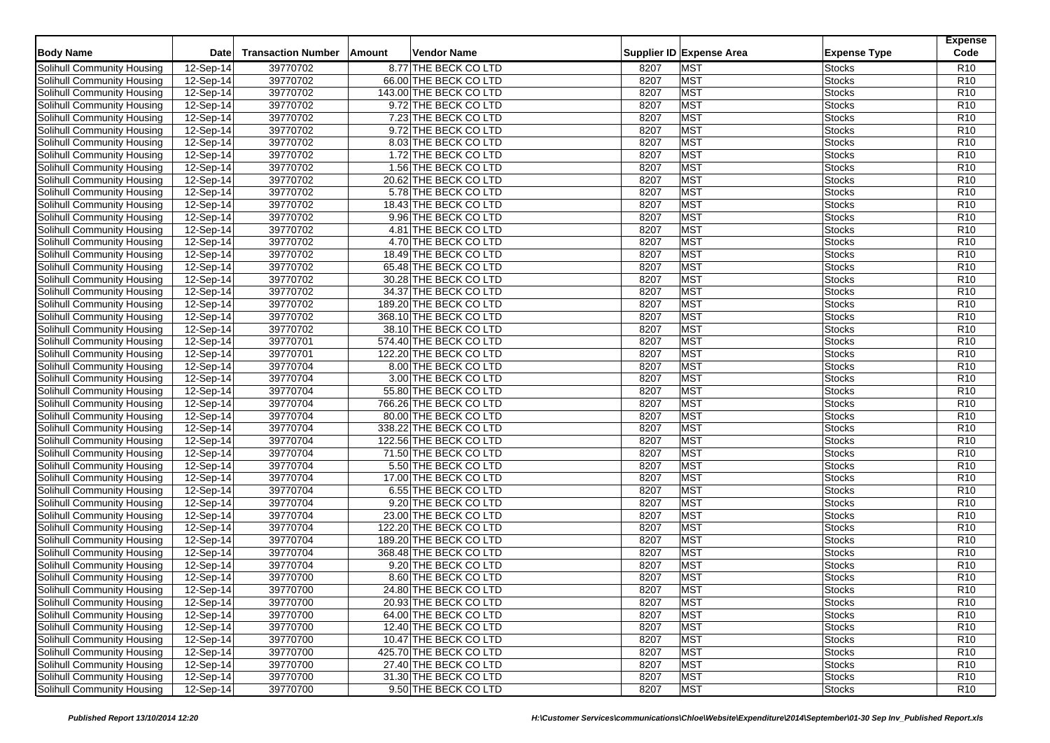| Body Name | Date | Transaction Number | Amount | Vendor Name | Supplier ID | Expense Area | Expense Type | Expense Code |
|---|---|---|---|---|---|---|---|---|
| Solihull Community Housing | 12-Sep-14 | 39770702 | 8.77 | THE BECK CO LTD | 8207 | MST | Stocks | R10 |
| Solihull Community Housing | 12-Sep-14 | 39770702 | 66.00 | THE BECK CO LTD | 8207 | MST | Stocks | R10 |
| Solihull Community Housing | 12-Sep-14 | 39770702 | 143.00 | THE BECK CO LTD | 8207 | MST | Stocks | R10 |
| Solihull Community Housing | 12-Sep-14 | 39770702 | 9.72 | THE BECK CO LTD | 8207 | MST | Stocks | R10 |
| Solihull Community Housing | 12-Sep-14 | 39770702 | 7.23 | THE BECK CO LTD | 8207 | MST | Stocks | R10 |
| Solihull Community Housing | 12-Sep-14 | 39770702 | 9.72 | THE BECK CO LTD | 8207 | MST | Stocks | R10 |
| Solihull Community Housing | 12-Sep-14 | 39770702 | 8.03 | THE BECK CO LTD | 8207 | MST | Stocks | R10 |
| Solihull Community Housing | 12-Sep-14 | 39770702 | 1.72 | THE BECK CO LTD | 8207 | MST | Stocks | R10 |
| Solihull Community Housing | 12-Sep-14 | 39770702 | 1.56 | THE BECK CO LTD | 8207 | MST | Stocks | R10 |
| Solihull Community Housing | 12-Sep-14 | 39770702 | 20.62 | THE BECK CO LTD | 8207 | MST | Stocks | R10 |
| Solihull Community Housing | 12-Sep-14 | 39770702 | 5.78 | THE BECK CO LTD | 8207 | MST | Stocks | R10 |
| Solihull Community Housing | 12-Sep-14 | 39770702 | 18.43 | THE BECK CO LTD | 8207 | MST | Stocks | R10 |
| Solihull Community Housing | 12-Sep-14 | 39770702 | 9.96 | THE BECK CO LTD | 8207 | MST | Stocks | R10 |
| Solihull Community Housing | 12-Sep-14 | 39770702 | 4.81 | THE BECK CO LTD | 8207 | MST | Stocks | R10 |
| Solihull Community Housing | 12-Sep-14 | 39770702 | 4.70 | THE BECK CO LTD | 8207 | MST | Stocks | R10 |
| Solihull Community Housing | 12-Sep-14 | 39770702 | 18.49 | THE BECK CO LTD | 8207 | MST | Stocks | R10 |
| Solihull Community Housing | 12-Sep-14 | 39770702 | 65.48 | THE BECK CO LTD | 8207 | MST | Stocks | R10 |
| Solihull Community Housing | 12-Sep-14 | 39770702 | 30.28 | THE BECK CO LTD | 8207 | MST | Stocks | R10 |
| Solihull Community Housing | 12-Sep-14 | 39770702 | 34.37 | THE BECK CO LTD | 8207 | MST | Stocks | R10 |
| Solihull Community Housing | 12-Sep-14 | 39770702 | 189.20 | THE BECK CO LTD | 8207 | MST | Stocks | R10 |
| Solihull Community Housing | 12-Sep-14 | 39770702 | 368.10 | THE BECK CO LTD | 8207 | MST | Stocks | R10 |
| Solihull Community Housing | 12-Sep-14 | 39770702 | 38.10 | THE BECK CO LTD | 8207 | MST | Stocks | R10 |
| Solihull Community Housing | 12-Sep-14 | 39770701 | 574.40 | THE BECK CO LTD | 8207 | MST | Stocks | R10 |
| Solihull Community Housing | 12-Sep-14 | 39770701 | 122.20 | THE BECK CO LTD | 8207 | MST | Stocks | R10 |
| Solihull Community Housing | 12-Sep-14 | 39770704 | 8.00 | THE BECK CO LTD | 8207 | MST | Stocks | R10 |
| Solihull Community Housing | 12-Sep-14 | 39770704 | 3.00 | THE BECK CO LTD | 8207 | MST | Stocks | R10 |
| Solihull Community Housing | 12-Sep-14 | 39770704 | 55.80 | THE BECK CO LTD | 8207 | MST | Stocks | R10 |
| Solihull Community Housing | 12-Sep-14 | 39770704 | 766.26 | THE BECK CO LTD | 8207 | MST | Stocks | R10 |
| Solihull Community Housing | 12-Sep-14 | 39770704 | 80.00 | THE BECK CO LTD | 8207 | MST | Stocks | R10 |
| Solihull Community Housing | 12-Sep-14 | 39770704 | 338.22 | THE BECK CO LTD | 8207 | MST | Stocks | R10 |
| Solihull Community Housing | 12-Sep-14 | 39770704 | 122.56 | THE BECK CO LTD | 8207 | MST | Stocks | R10 |
| Solihull Community Housing | 12-Sep-14 | 39770704 | 71.50 | THE BECK CO LTD | 8207 | MST | Stocks | R10 |
| Solihull Community Housing | 12-Sep-14 | 39770704 | 5.50 | THE BECK CO LTD | 8207 | MST | Stocks | R10 |
| Solihull Community Housing | 12-Sep-14 | 39770704 | 17.00 | THE BECK CO LTD | 8207 | MST | Stocks | R10 |
| Solihull Community Housing | 12-Sep-14 | 39770704 | 6.55 | THE BECK CO LTD | 8207 | MST | Stocks | R10 |
| Solihull Community Housing | 12-Sep-14 | 39770704 | 9.20 | THE BECK CO LTD | 8207 | MST | Stocks | R10 |
| Solihull Community Housing | 12-Sep-14 | 39770704 | 23.00 | THE BECK CO LTD | 8207 | MST | Stocks | R10 |
| Solihull Community Housing | 12-Sep-14 | 39770704 | 122.20 | THE BECK CO LTD | 8207 | MST | Stocks | R10 |
| Solihull Community Housing | 12-Sep-14 | 39770704 | 189.20 | THE BECK CO LTD | 8207 | MST | Stocks | R10 |
| Solihull Community Housing | 12-Sep-14 | 39770704 | 368.48 | THE BECK CO LTD | 8207 | MST | Stocks | R10 |
| Solihull Community Housing | 12-Sep-14 | 39770704 | 9.20 | THE BECK CO LTD | 8207 | MST | Stocks | R10 |
| Solihull Community Housing | 12-Sep-14 | 39770700 | 8.60 | THE BECK CO LTD | 8207 | MST | Stocks | R10 |
| Solihull Community Housing | 12-Sep-14 | 39770700 | 24.80 | THE BECK CO LTD | 8207 | MST | Stocks | R10 |
| Solihull Community Housing | 12-Sep-14 | 39770700 | 20.93 | THE BECK CO LTD | 8207 | MST | Stocks | R10 |
| Solihull Community Housing | 12-Sep-14 | 39770700 | 64.00 | THE BECK CO LTD | 8207 | MST | Stocks | R10 |
| Solihull Community Housing | 12-Sep-14 | 39770700 | 12.40 | THE BECK CO LTD | 8207 | MST | Stocks | R10 |
| Solihull Community Housing | 12-Sep-14 | 39770700 | 10.47 | THE BECK CO LTD | 8207 | MST | Stocks | R10 |
| Solihull Community Housing | 12-Sep-14 | 39770700 | 425.70 | THE BECK CO LTD | 8207 | MST | Stocks | R10 |
| Solihull Community Housing | 12-Sep-14 | 39770700 | 27.40 | THE BECK CO LTD | 8207 | MST | Stocks | R10 |
| Solihull Community Housing | 12-Sep-14 | 39770700 | 31.30 | THE BECK CO LTD | 8207 | MST | Stocks | R10 |
| Solihull Community Housing | 12-Sep-14 | 39770700 | 9.50 | THE BECK CO LTD | 8207 | MST | Stocks | R10 |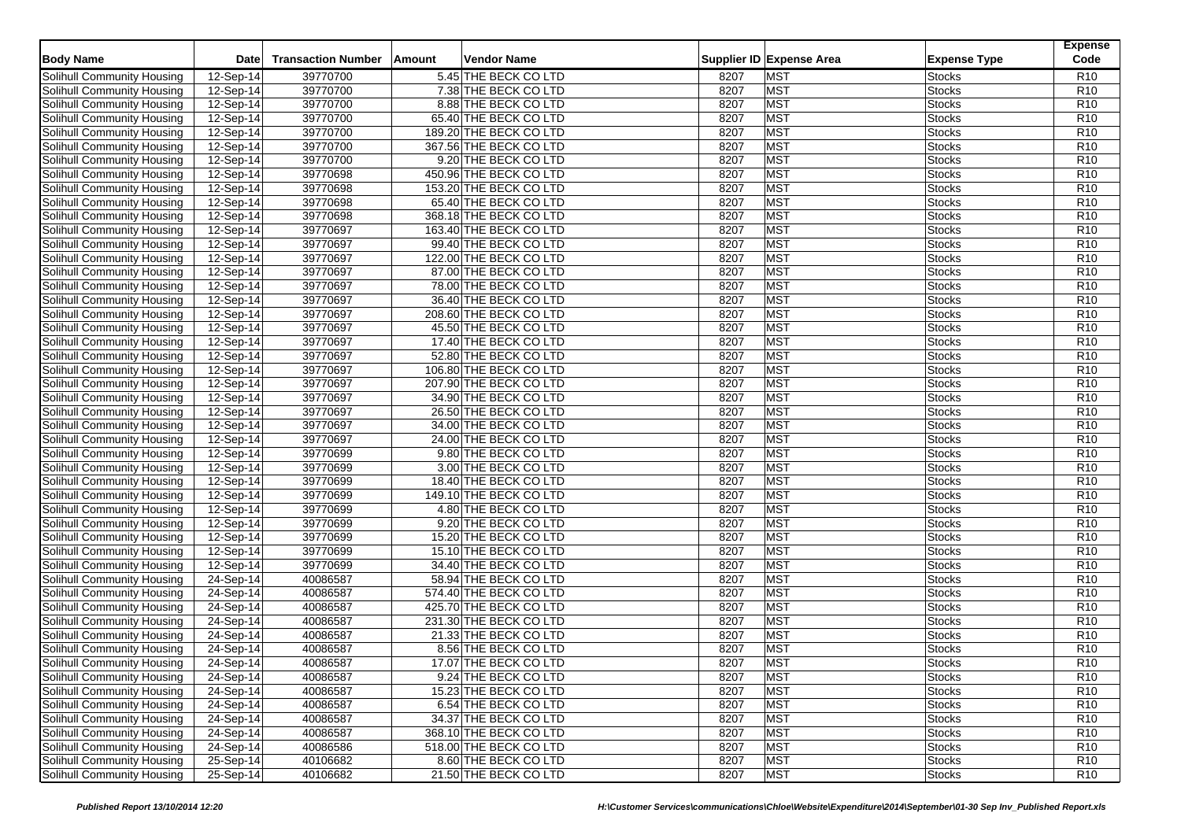| Body Name | Date | Transaction Number | Amount | Vendor Name | Supplier ID | Expense Area | Expense Type | Expense Code |
|---|---|---|---|---|---|---|---|---|
| Solihull Community Housing | 12-Sep-14 | 39770700 | 5.45 | THE BECK CO LTD | 8207 | MST | Stocks | R10 |
| Solihull Community Housing | 12-Sep-14 | 39770700 | 7.38 | THE BECK CO LTD | 8207 | MST | Stocks | R10 |
| Solihull Community Housing | 12-Sep-14 | 39770700 | 8.88 | THE BECK CO LTD | 8207 | MST | Stocks | R10 |
| Solihull Community Housing | 12-Sep-14 | 39770700 | 65.40 | THE BECK CO LTD | 8207 | MST | Stocks | R10 |
| Solihull Community Housing | 12-Sep-14 | 39770700 | 189.20 | THE BECK CO LTD | 8207 | MST | Stocks | R10 |
| Solihull Community Housing | 12-Sep-14 | 39770700 | 367.56 | THE BECK CO LTD | 8207 | MST | Stocks | R10 |
| Solihull Community Housing | 12-Sep-14 | 39770700 | 9.20 | THE BECK CO LTD | 8207 | MST | Stocks | R10 |
| Solihull Community Housing | 12-Sep-14 | 39770698 | 450.96 | THE BECK CO LTD | 8207 | MST | Stocks | R10 |
| Solihull Community Housing | 12-Sep-14 | 39770698 | 153.20 | THE BECK CO LTD | 8207 | MST | Stocks | R10 |
| Solihull Community Housing | 12-Sep-14 | 39770698 | 65.40 | THE BECK CO LTD | 8207 | MST | Stocks | R10 |
| Solihull Community Housing | 12-Sep-14 | 39770698 | 368.18 | THE BECK CO LTD | 8207 | MST | Stocks | R10 |
| Solihull Community Housing | 12-Sep-14 | 39770697 | 163.40 | THE BECK CO LTD | 8207 | MST | Stocks | R10 |
| Solihull Community Housing | 12-Sep-14 | 39770697 | 99.40 | THE BECK CO LTD | 8207 | MST | Stocks | R10 |
| Solihull Community Housing | 12-Sep-14 | 39770697 | 122.00 | THE BECK CO LTD | 8207 | MST | Stocks | R10 |
| Solihull Community Housing | 12-Sep-14 | 39770697 | 87.00 | THE BECK CO LTD | 8207 | MST | Stocks | R10 |
| Solihull Community Housing | 12-Sep-14 | 39770697 | 78.00 | THE BECK CO LTD | 8207 | MST | Stocks | R10 |
| Solihull Community Housing | 12-Sep-14 | 39770697 | 36.40 | THE BECK CO LTD | 8207 | MST | Stocks | R10 |
| Solihull Community Housing | 12-Sep-14 | 39770697 | 208.60 | THE BECK CO LTD | 8207 | MST | Stocks | R10 |
| Solihull Community Housing | 12-Sep-14 | 39770697 | 45.50 | THE BECK CO LTD | 8207 | MST | Stocks | R10 |
| Solihull Community Housing | 12-Sep-14 | 39770697 | 17.40 | THE BECK CO LTD | 8207 | MST | Stocks | R10 |
| Solihull Community Housing | 12-Sep-14 | 39770697 | 52.80 | THE BECK CO LTD | 8207 | MST | Stocks | R10 |
| Solihull Community Housing | 12-Sep-14 | 39770697 | 106.80 | THE BECK CO LTD | 8207 | MST | Stocks | R10 |
| Solihull Community Housing | 12-Sep-14 | 39770697 | 207.90 | THE BECK CO LTD | 8207 | MST | Stocks | R10 |
| Solihull Community Housing | 12-Sep-14 | 39770697 | 34.90 | THE BECK CO LTD | 8207 | MST | Stocks | R10 |
| Solihull Community Housing | 12-Sep-14 | 39770697 | 26.50 | THE BECK CO LTD | 8207 | MST | Stocks | R10 |
| Solihull Community Housing | 12-Sep-14 | 39770697 | 34.00 | THE BECK CO LTD | 8207 | MST | Stocks | R10 |
| Solihull Community Housing | 12-Sep-14 | 39770697 | 24.00 | THE BECK CO LTD | 8207 | MST | Stocks | R10 |
| Solihull Community Housing | 12-Sep-14 | 39770699 | 9.80 | THE BECK CO LTD | 8207 | MST | Stocks | R10 |
| Solihull Community Housing | 12-Sep-14 | 39770699 | 3.00 | THE BECK CO LTD | 8207 | MST | Stocks | R10 |
| Solihull Community Housing | 12-Sep-14 | 39770699 | 18.40 | THE BECK CO LTD | 8207 | MST | Stocks | R10 |
| Solihull Community Housing | 12-Sep-14 | 39770699 | 149.10 | THE BECK CO LTD | 8207 | MST | Stocks | R10 |
| Solihull Community Housing | 12-Sep-14 | 39770699 | 4.80 | THE BECK CO LTD | 8207 | MST | Stocks | R10 |
| Solihull Community Housing | 12-Sep-14 | 39770699 | 9.20 | THE BECK CO LTD | 8207 | MST | Stocks | R10 |
| Solihull Community Housing | 12-Sep-14 | 39770699 | 15.20 | THE BECK CO LTD | 8207 | MST | Stocks | R10 |
| Solihull Community Housing | 12-Sep-14 | 39770699 | 15.10 | THE BECK CO LTD | 8207 | MST | Stocks | R10 |
| Solihull Community Housing | 12-Sep-14 | 39770699 | 34.40 | THE BECK CO LTD | 8207 | MST | Stocks | R10 |
| Solihull Community Housing | 24-Sep-14 | 40086587 | 58.94 | THE BECK CO LTD | 8207 | MST | Stocks | R10 |
| Solihull Community Housing | 24-Sep-14 | 40086587 | 574.40 | THE BECK CO LTD | 8207 | MST | Stocks | R10 |
| Solihull Community Housing | 24-Sep-14 | 40086587 | 425.70 | THE BECK CO LTD | 8207 | MST | Stocks | R10 |
| Solihull Community Housing | 24-Sep-14 | 40086587 | 231.30 | THE BECK CO LTD | 8207 | MST | Stocks | R10 |
| Solihull Community Housing | 24-Sep-14 | 40086587 | 21.33 | THE BECK CO LTD | 8207 | MST | Stocks | R10 |
| Solihull Community Housing | 24-Sep-14 | 40086587 | 8.56 | THE BECK CO LTD | 8207 | MST | Stocks | R10 |
| Solihull Community Housing | 24-Sep-14 | 40086587 | 17.07 | THE BECK CO LTD | 8207 | MST | Stocks | R10 |
| Solihull Community Housing | 24-Sep-14 | 40086587 | 9.24 | THE BECK CO LTD | 8207 | MST | Stocks | R10 |
| Solihull Community Housing | 24-Sep-14 | 40086587 | 15.23 | THE BECK CO LTD | 8207 | MST | Stocks | R10 |
| Solihull Community Housing | 24-Sep-14 | 40086587 | 6.54 | THE BECK CO LTD | 8207 | MST | Stocks | R10 |
| Solihull Community Housing | 24-Sep-14 | 40086587 | 34.37 | THE BECK CO LTD | 8207 | MST | Stocks | R10 |
| Solihull Community Housing | 24-Sep-14 | 40086587 | 368.10 | THE BECK CO LTD | 8207 | MST | Stocks | R10 |
| Solihull Community Housing | 24-Sep-14 | 40086586 | 518.00 | THE BECK CO LTD | 8207 | MST | Stocks | R10 |
| Solihull Community Housing | 25-Sep-14 | 40106682 | 8.60 | THE BECK CO LTD | 8207 | MST | Stocks | R10 |
| Solihull Community Housing | 25-Sep-14 | 40106682 | 21.50 | THE BECK CO LTD | 8207 | MST | Stocks | R10 |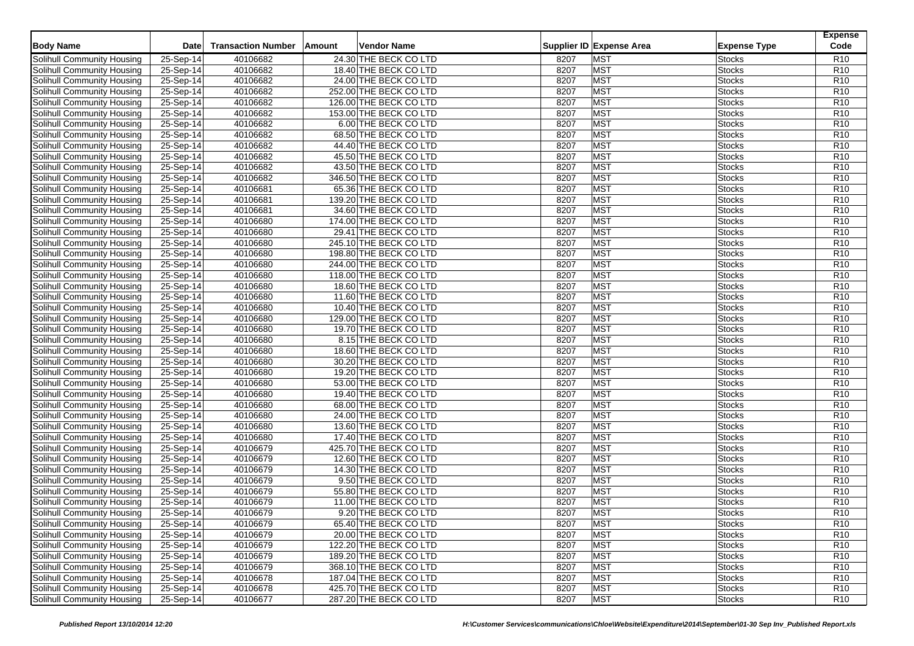| Body Name | Date | Transaction Number | Amount | Vendor Name | Supplier ID | Expense Area | Expense Type | Expense Code |
|---|---|---|---|---|---|---|---|---|
| Solihull Community Housing | 25-Sep-14 | 40106682 | 24.30 | THE BECK CO LTD | 8207 | MST | Stocks | R10 |
| Solihull Community Housing | 25-Sep-14 | 40106682 | 18.40 | THE BECK CO LTD | 8207 | MST | Stocks | R10 |
| Solihull Community Housing | 25-Sep-14 | 40106682 | 24.00 | THE BECK CO LTD | 8207 | MST | Stocks | R10 |
| Solihull Community Housing | 25-Sep-14 | 40106682 | 252.00 | THE BECK CO LTD | 8207 | MST | Stocks | R10 |
| Solihull Community Housing | 25-Sep-14 | 40106682 | 126.00 | THE BECK CO LTD | 8207 | MST | Stocks | R10 |
| Solihull Community Housing | 25-Sep-14 | 40106682 | 153.00 | THE BECK CO LTD | 8207 | MST | Stocks | R10 |
| Solihull Community Housing | 25-Sep-14 | 40106682 | 6.00 | THE BECK CO LTD | 8207 | MST | Stocks | R10 |
| Solihull Community Housing | 25-Sep-14 | 40106682 | 68.50 | THE BECK CO LTD | 8207 | MST | Stocks | R10 |
| Solihull Community Housing | 25-Sep-14 | 40106682 | 44.40 | THE BECK CO LTD | 8207 | MST | Stocks | R10 |
| Solihull Community Housing | 25-Sep-14 | 40106682 | 45.50 | THE BECK CO LTD | 8207 | MST | Stocks | R10 |
| Solihull Community Housing | 25-Sep-14 | 40106682 | 43.50 | THE BECK CO LTD | 8207 | MST | Stocks | R10 |
| Solihull Community Housing | 25-Sep-14 | 40106682 | 346.50 | THE BECK CO LTD | 8207 | MST | Stocks | R10 |
| Solihull Community Housing | 25-Sep-14 | 40106681 | 65.36 | THE BECK CO LTD | 8207 | MST | Stocks | R10 |
| Solihull Community Housing | 25-Sep-14 | 40106681 | 139.20 | THE BECK CO LTD | 8207 | MST | Stocks | R10 |
| Solihull Community Housing | 25-Sep-14 | 40106681 | 34.60 | THE BECK CO LTD | 8207 | MST | Stocks | R10 |
| Solihull Community Housing | 25-Sep-14 | 40106680 | 174.00 | THE BECK CO LTD | 8207 | MST | Stocks | R10 |
| Solihull Community Housing | 25-Sep-14 | 40106680 | 29.41 | THE BECK CO LTD | 8207 | MST | Stocks | R10 |
| Solihull Community Housing | 25-Sep-14 | 40106680 | 245.10 | THE BECK CO LTD | 8207 | MST | Stocks | R10 |
| Solihull Community Housing | 25-Sep-14 | 40106680 | 198.80 | THE BECK CO LTD | 8207 | MST | Stocks | R10 |
| Solihull Community Housing | 25-Sep-14 | 40106680 | 244.00 | THE BECK CO LTD | 8207 | MST | Stocks | R10 |
| Solihull Community Housing | 25-Sep-14 | 40106680 | 118.00 | THE BECK CO LTD | 8207 | MST | Stocks | R10 |
| Solihull Community Housing | 25-Sep-14 | 40106680 | 18.60 | THE BECK CO LTD | 8207 | MST | Stocks | R10 |
| Solihull Community Housing | 25-Sep-14 | 40106680 | 11.60 | THE BECK CO LTD | 8207 | MST | Stocks | R10 |
| Solihull Community Housing | 25-Sep-14 | 40106680 | 10.40 | THE BECK CO LTD | 8207 | MST | Stocks | R10 |
| Solihull Community Housing | 25-Sep-14 | 40106680 | 129.00 | THE BECK CO LTD | 8207 | MST | Stocks | R10 |
| Solihull Community Housing | 25-Sep-14 | 40106680 | 19.70 | THE BECK CO LTD | 8207 | MST | Stocks | R10 |
| Solihull Community Housing | 25-Sep-14 | 40106680 | 8.15 | THE BECK CO LTD | 8207 | MST | Stocks | R10 |
| Solihull Community Housing | 25-Sep-14 | 40106680 | 18.60 | THE BECK CO LTD | 8207 | MST | Stocks | R10 |
| Solihull Community Housing | 25-Sep-14 | 40106680 | 30.20 | THE BECK CO LTD | 8207 | MST | Stocks | R10 |
| Solihull Community Housing | 25-Sep-14 | 40106680 | 19.20 | THE BECK CO LTD | 8207 | MST | Stocks | R10 |
| Solihull Community Housing | 25-Sep-14 | 40106680 | 53.00 | THE BECK CO LTD | 8207 | MST | Stocks | R10 |
| Solihull Community Housing | 25-Sep-14 | 40106680 | 19.40 | THE BECK CO LTD | 8207 | MST | Stocks | R10 |
| Solihull Community Housing | 25-Sep-14 | 40106680 | 68.00 | THE BECK CO LTD | 8207 | MST | Stocks | R10 |
| Solihull Community Housing | 25-Sep-14 | 40106680 | 24.00 | THE BECK CO LTD | 8207 | MST | Stocks | R10 |
| Solihull Community Housing | 25-Sep-14 | 40106680 | 13.60 | THE BECK CO LTD | 8207 | MST | Stocks | R10 |
| Solihull Community Housing | 25-Sep-14 | 40106680 | 17.40 | THE BECK CO LTD | 8207 | MST | Stocks | R10 |
| Solihull Community Housing | 25-Sep-14 | 40106679 | 425.70 | THE BECK CO LTD | 8207 | MST | Stocks | R10 |
| Solihull Community Housing | 25-Sep-14 | 40106679 | 12.60 | THE BECK CO LTD | 8207 | MST | Stocks | R10 |
| Solihull Community Housing | 25-Sep-14 | 40106679 | 14.30 | THE BECK CO LTD | 8207 | MST | Stocks | R10 |
| Solihull Community Housing | 25-Sep-14 | 40106679 | 9.50 | THE BECK CO LTD | 8207 | MST | Stocks | R10 |
| Solihull Community Housing | 25-Sep-14 | 40106679 | 55.80 | THE BECK CO LTD | 8207 | MST | Stocks | R10 |
| Solihull Community Housing | 25-Sep-14 | 40106679 | 11.00 | THE BECK CO LTD | 8207 | MST | Stocks | R10 |
| Solihull Community Housing | 25-Sep-14 | 40106679 | 9.20 | THE BECK CO LTD | 8207 | MST | Stocks | R10 |
| Solihull Community Housing | 25-Sep-14 | 40106679 | 65.40 | THE BECK CO LTD | 8207 | MST | Stocks | R10 |
| Solihull Community Housing | 25-Sep-14 | 40106679 | 20.00 | THE BECK CO LTD | 8207 | MST | Stocks | R10 |
| Solihull Community Housing | 25-Sep-14 | 40106679 | 122.20 | THE BECK CO LTD | 8207 | MST | Stocks | R10 |
| Solihull Community Housing | 25-Sep-14 | 40106679 | 189.20 | THE BECK CO LTD | 8207 | MST | Stocks | R10 |
| Solihull Community Housing | 25-Sep-14 | 40106679 | 368.10 | THE BECK CO LTD | 8207 | MST | Stocks | R10 |
| Solihull Community Housing | 25-Sep-14 | 40106678 | 187.04 | THE BECK CO LTD | 8207 | MST | Stocks | R10 |
| Solihull Community Housing | 25-Sep-14 | 40106678 | 425.70 | THE BECK CO LTD | 8207 | MST | Stocks | R10 |
| Solihull Community Housing | 25-Sep-14 | 40106677 | 287.20 | THE BECK CO LTD | 8207 | MST | Stocks | R10 |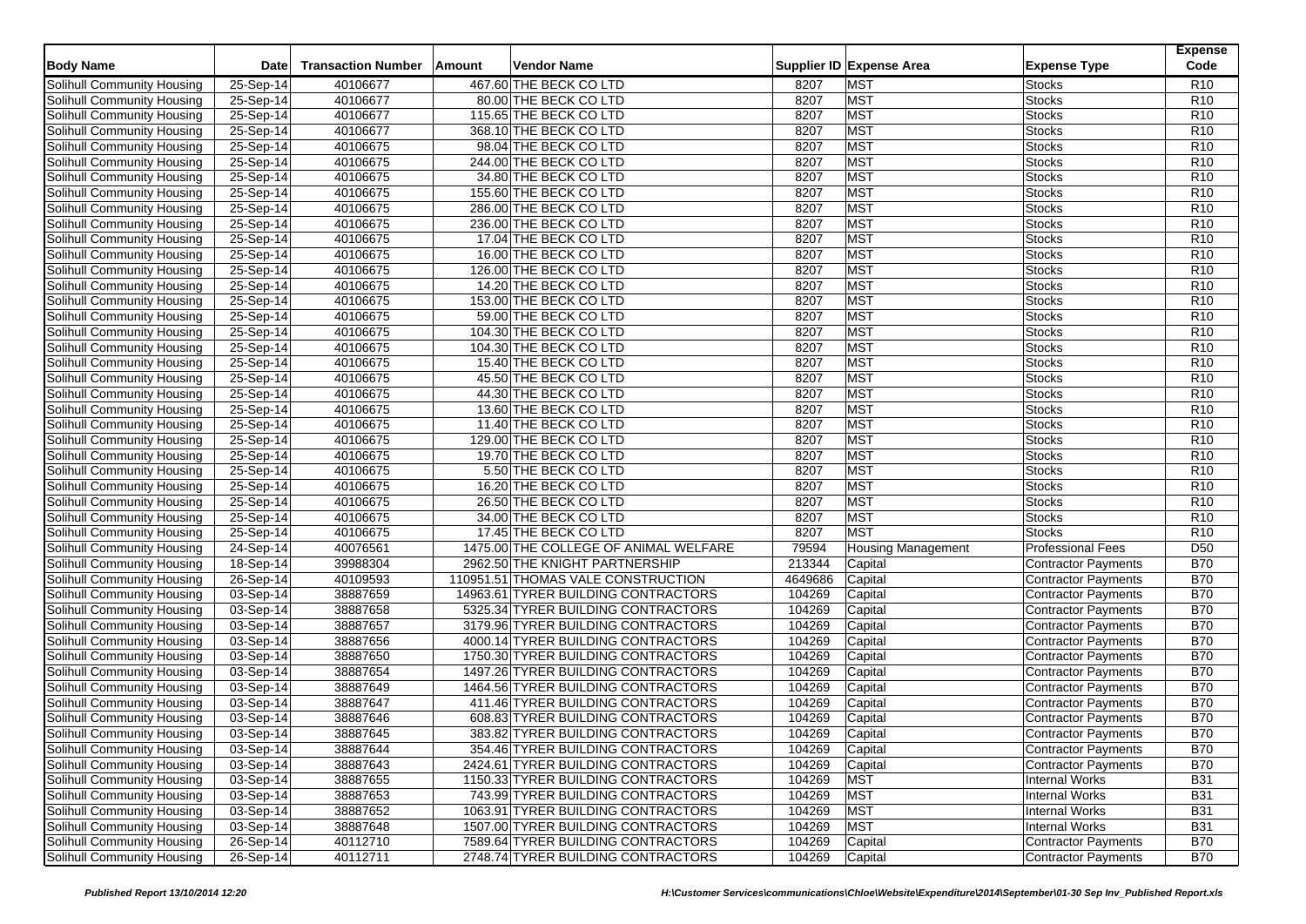| Body Name | Date | Transaction Number | Amount | Vendor Name | Supplier ID | Expense Area | Expense Type | Expense Code |
|---|---|---|---|---|---|---|---|---|
| Solihull Community Housing | 25-Sep-14 | 40106677 | 467.60 | THE BECK CO LTD | 8207 | MST | Stocks | R10 |
| Solihull Community Housing | 25-Sep-14 | 40106677 | 80.00 | THE BECK CO LTD | 8207 | MST | Stocks | R10 |
| Solihull Community Housing | 25-Sep-14 | 40106677 | 115.65 | THE BECK CO LTD | 8207 | MST | Stocks | R10 |
| Solihull Community Housing | 25-Sep-14 | 40106677 | 368.10 | THE BECK CO LTD | 8207 | MST | Stocks | R10 |
| Solihull Community Housing | 25-Sep-14 | 40106675 | 98.04 | THE BECK CO LTD | 8207 | MST | Stocks | R10 |
| Solihull Community Housing | 25-Sep-14 | 40106675 | 244.00 | THE BECK CO LTD | 8207 | MST | Stocks | R10 |
| Solihull Community Housing | 25-Sep-14 | 40106675 | 34.80 | THE BECK CO LTD | 8207 | MST | Stocks | R10 |
| Solihull Community Housing | 25-Sep-14 | 40106675 | 155.60 | THE BECK CO LTD | 8207 | MST | Stocks | R10 |
| Solihull Community Housing | 25-Sep-14 | 40106675 | 286.00 | THE BECK CO LTD | 8207 | MST | Stocks | R10 |
| Solihull Community Housing | 25-Sep-14 | 40106675 | 236.00 | THE BECK CO LTD | 8207 | MST | Stocks | R10 |
| Solihull Community Housing | 25-Sep-14 | 40106675 | 17.04 | THE BECK CO LTD | 8207 | MST | Stocks | R10 |
| Solihull Community Housing | 25-Sep-14 | 40106675 | 16.00 | THE BECK CO LTD | 8207 | MST | Stocks | R10 |
| Solihull Community Housing | 25-Sep-14 | 40106675 | 126.00 | THE BECK CO LTD | 8207 | MST | Stocks | R10 |
| Solihull Community Housing | 25-Sep-14 | 40106675 | 14.20 | THE BECK CO LTD | 8207 | MST | Stocks | R10 |
| Solihull Community Housing | 25-Sep-14 | 40106675 | 153.00 | THE BECK CO LTD | 8207 | MST | Stocks | R10 |
| Solihull Community Housing | 25-Sep-14 | 40106675 | 59.00 | THE BECK CO LTD | 8207 | MST | Stocks | R10 |
| Solihull Community Housing | 25-Sep-14 | 40106675 | 104.30 | THE BECK CO LTD | 8207 | MST | Stocks | R10 |
| Solihull Community Housing | 25-Sep-14 | 40106675 | 104.30 | THE BECK CO LTD | 8207 | MST | Stocks | R10 |
| Solihull Community Housing | 25-Sep-14 | 40106675 | 15.40 | THE BECK CO LTD | 8207 | MST | Stocks | R10 |
| Solihull Community Housing | 25-Sep-14 | 40106675 | 45.50 | THE BECK CO LTD | 8207 | MST | Stocks | R10 |
| Solihull Community Housing | 25-Sep-14 | 40106675 | 44.30 | THE BECK CO LTD | 8207 | MST | Stocks | R10 |
| Solihull Community Housing | 25-Sep-14 | 40106675 | 13.60 | THE BECK CO LTD | 8207 | MST | Stocks | R10 |
| Solihull Community Housing | 25-Sep-14 | 40106675 | 11.40 | THE BECK CO LTD | 8207 | MST | Stocks | R10 |
| Solihull Community Housing | 25-Sep-14 | 40106675 | 129.00 | THE BECK CO LTD | 8207 | MST | Stocks | R10 |
| Solihull Community Housing | 25-Sep-14 | 40106675 | 19.70 | THE BECK CO LTD | 8207 | MST | Stocks | R10 |
| Solihull Community Housing | 25-Sep-14 | 40106675 | 5.50 | THE BECK CO LTD | 8207 | MST | Stocks | R10 |
| Solihull Community Housing | 25-Sep-14 | 40106675 | 16.20 | THE BECK CO LTD | 8207 | MST | Stocks | R10 |
| Solihull Community Housing | 25-Sep-14 | 40106675 | 26.50 | THE BECK CO LTD | 8207 | MST | Stocks | R10 |
| Solihull Community Housing | 25-Sep-14 | 40106675 | 34.00 | THE BECK CO LTD | 8207 | MST | Stocks | R10 |
| Solihull Community Housing | 25-Sep-14 | 40106675 | 17.45 | THE BECK CO LTD | 8207 | MST | Stocks | R10 |
| Solihull Community Housing | 24-Sep-14 | 40076561 | 1475.00 | THE COLLEGE OF ANIMAL WELFARE | 79594 | Housing Management | Professional Fees | D50 |
| Solihull Community Housing | 18-Sep-14 | 39988304 | 2962.50 | THE KNIGHT PARTNERSHIP | 213344 | Capital | Contractor Payments | B70 |
| Solihull Community Housing | 26-Sep-14 | 40109593 | 110951.51 | THOMAS VALE CONSTRUCTION | 4649686 | Capital | Contractor Payments | B70 |
| Solihull Community Housing | 03-Sep-14 | 38887659 | 14963.61 | TYRER BUILDING CONTRACTORS | 104269 | Capital | Contractor Payments | B70 |
| Solihull Community Housing | 03-Sep-14 | 38887658 | 5325.34 | TYRER BUILDING CONTRACTORS | 104269 | Capital | Contractor Payments | B70 |
| Solihull Community Housing | 03-Sep-14 | 38887657 | 3179.96 | TYRER BUILDING CONTRACTORS | 104269 | Capital | Contractor Payments | B70 |
| Solihull Community Housing | 03-Sep-14 | 38887656 | 4000.14 | TYRER BUILDING CONTRACTORS | 104269 | Capital | Contractor Payments | B70 |
| Solihull Community Housing | 03-Sep-14 | 38887650 | 1750.30 | TYRER BUILDING CONTRACTORS | 104269 | Capital | Contractor Payments | B70 |
| Solihull Community Housing | 03-Sep-14 | 38887654 | 1497.26 | TYRER BUILDING CONTRACTORS | 104269 | Capital | Contractor Payments | B70 |
| Solihull Community Housing | 03-Sep-14 | 38887649 | 1464.56 | TYRER BUILDING CONTRACTORS | 104269 | Capital | Contractor Payments | B70 |
| Solihull Community Housing | 03-Sep-14 | 38887647 | 411.46 | TYRER BUILDING CONTRACTORS | 104269 | Capital | Contractor Payments | B70 |
| Solihull Community Housing | 03-Sep-14 | 38887646 | 608.83 | TYRER BUILDING CONTRACTORS | 104269 | Capital | Contractor Payments | B70 |
| Solihull Community Housing | 03-Sep-14 | 38887645 | 383.82 | TYRER BUILDING CONTRACTORS | 104269 | Capital | Contractor Payments | B70 |
| Solihull Community Housing | 03-Sep-14 | 38887644 | 354.46 | TYRER BUILDING CONTRACTORS | 104269 | Capital | Contractor Payments | B70 |
| Solihull Community Housing | 03-Sep-14 | 38887643 | 2424.61 | TYRER BUILDING CONTRACTORS | 104269 | Capital | Contractor Payments | B70 |
| Solihull Community Housing | 03-Sep-14 | 38887655 | 1150.33 | TYRER BUILDING CONTRACTORS | 104269 | MST | Internal Works | B31 |
| Solihull Community Housing | 03-Sep-14 | 38887653 | 743.99 | TYRER BUILDING CONTRACTORS | 104269 | MST | Internal Works | B31 |
| Solihull Community Housing | 03-Sep-14 | 38887652 | 1063.91 | TYRER BUILDING CONTRACTORS | 104269 | MST | Internal Works | B31 |
| Solihull Community Housing | 03-Sep-14 | 38887648 | 1507.00 | TYRER BUILDING CONTRACTORS | 104269 | MST | Internal Works | B31 |
| Solihull Community Housing | 26-Sep-14 | 40112710 | 7589.64 | TYRER BUILDING CONTRACTORS | 104269 | Capital | Contractor Payments | B70 |
| Solihull Community Housing | 26-Sep-14 | 40112711 | 2748.74 | TYRER BUILDING CONTRACTORS | 104269 | Capital | Contractor Payments | B70 |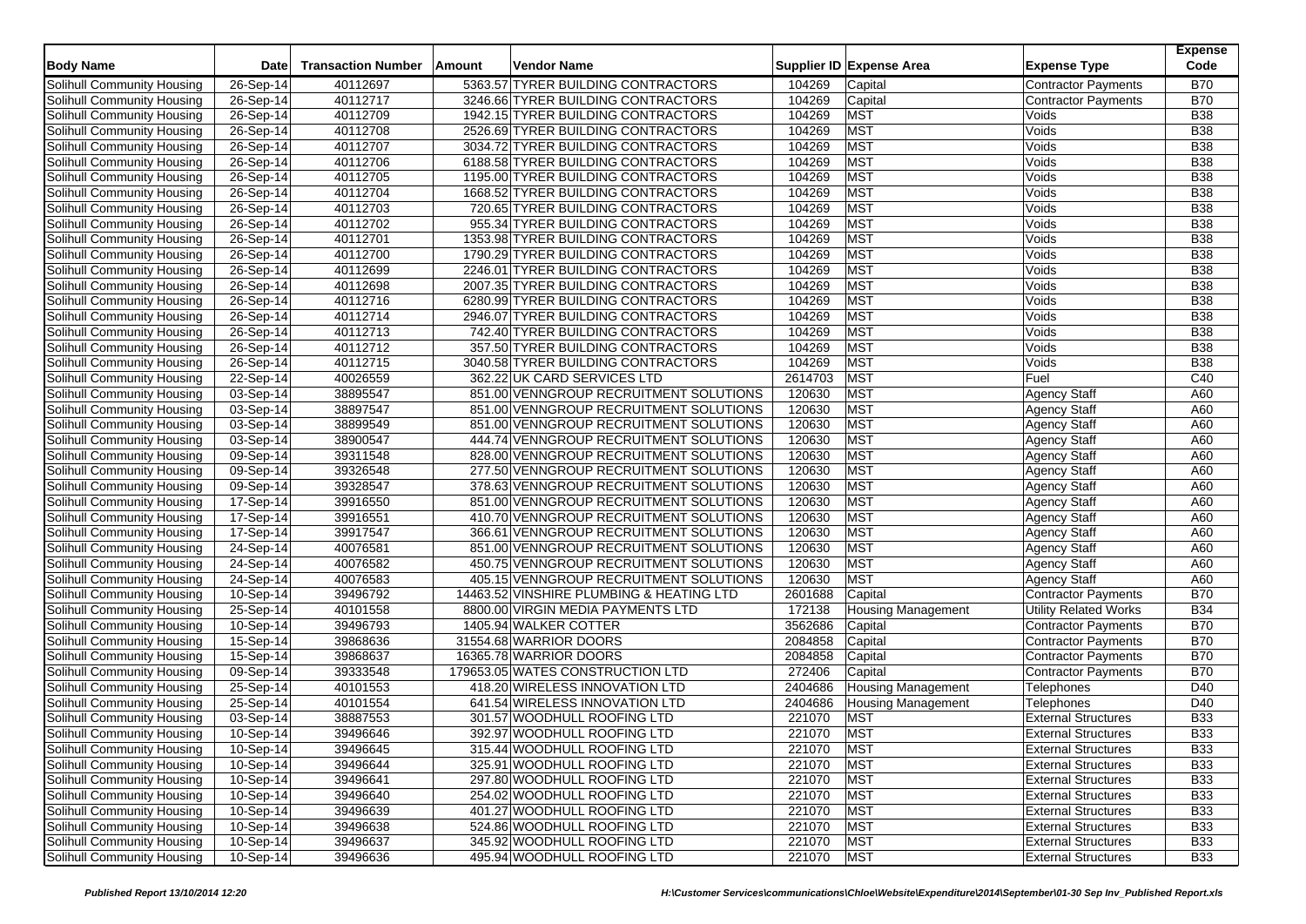| Body Name | Date | Transaction Number | Amount | Vendor Name | Supplier ID | Expense Area | Expense Type | Expense Code |
|---|---|---|---|---|---|---|---|---|
| Solihull Community Housing | 26-Sep-14 | 40112697 | 5363.57 | TYRER BUILDING CONTRACTORS | 104269 | Capital | Contractor Payments | B70 |
| Solihull Community Housing | 26-Sep-14 | 40112717 | 3246.66 | TYRER BUILDING CONTRACTORS | 104269 | Capital | Contractor Payments | B70 |
| Solihull Community Housing | 26-Sep-14 | 40112709 | 1942.15 | TYRER BUILDING CONTRACTORS | 104269 | MST | Voids | B38 |
| Solihull Community Housing | 26-Sep-14 | 40112708 | 2526.69 | TYRER BUILDING CONTRACTORS | 104269 | MST | Voids | B38 |
| Solihull Community Housing | 26-Sep-14 | 40112707 | 3034.72 | TYRER BUILDING CONTRACTORS | 104269 | MST | Voids | B38 |
| Solihull Community Housing | 26-Sep-14 | 40112706 | 6188.58 | TYRER BUILDING CONTRACTORS | 104269 | MST | Voids | B38 |
| Solihull Community Housing | 26-Sep-14 | 40112705 | 1195.00 | TYRER BUILDING CONTRACTORS | 104269 | MST | Voids | B38 |
| Solihull Community Housing | 26-Sep-14 | 40112704 | 1668.52 | TYRER BUILDING CONTRACTORS | 104269 | MST | Voids | B38 |
| Solihull Community Housing | 26-Sep-14 | 40112703 | 720.65 | TYRER BUILDING CONTRACTORS | 104269 | MST | Voids | B38 |
| Solihull Community Housing | 26-Sep-14 | 40112702 | 955.34 | TYRER BUILDING CONTRACTORS | 104269 | MST | Voids | B38 |
| Solihull Community Housing | 26-Sep-14 | 40112701 | 1353.98 | TYRER BUILDING CONTRACTORS | 104269 | MST | Voids | B38 |
| Solihull Community Housing | 26-Sep-14 | 40112700 | 1790.29 | TYRER BUILDING CONTRACTORS | 104269 | MST | Voids | B38 |
| Solihull Community Housing | 26-Sep-14 | 40112699 | 2246.01 | TYRER BUILDING CONTRACTORS | 104269 | MST | Voids | B38 |
| Solihull Community Housing | 26-Sep-14 | 40112698 | 2007.35 | TYRER BUILDING CONTRACTORS | 104269 | MST | Voids | B38 |
| Solihull Community Housing | 26-Sep-14 | 40112716 | 6280.99 | TYRER BUILDING CONTRACTORS | 104269 | MST | Voids | B38 |
| Solihull Community Housing | 26-Sep-14 | 40112714 | 2946.07 | TYRER BUILDING CONTRACTORS | 104269 | MST | Voids | B38 |
| Solihull Community Housing | 26-Sep-14 | 40112713 | 742.40 | TYRER BUILDING CONTRACTORS | 104269 | MST | Voids | B38 |
| Solihull Community Housing | 26-Sep-14 | 40112712 | 357.50 | TYRER BUILDING CONTRACTORS | 104269 | MST | Voids | B38 |
| Solihull Community Housing | 26-Sep-14 | 40112715 | 3040.58 | TYRER BUILDING CONTRACTORS | 104269 | MST | Voids | B38 |
| Solihull Community Housing | 22-Sep-14 | 40026559 | 362.22 | UK CARD SERVICES LTD | 2614703 | MST | Fuel | C40 |
| Solihull Community Housing | 03-Sep-14 | 38895547 | 851.00 | VENNGROUP RECRUITMENT SOLUTIONS | 120630 | MST | Agency Staff | A60 |
| Solihull Community Housing | 03-Sep-14 | 38897547 | 851.00 | VENNGROUP RECRUITMENT SOLUTIONS | 120630 | MST | Agency Staff | A60 |
| Solihull Community Housing | 03-Sep-14 | 38899549 | 851.00 | VENNGROUP RECRUITMENT SOLUTIONS | 120630 | MST | Agency Staff | A60 |
| Solihull Community Housing | 03-Sep-14 | 38900547 | 444.74 | VENNGROUP RECRUITMENT SOLUTIONS | 120630 | MST | Agency Staff | A60 |
| Solihull Community Housing | 09-Sep-14 | 39311548 | 828.00 | VENNGROUP RECRUITMENT SOLUTIONS | 120630 | MST | Agency Staff | A60 |
| Solihull Community Housing | 09-Sep-14 | 39326548 | 277.50 | VENNGROUP RECRUITMENT SOLUTIONS | 120630 | MST | Agency Staff | A60 |
| Solihull Community Housing | 09-Sep-14 | 39328547 | 378.63 | VENNGROUP RECRUITMENT SOLUTIONS | 120630 | MST | Agency Staff | A60 |
| Solihull Community Housing | 17-Sep-14 | 39916550 | 851.00 | VENNGROUP RECRUITMENT SOLUTIONS | 120630 | MST | Agency Staff | A60 |
| Solihull Community Housing | 17-Sep-14 | 39916551 | 410.70 | VENNGROUP RECRUITMENT SOLUTIONS | 120630 | MST | Agency Staff | A60 |
| Solihull Community Housing | 17-Sep-14 | 39917547 | 366.61 | VENNGROUP RECRUITMENT SOLUTIONS | 120630 | MST | Agency Staff | A60 |
| Solihull Community Housing | 24-Sep-14 | 40076581 | 851.00 | VENNGROUP RECRUITMENT SOLUTIONS | 120630 | MST | Agency Staff | A60 |
| Solihull Community Housing | 24-Sep-14 | 40076582 | 450.75 | VENNGROUP RECRUITMENT SOLUTIONS | 120630 | MST | Agency Staff | A60 |
| Solihull Community Housing | 24-Sep-14 | 40076583 | 405.15 | VENNGROUP RECRUITMENT SOLUTIONS | 120630 | MST | Agency Staff | A60 |
| Solihull Community Housing | 10-Sep-14 | 39496792 | 14463.52 | VINSHIRE PLUMBING & HEATING LTD | 2601688 | Capital | Contractor Payments | B70 |
| Solihull Community Housing | 25-Sep-14 | 40101558 | 8800.00 | VIRGIN MEDIA PAYMENTS LTD | 172138 | Housing Management | Utility Related Works | B34 |
| Solihull Community Housing | 10-Sep-14 | 39496793 | 1405.94 | WALKER COTTER | 3562686 | Capital | Contractor Payments | B70 |
| Solihull Community Housing | 15-Sep-14 | 39868636 | 31554.68 | WARRIOR DOORS | 2084858 | Capital | Contractor Payments | B70 |
| Solihull Community Housing | 15-Sep-14 | 39868637 | 16365.78 | WARRIOR DOORS | 2084858 | Capital | Contractor Payments | B70 |
| Solihull Community Housing | 09-Sep-14 | 39333548 | 179653.05 | WATES CONSTRUCTION LTD | 272406 | Capital | Contractor Payments | B70 |
| Solihull Community Housing | 25-Sep-14 | 40101553 | 418.20 | WIRELESS INNOVATION LTD | 2404686 | Housing Management | Telephones | D40 |
| Solihull Community Housing | 25-Sep-14 | 40101554 | 641.54 | WIRELESS INNOVATION LTD | 2404686 | Housing Management | Telephones | D40 |
| Solihull Community Housing | 03-Sep-14 | 38887553 | 301.57 | WOODHULL ROOFING LTD | 221070 | MST | External Structures | B33 |
| Solihull Community Housing | 10-Sep-14 | 39496646 | 392.97 | WOODHULL ROOFING LTD | 221070 | MST | External Structures | B33 |
| Solihull Community Housing | 10-Sep-14 | 39496645 | 315.44 | WOODHULL ROOFING LTD | 221070 | MST | External Structures | B33 |
| Solihull Community Housing | 10-Sep-14 | 39496644 | 325.91 | WOODHULL ROOFING LTD | 221070 | MST | External Structures | B33 |
| Solihull Community Housing | 10-Sep-14 | 39496641 | 297.80 | WOODHULL ROOFING LTD | 221070 | MST | External Structures | B33 |
| Solihull Community Housing | 10-Sep-14 | 39496640 | 254.02 | WOODHULL ROOFING LTD | 221070 | MST | External Structures | B33 |
| Solihull Community Housing | 10-Sep-14 | 39496639 | 401.27 | WOODHULL ROOFING LTD | 221070 | MST | External Structures | B33 |
| Solihull Community Housing | 10-Sep-14 | 39496638 | 524.86 | WOODHULL ROOFING LTD | 221070 | MST | External Structures | B33 |
| Solihull Community Housing | 10-Sep-14 | 39496637 | 345.92 | WOODHULL ROOFING LTD | 221070 | MST | External Structures | B33 |
| Solihull Community Housing | 10-Sep-14 | 39496636 | 495.94 | WOODHULL ROOFING LTD | 221070 | MST | External Structures | B33 |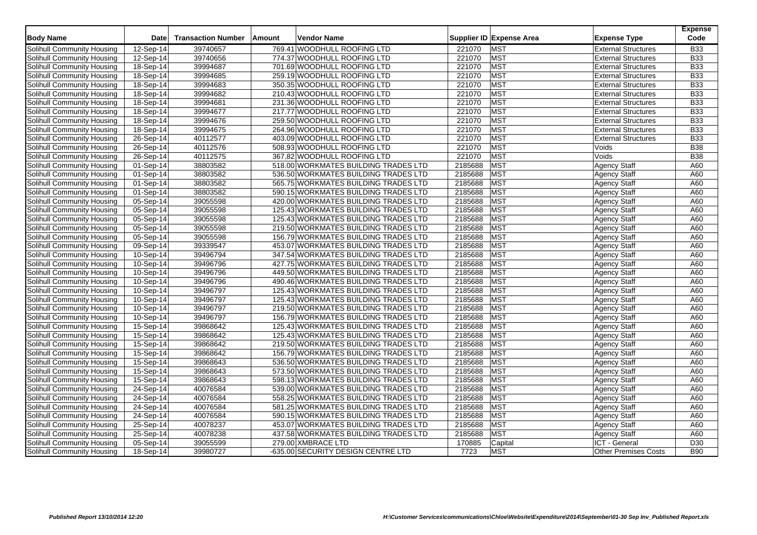| Body Name | Date | Transaction Number | Amount | Vendor Name | Supplier ID | Expense Area | Expense Type | Expense Code |
|---|---|---|---|---|---|---|---|---|
| Solihull Community Housing | 12-Sep-14 | 39740657 | 769.41 | WOODHULL ROOFING LTD | 221070 | MST | External Structures | B33 |
| Solihull Community Housing | 12-Sep-14 | 39740656 | 774.37 | WOODHULL ROOFING LTD | 221070 | MST | External Structures | B33 |
| Solihull Community Housing | 18-Sep-14 | 39994687 | 701.69 | WOODHULL ROOFING LTD | 221070 | MST | External Structures | B33 |
| Solihull Community Housing | 18-Sep-14 | 39994685 | 259.19 | WOODHULL ROOFING LTD | 221070 | MST | External Structures | B33 |
| Solihull Community Housing | 18-Sep-14 | 39994683 | 350.35 | WOODHULL ROOFING LTD | 221070 | MST | External Structures | B33 |
| Solihull Community Housing | 18-Sep-14 | 39994682 | 210.43 | WOODHULL ROOFING LTD | 221070 | MST | External Structures | B33 |
| Solihull Community Housing | 18-Sep-14 | 39994681 | 231.36 | WOODHULL ROOFING LTD | 221070 | MST | External Structures | B33 |
| Solihull Community Housing | 18-Sep-14 | 39994677 | 217.77 | WOODHULL ROOFING LTD | 221070 | MST | External Structures | B33 |
| Solihull Community Housing | 18-Sep-14 | 39994676 | 259.50 | WOODHULL ROOFING LTD | 221070 | MST | External Structures | B33 |
| Solihull Community Housing | 18-Sep-14 | 39994675 | 264.96 | WOODHULL ROOFING LTD | 221070 | MST | External Structures | B33 |
| Solihull Community Housing | 26-Sep-14 | 40112577 | 403.09 | WOODHULL ROOFING LTD | 221070 | MST | External Structures | B33 |
| Solihull Community Housing | 26-Sep-14 | 40112576 | 508.93 | WOODHULL ROOFING LTD | 221070 | MST | Voids | B38 |
| Solihull Community Housing | 26-Sep-14 | 40112575 | 367.82 | WOODHULL ROOFING LTD | 221070 | MST | Voids | B38 |
| Solihull Community Housing | 01-Sep-14 | 38803582 | 518.00 | WORKMATES BUILDING TRADES LTD | 2185688 | MST | Agency Staff | A60 |
| Solihull Community Housing | 01-Sep-14 | 38803582 | 536.50 | WORKMATES BUILDING TRADES LTD | 2185688 | MST | Agency Staff | A60 |
| Solihull Community Housing | 01-Sep-14 | 38803582 | 565.75 | WORKMATES BUILDING TRADES LTD | 2185688 | MST | Agency Staff | A60 |
| Solihull Community Housing | 01-Sep-14 | 38803582 | 590.15 | WORKMATES BUILDING TRADES LTD | 2185688 | MST | Agency Staff | A60 |
| Solihull Community Housing | 05-Sep-14 | 39055598 | 420.00 | WORKMATES BUILDING TRADES LTD | 2185688 | MST | Agency Staff | A60 |
| Solihull Community Housing | 05-Sep-14 | 39055598 | 125.43 | WORKMATES BUILDING TRADES LTD | 2185688 | MST | Agency Staff | A60 |
| Solihull Community Housing | 05-Sep-14 | 39055598 | 125.43 | WORKMATES BUILDING TRADES LTD | 2185688 | MST | Agency Staff | A60 |
| Solihull Community Housing | 05-Sep-14 | 39055598 | 219.50 | WORKMATES BUILDING TRADES LTD | 2185688 | MST | Agency Staff | A60 |
| Solihull Community Housing | 05-Sep-14 | 39055598 | 156.79 | WORKMATES BUILDING TRADES LTD | 2185688 | MST | Agency Staff | A60 |
| Solihull Community Housing | 09-Sep-14 | 39339547 | 453.07 | WORKMATES BUILDING TRADES LTD | 2185688 | MST | Agency Staff | A60 |
| Solihull Community Housing | 10-Sep-14 | 39496794 | 347.54 | WORKMATES BUILDING TRADES LTD | 2185688 | MST | Agency Staff | A60 |
| Solihull Community Housing | 10-Sep-14 | 39496796 | 427.75 | WORKMATES BUILDING TRADES LTD | 2185688 | MST | Agency Staff | A60 |
| Solihull Community Housing | 10-Sep-14 | 39496796 | 449.50 | WORKMATES BUILDING TRADES LTD | 2185688 | MST | Agency Staff | A60 |
| Solihull Community Housing | 10-Sep-14 | 39496796 | 490.46 | WORKMATES BUILDING TRADES LTD | 2185688 | MST | Agency Staff | A60 |
| Solihull Community Housing | 10-Sep-14 | 39496797 | 125.43 | WORKMATES BUILDING TRADES LTD | 2185688 | MST | Agency Staff | A60 |
| Solihull Community Housing | 10-Sep-14 | 39496797 | 125.43 | WORKMATES BUILDING TRADES LTD | 2185688 | MST | Agency Staff | A60 |
| Solihull Community Housing | 10-Sep-14 | 39496797 | 219.50 | WORKMATES BUILDING TRADES LTD | 2185688 | MST | Agency Staff | A60 |
| Solihull Community Housing | 10-Sep-14 | 39496797 | 156.79 | WORKMATES BUILDING TRADES LTD | 2185688 | MST | Agency Staff | A60 |
| Solihull Community Housing | 15-Sep-14 | 39868642 | 125.43 | WORKMATES BUILDING TRADES LTD | 2185688 | MST | Agency Staff | A60 |
| Solihull Community Housing | 15-Sep-14 | 39868642 | 125.43 | WORKMATES BUILDING TRADES LTD | 2185688 | MST | Agency Staff | A60 |
| Solihull Community Housing | 15-Sep-14 | 39868642 | 219.50 | WORKMATES BUILDING TRADES LTD | 2185688 | MST | Agency Staff | A60 |
| Solihull Community Housing | 15-Sep-14 | 39868642 | 156.79 | WORKMATES BUILDING TRADES LTD | 2185688 | MST | Agency Staff | A60 |
| Solihull Community Housing | 15-Sep-14 | 39868643 | 536.50 | WORKMATES BUILDING TRADES LTD | 2185688 | MST | Agency Staff | A60 |
| Solihull Community Housing | 15-Sep-14 | 39868643 | 573.50 | WORKMATES BUILDING TRADES LTD | 2185688 | MST | Agency Staff | A60 |
| Solihull Community Housing | 15-Sep-14 | 39868643 | 598.13 | WORKMATES BUILDING TRADES LTD | 2185688 | MST | Agency Staff | A60 |
| Solihull Community Housing | 24-Sep-14 | 40076584 | 539.00 | WORKMATES BUILDING TRADES LTD | 2185688 | MST | Agency Staff | A60 |
| Solihull Community Housing | 24-Sep-14 | 40076584 | 558.25 | WORKMATES BUILDING TRADES LTD | 2185688 | MST | Agency Staff | A60 |
| Solihull Community Housing | 24-Sep-14 | 40076584 | 581.25 | WORKMATES BUILDING TRADES LTD | 2185688 | MST | Agency Staff | A60 |
| Solihull Community Housing | 24-Sep-14 | 40076584 | 590.15 | WORKMATES BUILDING TRADES LTD | 2185688 | MST | Agency Staff | A60 |
| Solihull Community Housing | 25-Sep-14 | 40078237 | 453.07 | WORKMATES BUILDING TRADES LTD | 2185688 | MST | Agency Staff | A60 |
| Solihull Community Housing | 25-Sep-14 | 40078238 | 437.58 | WORKMATES BUILDING TRADES LTD | 2185688 | MST | Agency Staff | A60 |
| Solihull Community Housing | 05-Sep-14 | 39055599 | 279.00 | XMBRACE LTD | 170885 | Capital | ICT - General | D30 |
| Solihull Community Housing | 18-Sep-14 | 39980727 | -635.00 | SECURITY DESIGN CENTRE LTD | 7723 | MST | Other Premises Costs | B90 |